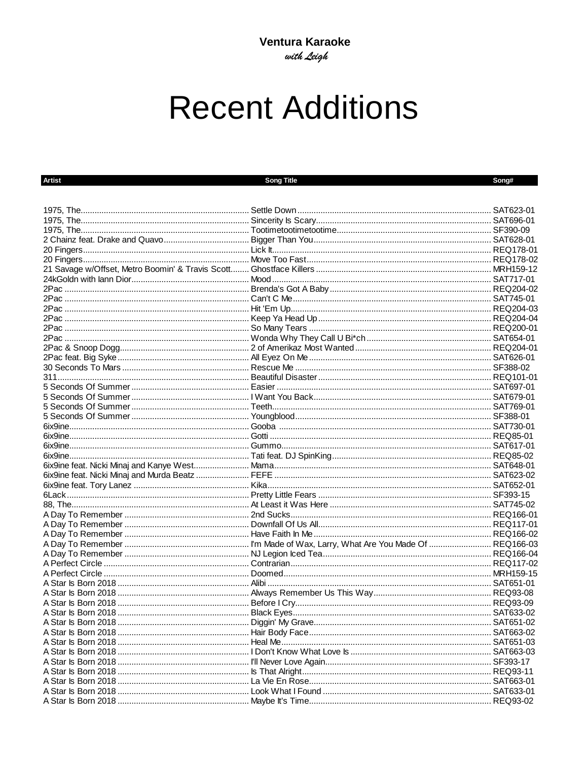**Ventura Karaoke**

*with Leigh*

# Recent Additions

| Artist | Song Title | Song# |
|---|---|---|
| 1975, The | Settle Down | SAT623-01 |
| 1975, The | Sincerity Is Scary | SAT696-01 |
| 1975, The | Tootimetootimetootime | SF390-09 |
| 2 Chainz feat. Drake and Quavo | Bigger Than You | SAT628-01 |
| 20 Fingers | Lick It | REQ178-01 |
| 20 Fingers | Move Too Fast | REQ178-02 |
| 21 Savage w/Offset, Metro Boomin' & Travis Scott | Ghostface Killers | MRH159-12 |
| 24kGoldn with Iann Dior | Mood | SAT717-01 |
| 2Pac | Brenda's Got A Baby | REQ204-02 |
| 2Pac | Can't C Me | SAT745-01 |
| 2Pac | Hit 'Em Up | REQ204-03 |
| 2Pac | Keep Ya Head Up | REQ204-04 |
| 2Pac | So Many Tears | REQ200-01 |
| 2Pac | Wonda Why They Call U Bi*ch | SAT654-01 |
| 2Pac & Snoop Dogg | 2 of Amerikaz Most Wanted | REQ204-01 |
| 2Pac feat. Big Syke | All Eyez On Me | SAT626-01 |
| 30 Seconds To Mars | Rescue Me | SF388-02 |
| 311 | Beautiful Disaster | REQ101-01 |
| 5 Seconds Of Summer | Easier | SAT697-01 |
| 5 Seconds Of Summer | I Want You Back | SAT679-01 |
| 5 Seconds Of Summer | Teeth | SAT769-01 |
| 5 Seconds Of Summer | Youngblood | SF388-01 |
| 6ix9ine | Gooba | SAT730-01 |
| 6ix9ine | Gotti | REQ85-01 |
| 6ix9ine | Gummo | SAT617-01 |
| 6ix9ine | Tati feat. DJ SpinKing | REQ85-02 |
| 6ix9ine feat. Nicki Minaj and Kanye West | Mama | SAT648-01 |
| 6ix9ine feat. Nicki Minaj and Murda Beatz | FEFE | SAT623-02 |
| 6ix9ine feat. Tory Lanez | Kika | SAT652-01 |
| 6Lack | Pretty Little Fears | SF393-15 |
| 88, The | At Least it Was Here | SAT745-02 |
| A Day To Remember | 2nd Sucks | REQ166-01 |
| A Day To Remember | Downfall Of Us All | REQ117-01 |
| A Day To Remember | Have Faith In Me | REQ166-02 |
| A Day To Remember | I'm Made of Wax, Larry, What Are You Made Of | REQ166-03 |
| A Day To Remember | NJ Legion Iced Tea | REQ166-04 |
| A Perfect Circle | Contrarian | REQ117-02 |
| A Perfect Circle | Doomed | MRH159-15 |
| A Star Is Born 2018 | Alibi | SAT651-01 |
| A Star Is Born 2018 | Always Remember Us This Way | REQ93-08 |
| A Star Is Born 2018 | Before I Cry | REQ93-09 |
| A Star Is Born 2018 | Black Eyes | SAT633-02 |
| A Star Is Born 2018 | Diggin' My Grave | SAT651-02 |
| A Star Is Born 2018 | Hair Body Face | SAT663-02 |
| A Star Is Born 2018 | Heal Me | SAT651-03 |
| A Star Is Born 2018 | I Don't Know What Love Is | SAT663-03 |
| A Star Is Born 2018 | I'll Never Love Again | SF393-17 |
| A Star Is Born 2018 | Is That Alright | REQ93-11 |
| A Star Is Born 2018 | La Vie En Rose | SAT663-01 |
| A Star Is Born 2018 | Look What I Found | SAT633-01 |
| A Star Is Born 2018 | Maybe It's Time | REQ93-02 |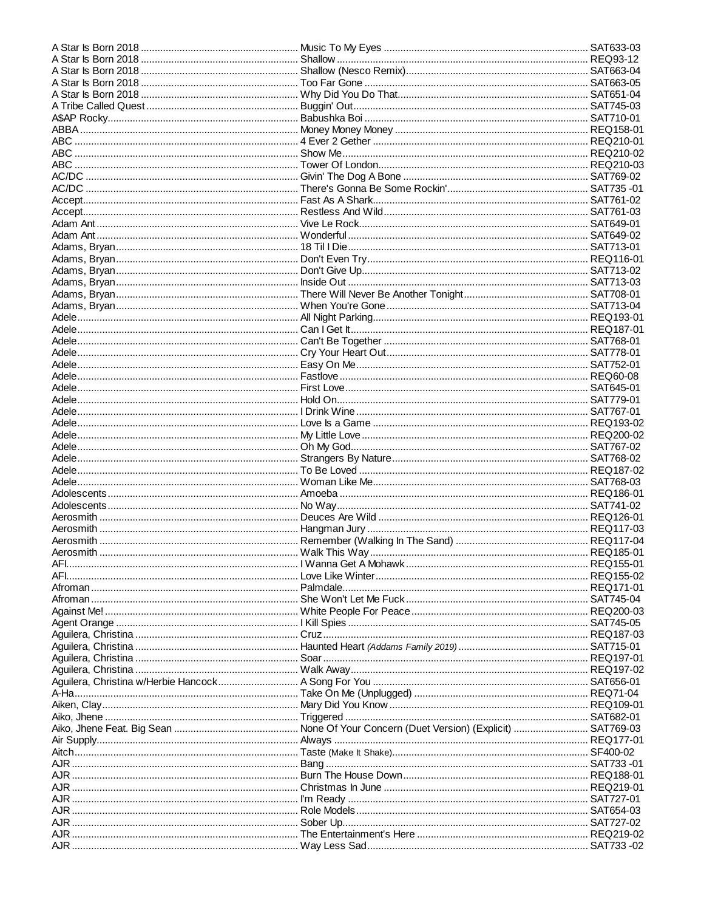| Artist | Title | Code |
|---|---|---|
| A Star Is Born 2018 | Music To My Eyes | SAT633-03 |
| A Star Is Born 2018 | Shallow | REQ93-12 |
| A Star Is Born 2018 | Shallow (Nesco Remix) | SAT663-04 |
| A Star Is Born 2018 | Too Far Gone | SAT663-05 |
| A Star Is Born 2018 | Why Did You Do That | SAT651-04 |
| A Tribe Called Quest | Buggin' Out | SAT745-03 |
| A$AP Rocky | Babushka Boi | SAT710-01 |
| ABBA | Money Money Money | REQ158-01 |
| ABC | 4 Ever 2 Gether | REQ210-01 |
| ABC | Show Me | REQ210-02 |
| ABC | Tower Of London | REQ210-03 |
| AC/DC | Givin' The Dog A Bone | SAT769-02 |
| AC/DC | There's Gonna Be Some Rockin' | SAT735 -01 |
| Accept | Fast As A Shark | SAT761-02 |
| Accept | Restless And Wild | SAT761-03 |
| Adam Ant | Vive Le Rock | SAT649-01 |
| Adam Ant | Wonderful | SAT649-02 |
| Adams, Bryan | 18 Til I Die | SAT713-01 |
| Adams, Bryan | Don't Even Try | REQ116-01 |
| Adams, Bryan | Don't Give Up | SAT713-02 |
| Adams, Bryan | Inside Out | SAT713-03 |
| Adams, Bryan | There Will Never Be Another Tonight | SAT708-01 |
| Adams, Bryan | When You're Gone | SAT713-04 |
| Adele | All Night Parking | REQ193-01 |
| Adele | Can I Get It | REQ187-01 |
| Adele | Can't Be Together | SAT768-01 |
| Adele | Cry Your Heart Out | SAT778-01 |
| Adele | Easy On Me | SAT752-01 |
| Adele | Fastlove | REQ60-08 |
| Adele | First Love | SAT645-01 |
| Adele | Hold On | SAT779-01 |
| Adele | I Drink Wine | SAT767-01 |
| Adele | Love Is a Game | REQ193-02 |
| Adele | My Little Love | REQ200-02 |
| Adele | Oh My God | SAT767-02 |
| Adele | Strangers By Nature | SAT768-02 |
| Adele | To Be Loved | REQ187-02 |
| Adele | Woman Like Me | SAT768-03 |
| Adolescents | Amoeba | REQ186-01 |
| Adolescents | No Way | SAT741-02 |
| Aerosmith | Deuces Are Wild | REQ126-01 |
| Aerosmith | Hangman Jury | REQ117-03 |
| Aerosmith | Remember (Walking In The Sand) | REQ117-04 |
| Aerosmith | Walk This Way | REQ185-01 |
| AFI | I Wanna Get A Mohawk | REQ155-01 |
| AFI | Love Like Winter | REQ155-02 |
| Afroman | Palmdale | REQ171-01 |
| Afroman | She Won't Let Me Fuck | SAT745-04 |
| Against Me! | White People For Peace | REQ200-03 |
| Agent Orange | I Kill Spies | SAT745-05 |
| Aguilera, Christina | Cruz | REQ187-03 |
| Aguilera, Christina | Haunted Heart *(Addams Family 2019)* | SAT715-01 |
| Aguilera, Christina | Soar | REQ197-01 |
| Aguilera, Christina | Walk Away | REQ197-02 |
| Aguilera, Christina w/Herbie Hancock | A Song For You | SAT656-01 |
| A-Ha | Take On Me (Unplugged) | REQ71-04 |
| Aiken, Clay | Mary Did You Know | REQ109-01 |
| Aiko, Jhene | Triggered | SAT682-01 |
| Aiko, Jhene Feat. Big Sean | None Of Your Concern (Duet Version) (Explicit) | SAT769-03 |
| Air Supply | Always | REQ177-01 |
| Aitch | Taste (Make It Shake) | SF400-02 |
| AJR | Bang | SAT733 -01 |
| AJR | Burn The House Down | REQ188-01 |
| AJR | Christmas In June | REQ219-01 |
| AJR | I'm Ready | SAT727-01 |
| AJR | Role Models | SAT654-03 |
| AJR | Sober Up | SAT727-02 |
| AJR | The Entertainment's Here | REQ219-02 |
| AJR | Way Less Sad | SAT733 -02 |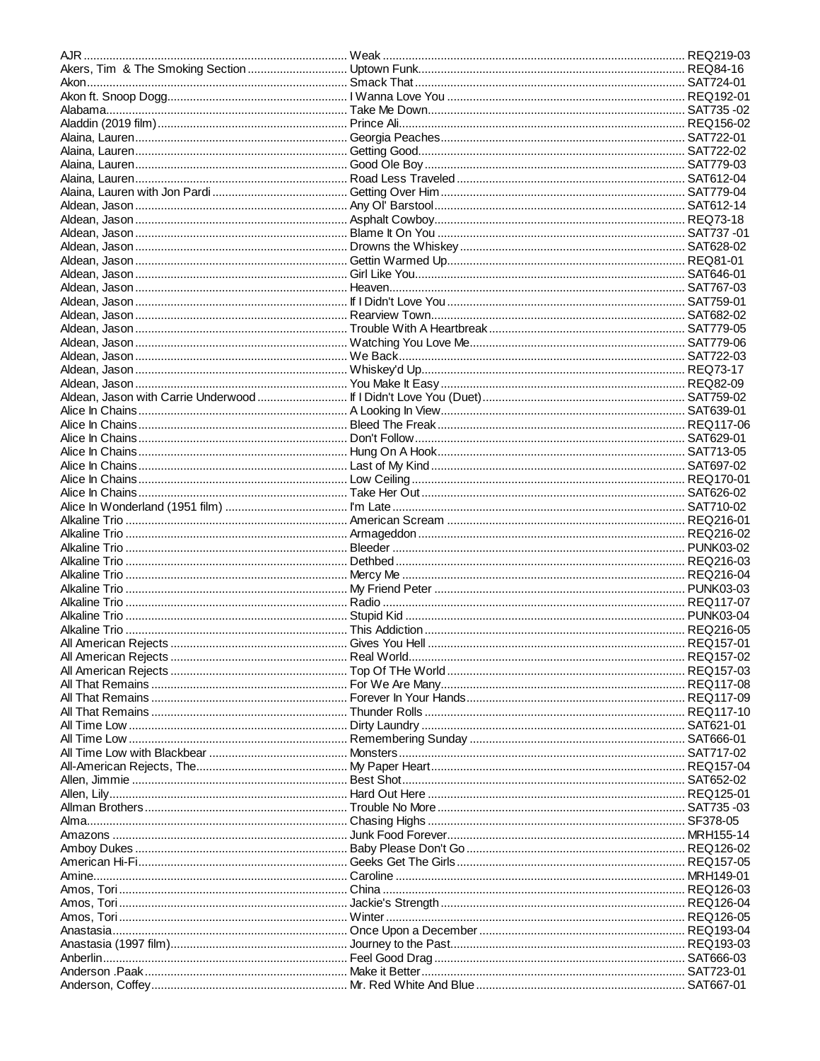| | | |
|---|---|---|
| AJR | Weak | REQ219-03 |
| Akers, Tim & The Smoking Section | Uptown Funk | REQ84-16 |
| Akon | Smack That | SAT724-01 |
| Akon ft. Snoop Dogg | I Wanna Love You | REQ192-01 |
| Alabama | Take Me Down | SAT735 -02 |
| Aladdin (2019 film) | Prince Ali | REQ156-02 |
| Alaina, Lauren | Georgia Peaches | SAT722-01 |
| Alaina, Lauren | Getting Good | SAT722-02 |
| Alaina, Lauren | Good Ole Boy | SAT779-03 |
| Alaina, Lauren | Road Less Traveled | SAT612-04 |
| Alaina, Lauren with Jon Pardi | Getting Over Him | SAT779-04 |
| Aldean, Jason | Any Ol' Barstool | SAT612-14 |
| Aldean, Jason | Asphalt Cowboy | REQ73-18 |
| Aldean, Jason | Blame It On You | SAT737 -01 |
| Aldean, Jason | Drowns the Whiskey | SAT628-02 |
| Aldean, Jason | Gettin Warmed Up | REQ81-01 |
| Aldean, Jason | Girl Like You | SAT646-01 |
| Aldean, Jason | Heaven | SAT767-03 |
| Aldean, Jason | If I Didn't Love You | SAT759-01 |
| Aldean, Jason | Rearview Town | SAT682-02 |
| Aldean, Jason | Trouble With A Heartbreak | SAT779-05 |
| Aldean, Jason | Watching You Love Me | SAT779-06 |
| Aldean, Jason | We Back | SAT722-03 |
| Aldean, Jason | Whiskey'd Up | REQ73-17 |
| Aldean, Jason | You Make It Easy | REQ82-09 |
| Aldean, Jason with Carrie Underwood | If I Didn't Love You (Duet) | SAT759-02 |
| Alice In Chains | A Looking In View | SAT639-01 |
| Alice In Chains | Bleed The Freak | REQ117-06 |
| Alice In Chains | Don't Follow | SAT629-01 |
| Alice In Chains | Hung On A Hook | SAT713-05 |
| Alice In Chains | Last of My Kind | SAT697-02 |
| Alice In Chains | Low Ceiling | REQ170-01 |
| Alice In Chains | Take Her Out | SAT626-02 |
| Alice In Wonderland (1951 film) | I'm Late | SAT710-02 |
| Alkaline Trio | American Scream | REQ216-01 |
| Alkaline Trio | Armageddon | REQ216-02 |
| Alkaline Trio | Bleeder | PUNK03-02 |
| Alkaline Trio | Dethbed | REQ216-03 |
| Alkaline Trio | Mercy Me | REQ216-04 |
| Alkaline Trio | My Friend Peter | PUNK03-03 |
| Alkaline Trio | Radio | REQ117-07 |
| Alkaline Trio | Stupid Kid | PUNK03-04 |
| Alkaline Trio | This Addiction | REQ216-05 |
| All American Rejects | Gives You Hell | REQ157-01 |
| All American Rejects | Real World | REQ157-02 |
| All American Rejects | Top Of THe World | REQ157-03 |
| All That Remains | For We Are Many | REQ117-08 |
| All That Remains | Forever In Your Hands | REQ117-09 |
| All That Remains | Thunder Rolls | REQ117-10 |
| All Time Low | Dirty Laundry | SAT621-01 |
| All Time Low | Remembering Sunday | SAT666-01 |
| All Time Low with Blackbear | Monsters | SAT717-02 |
| All-American Rejects, The | My Paper Heart | REQ157-04 |
| Allen, Jimmie | Best Shot | SAT652-02 |
| Allen, Lily | Hard Out Here | REQ125-01 |
| Allman Brothers | Trouble No More | SAT735 -03 |
| Alma | Chasing Highs | SF378-05 |
| Amazons | Junk Food Forever | MRH155-14 |
| Amboy Dukes | Baby Please Don't Go | REQ126-02 |
| American Hi-Fi | Geeks Get The Girls | REQ157-05 |
| Amine | Caroline | MRH149-01 |
| Amos, Tori | China | REQ126-03 |
| Amos, Tori | Jackie's Strength | REQ126-04 |
| Amos, Tori | Winter | REQ126-05 |
| Anastasia | Once Upon a December | REQ193-04 |
| Anastasia (1997 film) | Journey to the Past | REQ193-03 |
| Anberlin | Feel Good Drag | SAT666-03 |
| Anderson .Paak | Make it Better | SAT723-01 |
| Anderson, Coffey | Mr. Red White And Blue | SAT667-01 |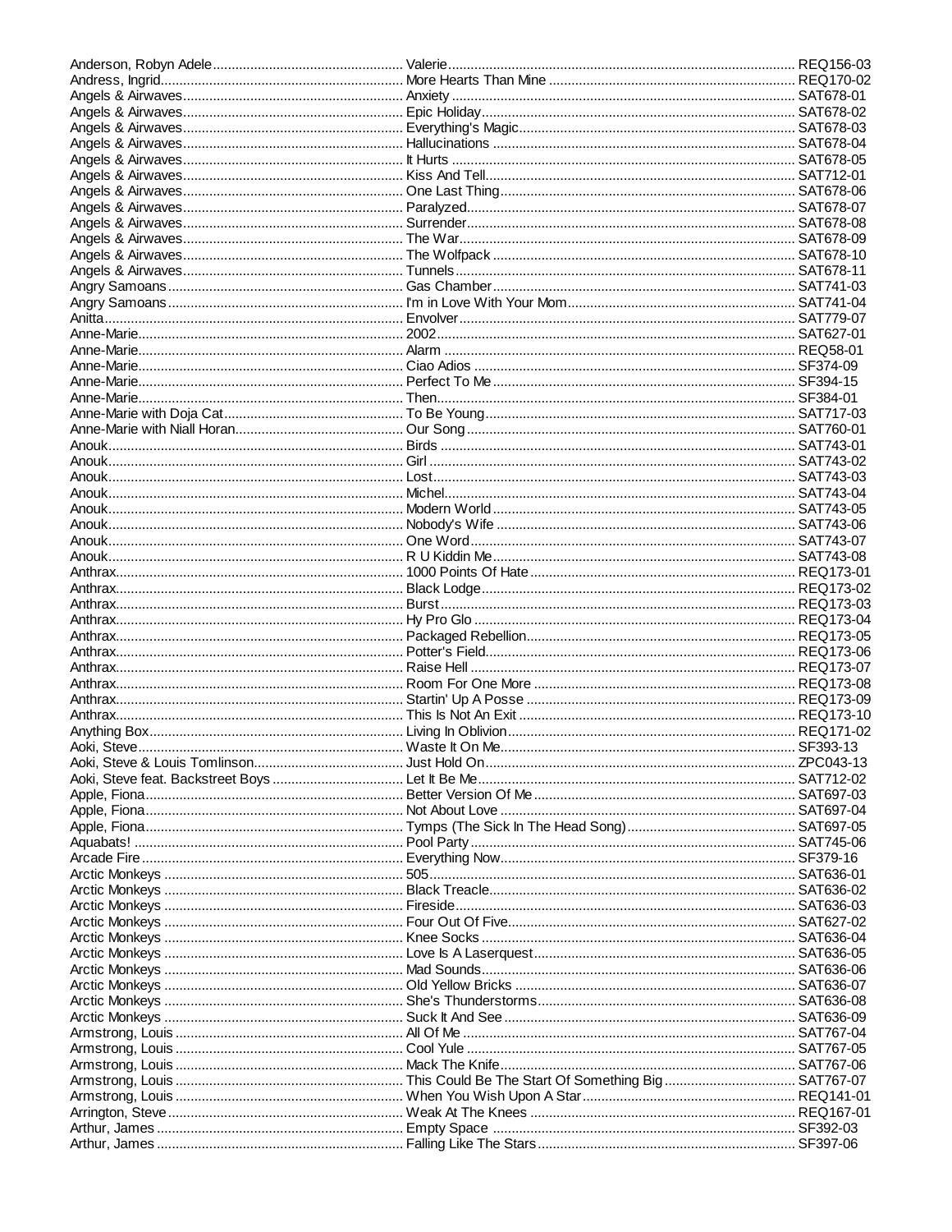| Artist | Title | Code |
|---|---|---|
| Anderson, Robyn Adele | Valerie | REQ156-03 |
| Andress, Ingrid | More Hearts Than Mine | REQ170-02 |
| Angels & Airwaves | Anxiety | SAT678-01 |
| Angels & Airwaves | Epic Holiday | SAT678-02 |
| Angels & Airwaves | Everything's Magic | SAT678-03 |
| Angels & Airwaves | Hallucinations | SAT678-04 |
| Angels & Airwaves | It Hurts | SAT678-05 |
| Angels & Airwaves | Kiss And Tell | SAT712-01 |
| Angels & Airwaves | One Last Thing | SAT678-06 |
| Angels & Airwaves | Paralyzed | SAT678-07 |
| Angels & Airwaves | Surrender | SAT678-08 |
| Angels & Airwaves | The War | SAT678-09 |
| Angels & Airwaves | The Wolfpack | SAT678-10 |
| Angels & Airwaves | Tunnels | SAT678-11 |
| Angry Samoans | Gas Chamber | SAT741-03 |
| Angry Samoans | I'm in Love With Your Mom | SAT741-04 |
| Anitta | Envolver | SAT779-07 |
| Anne-Marie | 2002 | SAT627-01 |
| Anne-Marie | Alarm | REQ58-01 |
| Anne-Marie | Ciao Adios | SF374-09 |
| Anne-Marie | Perfect To Me | SF394-15 |
| Anne-Marie | Then | SF384-01 |
| Anne-Marie with Doja Cat | To Be Young | SAT717-03 |
| Anne-Marie with Niall Horan | Our Song | SAT760-01 |
| Anouk | Birds | SAT743-01 |
| Anouk | Girl | SAT743-02 |
| Anouk | Lost | SAT743-03 |
| Anouk | Michel | SAT743-04 |
| Anouk | Modern World | SAT743-05 |
| Anouk | Nobody's Wife | SAT743-06 |
| Anouk | One Word | SAT743-07 |
| Anouk | R U Kiddin Me | SAT743-08 |
| Anthrax | 1000 Points Of Hate | REQ173-01 |
| Anthrax | Black Lodge | REQ173-02 |
| Anthrax | Burst | REQ173-03 |
| Anthrax | Hy Pro Glo | REQ173-04 |
| Anthrax | Packaged Rebellion | REQ173-05 |
| Anthrax | Potter's Field | REQ173-06 |
| Anthrax | Raise Hell | REQ173-07 |
| Anthrax | Room For One More | REQ173-08 |
| Anthrax | Startin' Up A Posse | REQ173-09 |
| Anthrax | This Is Not An Exit | REQ173-10 |
| Anything Box | Living In Oblivion | REQ171-02 |
| Aoki, Steve | Waste It On Me | SF393-13 |
| Aoki, Steve & Louis Tomlinson | Just Hold On | ZPC043-13 |
| Aoki, Steve feat. Backstreet Boys | Let It Be Me | SAT712-02 |
| Apple, Fiona | Better Version Of Me | SAT697-03 |
| Apple, Fiona | Not About Love | SAT697-04 |
| Apple, Fiona | Tymps (The Sick In The Head Song) | SAT697-05 |
| Aquabats! | Pool Party | SAT745-06 |
| Arcade Fire | Everything Now | SF379-16 |
| Arctic Monkeys | 505 | SAT636-01 |
| Arctic Monkeys | Black Treacle | SAT636-02 |
| Arctic Monkeys | Fireside | SAT636-03 |
| Arctic Monkeys | Four Out Of Five | SAT627-02 |
| Arctic Monkeys | Knee Socks | SAT636-04 |
| Arctic Monkeys | Love Is A Laserquest | SAT636-05 |
| Arctic Monkeys | Mad Sounds | SAT636-06 |
| Arctic Monkeys | Old Yellow Bricks | SAT636-07 |
| Arctic Monkeys | She's Thunderstorms | SAT636-08 |
| Arctic Monkeys | Suck It And See | SAT636-09 |
| Armstrong, Louis | All Of Me | SAT767-04 |
| Armstrong, Louis | Cool Yule | SAT767-05 |
| Armstrong, Louis | Mack The Knife | SAT767-06 |
| Armstrong, Louis | This Could Be The Start Of Something Big | SAT767-07 |
| Armstrong, Louis | When You Wish Upon A Star | REQ141-01 |
| Arrington, Steve | Weak At The Knees | REQ167-01 |
| Arthur, James | Empty Space | SF392-03 |
| Arthur, James | Falling Like The Stars | SF397-06 |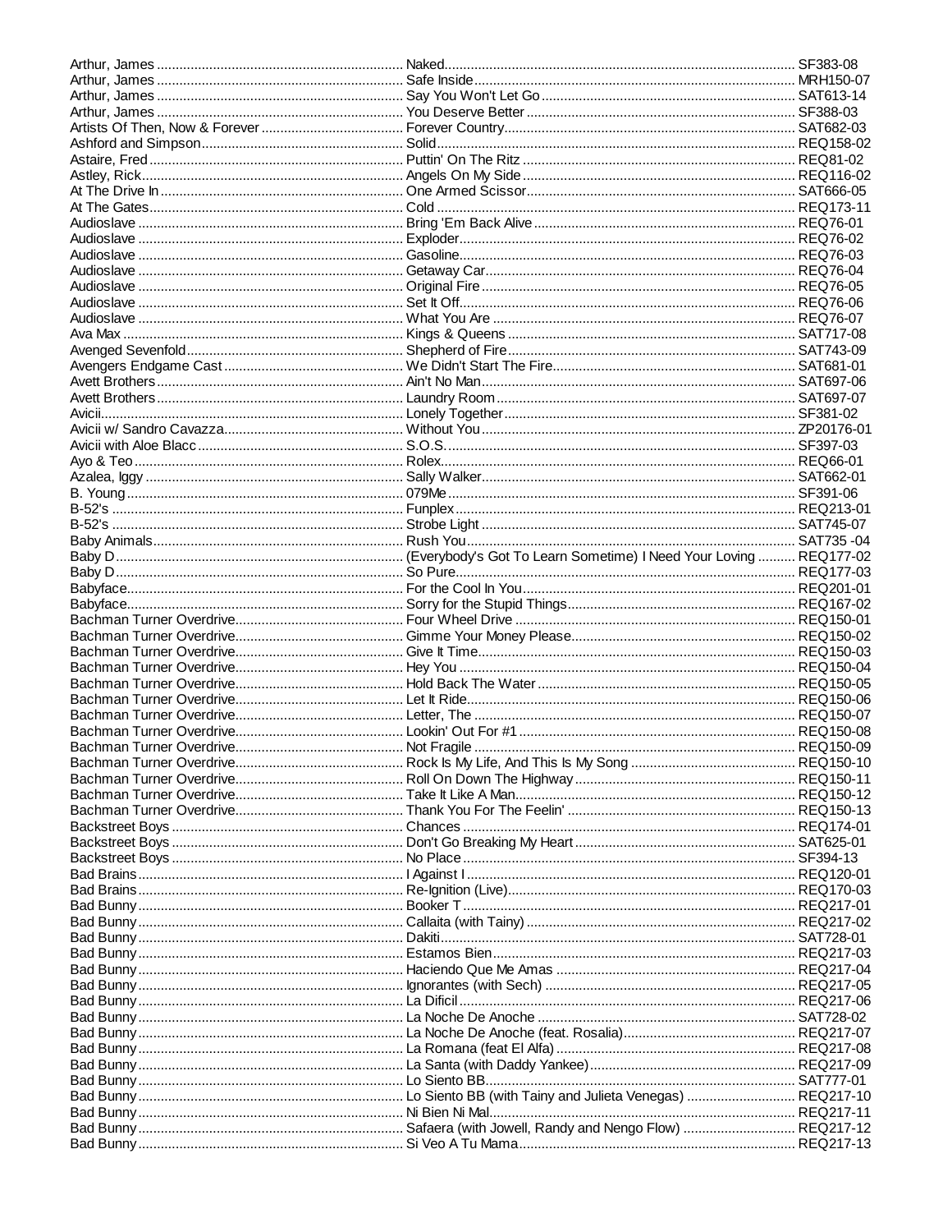| | | |
|---|---|---|
| Arthur, James | Naked | SF383-08 |
| Arthur, James | Safe Inside | MRH150-07 |
| Arthur, James | Say You Won't Let Go | SAT613-14 |
| Arthur, James | You Deserve Better | SF388-03 |
| Artists Of Then, Now & Forever | Forever Country | SAT682-03 |
| Ashford and Simpson | Solid | REQ158-02 |
| Astaire, Fred | Puttin' On The Ritz | REQ81-02 |
| Astley, Rick | Angels On My Side | REQ116-02 |
| At The Drive In | One Armed Scissor | SAT666-05 |
| At The Gates | Cold | REQ173-11 |
| Audioslave | Bring 'Em Back Alive | REQ76-01 |
| Audioslave | Exploder | REQ76-02 |
| Audioslave | Gasoline | REQ76-03 |
| Audioslave | Getaway Car | REQ76-04 |
| Audioslave | Original Fire | REQ76-05 |
| Audioslave | Set It Off | REQ76-06 |
| Audioslave | What You Are | REQ76-07 |
| Ava Max | Kings & Queens | SAT717-08 |
| Avenged Sevenfold | Shepherd of Fire | SAT743-09 |
| Avengers Endgame Cast | We Didn't Start The Fire | SAT681-01 |
| Avett Brothers | Ain't No Man | SAT697-06 |
| Avett Brothers | Laundry Room | SAT697-07 |
| Avicii | Lonely Together | SF381-02 |
| Avicii w/ Sandro Cavazza | Without You | ZP20176-01 |
| Avicii with Aloe Blacc | S.O.S. | SF397-03 |
| Ayo & Teo | Rolex | REQ66-01 |
| Azalea, Iggy | Sally Walker | SAT662-01 |
| B. Young | 079Me | SF391-06 |
| B-52's | Funplex | REQ213-01 |
| B-52's | Strobe Light | SAT745-07 |
| Baby Animals | Rush You | SAT735 -04 |
| Baby D | (Everybody's Got To Learn Sometime) I Need Your Loving | REQ177-02 |
| Baby D | So Pure | REQ177-03 |
| Babyface | For the Cool In You | REQ201-01 |
| Babyface | Sorry for the Stupid Things | REQ167-02 |
| Bachman Turner Overdrive | Four Wheel Drive | REQ150-01 |
| Bachman Turner Overdrive | Gimme Your Money Please | REQ150-02 |
| Bachman Turner Overdrive | Give It Time | REQ150-03 |
| Bachman Turner Overdrive | Hey You | REQ150-04 |
| Bachman Turner Overdrive | Hold Back The Water | REQ150-05 |
| Bachman Turner Overdrive | Let It Ride | REQ150-06 |
| Bachman Turner Overdrive | Letter, The | REQ150-07 |
| Bachman Turner Overdrive | Lookin' Out For #1 | REQ150-08 |
| Bachman Turner Overdrive | Not Fragile | REQ150-09 |
| Bachman Turner Overdrive | Rock Is My Life, And This Is My Song | REQ150-10 |
| Bachman Turner Overdrive | Roll On Down The Highway | REQ150-11 |
| Bachman Turner Overdrive | Take It Like A Man | REQ150-12 |
| Bachman Turner Overdrive | Thank You For The Feelin' | REQ150-13 |
| Backstreet Boys | Chances | REQ174-01 |
| Backstreet Boys | Don't Go Breaking My Heart | SAT625-01 |
| Backstreet Boys | No Place | SF394-13 |
| Bad Brains | I Against I | REQ120-01 |
| Bad Brains | Re-Ignition (Live) | REQ170-03 |
| Bad Bunny | Booker T | REQ217-01 |
| Bad Bunny | Callaita (with Tainy) | REQ217-02 |
| Bad Bunny | Dakiti | SAT728-01 |
| Bad Bunny | Estamos Bien | REQ217-03 |
| Bad Bunny | Haciendo Que Me Amas | REQ217-04 |
| Bad Bunny | Ignorantes (with Sech) | REQ217-05 |
| Bad Bunny | La Dificil | REQ217-06 |
| Bad Bunny | La Noche De Anoche | SAT728-02 |
| Bad Bunny | La Noche De Anoche (feat. Rosalia) | REQ217-07 |
| Bad Bunny | La Romana (feat El Alfa) | REQ217-08 |
| Bad Bunny | La Santa (with Daddy Yankee) | REQ217-09 |
| Bad Bunny | Lo Siento BB | SAT777-01 |
| Bad Bunny | Lo Siento BB (with Tainy and Julieta Venegas) | REQ217-10 |
| Bad Bunny | Ni Bien Ni Mal | REQ217-11 |
| Bad Bunny | Safaera (with Jowell, Randy and Nengo Flow) | REQ217-12 |
| Bad Bunny | Si Veo A Tu Mama | REQ217-13 |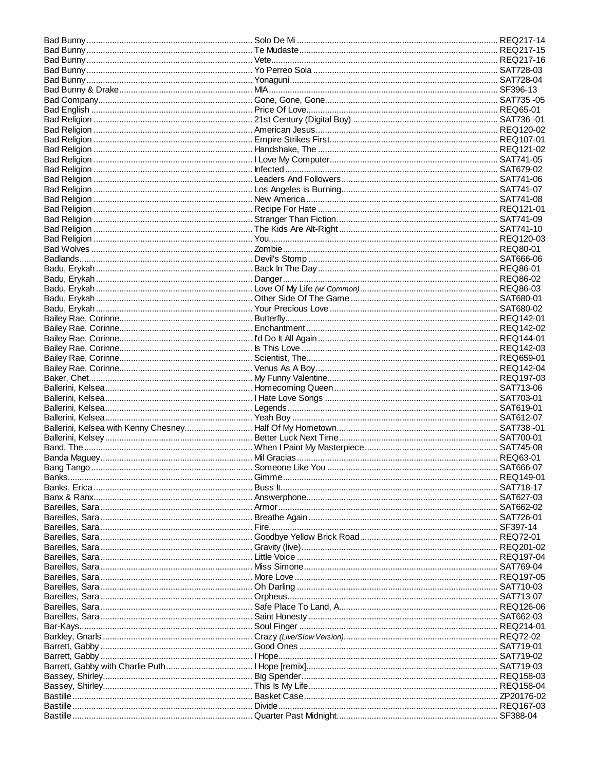| Artist | Title | Code |
|---|---|---|
| Bad Bunny | Solo De Mi | REQ217-14 |
| Bad Bunny | Te Mudaste | REQ217-15 |
| Bad Bunny | Vete | REQ217-16 |
| Bad Bunny | Yo Perreo Sola | SAT728-03 |
| Bad Bunny | Yonaguni | SAT728-04 |
| Bad Bunny & Drake | MIA | SF396-13 |
| Bad Company | Gone, Gone, Gone | SAT735 -05 |
| Bad English | Price Of Love | REQ65-01 |
| Bad Religion | 21st Century (Digital Boy) | SAT736 -01 |
| Bad Religion | American Jesus | REQ120-02 |
| Bad Religion | Empire Strikes First | REQ107-01 |
| Bad Religion | Handshake, The | REQ121-02 |
| Bad Religion | I Love My Computer | SAT741-05 |
| Bad Religion | Infected | SAT679-02 |
| Bad Religion | Leaders And Followers | SAT741-06 |
| Bad Religion | Los Angeles is Burning | SAT741-07 |
| Bad Religion | New America | SAT741-08 |
| Bad Religion | Recipe For Hate | REQ121-01 |
| Bad Religion | Stranger Than Fiction | SAT741-09 |
| Bad Religion | The Kids Are Alt-Right | SAT741-10 |
| Bad Religion | You | REQ120-03 |
| Bad Wolves | Zombie | REQ80-01 |
| Badlands | Devil's Stomp | SAT666-06 |
| Badu, Erykah | Back In The Day | REQ86-01 |
| Badu, Erykah | Danger | REQ86-02 |
| Badu, Erykah | Love Of My Life *(w/ Common)* | REQ86-03 |
| Badu, Erykah | Other Side Of The Game | SAT680-01 |
| Badu, Erykah | Your Precious Love | SAT680-02 |
| Bailey Rae, Corinne | Butterfly | REQ142-01 |
| Bailey Rae, Corinne | Enchantment | REQ142-02 |
| Bailey Rae, Corinne | I'd Do It All Again | REQ144-01 |
| Bailey Rae, Corinne | Is This Love | REQ142-03 |
| Bailey Rae, Corinne | Scientist, The | REQ659-01 |
| Bailey Rae, Corinne | Venus As A Boy | REQ142-04 |
| Baker, Chet | My Funny Valentine | REQ197-03 |
| Ballerini, Kelsea | Homecoming Queen | SAT713-06 |
| Ballerini, Kelsea | I Hate Love Songs | SAT703-01 |
| Ballerini, Kelsea | Legends | SAT619-01 |
| Ballerini, Kelsea | Yeah Boy | SAT612-07 |
| Ballerini, Kelsea with Kenny Chesney | Half Of My Hometown | SAT738 -01 |
| Ballerini, Kelsey | Better Luck Next Time | SAT700-01 |
| Band, The | When I Paint My Masterpiece | SAT745-08 |
| Banda Maguey | Mil Gracias | REQ63-01 |
| Bang Tango | Someone Like You | SAT666-07 |
| Banks | Gimme | REQ149-01 |
| Banks, Erica | Buss It | SAT718-17 |
| Banx & Ranx | Answerphone | SAT627-03 |
| Bareilles, Sara | Armor | SAT662-02 |
| Bareilles, Sara | Breathe Again | SAT726-01 |
| Bareilles, Sara | Fire | SF397-14 |
| Bareilles, Sara | Goodbye Yellow Brick Road | REQ72-01 |
| Bareilles, Sara | Gravity (live) | REQ201-02 |
| Bareilles, Sara | Little Voice | REQ197-04 |
| Bareilles, Sara | Miss Simone | SAT769-04 |
| Bareilles, Sara | More Love | REQ197-05 |
| Bareilles, Sara | Oh Darling | SAT710-03 |
| Bareilles, Sara | Orpheus | SAT713-07 |
| Bareilles, Sara | Safe Place To Land, A | REQ126-06 |
| Bareilles, Sara | Saint Honesty | SAT662-03 |
| Bar-Kays | Soul Finger | REQ214-01 |
| Barkley, Gnarls | Crazy *(Live/Slow Version)* | REQ72-02 |
| Barrett, Gabby | Good Ones | SAT719-01 |
| Barrett, Gabby | I Hope | SAT719-02 |
| Barrett, Gabby with Charlie Puth | I Hope [remix] | SAT719-03 |
| Bassey, Shirley | Big Spender | REQ158-03 |
| Bassey, Shirley | This Is My Life | REQ158-04 |
| Bastille | Basket Case | ZP20176-02 |
| Bastille | Divide | REQ167-03 |
| Bastille | Quarter Past Midnight | SF388-04 |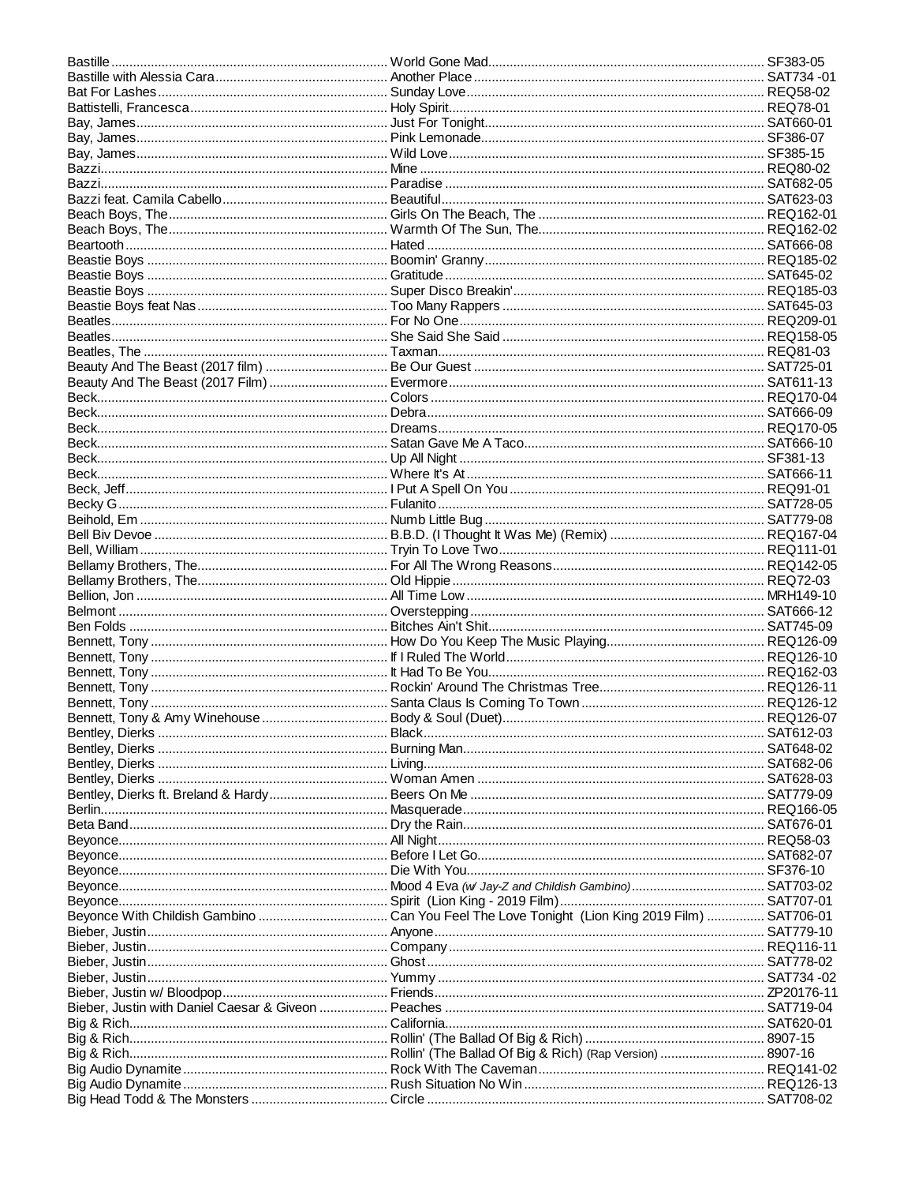| | | |
|---|---|---|
| Bastille | World Gone Mad | SF383-05 |
| Bastille with Alessia Cara | Another Place | SAT734 -01 |
| Bat For Lashes | Sunday Love | REQ58-02 |
| Battistelli, Francesca | Holy Spirit | REQ78-01 |
| Bay, James | Just For Tonight | SAT660-01 |
| Bay, James | Pink Lemonade | SF386-07 |
| Bay, James | Wild Love | SF385-15 |
| Bazzi | Mine | REQ80-02 |
| Bazzi | Paradise | SAT682-05 |
| Bazzi feat. Camila Cabello | Beautiful | SAT623-03 |
| Beach Boys, The | Girls On The Beach, The | REQ162-01 |
| Beach Boys, The | Warmth Of The Sun, The | REQ162-02 |
| Beartooth | Hated | SAT666-08 |
| Beastie Boys | Boomin' Granny | REQ185-02 |
| Beastie Boys | Gratitude | SAT645-02 |
| Beastie Boys | Super Disco Breakin' | REQ185-03 |
| Beastie Boys feat Nas | Too Many Rappers | SAT645-03 |
| Beatles | For No One | REQ209-01 |
| Beatles | She Said She Said | REQ158-05 |
| Beatles, The | Taxman | REQ81-03 |
| Beauty And The Beast (2017 film) | Be Our Guest | SAT725-01 |
| Beauty And The Beast (2017 Film) | Evermore | SAT611-13 |
| Beck | Colors | REQ170-04 |
| Beck | Debra | SAT666-09 |
| Beck | Dreams | REQ170-05 |
| Beck | Satan Gave Me A Taco | SAT666-10 |
| Beck | Up All Night | SF381-13 |
| Beck | Where It's At | SAT666-11 |
| Beck, Jeff | I Put A Spell On You | REQ91-01 |
| Becky G | Fulanito | SAT728-05 |
| Beihold, Em | Numb Little Bug | SAT779-08 |
| Bell Biv Devoe | B.B.D. (I Thought It Was Me) (Remix) | REQ167-04 |
| Bell, William | Tryin To Love Two | REQ111-01 |
| Bellamy Brothers, The | For All The Wrong Reasons | REQ142-05 |
| Bellamy Brothers, The | Old Hippie | REQ72-03 |
| Bellion, Jon | All Time Low | MRH149-10 |
| Belmont | Overstepping | SAT666-12 |
| Ben Folds | Bitches Ain't Shit | SAT745-09 |
| Bennett, Tony | How Do You Keep The Music Playing | REQ126-09 |
| Bennett, Tony | If I Ruled The World | REQ126-10 |
| Bennett, Tony | It Had To Be You | REQ162-03 |
| Bennett, Tony | Rockin' Around The Christmas Tree | REQ126-11 |
| Bennett, Tony | Santa Claus Is Coming To Town | REQ126-12 |
| Bennett, Tony & Amy Winehouse | Body & Soul (Duet) | REQ126-07 |
| Bentley, Dierks | Black | SAT612-03 |
| Bentley, Dierks | Burning Man | SAT648-02 |
| Bentley, Dierks | Living | SAT682-06 |
| Bentley, Dierks | Woman Amen | SAT628-03 |
| Bentley, Dierks ft. Breland & Hardy | Beers On Me | SAT779-09 |
| Berlin | Masquerade | REQ166-05 |
| Beta Band | Dry the Rain | SAT676-01 |
| Beyonce | All Night | REQ58-03 |
| Beyonce | Before I Let Go | SAT682-07 |
| Beyonce | Die With You | SF376-10 |
| Beyonce | Mood 4 Eva *(w/ Jay-Z and Childish Gambino)* | SAT703-02 |
| Beyonce | Spirit (Lion King - 2019 Film) | SAT707-01 |
| Beyonce With Childish Gambino | Can You Feel The Love Tonight (Lion King 2019 Film) | SAT706-01 |
| Bieber, Justin | Anyone | SAT779-10 |
| Bieber, Justin | Company | REQ116-11 |
| Bieber, Justin | Ghost | SAT778-02 |
| Bieber, Justin | Yummy | SAT734 -02 |
| Bieber, Justin w/ Bloodpop | Friends | ZP20176-11 |
| Bieber, Justin with Daniel Caesar & Giveon | Peaches | SAT719-04 |
| Big & Rich | California | SAT620-01 |
| Big & Rich | Rollin' (The Ballad Of Big & Rich) | 8907-15 |
| Big & Rich | Rollin' (The Ballad Of Big & Rich) (Rap Version) | 8907-16 |
| Big Audio Dynamite | Rock With The Caveman | REQ141-02 |
| Big Audio Dynamite | Rush Situation No Win | REQ126-13 |
| Big Head Todd & The Monsters | Circle | SAT708-02 |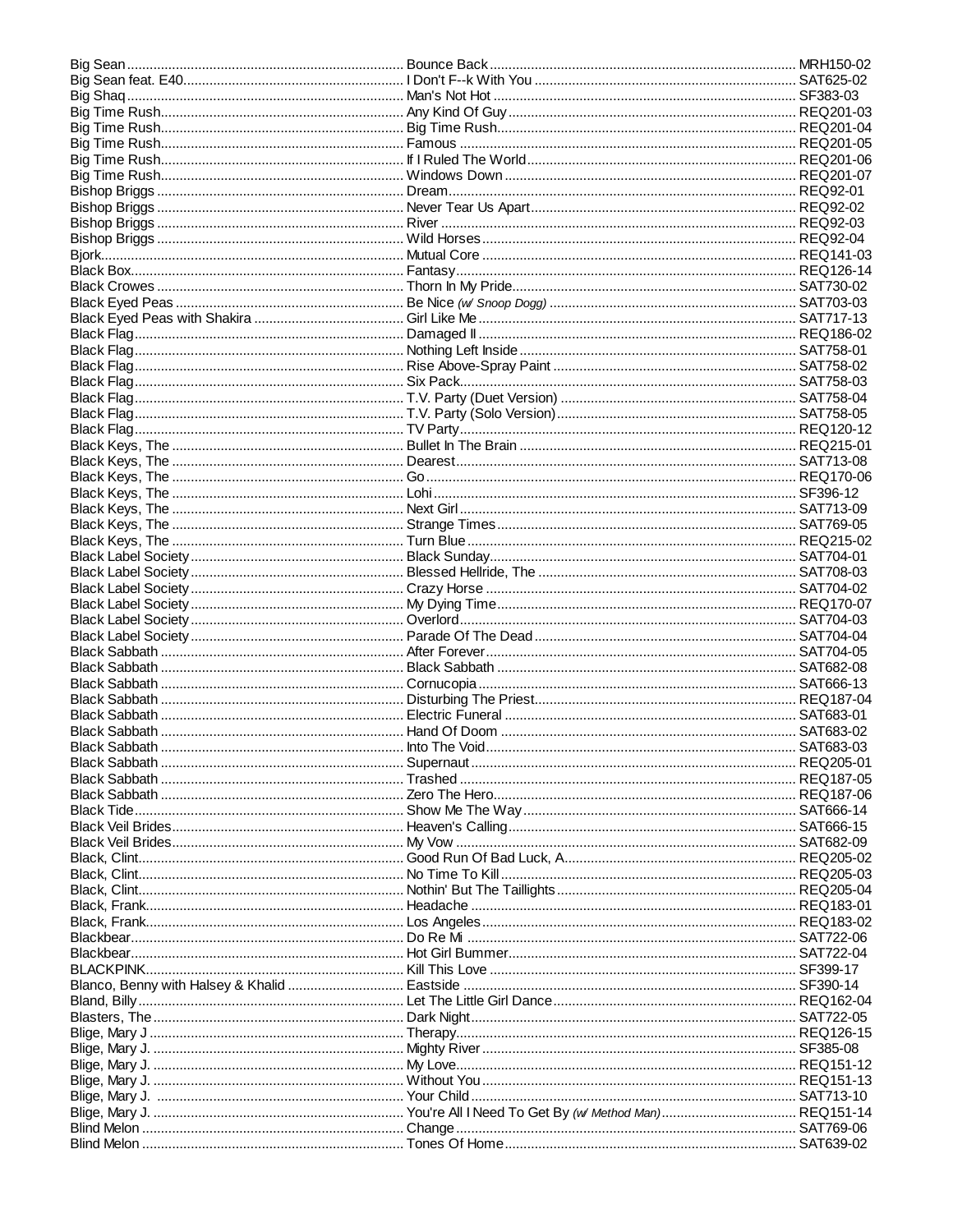| Artist | Title | Code |
|---|---|---|
| Big Sean | Bounce Back | MRH150-02 |
| Big Sean feat. E40 | I Don't F--k With You | SAT625-02 |
| Big Shaq | Man's Not Hot | SF383-03 |
| Big Time Rush | Any Kind Of Guy | REQ201-03 |
| Big Time Rush | Big Time Rush | REQ201-04 |
| Big Time Rush | Famous | REQ201-05 |
| Big Time Rush | If I Ruled The World | REQ201-06 |
| Big Time Rush | Windows Down | REQ201-07 |
| Bishop Briggs | Dream | REQ92-01 |
| Bishop Briggs | Never Tear Us Apart | REQ92-02 |
| Bishop Briggs | River | REQ92-03 |
| Bishop Briggs | Wild Horses | REQ92-04 |
| Bjork | Mutual Core | REQ141-03 |
| Black Box | Fantasy | REQ126-14 |
| Black Crowes | Thorn In My Pride | SAT730-02 |
| Black Eyed Peas | Be Nice *(w/ Snoop Dogg)* | SAT703-03 |
| Black Eyed Peas with Shakira | Girl Like Me | SAT717-13 |
| Black Flag | Damaged II | REQ186-02 |
| Black Flag | Nothing Left Inside | SAT758-01 |
| Black Flag | Rise Above-Spray Paint | SAT758-02 |
| Black Flag | Six Pack | SAT758-03 |
| Black Flag | T.V. Party (Duet Version) | SAT758-04 |
| Black Flag | T.V. Party (Solo Version) | SAT758-05 |
| Black Flag | TV Party | REQ120-12 |
| Black Keys, The | Bullet In The Brain | REQ215-01 |
| Black Keys, The | Dearest | SAT713-08 |
| Black Keys, The | Go | REQ170-06 |
| Black Keys, The | Lohi | SF396-12 |
| Black Keys, The | Next Girl | SAT713-09 |
| Black Keys, The | Strange Times | SAT769-05 |
| Black Keys, The | Turn Blue | REQ215-02 |
| Black Label Society | Black Sunday | SAT704-01 |
| Black Label Society | Blessed Hellride, The | SAT708-03 |
| Black Label Society | Crazy Horse | SAT704-02 |
| Black Label Society | My Dying Time | REQ170-07 |
| Black Label Society | Overlord | SAT704-03 |
| Black Label Society | Parade Of The Dead | SAT704-04 |
| Black Sabbath | After Forever | SAT704-05 |
| Black Sabbath | Black Sabbath | SAT682-08 |
| Black Sabbath | Cornucopia | SAT666-13 |
| Black Sabbath | Disturbing The Priest | REQ187-04 |
| Black Sabbath | Electric Funeral | SAT683-01 |
| Black Sabbath | Hand Of Doom | SAT683-02 |
| Black Sabbath | Into The Void | SAT683-03 |
| Black Sabbath | Supernaut | REQ205-01 |
| Black Sabbath | Trashed | REQ187-05 |
| Black Sabbath | Zero The Hero | REQ187-06 |
| Black Tide | Show Me The Way | SAT666-14 |
| Black Veil Brides | Heaven's Calling | SAT666-15 |
| Black Veil Brides | My Vow | SAT682-09 |
| Black, Clint | Good Run Of Bad Luck, A | REQ205-02 |
| Black, Clint | No Time To Kill | REQ205-03 |
| Black, Clint | Nothin' But The Taillights | REQ205-04 |
| Black, Frank | Headache | REQ183-01 |
| Black, Frank | Los Angeles | REQ183-02 |
| Blackbear | Do Re Mi | SAT722-06 |
| Blackbear | Hot Girl Bummer | SAT722-04 |
| BLACKPINK | Kill This Love | SF399-17 |
| Blanco, Benny with Halsey & Khalid | Eastside | SF390-14 |
| Bland, Billy | Let The Little Girl Dance | REQ162-04 |
| Blasters, The | Dark Night | SAT722-05 |
| Blige, Mary J | Therapy | REQ126-15 |
| Blige, Mary J. | Mighty River | SF385-08 |
| Blige, Mary J. | My Love | REQ151-12 |
| Blige, Mary J. | Without You | REQ151-13 |
| Blige, Mary J. | Your Child | SAT713-10 |
| Blige, Mary J. | You're All I Need To Get By *(w/ Method Man)* | REQ151-14 |
| Blind Melon | Change | SAT769-06 |
| Blind Melon | Tones Of Home | SAT639-02 |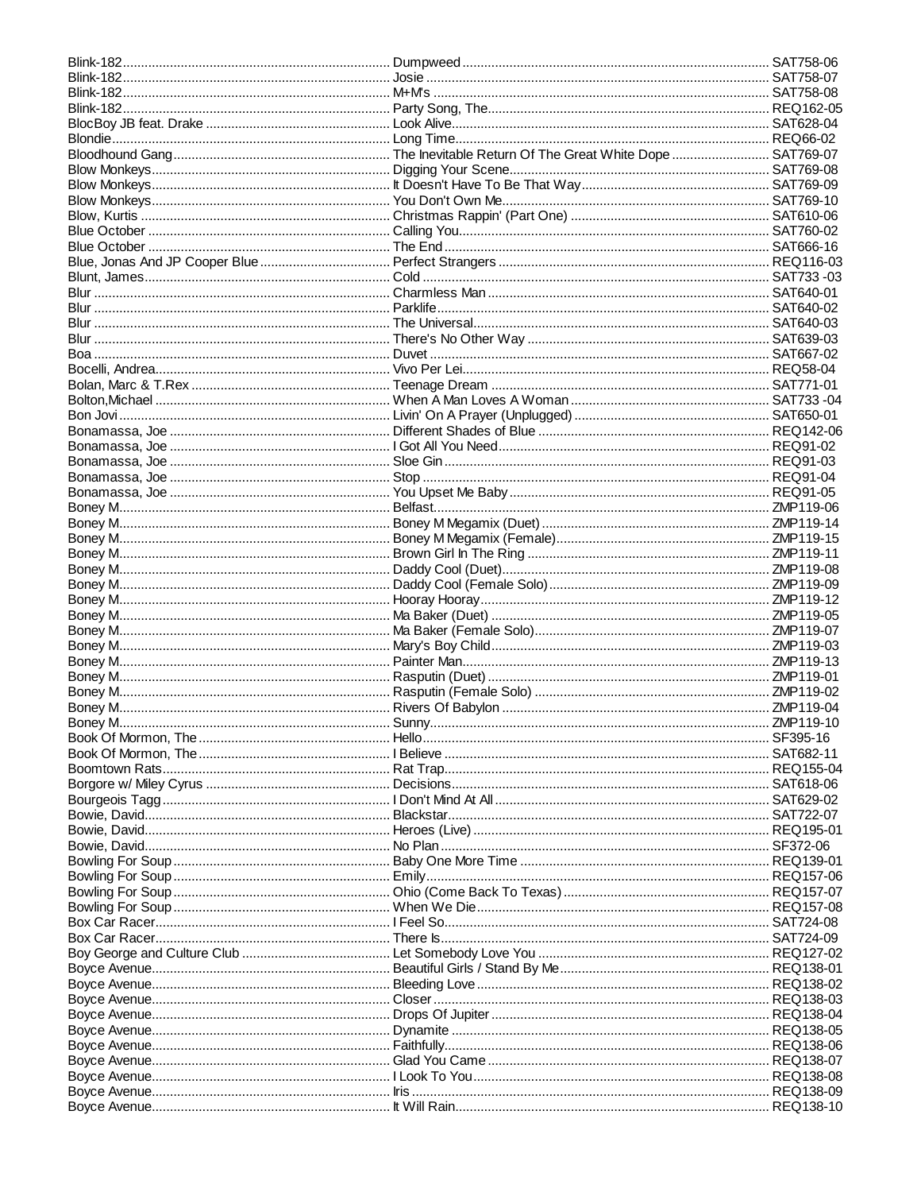| Artist | Title | Code |
|---|---|---|
| Blink-182 | Dumpweed | SAT758-06 |
| Blink-182 | Josie | SAT758-07 |
| Blink-182 | M+M's | SAT758-08 |
| Blink-182 | Party Song, The | REQ162-05 |
| BlocBoy JB feat. Drake | Look Alive | SAT628-04 |
| Blondie | Long Time | REQ66-02 |
| Bloodhound Gang | The Inevitable Return Of The Great White Dope | SAT769-07 |
| Blow Monkeys | Digging Your Scene | SAT769-08 |
| Blow Monkeys | It Doesn't Have To Be That Way | SAT769-09 |
| Blow Monkeys | You Don't Own Me | SAT769-10 |
| Blow, Kurtis | Christmas Rappin' (Part One) | SAT610-06 |
| Blue October | Calling You | SAT760-02 |
| Blue October | The End | SAT666-16 |
| Blue, Jonas And JP Cooper Blue | Perfect Strangers | REQ116-03 |
| Blunt, James | Cold | SAT733 -03 |
| Blur | Charmless Man | SAT640-01 |
| Blur | Parklife | SAT640-02 |
| Blur | The Universal | SAT640-03 |
| Blur | There's No Other Way | SAT639-03 |
| Boa | Duvet | SAT667-02 |
| Bocelli, Andrea | Vivo Per Lei | REQ58-04 |
| Bolan, Marc & T.Rex | Teenage Dream | SAT771-01 |
| Bolton,Michael | When A Man Loves A Woman | SAT733 -04 |
| Bon Jovi | Livin' On A Prayer (Unplugged) | SAT650-01 |
| Bonamassa, Joe | Different Shades of Blue | REQ142-06 |
| Bonamassa, Joe | I Got All You Need | REQ91-02 |
| Bonamassa, Joe | Sloe Gin | REQ91-03 |
| Bonamassa, Joe | Stop | REQ91-04 |
| Bonamassa, Joe | You Upset Me Baby | REQ91-05 |
| Boney M. | Belfast | ZMP119-06 |
| Boney M. | Boney M Megamix (Duet) | ZMP119-14 |
| Boney M. | Boney M Megamix (Female) | ZMP119-15 |
| Boney M. | Brown Girl In The Ring | ZMP119-11 |
| Boney M. | Daddy Cool (Duet) | ZMP119-08 |
| Boney M. | Daddy Cool (Female Solo) | ZMP119-09 |
| Boney M. | Hooray Hooray | ZMP119-12 |
| Boney M. | Ma Baker (Duet) | ZMP119-05 |
| Boney M. | Ma Baker (Female Solo) | ZMP119-07 |
| Boney M. | Mary's Boy Child | ZMP119-03 |
| Boney M. | Painter Man | ZMP119-13 |
| Boney M. | Rasputin (Duet) | ZMP119-01 |
| Boney M. | Rasputin (Female Solo) | ZMP119-02 |
| Boney M. | Rivers Of Babylon | ZMP119-04 |
| Boney M. | Sunny | ZMP119-10 |
| Book Of Mormon, The | Hello | SF395-16 |
| Book Of Mormon, The | I Believe | SAT682-11 |
| Boomtown Rats | Rat Trap | REQ155-04 |
| Borgore w/ Miley Cyrus | Decisions | SAT618-06 |
| Bourgeois Tagg | I Don't Mind At All | SAT629-02 |
| Bowie, David | Blackstar | SAT722-07 |
| Bowie, David | Heroes (Live) | REQ195-01 |
| Bowie, David | No Plan | SF372-06 |
| Bowling For Soup | Baby One More Time | REQ139-01 |
| Bowling For Soup | Emily | REQ157-06 |
| Bowling For Soup | Ohio (Come Back To Texas) | REQ157-07 |
| Bowling For Soup | When We Die | REQ157-08 |
| Box Car Racer | I Feel So | SAT724-08 |
| Box Car Racer | There Is | SAT724-09 |
| Boy George and Culture Club | Let Somebody Love You | REQ127-02 |
| Boyce Avenue | Beautiful Girls / Stand By Me | REQ138-01 |
| Boyce Avenue | Bleeding Love | REQ138-02 |
| Boyce Avenue | Closer | REQ138-03 |
| Boyce Avenue | Drops Of Jupiter | REQ138-04 |
| Boyce Avenue | Dynamite | REQ138-05 |
| Boyce Avenue | Faithfully | REQ138-06 |
| Boyce Avenue | Glad You Came | REQ138-07 |
| Boyce Avenue | I Look To You | REQ138-08 |
| Boyce Avenue | Iris | REQ138-09 |
| Boyce Avenue | It Will Rain | REQ138-10 |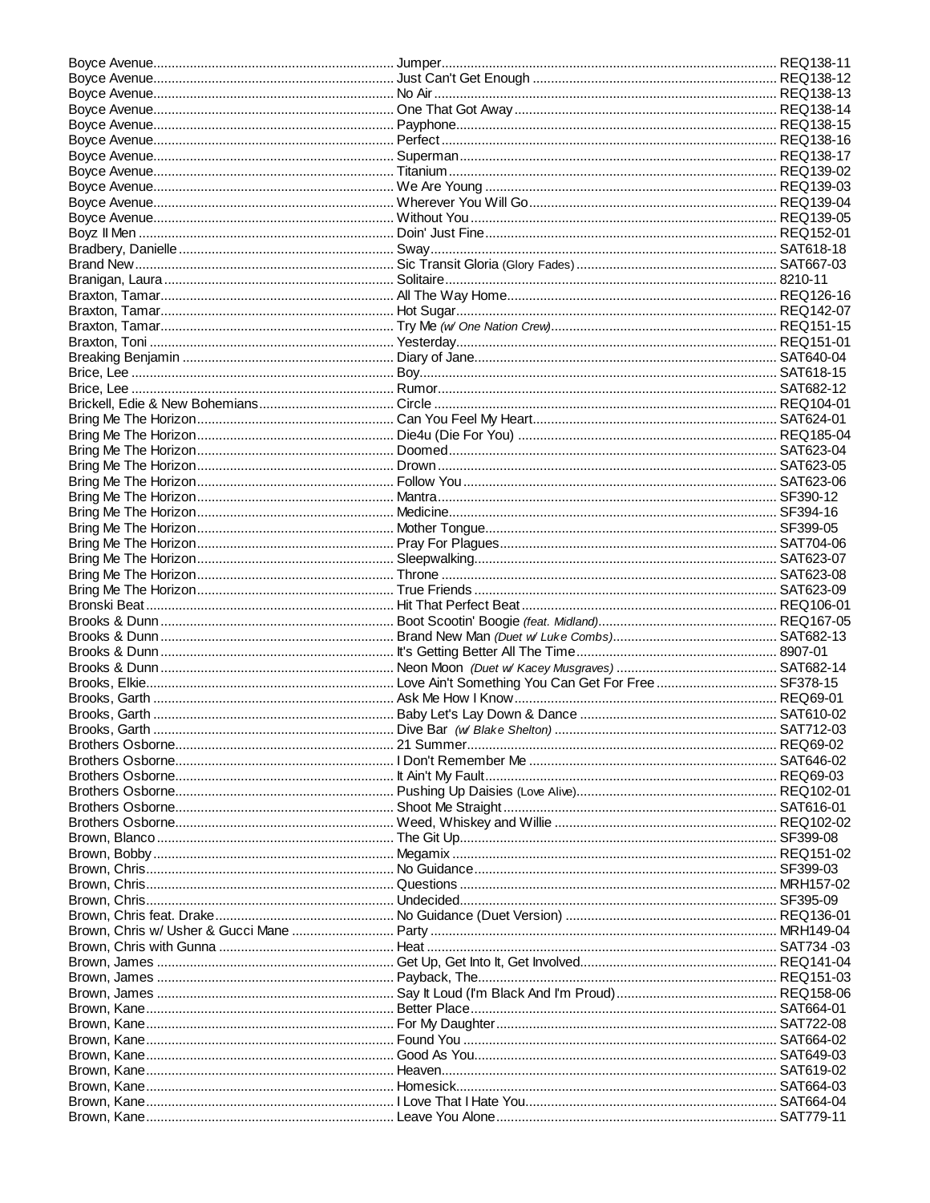| | | |
|---|---|---|
| Boyce Avenue | Jumper | REQ138-11 |
| Boyce Avenue | Just Can't Get Enough | REQ138-12 |
| Boyce Avenue | No Air | REQ138-13 |
| Boyce Avenue | One That Got Away | REQ138-14 |
| Boyce Avenue | Payphone | REQ138-15 |
| Boyce Avenue | Perfect | REQ138-16 |
| Boyce Avenue | Superman | REQ138-17 |
| Boyce Avenue | Titanium | REQ139-02 |
| Boyce Avenue | We Are Young | REQ139-03 |
| Boyce Avenue | Wherever You Will Go | REQ139-04 |
| Boyce Avenue | Without You | REQ139-05 |
| Boyz II Men | Doin' Just Fine | REQ152-01 |
| Bradbery, Danielle | Sway | SAT618-18 |
| Brand New | Sic Transit Gloria (Glory Fades) | SAT667-03 |
| Branigan, Laura | Solitaire | 8210-11 |
| Braxton, Tamar | All The Way Home | REQ126-16 |
| Braxton, Tamar | Hot Sugar | REQ142-07 |
| Braxton, Tamar | Try Me *(w/ One Nation Crew)* | REQ151-15 |
| Braxton, Toni | Yesterday | REQ151-01 |
| Breaking Benjamin | Diary of Jane | SAT640-04 |
| Brice, Lee | Boy | SAT618-15 |
| Brice, Lee | Rumor | SAT682-12 |
| Brickell, Edie & New Bohemians | Circle | REQ104-01 |
| Bring Me The Horizon | Can You Feel My Heart | SAT624-01 |
| Bring Me The Horizon | Die4u (Die For You) | REQ185-04 |
| Bring Me The Horizon | Doomed | SAT623-04 |
| Bring Me The Horizon | Drown | SAT623-05 |
| Bring Me The Horizon | Follow You | SAT623-06 |
| Bring Me The Horizon | Mantra | SF390-12 |
| Bring Me The Horizon | Medicine | SF394-16 |
| Bring Me The Horizon | Mother Tongue | SF399-05 |
| Bring Me The Horizon | Pray For Plagues | SAT704-06 |
| Bring Me The Horizon | Sleepwalking | SAT623-07 |
| Bring Me The Horizon | Throne | SAT623-08 |
| Bring Me The Horizon | True Friends | SAT623-09 |
| Bronski Beat | Hit That Perfect Beat | REQ106-01 |
| Brooks & Dunn | Boot Scootin' Boogie *(feat. Midland)* | REQ167-05 |
| Brooks & Dunn | Brand New Man *(Duet w/ Luke Combs)* | SAT682-13 |
| Brooks & Dunn | It's Getting Better All The Time | 8907-01 |
| Brooks & Dunn | Neon Moon *(Duet w/ Kacey Musgraves)* | SAT682-14 |
| Brooks, Elkie | Love Ain't Something You Can Get For Free | SF378-15 |
| Brooks, Garth | Ask Me How I Know | REQ69-01 |
| Brooks, Garth | Baby Let's Lay Down & Dance | SAT610-02 |
| Brooks, Garth | Dive Bar *(w/ Blake Shelton)* | SAT712-03 |
| Brothers Osborne | 21 Summer | REQ69-02 |
| Brothers Osborne | I Don't Remember Me | SAT646-02 |
| Brothers Osborne | It Ain't My Fault | REQ69-03 |
| Brothers Osborne | Pushing Up Daisies (Love Alive) | REQ102-01 |
| Brothers Osborne | Shoot Me Straight | SAT616-01 |
| Brothers Osborne | Weed, Whiskey and Willie | REQ102-02 |
| Brown, Blanco | The Git Up | SF399-08 |
| Brown, Bobby | Megamix | REQ151-02 |
| Brown, Chris | No Guidance | SF399-03 |
| Brown, Chris | Questions | MRH157-02 |
| Brown, Chris | Undecided | SF395-09 |
| Brown, Chris feat. Drake | No Guidance (Duet Version) | REQ136-01 |
| Brown, Chris w/ Usher & Gucci Mane | Party | MRH149-04 |
| Brown, Chris with Gunna | Heat | SAT734 -03 |
| Brown, James | Get Up, Get Into It, Get Involved | REQ141-04 |
| Brown, James | Payback, The | REQ151-03 |
| Brown, James | Say It Loud (I'm Black And I'm Proud) | REQ158-06 |
| Brown, Kane | Better Place | SAT664-01 |
| Brown, Kane | For My Daughter | SAT722-08 |
| Brown, Kane | Found You | SAT664-02 |
| Brown, Kane | Good As You | SAT649-03 |
| Brown, Kane | Heaven | SAT619-02 |
| Brown, Kane | Homesick | SAT664-03 |
| Brown, Kane | I Love That I Hate You | SAT664-04 |
| Brown, Kane | Leave You Alone | SAT779-11 |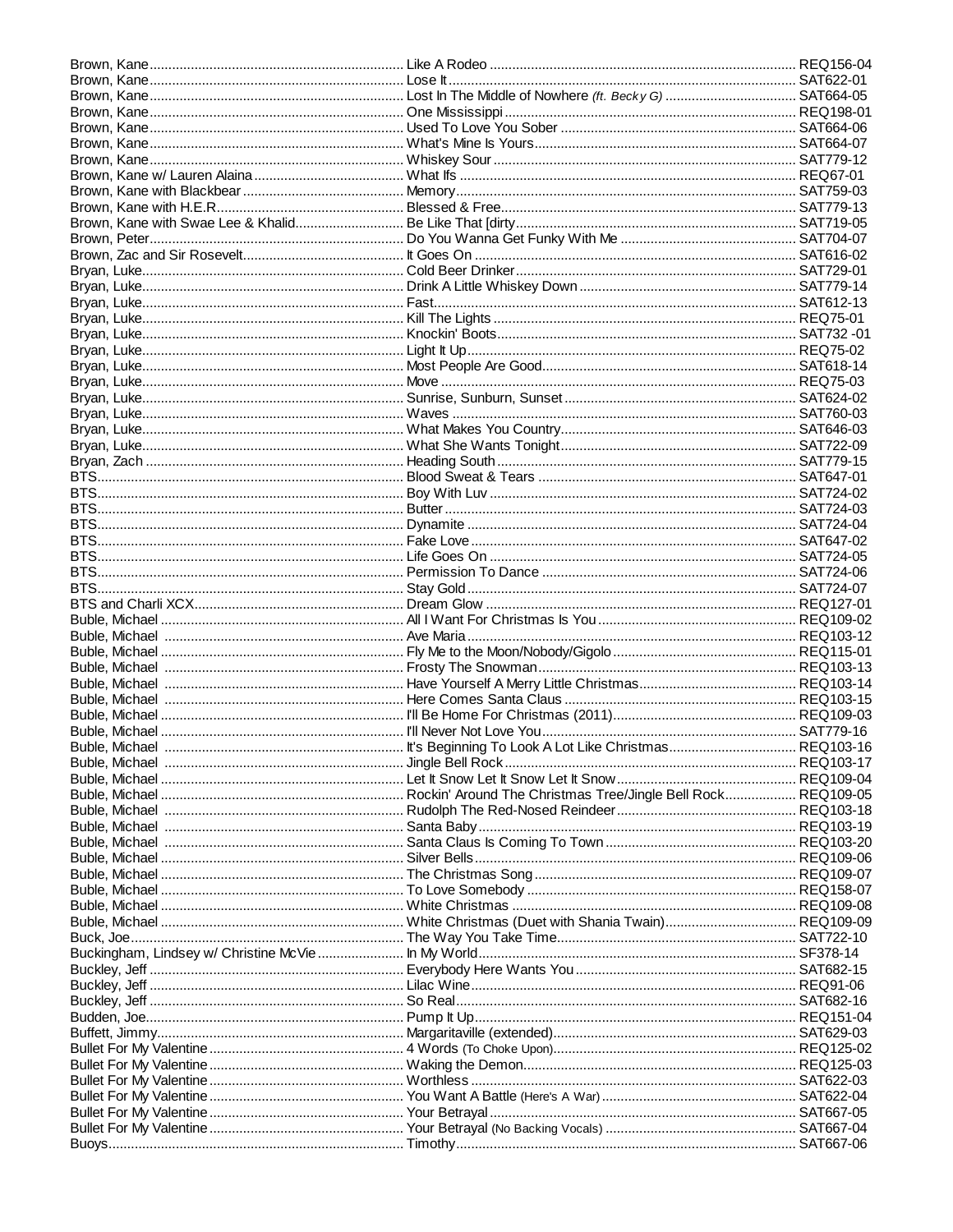| | | |
|---|---|---|
| Brown, Kane | Like A Rodeo | REQ156-04 |
| Brown, Kane | Lose It | SAT622-01 |
| Brown, Kane | Lost In The Middle of Nowhere *(ft. Becky G)* | SAT664-05 |
| Brown, Kane | One Mississippi | REQ198-01 |
| Brown, Kane | Used To Love You Sober | SAT664-06 |
| Brown, Kane | What's Mine Is Yours | SAT664-07 |
| Brown, Kane | Whiskey Sour | SAT779-12 |
| Brown, Kane w/ Lauren Alaina | What Ifs | REQ67-01 |
| Brown, Kane with Blackbear | Memory | SAT759-03 |
| Brown, Kane with H.E.R. | Blessed & Free | SAT779-13 |
| Brown, Kane with Swae Lee & Khalid | Be Like That [dirty | SAT719-05 |
| Brown, Peter | Do You Wanna Get Funky With Me | SAT704-07 |
| Brown, Zac and Sir Rosevelt | It Goes On | SAT616-02 |
| Bryan, Luke | Cold Beer Drinker | SAT729-01 |
| Bryan, Luke | Drink A Little Whiskey Down | SAT779-14 |
| Bryan, Luke | Fast | SAT612-13 |
| Bryan, Luke | Kill The Lights | REQ75-01 |
| Bryan, Luke | Knockin' Boots | SAT732 -01 |
| Bryan, Luke | Light It Up | REQ75-02 |
| Bryan, Luke | Most People Are Good | SAT618-14 |
| Bryan, Luke | Move | REQ75-03 |
| Bryan, Luke | Sunrise, Sunburn, Sunset | SAT624-02 |
| Bryan, Luke | Waves | SAT760-03 |
| Bryan, Luke | What Makes You Country | SAT646-03 |
| Bryan, Luke | What She Wants Tonight | SAT722-09 |
| Bryan, Zach | Heading South | SAT779-15 |
| BTS | Blood Sweat & Tears | SAT647-01 |
| BTS | Boy With Luv | SAT724-02 |
| BTS | Butter | SAT724-03 |
| BTS | Dynamite | SAT724-04 |
| BTS | Fake Love | SAT647-02 |
| BTS | Life Goes On | SAT724-05 |
| BTS | Permission To Dance | SAT724-06 |
| BTS | Stay Gold | SAT724-07 |
| BTS and Charli XCX | Dream Glow | REQ127-01 |
| Buble, Michael | All I Want For Christmas Is You | REQ109-02 |
| Buble, Michael | Ave Maria | REQ103-12 |
| Buble, Michael | Fly Me to the Moon/Nobody/Gigolo | REQ115-01 |
| Buble, Michael | Frosty The Snowman | REQ103-13 |
| Buble, Michael | Have Yourself A Merry Little Christmas | REQ103-14 |
| Buble, Michael | Here Comes Santa Claus | REQ103-15 |
| Buble, Michael | I'll Be Home For Christmas (2011) | REQ109-03 |
| Buble, Michael | I'll Never Not Love You | SAT779-16 |
| Buble, Michael | It's Beginning To Look A Lot Like Christmas | REQ103-16 |
| Buble, Michael | Jingle Bell Rock | REQ103-17 |
| Buble, Michael | Let It Snow Let It Snow Let It Snow | REQ109-04 |
| Buble, Michael | Rockin' Around The Christmas Tree/Jingle Bell Rock | REQ109-05 |
| Buble, Michael | Rudolph The Red-Nosed Reindeer | REQ103-18 |
| Buble, Michael | Santa Baby | REQ103-19 |
| Buble, Michael | Santa Claus Is Coming To Town | REQ103-20 |
| Buble, Michael | Silver Bells | REQ109-06 |
| Buble, Michael | The Christmas Song | REQ109-07 |
| Buble, Michael | To Love Somebody | REQ158-07 |
| Buble, Michael | White Christmas | REQ109-08 |
| Buble, Michael | White Christmas (Duet with Shania Twain) | REQ109-09 |
| Buck, Joe | The Way You Take Time | SAT722-10 |
| Buckingham, Lindsey w/ Christine McVie | In My World | SF378-14 |
| Buckley, Jeff | Everybody Here Wants You | SAT682-15 |
| Buckley, Jeff | Lilac Wine | REQ91-06 |
| Buckley, Jeff | So Real | SAT682-16 |
| Budden, Joe | Pump It Up | REQ151-04 |
| Buffett, Jimmy | Margaritaville (extended) | SAT629-03 |
| Bullet For My Valentine | 4 Words (To Choke Upon) | REQ125-02 |
| Bullet For My Valentine | Waking the Demon | REQ125-03 |
| Bullet For My Valentine | Worthless | SAT622-03 |
| Bullet For My Valentine | You Want A Battle (Here's A War) | SAT622-04 |
| Bullet For My Valentine | Your Betrayal | SAT667-05 |
| Bullet For My Valentine | Your Betrayal (No Backing Vocals) | SAT667-04 |
| Buoys | Timothy | SAT667-06 |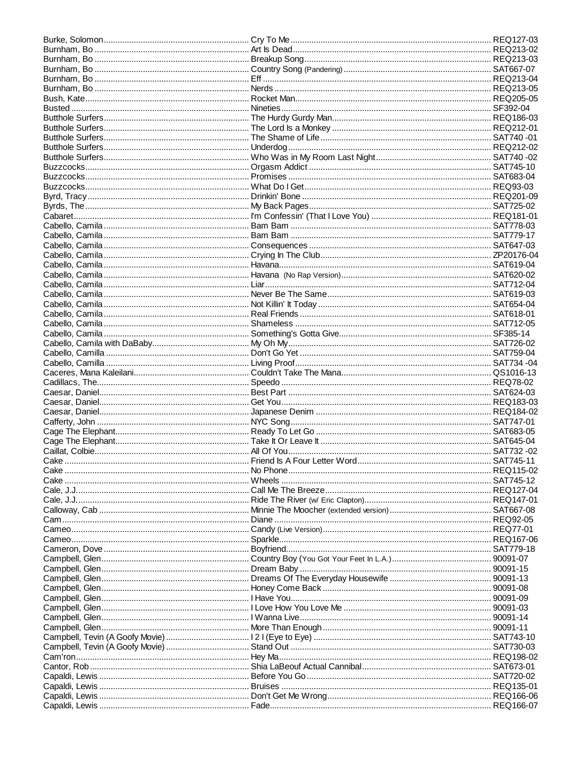| Artist | Title | Code |
|---|---|---|
| Burke, Solomon | Cry To Me | REQ127-03 |
| Burnham, Bo | Art Is Dead | REQ213-02 |
| Burnham, Bo | Breakup Song | REQ213-03 |
| Burnham, Bo | Country Song (Pandering) | SAT667-07 |
| Burnham, Bo | Eff | REQ213-04 |
| Burnham, Bo | Nerds | REQ213-05 |
| Bush, Kate | Rocket Man | REQ205-05 |
| Busted | Nineties | SF392-04 |
| Butthole Surfers | The Hurdy Gurdy Man | REQ186-03 |
| Butthole Surfers | The Lord Is a Monkey | REQ212-01 |
| Butthole Surfers | The Shame of Life | SAT740 -01 |
| Butthole Surfers | Underdog | REQ212-02 |
| Butthole Surfers | Who Was in My Room Last Night | SAT740 -02 |
| Buzzcocks | Orgasm Addict | SAT745-10 |
| Buzzcocks | Promises | SAT683-04 |
| Buzzcocks | What Do I Get | REQ93-03 |
| Byrd, Tracy | Drinkin' Bone | REQ201-09 |
| Byrds, The | My Back Pages | SAT725-02 |
| Cabaret | I'm Confessin' (That I Love You) | REQ181-01 |
| Cabello, Camila | Bam Bam | SAT778-03 |
| Cabello, Camila | Bam Bam | SAT779-17 |
| Cabello, Camila | Consequences | SAT647-03 |
| Cabello, Camila | Crying In The Club | ZP20176-04 |
| Cabello, Camila | Havana | SAT619-04 |
| Cabello, Camila | Havana (No Rap Version) | SAT620-02 |
| Cabello, Camila | Liar | SAT712-04 |
| Cabello, Camila | Never Be The Same | SAT619-03 |
| Cabello, Camila | Not Killin' It Today | SAT654-04 |
| Cabello, Camila | Real Friends | SAT618-01 |
| Cabello, Camila | Shameless | SAT712-05 |
| Cabello, Camila | Something's Gotta Give | SF385-14 |
| Cabello, Camila with DaBaby | My Oh My | SAT726-02 |
| Cabello, Camilla | Don't Go Yet | SAT759-04 |
| Cabello, Camilla | Living Proof | SAT734 -04 |
| Caceres, Mana Kaleilani | Couldn't Take The Mana | QS1016-13 |
| Cadillacs, The | Speedo | REQ78-02 |
| Caesar, Daniel | Best Part | SAT624-03 |
| Caesar, Daniel | Get You | REQ183-03 |
| Caesar, Daniel | Japanese Denim | REQ184-02 |
| Cafferty, John | NYC Song | SAT747-01 |
| Cage The Elephant | Ready To Let Go | SAT683-05 |
| Cage The Elephant | Take It Or Leave It | SAT645-04 |
| Caillat, Colbie | All Of You | SAT732 -02 |
| Cake | Friend Is A Four Letter Word | SAT745-11 |
| Cake | No Phone | REQ115-02 |
| Cake | Wheels | SAT745-12 |
| Cale, J.J. | Call Me The Breeze | REQ127-04 |
| Cale, J.J. | Ride The River (w/ Eric Clapton) | REQ147-01 |
| Calloway, Cab | Minnie The Moocher (extended version) | SAT667-08 |
| Cam | Diane | REQ92-05 |
| Cameo | Candy (Live Version) | REQ77-01 |
| Cameo | Sparkle | REQ167-06 |
| Cameron, Dove | Boyfriend | SAT779-18 |
| Campbell, Glen | Country Boy (You Got Your Feet In L.A.) | 90091-07 |
| Campbell, Glen | Dream Baby | 90091-15 |
| Campbell, Glen | Dreams Of The Everyday Housewife | 90091-13 |
| Campbell, Glen | Honey Come Back | 90091-08 |
| Campbell, Glen | I Have You | 90091-09 |
| Campbell, Glen | I Love How You Love Me | 90091-03 |
| Campbell, Glen | I Wanna Live | 90091-14 |
| Campbell, Glen | More Than Enough | 90091-11 |
| Campbell, Tevin (A Goofy Movie) | I 2 I (Eye to Eye) | SAT743-10 |
| Campbell, Tevin (A Goofy Movie) | Stand Out | SAT730-03 |
| Cam'ron | Hey Ma | REQ198-02 |
| Cantor, Rob | Shia LaBeouf Actual Cannibal | SAT673-01 |
| Capaldi, Lewis | Before You Go | SAT720-02 |
| Capaldi, Lewis | Bruises | REQ135-01 |
| Capaldi, Lewis | Don't Get Me Wrong | REQ166-06 |
| Capaldi, Lewis | Fade | REQ166-07 |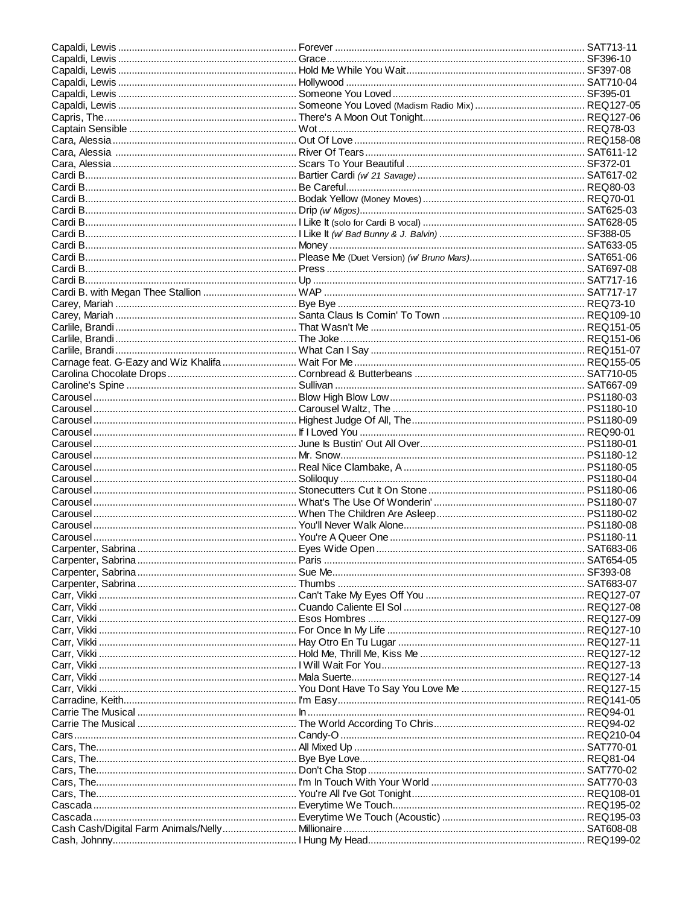| | | |
|---|---|---|
| Capaldi, Lewis | Forever | SAT713-11 |
| Capaldi, Lewis | Grace | SF396-10 |
| Capaldi, Lewis | Hold Me While You Wait | SF397-08 |
| Capaldi, Lewis | Hollywood | SAT710-04 |
| Capaldi, Lewis | Someone You Loved | SF395-01 |
| Capaldi, Lewis | Someone You Loved (Madism Radio Mix) | REQ127-05 |
| Capris, The | There's A Moon Out Tonight | REQ127-06 |
| Captain Sensible | Wot | REQ78-03 |
| Cara, Alessia | Out Of Love | REQ158-08 |
| Cara, Alessia | River Of Tears | SAT611-12 |
| Cara, Alessia | Scars To Your Beautiful | SF372-01 |
| Cardi B | Bartier Cardi *(w/ 21 Savage)* | SAT617-02 |
| Cardi B | Be Careful | REQ80-03 |
| Cardi B | Bodak Yellow (Money Moves) | REQ70-01 |
| Cardi B | Drip *(w/ Migos)* | SAT625-03 |
| Cardi B | I Like It (solo for Cardi B vocal) | SAT628-05 |
| Cardi B | I Like It *(w/ Bad Bunny & J. Balvin)* | SF388-05 |
| Cardi B | Money | SAT633-05 |
| Cardi B | Please Me (Duet Version) *(w/ Bruno Mars)* | SAT651-06 |
| Cardi B | Press | SAT697-08 |
| Cardi B | Up | SAT717-16 |
| Cardi B. with Megan Thee Stallion | WAP | SAT717-17 |
| Carey, Mariah | Bye Bye | REQ73-10 |
| Carey, Mariah | Santa Claus Is Comin' To Town | REQ109-10 |
| Carlile, Brandi | That Wasn't Me | REQ151-05 |
| Carlile, Brandi | The Joke | REQ151-06 |
| Carlile, Brandi | What Can I Say | REQ151-07 |
| Carnage feat. G-Eazy and Wiz Khalifa | Wait For Me | REQ155-05 |
| Carolina Chocolate Drops | Cornbread & Butterbeans | SAT710-05 |
| Caroline's Spine | Sullivan | SAT667-09 |
| Carousel | Blow High Blow Low | PS1180-03 |
| Carousel | Carousel Waltz, The | PS1180-10 |
| Carousel | Highest Judge Of All, The | PS1180-09 |
| Carousel | If I Loved You | REQ90-01 |
| Carousel | June Is Bustin' Out All Over | PS1180-01 |
| Carousel | Mr. Snow | PS1180-12 |
| Carousel | Real Nice Clambake, A | PS1180-05 |
| Carousel | Soliloquy | PS1180-04 |
| Carousel | Stonecutters Cut It On Stone | PS1180-06 |
| Carousel | What's The Use Of Wonderin' | PS1180-07 |
| Carousel | When The Children Are Asleep | PS1180-02 |
| Carousel | You'll Never Walk Alone | PS1180-08 |
| Carousel | You're A Queer One | PS1180-11 |
| Carpenter, Sabrina | Eyes Wide Open | SAT683-06 |
| Carpenter, Sabrina | Paris | SAT654-05 |
| Carpenter, Sabrina | Sue Me | SF393-08 |
| Carpenter, Sabrina | Thumbs | SAT683-07 |
| Carr, Vikki | Can't Take My Eyes Off You | REQ127-07 |
| Carr, Vikki | Cuando Caliente El Sol | REQ127-08 |
| Carr, Vikki | Esos Hombres | REQ127-09 |
| Carr, Vikki | For Once In My Life | REQ127-10 |
| Carr, Vikki | Hay Otro En Tu Lugar | REQ127-11 |
| Carr, Vikki | Hold Me, Thrill Me, Kiss Me | REQ127-12 |
| Carr, Vikki | I Will Wait For You | REQ127-13 |
| Carr, Vikki | Mala Suerte | REQ127-14 |
| Carr, Vikki | You Dont Have To Say You Love Me | REQ127-15 |
| Carradine, Keith | I'm Easy | REQ141-05 |
| Carrie The Musical | In | REQ94-01 |
| Carrie The Musical | The World According To Chris | REQ94-02 |
| Cars | Candy-O | REQ210-04 |
| Cars, The | All Mixed Up | SAT770-01 |
| Cars, The | Bye Bye Love | REQ81-04 |
| Cars, The | Don't Cha Stop | SAT770-02 |
| Cars, The | I'm In Touch With Your World | SAT770-03 |
| Cars, The | You're All I've Got Tonight | REQ108-01 |
| Cascada | Everytime We Touch | REQ195-02 |
| Cascada | Everytime We Touch (Acoustic) | REQ195-03 |
| Cash Cash/Digital Farm Animals/Nelly | Millionaire | SAT608-08 |
| Cash, Johnny | I Hung My Head | REQ199-02 |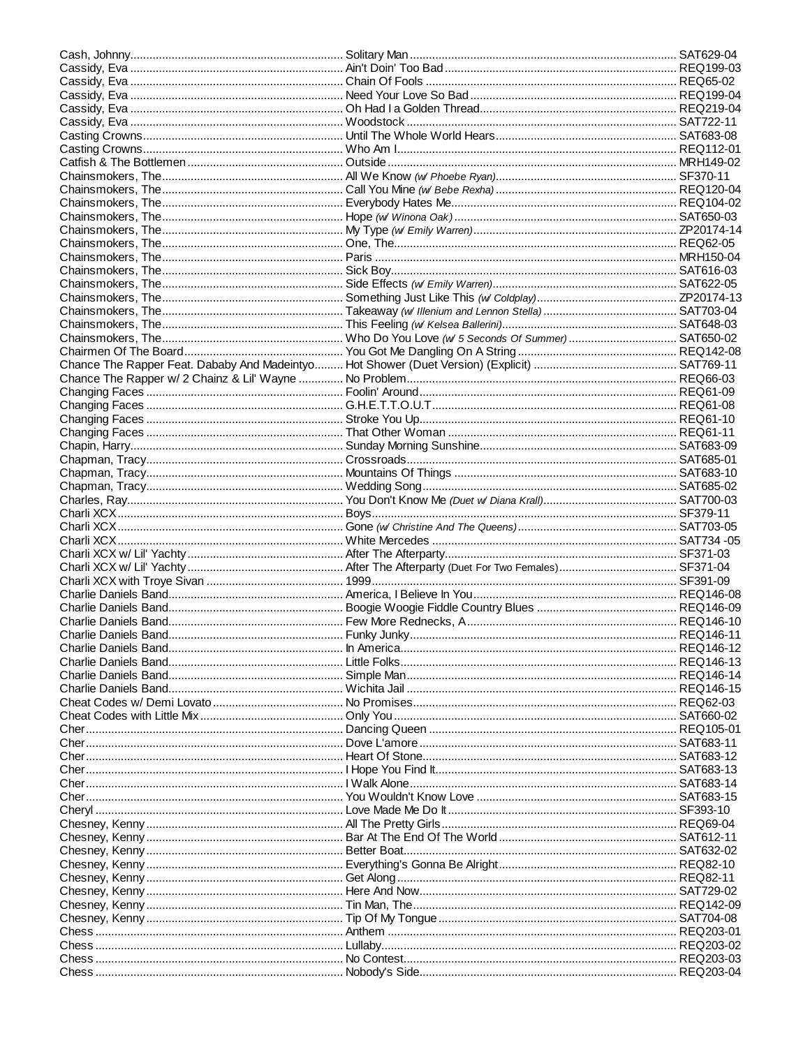| | | |
|---|---|---|
| Cash, Johnny | Solitary Man | SAT629-04 |
| Cassidy, Eva | Ain't Doin' Too Bad | REQ199-03 |
| Cassidy, Eva | Chain Of Fools | REQ65-02 |
| Cassidy, Eva | Need Your Love So Bad | REQ199-04 |
| Cassidy, Eva | Oh Had I a Golden Thread | REQ219-04 |
| Cassidy, Eva | Woodstock | SAT722-11 |
| Casting Crowns | Until The Whole World Hears | SAT683-08 |
| Casting Crowns | Who Am I | REQ112-01 |
| Catfish & The Bottlemen | Outside | MRH149-02 |
| Chainsmokers, The | All We Know *(w/ Phoebe Ryan)* | SF370-11 |
| Chainsmokers, The | Call You Mine *(w/ Bebe Rexha)* | REQ120-04 |
| Chainsmokers, The | Everybody Hates Me | REQ104-02 |
| Chainsmokers, The | Hope *(w/ Winona Oak)* | SAT650-03 |
| Chainsmokers, The | My Type *(w/ Emily Warren)* | ZP20174-14 |
| Chainsmokers, The | One, The | REQ62-05 |
| Chainsmokers, The | Paris | MRH150-04 |
| Chainsmokers, The | Sick Boy | SAT616-03 |
| Chainsmokers, The | Side Effects *(w/ Emily Warren)* | SAT622-05 |
| Chainsmokers, The | Something Just Like This *(w/ Coldplay)* | ZP20174-13 |
| Chainsmokers, The | Takeaway *(w/ Illenium and Lennon Stella)* | SAT703-04 |
| Chainsmokers, The | This Feeling *(w/ Kelsea Ballerini)* | SAT648-03 |
| Chainsmokers, The | Who Do You Love *(w/ 5 Seconds Of Summer)* | SAT650-02 |
| Chairmen Of The Board | You Got Me Dangling On A String | REQ142-08 |
| Chance The Rapper Feat. Dababy And Madeintyo | Hot Shower (Duet Version) (Explicit) | SAT769-11 |
| Chance The Rapper w/ 2 Chainz & Lil' Wayne | No Problem | REQ66-03 |
| Changing Faces | Foolin' Around | REQ61-09 |
| Changing Faces | G.H.E.T.T.O.U.T. | REQ61-08 |
| Changing Faces | Stroke You Up | REQ61-10 |
| Changing Faces | That Other Woman | REQ61-11 |
| Chapin, Harry | Sunday Morning Sunshine | SAT683-09 |
| Chapman, Tracy | Crossroads | SAT685-01 |
| Chapman, Tracy | Mountains Of Things | SAT683-10 |
| Chapman, Tracy | Wedding Song | SAT685-02 |
| Charles, Ray | You Don't Know Me *(Duet w/ Diana Krall)* | SAT700-03 |
| Charli XCX | Boys | SF379-11 |
| Charli XCX | Gone *(w/ Christine And The Queens)* | SAT703-05 |
| Charli XCX | White Mercedes | SAT734 -05 |
| Charli XCX w/ Lil' Yachty | After The Afterparty | SF371-03 |
| Charli XCX w/ Lil' Yachty | After The Afterparty (Duet For Two Females) | SF371-04 |
| Charli XCX with Troye Sivan | 1999 | SF391-09 |
| Charlie Daniels Band | America, I Believe In You | REQ146-08 |
| Charlie Daniels Band | Boogie Woogie Fiddle Country Blues | REQ146-09 |
| Charlie Daniels Band | Few More Rednecks, A | REQ146-10 |
| Charlie Daniels Band | Funky Junky | REQ146-11 |
| Charlie Daniels Band | In America | REQ146-12 |
| Charlie Daniels Band | Little Folks | REQ146-13 |
| Charlie Daniels Band | Simple Man | REQ146-14 |
| Charlie Daniels Band | Wichita Jail | REQ146-15 |
| Cheat Codes w/ Demi Lovato | No Promises | REQ62-03 |
| Cheat Codes with Little Mix | Only You | SAT660-02 |
| Cher | Dancing Queen | REQ105-01 |
| Cher | Dove L'amore | SAT683-11 |
| Cher | Heart Of Stone | SAT683-12 |
| Cher | I Hope You Find It | SAT683-13 |
| Cher | I Walk Alone | SAT683-14 |
| Cher | You Wouldn't Know Love | SAT683-15 |
| Cheryl | Love Made Me Do It | SF393-10 |
| Chesney, Kenny | All The Pretty Girls | REQ69-04 |
| Chesney, Kenny | Bar At The End Of The World | SAT612-11 |
| Chesney, Kenny | Better Boat | SAT632-02 |
| Chesney, Kenny | Everything's Gonna Be Alright | REQ82-10 |
| Chesney, Kenny | Get Along | REQ82-11 |
| Chesney, Kenny | Here And Now | SAT729-02 |
| Chesney, Kenny | Tin Man, The | REQ142-09 |
| Chesney, Kenny | Tip Of My Tongue | SAT704-08 |
| Chess | Anthem | REQ203-01 |
| Chess | Lullaby | REQ203-02 |
| Chess | No Contest | REQ203-03 |
| Chess | Nobody's Side | REQ203-04 |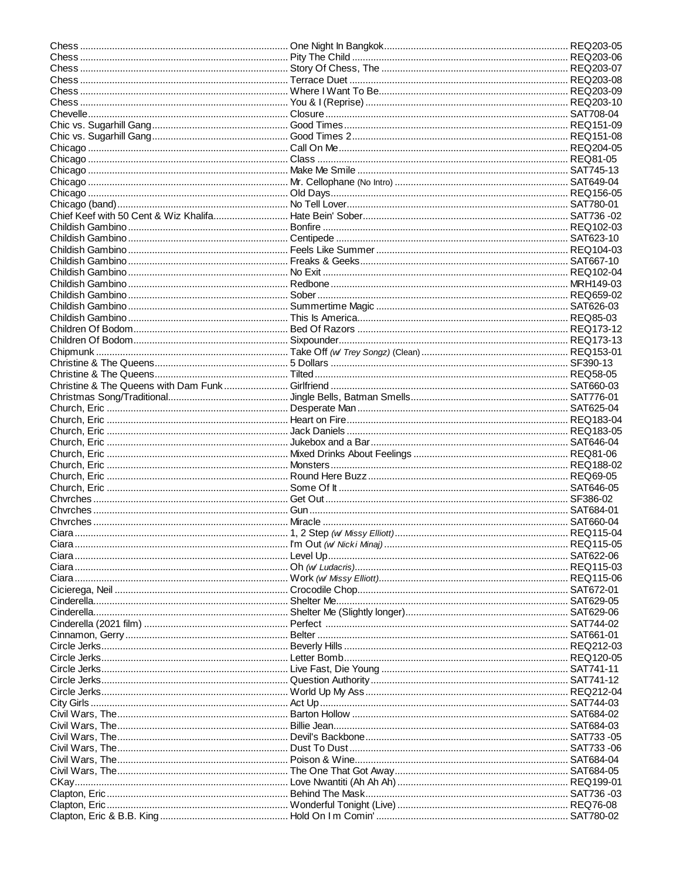| | | |
|---|---|---|
| Chess | One Night In Bangkok | REQ203-05 |
| Chess | Pity The Child | REQ203-06 |
| Chess | Story Of Chess, The | REQ203-07 |
| Chess | Terrace Duet | REQ203-08 |
| Chess | Where I Want To Be | REQ203-09 |
| Chess | You & I (Reprise) | REQ203-10 |
| Chevelle | Closure | SAT708-04 |
| Chic vs. Sugarhill Gang | Good Times | REQ151-09 |
| Chic vs. Sugarhill Gang | Good Times 2 | REQ151-08 |
| Chicago | Call On Me | REQ204-05 |
| Chicago | Class | REQ81-05 |
| Chicago | Make Me Smile | SAT745-13 |
| Chicago | Mr. Cellophane (No Intro) | SAT649-04 |
| Chicago | Old Days | REQ156-05 |
| Chicago (band) | No Tell Lover | SAT780-01 |
| Chief Keef with 50 Cent & Wiz Khalifa | Hate Bein' Sober | SAT736 -02 |
| Childish Gambino | Bonfire | REQ102-03 |
| Childish Gambino | Centipede | SAT623-10 |
| Childish Gambino | Feels Like Summer | REQ104-03 |
| Childish Gambino | Freaks & Geeks | SAT667-10 |
| Childish Gambino | No Exit | REQ102-04 |
| Childish Gambino | Redbone | MRH149-03 |
| Childish Gambino | Sober | REQ659-02 |
| Childish Gambino | Summertime Magic | SAT626-03 |
| Childish Gambino | This Is America | REQ85-03 |
| Children Of Bodom | Bed Of Razors | REQ173-12 |
| Children Of Bodom | Sixpounder | REQ173-13 |
| Chipmunk | Take Off *(w/ Trey Songz)* (Clean) | REQ153-01 |
| Christine & The Queens | 5 Dollars | SF390-13 |
| Christine & The Queens | Tilted | REQ58-05 |
| Christine & The Queens with Dam Funk | Girlfriend | SAT660-03 |
| Christmas Song/Traditional | Jingle Bells, Batman Smells | SAT776-01 |
| Church, Eric | Desperate Man | SAT625-04 |
| Church, Eric | Heart on Fire | REQ183-04 |
| Church, Eric | Jack Daniels | REQ183-05 |
| Church, Eric | Jukebox and a Bar | SAT646-04 |
| Church, Eric | Mixed Drinks About Feelings | REQ81-06 |
| Church, Eric | Monsters | REQ188-02 |
| Church, Eric | Round Here Buzz | REQ69-05 |
| Church, Eric | Some Of It | SAT646-05 |
| Chvrches | Get Out | SF386-02 |
| Chvrches | Gun | SAT684-01 |
| Chvrches | Miracle | SAT660-04 |
| Ciara | 1, 2 Step *(w/ Missy Elliott)* | REQ115-04 |
| Ciara | I'm Out *(w/ Nicki Minaj)* | REQ115-05 |
| Ciara | Level Up | SAT622-06 |
| Ciara | Oh *(w/ Ludacris)* | REQ115-03 |
| Ciara | Work *(w/ Missy Elliott)* | REQ115-06 |
| Cicierega, Neil | Crocodile Chop | SAT672-01 |
| Cinderella | Shelter Me | SAT629-05 |
| Cinderella | Shelter Me (Slightly longer) | SAT629-06 |
| Cinderella (2021 film) | Perfect | SAT744-02 |
| Cinnamon, Gerry | Belter | SAT661-01 |
| Circle Jerks | Beverly Hills | REQ212-03 |
| Circle Jerks | Letter Bomb | REQ120-05 |
| Circle Jerks | Live Fast, Die Young | SAT741-11 |
| Circle Jerks | Question Authority | SAT741-12 |
| Circle Jerks | World Up My Ass | REQ212-04 |
| City Girls | Act Up | SAT744-03 |
| Civil Wars, The | Barton Hollow | SAT684-02 |
| Civil Wars, The | Billie Jean | SAT684-03 |
| Civil Wars, The | Devil's Backbone | SAT733 -05 |
| Civil Wars, The | Dust To Dust | SAT733 -06 |
| Civil Wars, The | Poison & Wine | SAT684-04 |
| Civil Wars, The | The One That Got Away | SAT684-05 |
| CKay | Love Nwantiti (Ah Ah Ah) | REQ199-01 |
| Clapton, Eric | Behind The Mask | SAT736 -03 |
| Clapton, Eric | Wonderful Tonight (Live) | REQ76-08 |
| Clapton, Eric & B.B. King | Hold On I m Comin' | SAT780-02 |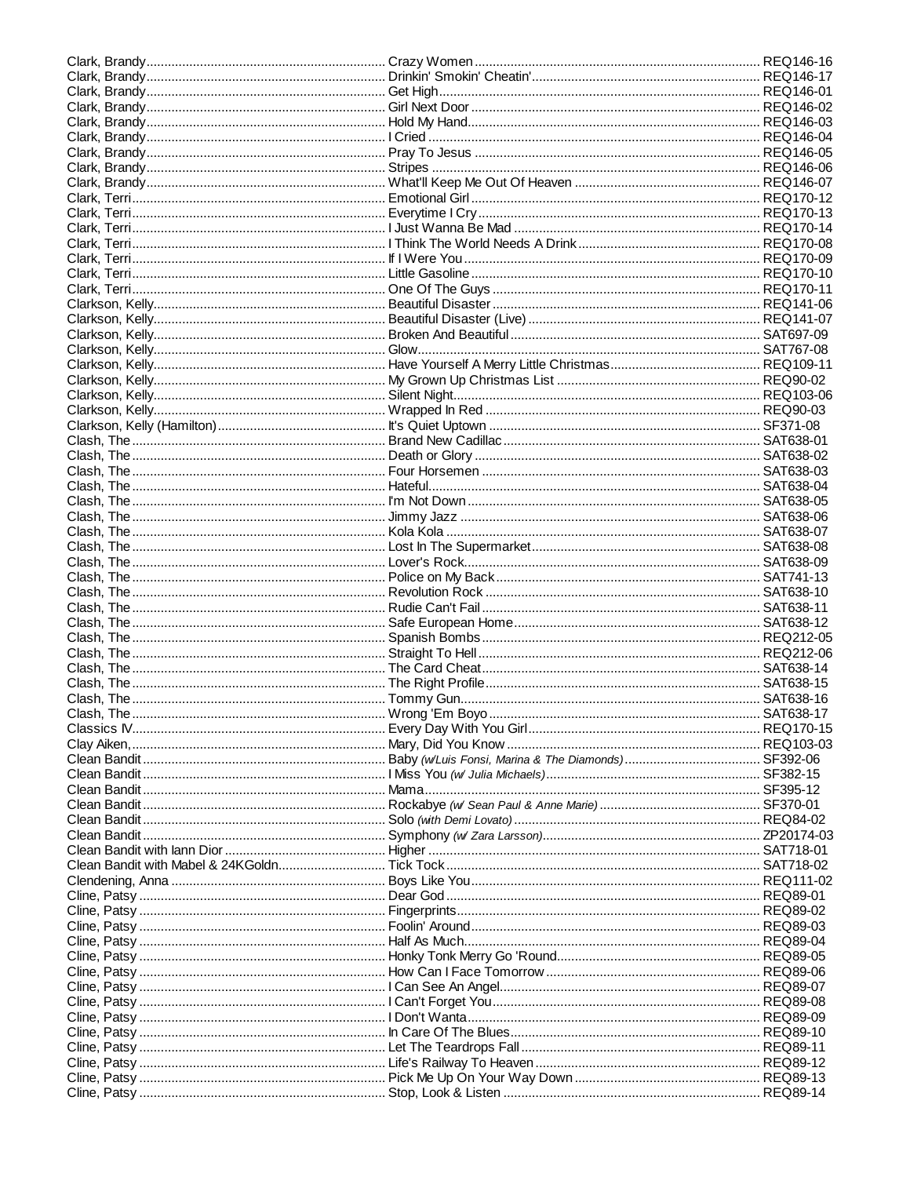| | | |
|---|---|---|
| Clark, Brandy | Crazy Women | REQ146-16 |
| Clark, Brandy | Drinkin' Smokin' Cheatin' | REQ146-17 |
| Clark, Brandy | Get High | REQ146-01 |
| Clark, Brandy | Girl Next Door | REQ146-02 |
| Clark, Brandy | Hold My Hand | REQ146-03 |
| Clark, Brandy | I Cried | REQ146-04 |
| Clark, Brandy | Pray To Jesus | REQ146-05 |
| Clark, Brandy | Stripes | REQ146-06 |
| Clark, Brandy | What'll Keep Me Out Of Heaven | REQ146-07 |
| Clark, Terri | Emotional Girl | REQ170-12 |
| Clark, Terri | Everytime I Cry | REQ170-13 |
| Clark, Terri | I Just Wanna Be Mad | REQ170-14 |
| Clark, Terri | I Think The World Needs A Drink | REQ170-08 |
| Clark, Terri | If I Were You | REQ170-09 |
| Clark, Terri | Little Gasoline | REQ170-10 |
| Clark, Terri | One Of The Guys | REQ170-11 |
| Clarkson, Kelly | Beautiful Disaster | REQ141-06 |
| Clarkson, Kelly | Beautiful Disaster (Live) | REQ141-07 |
| Clarkson, Kelly | Broken And Beautiful | SAT697-09 |
| Clarkson, Kelly | Glow | SAT767-08 |
| Clarkson, Kelly | Have Yourself A Merry Little Christmas | REQ109-11 |
| Clarkson, Kelly | My Grown Up Christmas List | REQ90-02 |
| Clarkson, Kelly | Silent Night | REQ103-06 |
| Clarkson, Kelly | Wrapped In Red | REQ90-03 |
| Clarkson, Kelly (Hamilton) | It's Quiet Uptown | SF371-08 |
| Clash, The | Brand New Cadillac | SAT638-01 |
| Clash, The | Death or Glory | SAT638-02 |
| Clash, The | Four Horsemen | SAT638-03 |
| Clash, The | Hateful | SAT638-04 |
| Clash, The | I'm Not Down | SAT638-05 |
| Clash, The | Jimmy Jazz | SAT638-06 |
| Clash, The | Kola Kola | SAT638-07 |
| Clash, The | Lost In The Supermarket | SAT638-08 |
| Clash, The | Lover's Rock | SAT638-09 |
| Clash, The | Police on My Back | SAT741-13 |
| Clash, The | Revolution Rock | SAT638-10 |
| Clash, The | Rudie Can't Fail | SAT638-11 |
| Clash, The | Safe European Home | SAT638-12 |
| Clash, The | Spanish Bombs | REQ212-05 |
| Clash, The | Straight To Hell | REQ212-06 |
| Clash, The | The Card Cheat | SAT638-14 |
| Clash, The | The Right Profile | SAT638-15 |
| Clash, The | Tommy Gun | SAT638-16 |
| Clash, The | Wrong 'Em Boyo | SAT638-17 |
| Classics IV | Every Day With You Girl | REQ170-15 |
| Clay Aiken, | Mary, Did You Know | REQ103-03 |
| Clean Bandit | Baby *(w/Luis Fonsi, Marina & The Diamonds)* | SF392-06 |
| Clean Bandit | I Miss You *(w/ Julia Michaels)* | SF382-15 |
| Clean Bandit | Mama | SF395-12 |
| Clean Bandit | Rockabye *(w/ Sean Paul & Anne Marie)* | SF370-01 |
| Clean Bandit | Solo *(with Demi Lovato)* | REQ84-02 |
| Clean Bandit | Symphony *(w/ Zara Larsson)* | ZP20174-03 |
| Clean Bandit with Iann Dior | Higher | SAT718-01 |
| Clean Bandit with Mabel & 24KGoldn | Tick Tock | SAT718-02 |
| Clendening, Anna | Boys Like You | REQ111-02 |
| Cline, Patsy | Dear God | REQ89-01 |
| Cline, Patsy | Fingerprints | REQ89-02 |
| Cline, Patsy | Foolin' Around | REQ89-03 |
| Cline, Patsy | Half As Much | REQ89-04 |
| Cline, Patsy | Honky Tonk Merry Go 'Round | REQ89-05 |
| Cline, Patsy | How Can I Face Tomorrow | REQ89-06 |
| Cline, Patsy | I Can See An Angel | REQ89-07 |
| Cline, Patsy | I Can't Forget You | REQ89-08 |
| Cline, Patsy | I Don't Wanta | REQ89-09 |
| Cline, Patsy | In Care Of The Blues | REQ89-10 |
| Cline, Patsy | Let The Teardrops Fall | REQ89-11 |
| Cline, Patsy | Life's Railway To Heaven | REQ89-12 |
| Cline, Patsy | Pick Me Up On Your Way Down | REQ89-13 |
| Cline, Patsy | Stop, Look & Listen | REQ89-14 |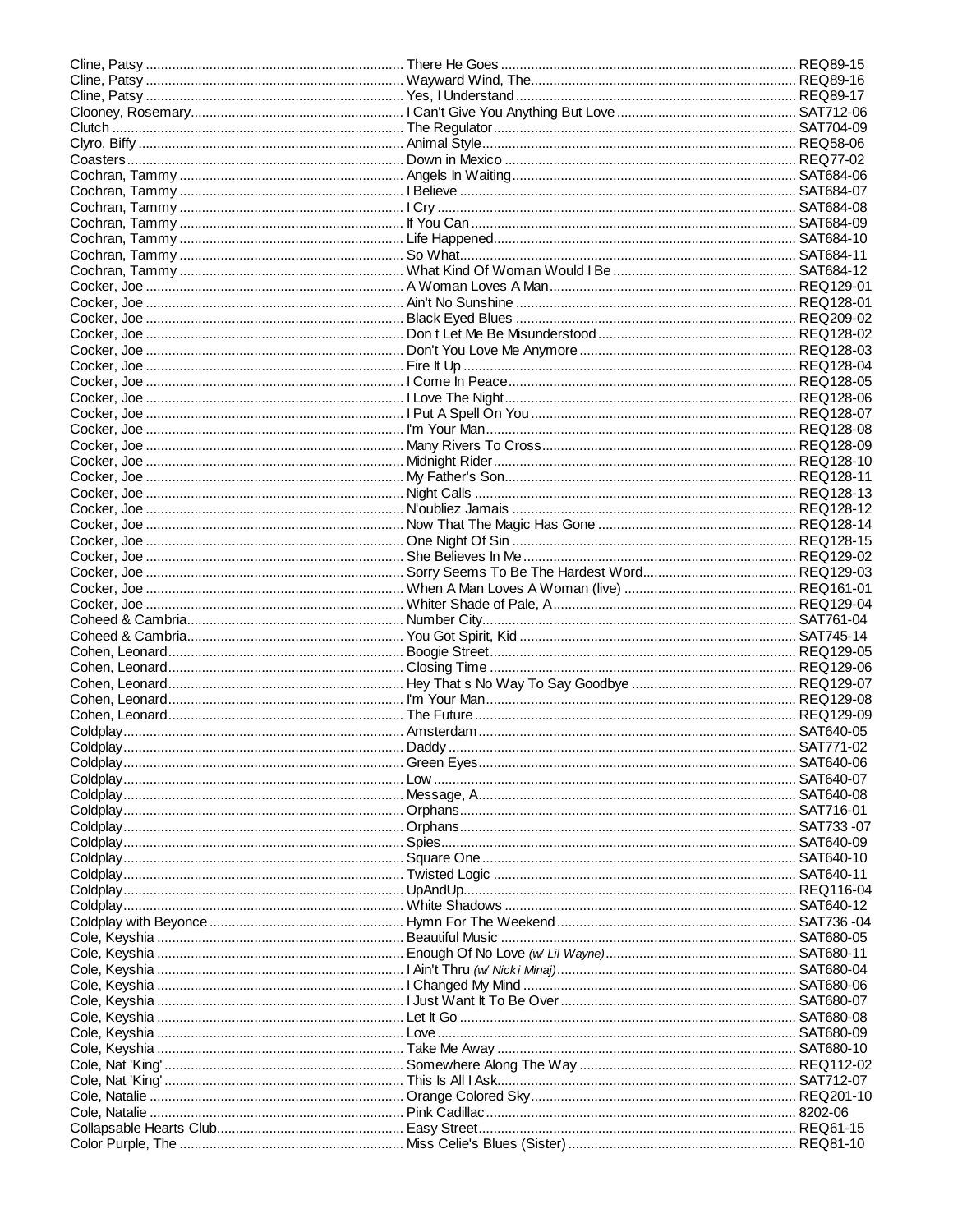| | | |
|---|---|---|
| Cline, Patsy | There He Goes | REQ89-15 |
| Cline, Patsy | Wayward Wind, The | REQ89-16 |
| Cline, Patsy | Yes, I Understand | REQ89-17 |
| Clooney, Rosemary | I Can't Give You Anything But Love | SAT712-06 |
| Clutch | The Regulator | SAT704-09 |
| Clyro, Biffy | Animal Style | REQ58-06 |
| Coasters | Down in Mexico | REQ77-02 |
| Cochran, Tammy | Angels In Waiting | SAT684-06 |
| Cochran, Tammy | I Believe | SAT684-07 |
| Cochran, Tammy | I Cry | SAT684-08 |
| Cochran, Tammy | If You Can | SAT684-09 |
| Cochran, Tammy | Life Happened | SAT684-10 |
| Cochran, Tammy | So What | SAT684-11 |
| Cochran, Tammy | What Kind Of Woman Would I Be | SAT684-12 |
| Cocker, Joe | A Woman Loves A Man | REQ129-01 |
| Cocker, Joe | Ain't No Sunshine | REQ128-01 |
| Cocker, Joe | Black Eyed Blues | REQ209-02 |
| Cocker, Joe | Don t Let Me Be Misunderstood | REQ128-02 |
| Cocker, Joe | Don't You Love Me Anymore | REQ128-03 |
| Cocker, Joe | Fire It Up | REQ128-04 |
| Cocker, Joe | I Come In Peace | REQ128-05 |
| Cocker, Joe | I Love The Night | REQ128-06 |
| Cocker, Joe | I Put A Spell On You | REQ128-07 |
| Cocker, Joe | I'm Your Man | REQ128-08 |
| Cocker, Joe | Many Rivers To Cross | REQ128-09 |
| Cocker, Joe | Midnight Rider | REQ128-10 |
| Cocker, Joe | My Father's Son | REQ128-11 |
| Cocker, Joe | Night Calls | REQ128-13 |
| Cocker, Joe | N'oubliez Jamais | REQ128-12 |
| Cocker, Joe | Now That The Magic Has Gone | REQ128-14 |
| Cocker, Joe | One Night Of Sin | REQ128-15 |
| Cocker, Joe | She Believes In Me | REQ129-02 |
| Cocker, Joe | Sorry Seems To Be The Hardest Word | REQ129-03 |
| Cocker, Joe | When A Man Loves A Woman (live) | REQ161-01 |
| Cocker, Joe | Whiter Shade of Pale, A | REQ129-04 |
| Coheed & Cambria | Number City | SAT761-04 |
| Coheed & Cambria | You Got Spirit, Kid | SAT745-14 |
| Cohen, Leonard | Boogie Street | REQ129-05 |
| Cohen, Leonard | Closing Time | REQ129-06 |
| Cohen, Leonard | Hey That s No Way To Say Goodbye | REQ129-07 |
| Cohen, Leonard | I'm Your Man | REQ129-08 |
| Cohen, Leonard | The Future | REQ129-09 |
| Coldplay | Amsterdam | SAT640-05 |
| Coldplay | Daddy | SAT771-02 |
| Coldplay | Green Eyes | SAT640-06 |
| Coldplay | Low | SAT640-07 |
| Coldplay | Message, A | SAT640-08 |
| Coldplay | Orphans | SAT716-01 |
| Coldplay | Orphans | SAT733 -07 |
| Coldplay | Spies | SAT640-09 |
| Coldplay | Square One | SAT640-10 |
| Coldplay | Twisted Logic | SAT640-11 |
| Coldplay | UpAndUp | REQ116-04 |
| Coldplay | White Shadows | SAT640-12 |
| Coldplay with Beyonce | Hymn For The Weekend | SAT736 -04 |
| Cole, Keyshia | Beautiful Music | SAT680-05 |
| Cole, Keyshia | Enough Of No Love *(w/ Lil Wayne)* | SAT680-11 |
| Cole, Keyshia | I Ain't Thru *(w/ Nicki Minaj)* | SAT680-04 |
| Cole, Keyshia | I Changed My Mind | SAT680-06 |
| Cole, Keyshia | I Just Want It To Be Over | SAT680-07 |
| Cole, Keyshia | Let It Go | SAT680-08 |
| Cole, Keyshia | Love | SAT680-09 |
| Cole, Keyshia | Take Me Away | SAT680-10 |
| Cole, Nat 'King' | Somewhere Along The Way | REQ112-02 |
| Cole, Nat 'King' | This Is All I Ask | SAT712-07 |
| Cole, Natalie | Orange Colored Sky | REQ201-10 |
| Cole, Natalie | Pink Cadillac | 8202-06 |
| Collapsable Hearts Club | Easy Street | REQ61-15 |
| Color Purple, The | Miss Celie's Blues (Sister) | REQ81-10 |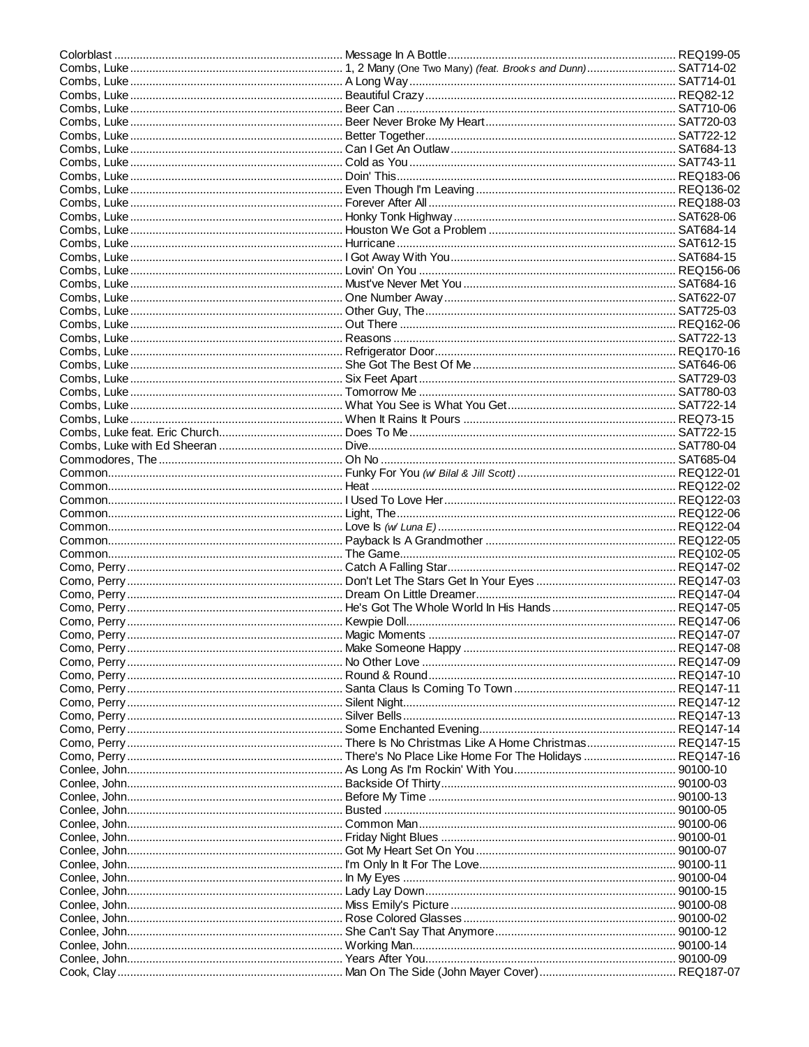| | | |
|---|---|---|
| Colorblast | Message In A Bottle | REQ199-05 |
| Combs, Luke | 1, 2 Many (One Two Many) *(feat. Brooks and Dunn)* | SAT714-02 |
| Combs, Luke | A Long Way | SAT714-01 |
| Combs, Luke | Beautiful Crazy | REQ82-12 |
| Combs, Luke | Beer Can | SAT710-06 |
| Combs, Luke | Beer Never Broke My Heart | SAT720-03 |
| Combs, Luke | Better Together | SAT722-12 |
| Combs, Luke | Can I Get An Outlaw | SAT684-13 |
| Combs, Luke | Cold as You | SAT743-11 |
| Combs, Luke | Doin' This | REQ183-06 |
| Combs, Luke | Even Though I'm Leaving | REQ136-02 |
| Combs, Luke | Forever After All | REQ188-03 |
| Combs, Luke | Honky Tonk Highway | SAT628-06 |
| Combs, Luke | Houston We Got a Problem | SAT684-14 |
| Combs, Luke | Hurricane | SAT612-15 |
| Combs, Luke | I Got Away With You | SAT684-15 |
| Combs, Luke | Lovin' On You | REQ156-06 |
| Combs, Luke | Must've Never Met You | SAT684-16 |
| Combs, Luke | One Number Away | SAT622-07 |
| Combs, Luke | Other Guy, The | SAT725-03 |
| Combs, Luke | Out There | REQ162-06 |
| Combs, Luke | Reasons | SAT722-13 |
| Combs, Luke | Refrigerator Door | REQ170-16 |
| Combs, Luke | She Got The Best Of Me | SAT646-06 |
| Combs, Luke | Six Feet Apart | SAT729-03 |
| Combs, Luke | Tomorrow Me | SAT780-03 |
| Combs, Luke | What You See is What You Get | SAT722-14 |
| Combs, Luke | When It Rains It Pours | REQ73-15 |
| Combs, Luke feat. Eric Church | Does To Me | SAT722-15 |
| Combs, Luke with Ed Sheeran | Dive | SAT780-04 |
| Commodores, The | Oh No | SAT685-04 |
| Common | Funky For You *(w/ Bilal & Jill Scott)* | REQ122-01 |
| Common | Heat | REQ122-02 |
| Common | I Used To Love Her | REQ122-03 |
| Common | Light, The | REQ122-06 |
| Common | Love Is *(w/ Luna E)* | REQ122-04 |
| Common | Payback Is A Grandmother | REQ122-05 |
| Common | The Game | REQ102-05 |
| Como, Perry | Catch A Falling Star | REQ147-02 |
| Como, Perry | Don't Let The Stars Get In Your Eyes | REQ147-03 |
| Como, Perry | Dream On Little Dreamer | REQ147-04 |
| Como, Perry | He's Got The Whole World In His Hands | REQ147-05 |
| Como, Perry | Kewpie Doll | REQ147-06 |
| Como, Perry | Magic Moments | REQ147-07 |
| Como, Perry | Make Someone Happy | REQ147-08 |
| Como, Perry | No Other Love | REQ147-09 |
| Como, Perry | Round & Round | REQ147-10 |
| Como, Perry | Santa Claus Is Coming To Town | REQ147-11 |
| Como, Perry | Silent Night | REQ147-12 |
| Como, Perry | Silver Bells | REQ147-13 |
| Como, Perry | Some Enchanted Evening | REQ147-14 |
| Como, Perry | There Is No Christmas Like A Home Christmas | REQ147-15 |
| Como, Perry | There's No Place Like Home For The Holidays | REQ147-16 |
| Conlee, John | As Long As I'm Rockin' With You | 90100-10 |
| Conlee, John | Backside Of Thirty | 90100-03 |
| Conlee, John | Before My Time | 90100-13 |
| Conlee, John | Busted | 90100-05 |
| Conlee, John | Common Man | 90100-06 |
| Conlee, John | Friday Night Blues | 90100-01 |
| Conlee, John | Got My Heart Set On You | 90100-07 |
| Conlee, John | I'm Only In It For The Love | 90100-11 |
| Conlee, John | In My Eyes | 90100-04 |
| Conlee, John | Lady Lay Down | 90100-15 |
| Conlee, John | Miss Emily's Picture | 90100-08 |
| Conlee, John | Rose Colored Glasses | 90100-02 |
| Conlee, John | She Can't Say That Anymore | 90100-12 |
| Conlee, John | Working Man | 90100-14 |
| Conlee, John | Years After You | 90100-09 |
| Cook, Clay | Man On The Side (John Mayer Cover) | REQ187-07 |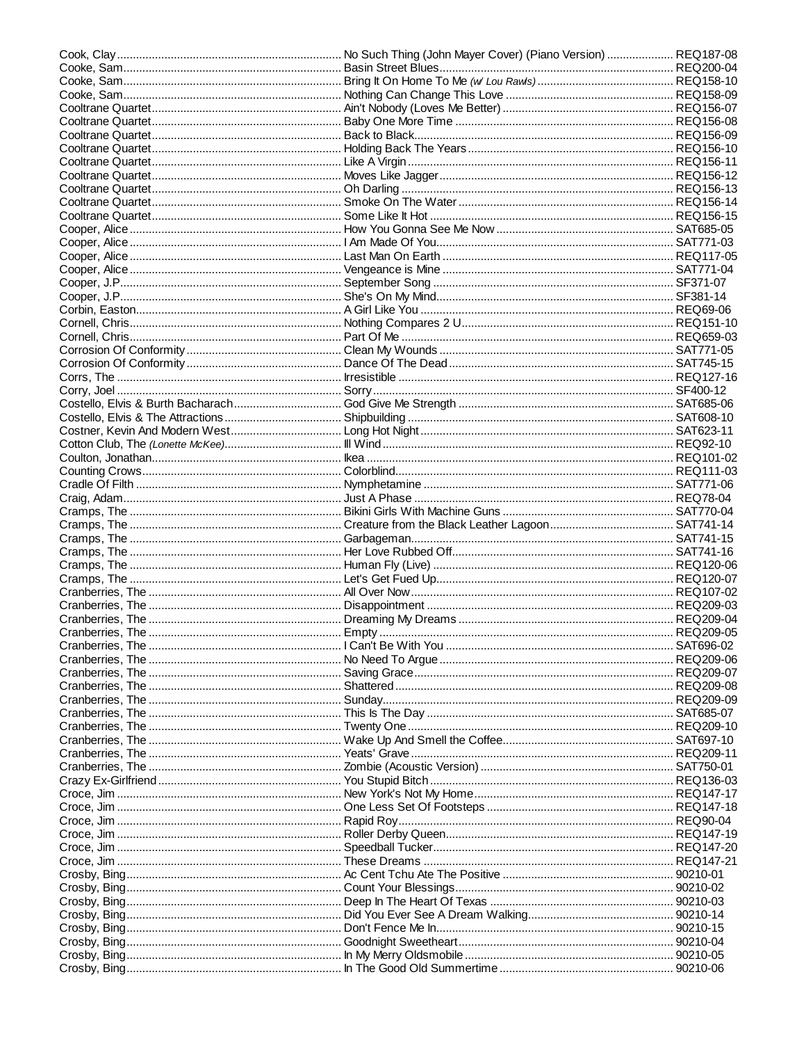| | | |
|---|---|---|
| Cook, Clay | No Such Thing (John Mayer Cover) (Piano Version) | REQ187-08 |
| Cooke, Sam | Basin Street Blues | REQ200-04 |
| Cooke, Sam | Bring It On Home To Me *(w/ Lou Rawls)* | REQ158-10 |
| Cooke, Sam | Nothing Can Change This Love | REQ158-09 |
| Cooltrane Quartet | Ain't Nobody (Loves Me Better) | REQ156-07 |
| Cooltrane Quartet | Baby One More Time | REQ156-08 |
| Cooltrane Quartet | Back to Black | REQ156-09 |
| Cooltrane Quartet | Holding Back The Years | REQ156-10 |
| Cooltrane Quartet | Like A Virgin | REQ156-11 |
| Cooltrane Quartet | Moves Like Jagger | REQ156-12 |
| Cooltrane Quartet | Oh Darling | REQ156-13 |
| Cooltrane Quartet | Smoke On The Water | REQ156-14 |
| Cooltrane Quartet | Some Like It Hot | REQ156-15 |
| Cooper, Alice | How You Gonna See Me Now | SAT685-05 |
| Cooper, Alice | I Am Made Of You | SAT771-03 |
| Cooper, Alice | Last Man On Earth | REQ117-05 |
| Cooper, Alice | Vengeance is Mine | SAT771-04 |
| Cooper, J.P. | September Song | SF371-07 |
| Cooper, J.P. | She's On My Mind | SF381-14 |
| Corbin, Easton | A Girl Like You | REQ69-06 |
| Cornell, Chris | Nothing Compares 2 U | REQ151-10 |
| Cornell, Chris | Part Of Me | REQ659-03 |
| Corrosion Of Conformity | Clean My Wounds | SAT771-05 |
| Corrosion Of Conformity | Dance Of The Dead | SAT745-15 |
| Corrs, The | Irresistible | REQ127-16 |
| Corry, Joel | Sorry | SF400-12 |
| Costello, Elvis & Burth Bacharach | God Give Me Strength | SAT685-06 |
| Costello, Elvis & The Attractions | Shipbuilding | SAT608-10 |
| Costner, Kevin And Modern West | Long Hot Night | SAT623-11 |
| Cotton Club, The *(Lonette McKee)* | Ill Wind | REQ92-10 |
| Coulton, Jonathan | Ikea | REQ101-02 |
| Counting Crows | Colorblind | REQ111-03 |
| Cradle Of Filth | Nymphetamine | SAT771-06 |
| Craig, Adam | Just A Phase | REQ78-04 |
| Cramps, The | Bikini Girls With Machine Guns | SAT770-04 |
| Cramps, The | Creature from the Black Leather Lagoon | SAT741-14 |
| Cramps, The | Garbageman | SAT741-15 |
| Cramps, The | Her Love Rubbed Off | SAT741-16 |
| Cramps, The | Human Fly (Live) | REQ120-06 |
| Cramps, The | Let's Get Fued Up | REQ120-07 |
| Cranberries, The | All Over Now | REQ107-02 |
| Cranberries, The | Disappointment | REQ209-03 |
| Cranberries, The | Dreaming My Dreams | REQ209-04 |
| Cranberries, The | Empty | REQ209-05 |
| Cranberries, The | I Can't Be With You | SAT696-02 |
| Cranberries, The | No Need To Argue | REQ209-06 |
| Cranberries, The | Saving Grace | REQ209-07 |
| Cranberries, The | Shattered | REQ209-08 |
| Cranberries, The | Sunday | REQ209-09 |
| Cranberries, The | This Is The Day | SAT685-07 |
| Cranberries, The | Twenty One | REQ209-10 |
| Cranberries, The | Wake Up And Smell the Coffee | SAT697-10 |
| Cranberries, The | Yeats' Grave | REQ209-11 |
| Cranberries, The | Zombie (Acoustic Version) | SAT750-01 |
| Crazy Ex-Girlfriend | You Stupid Bitch | REQ136-03 |
| Croce, Jim | New York's Not My Home | REQ147-17 |
| Croce, Jim | One Less Set Of Footsteps | REQ147-18 |
| Croce, Jim | Rapid Roy | REQ90-04 |
| Croce, Jim | Roller Derby Queen | REQ147-19 |
| Croce, Jim | Speedball Tucker | REQ147-20 |
| Croce, Jim | These Dreams | REQ147-21 |
| Crosby, Bing | Ac Cent Tchu Ate The Positive | 90210-01 |
| Crosby, Bing | Count Your Blessings | 90210-02 |
| Crosby, Bing | Deep In The Heart Of Texas | 90210-03 |
| Crosby, Bing | Did You Ever See A Dream Walking | 90210-14 |
| Crosby, Bing | Don't Fence Me In | 90210-15 |
| Crosby, Bing | Goodnight Sweetheart | 90210-04 |
| Crosby, Bing | In My Merry Oldsmobile | 90210-05 |
| Crosby, Bing | In The Good Old Summertime | 90210-06 |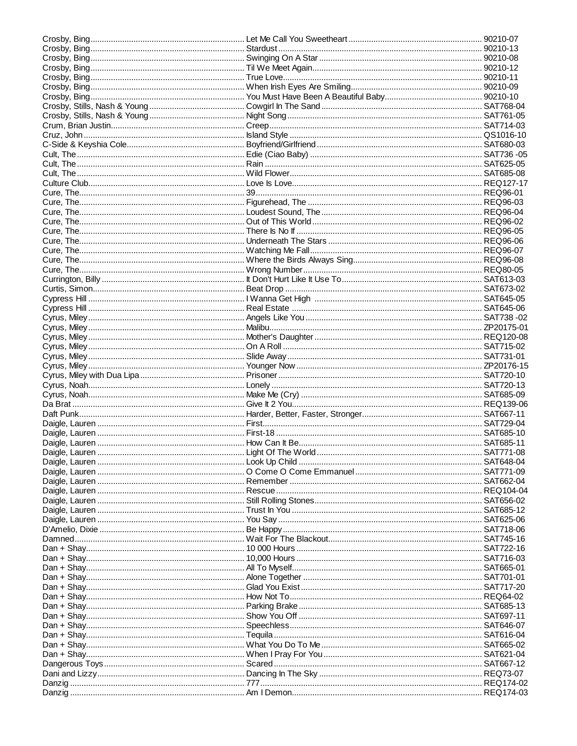| | | |
|---|---|---|
| Crosby, Bing | Let Me Call You Sweetheart | 90210-07 |
| Crosby, Bing | Stardust | 90210-13 |
| Crosby, Bing | Swinging On A Star | 90210-08 |
| Crosby, Bing | Til We Meet Again | 90210-12 |
| Crosby, Bing | True Love | 90210-11 |
| Crosby, Bing | When Irish Eyes Are Smiling | 90210-09 |
| Crosby, Bing | You Must Have Been A Beautiful Baby | 90210-10 |
| Crosby, Stills, Nash & Young | Cowgirl In The Sand | SAT768-04 |
| Crosby, Stills, Nash & Young | Night Song | SAT761-05 |
| Crum, Brian Justin | Creep | SAT714-03 |
| Cruz, John | Island Style | QS1016-10 |
| C-Side & Keyshia Cole | Boyfriend/Girlfriend | SAT680-03 |
| Cult, The | Edie (Ciao Baby) | SAT736 -05 |
| Cult, The | Rain | SAT625-05 |
| Cult, The | Wild Flower | SAT685-08 |
| Culture Club | Love Is Love | REQ127-17 |
| Cure, The | 39 | REQ96-01 |
| Cure, The | Figurehead, The | REQ96-03 |
| Cure, The | Loudest Sound, The | REQ96-04 |
| Cure, The | Out of This World | REQ96-02 |
| Cure, The | There Is No If | REQ96-05 |
| Cure, The | Underneath The Stars | REQ96-06 |
| Cure, The | Watching Me Fall | REQ96-07 |
| Cure, The | Where the Birds Always Sing | REQ96-08 |
| Cure, The | Wrong Number | REQ80-05 |
| Currington, Billy | It Don't Hurt Like It Use To | SAT613-03 |
| Curtis, Simon | Beat Drop | SAT673-02 |
| Cypress Hill | I Wanna Get High | SAT645-05 |
| Cypress Hill | Real Estate | SAT645-06 |
| Cyrus, Miley | Angels Like You | SAT738 -02 |
| Cyrus, Miley | Malibu | ZP20175-01 |
| Cyrus, Miley | Mother's Daughter | REQ120-08 |
| Cyrus, Miley | On A Roll | SAT715-02 |
| Cyrus, Miley | Slide Away | SAT731-01 |
| Cyrus, Miley | Younger Now | ZP20176-15 |
| Cyrus, Miley with Dua Lipa | Prisoner | SAT720-10 |
| Cyrus, Noah | Lonely | SAT720-13 |
| Cyrus, Noah | Make Me (Cry) | SAT685-09 |
| Da Brat | Give It 2 You | REQ139-06 |
| Daft Punk | Harder, Better, Faster, Stronger | SAT667-11 |
| Daigle, Lauren | First | SAT729-04 |
| Daigle, Lauren | First-18 | SAT685-10 |
| Daigle, Lauren | How Can It Be | SAT685-11 |
| Daigle, Lauren | Light Of The World | SAT771-08 |
| Daigle, Lauren | Look Up Child | SAT648-04 |
| Daigle, Lauren | O Come O Come Emmanuel | SAT771-09 |
| Daigle, Lauren | Remember | SAT662-04 |
| Daigle, Lauren | Rescue | REQ104-04 |
| Daigle, Lauren | Still Rolling Stones | SAT656-02 |
| Daigle, Lauren | Trust In You | SAT685-12 |
| Daigle, Lauren | You Say | SAT625-06 |
| D'Amelio, Dixie | Be Happy | SAT718-06 |
| Damned | Wait For The Blackout | SAT745-16 |
| Dan + Shay | 10 000 Hours | SAT722-16 |
| Dan + Shay | 10,000 Hours | SAT716-03 |
| Dan + Shay | All To Myself | SAT665-01 |
| Dan + Shay | Alone Together | SAT701-01 |
| Dan + Shay | Glad You Exist | SAT717-20 |
| Dan + Shay | How Not To | REQ64-02 |
| Dan + Shay | Parking Brake | SAT685-13 |
| Dan + Shay | Show You Off | SAT697-11 |
| Dan + Shay | Speechless | SAT646-07 |
| Dan + Shay | Tequila | SAT616-04 |
| Dan + Shay | What You Do To Me | SAT665-02 |
| Dan + Shay | When I Pray For You | SAT621-04 |
| Dangerous Toys | Scared | SAT667-12 |
| Dani and Lizzy | Dancing In The Sky | REQ73-07 |
| Danzig | 777 | REQ174-02 |
| Danzig | Am I Demon | REQ174-03 |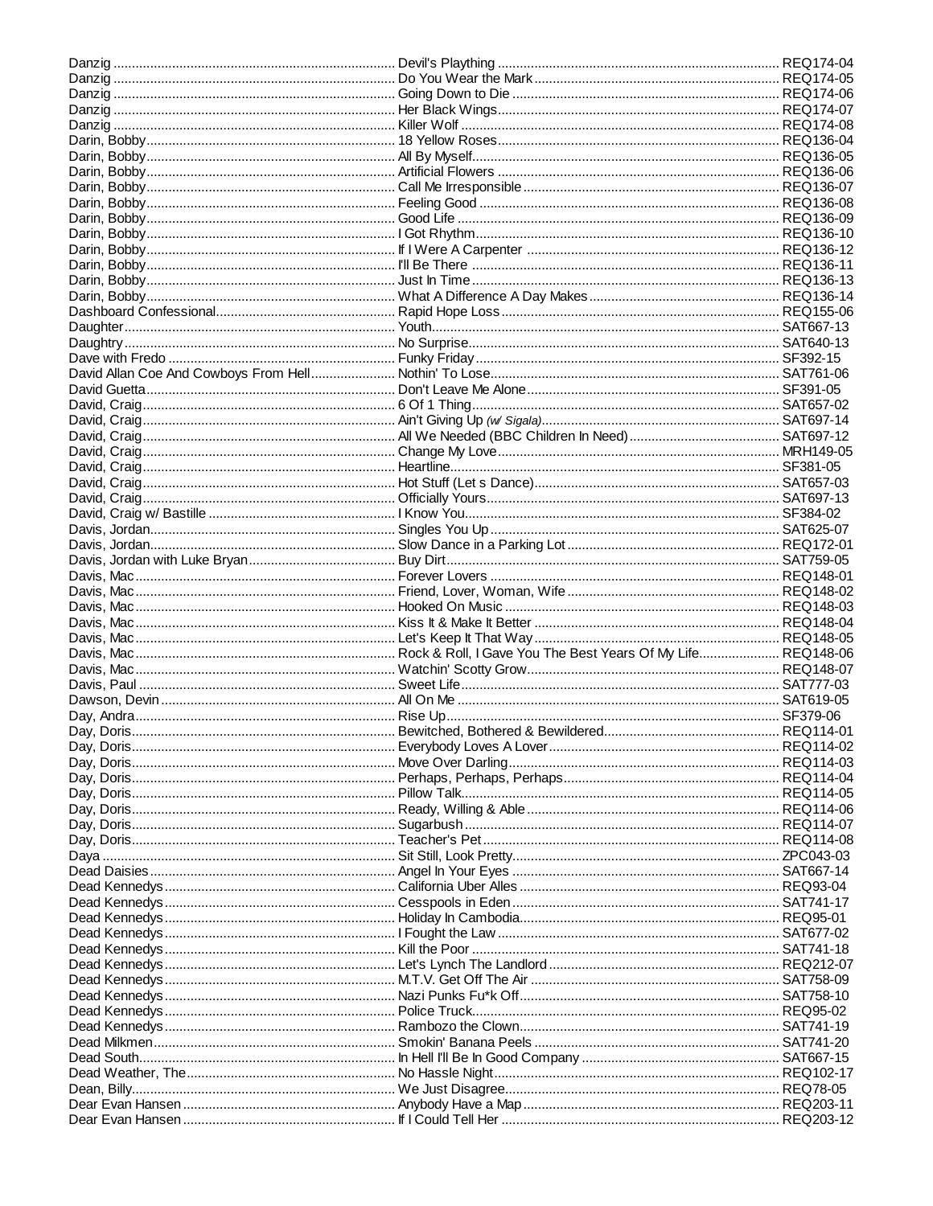| | | |
|---|---|---|
| Danzig | Devil's Plaything | REQ174-04 |
| Danzig | Do You Wear the Mark | REQ174-05 |
| Danzig | Going Down to Die | REQ174-06 |
| Danzig | Her Black Wings | REQ174-07 |
| Danzig | Killer Wolf | REQ174-08 |
| Darin, Bobby | 18 Yellow Roses | REQ136-04 |
| Darin, Bobby | All By Myself | REQ136-05 |
| Darin, Bobby | Artificial Flowers | REQ136-06 |
| Darin, Bobby | Call Me Irresponsible | REQ136-07 |
| Darin, Bobby | Feeling Good | REQ136-08 |
| Darin, Bobby | Good Life | REQ136-09 |
| Darin, Bobby | I Got Rhythm | REQ136-10 |
| Darin, Bobby | If I Were A Carpenter | REQ136-12 |
| Darin, Bobby | I'll Be There | REQ136-11 |
| Darin, Bobby | Just In Time | REQ136-13 |
| Darin, Bobby | What A Difference A Day Makes | REQ136-14 |
| Dashboard Confessional | Rapid Hope Loss | REQ155-06 |
| Daughter | Youth | SAT667-13 |
| Daughtry | No Surprise | SAT640-13 |
| Dave with Fredo | Funky Friday | SF392-15 |
| David Allan Coe And Cowboys From Hell | Nothin' To Lose | SAT761-06 |
| David Guetta | Don't Leave Me Alone | SF391-05 |
| David, Craig | 6 Of 1 Thing | SAT657-02 |
| David, Craig | Ain't Giving Up *(w/ Sigala)* | SAT697-14 |
| David, Craig | All We Needed (BBC Children In Need) | SAT697-12 |
| David, Craig | Change My Love | MRH149-05 |
| David, Craig | Heartline | SF381-05 |
| David, Craig | Hot Stuff (Let s Dance) | SAT657-03 |
| David, Craig | Officially Yours | SAT697-13 |
| David, Craig w/ Bastille | I Know You | SF384-02 |
| Davis, Jordan | Singles You Up | SAT625-07 |
| Davis, Jordan | Slow Dance in a Parking Lot | REQ172-01 |
| Davis, Jordan with Luke Bryan | Buy Dirt | SAT759-05 |
| Davis, Mac | Forever Lovers | REQ148-01 |
| Davis, Mac | Friend, Lover, Woman, Wife | REQ148-02 |
| Davis, Mac | Hooked On Music | REQ148-03 |
| Davis, Mac | Kiss It & Make It Better | REQ148-04 |
| Davis, Mac | Let's Keep It That Way | REQ148-05 |
| Davis, Mac | Rock & Roll, I Gave You The Best Years Of My Life | REQ148-06 |
| Davis, Mac | Watchin' Scotty Grow | REQ148-07 |
| Davis, Paul | Sweet Life | SAT777-03 |
| Dawson, Devin | All On Me | SAT619-05 |
| Day, Andra | Rise Up | SF379-06 |
| Day, Doris | Bewitched, Bothered & Bewildered | REQ114-01 |
| Day, Doris | Everybody Loves A Lover | REQ114-02 |
| Day, Doris | Move Over Darling | REQ114-03 |
| Day, Doris | Perhaps, Perhaps, Perhaps | REQ114-04 |
| Day, Doris | Pillow Talk | REQ114-05 |
| Day, Doris | Ready, Willing & Able | REQ114-06 |
| Day, Doris | Sugarbush | REQ114-07 |
| Day, Doris | Teacher's Pet | REQ114-08 |
| Daya | Sit Still, Look Pretty | ZPC043-03 |
| Dead Daisies | Angel In Your Eyes | SAT667-14 |
| Dead Kennedys | California Uber Alles | REQ93-04 |
| Dead Kennedys | Cesspools in Eden | SAT741-17 |
| Dead Kennedys | Holiday In Cambodia | REQ95-01 |
| Dead Kennedys | I Fought the Law | SAT677-02 |
| Dead Kennedys | Kill the Poor | SAT741-18 |
| Dead Kennedys | Let's Lynch The Landlord | REQ212-07 |
| Dead Kennedys | M.T.V. Get Off The Air | SAT758-09 |
| Dead Kennedys | Nazi Punks Fu*k Off | SAT758-10 |
| Dead Kennedys | Police Truck | REQ95-02 |
| Dead Kennedys | Rambozo the Clown | SAT741-19 |
| Dead Milkmen | Smokin' Banana Peels | SAT741-20 |
| Dead South | In Hell I'll Be In Good Company | SAT667-15 |
| Dead Weather, The | No Hassle Night | REQ102-17 |
| Dean, Billy | We Just Disagree | REQ78-05 |
| Dear Evan Hansen | Anybody Have a Map | REQ203-11 |
| Dear Evan Hansen | If I Could Tell Her | REQ203-12 |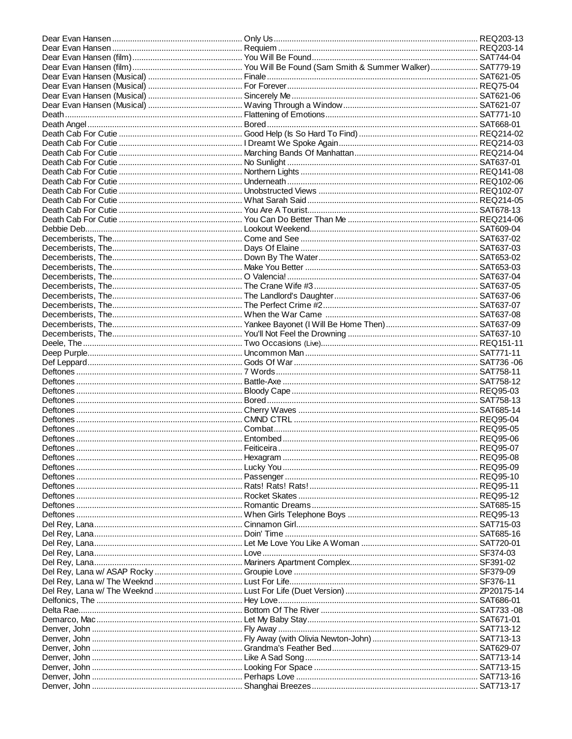| | | |
|---|---|---|
| Dear Evan Hansen | Only Us | REQ203-13 |
| Dear Evan Hansen | Requiem | REQ203-14 |
| Dear Evan Hansen (film) | You Will Be Found | SAT744-04 |
| Dear Evan Hansen (film) | You Will Be Found (Sam Smith & Summer Walker) | SAT779-19 |
| Dear Evan Hansen (Musical) | Finale | SAT621-05 |
| Dear Evan Hansen (Musical) | For Forever | REQ75-04 |
| Dear Evan Hansen (Musical) | Sincerely Me | SAT621-06 |
| Dear Evan Hansen (Musical) | Waving Through a Window | SAT621-07 |
| Death | Flattening of Emotions | SAT771-10 |
| Death Angel | Bored | SAT668-01 |
| Death Cab For Cutie | Good Help (Is So Hard To Find) | REQ214-02 |
| Death Cab For Cutie | I Dreamt We Spoke Again | REQ214-03 |
| Death Cab For Cutie | Marching Bands Of Manhattan | REQ214-04 |
| Death Cab For Cutie | No Sunlight | SAT637-01 |
| Death Cab For Cutie | Northern Lights | REQ141-08 |
| Death Cab For Cutie | Underneath | REQ102-06 |
| Death Cab For Cutie | Unobstructed Views | REQ102-07 |
| Death Cab For Cutie | What Sarah Said | REQ214-05 |
| Death Cab For Cutie | You Are A Tourist | SAT678-13 |
| Death Cab For Cutie | You Can Do Better Than Me | REQ214-06 |
| Debbie Deb | Lookout Weekend | SAT609-04 |
| Decemberists, The | Come and See | SAT637-02 |
| Decemberists, The | Days Of Elaine | SAT637-03 |
| Decemberists, The | Down By The Water | SAT653-02 |
| Decemberists, The | Make You Better | SAT653-03 |
| Decemberists, The | O Valencia! | SAT637-04 |
| Decemberists, The | The Crane Wife #3 | SAT637-05 |
| Decemberists, The | The Landlord's Daughter | SAT637-06 |
| Decemberists, The | The Perfect Crime #2 | SAT637-07 |
| Decemberists, The | When the War Came | SAT637-08 |
| Decemberists, The | Yankee Bayonet (I Will Be Home Then) | SAT637-09 |
| Decemberists, The | You'll Not Feel the Drowning | SAT637-10 |
| Deele, The | Two Occasions (Live) | REQ151-11 |
| Deep Purple | Uncommon Man | SAT771-11 |
| Def Leppard | Gods Of War | SAT736 -06 |
| Deftones | 7 Words | SAT758-11 |
| Deftones | Battle-Axe | SAT758-12 |
| Deftones | Bloody Cape | REQ95-03 |
| Deftones | Bored | SAT758-13 |
| Deftones | Cherry Waves | SAT685-14 |
| Deftones | CMND CTRL | REQ95-04 |
| Deftones | Combat | REQ95-05 |
| Deftones | Entombed | REQ95-06 |
| Deftones | Feiticeira | REQ95-07 |
| Deftones | Hexagram | REQ95-08 |
| Deftones | Lucky You | REQ95-09 |
| Deftones | Passenger | REQ95-10 |
| Deftones | Rats! Rats! Rats! | REQ95-11 |
| Deftones | Rocket Skates | REQ95-12 |
| Deftones | Romantic Dreams | SAT685-15 |
| Deftones | When Girls Telephone Boys | REQ95-13 |
| Del Rey, Lana | Cinnamon Girl | SAT715-03 |
| Del Rey, Lana | Doin' Time | SAT685-16 |
| Del Rey, Lana | Let Me Love You Like A Woman | SAT720-01 |
| Del Rey, Lana | Love | SF374-03 |
| Del Rey, Lana | Mariners Apartment Complex | SF391-02 |
| Del Rey, Lana w/ ASAP Rocky | Groupie Love | SF379-09 |
| Del Rey, Lana w/ The Weeknd | Lust For Life | SF376-11 |
| Del Rey, Lana w/ The Weeknd | Lust For Life (Duet Version) | ZP20175-14 |
| Delfonics, The | Hey Love | SAT686-01 |
| Delta Rae | Bottom Of The River | SAT733 -08 |
| Demarco, Mac | Let My Baby Stay | SAT671-01 |
| Denver, John | Fly Away | SAT713-12 |
| Denver, John | Fly Away (with Olivia Newton-John) | SAT713-13 |
| Denver, John | Grandma's Feather Bed | SAT629-07 |
| Denver, John | Like A Sad Song | SAT713-14 |
| Denver, John | Looking For Space | SAT713-15 |
| Denver, John | Perhaps Love | SAT713-16 |
| Denver, John | Shanghai Breezes | SAT713-17 |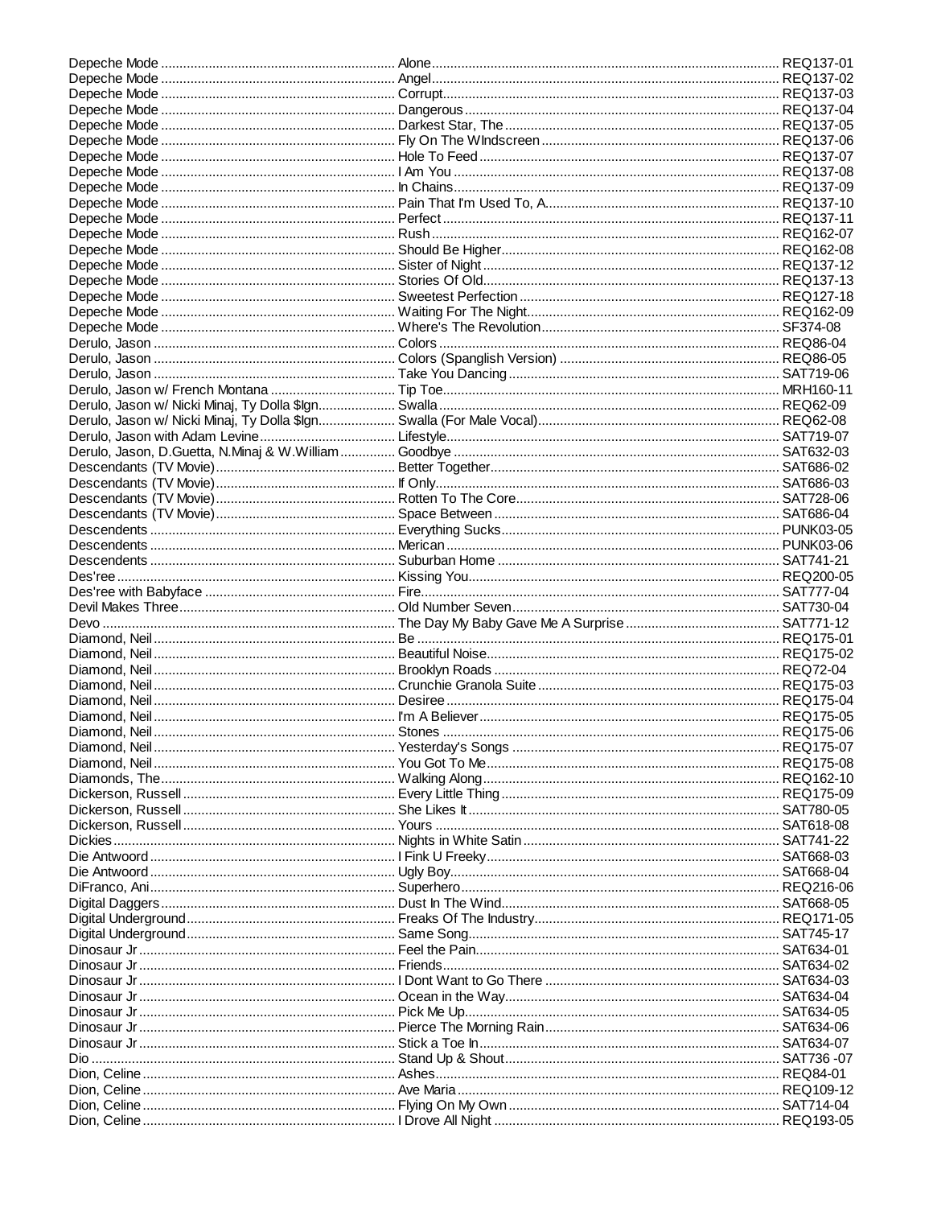| | | |
|---|---|---|
| Depeche Mode | Alone | REQ137-01 |
| Depeche Mode | Angel | REQ137-02 |
| Depeche Mode | Corrupt | REQ137-03 |
| Depeche Mode | Dangerous | REQ137-04 |
| Depeche Mode | Darkest Star, The | REQ137-05 |
| Depeche Mode | Fly On The WIndscreen | REQ137-06 |
| Depeche Mode | Hole To Feed | REQ137-07 |
| Depeche Mode | I Am You | REQ137-08 |
| Depeche Mode | In Chains | REQ137-09 |
| Depeche Mode | Pain That I'm Used To, A | REQ137-10 |
| Depeche Mode | Perfect | REQ137-11 |
| Depeche Mode | Rush | REQ162-07 |
| Depeche Mode | Should Be Higher | REQ162-08 |
| Depeche Mode | Sister of Night | REQ137-12 |
| Depeche Mode | Stories Of Old | REQ137-13 |
| Depeche Mode | Sweetest Perfection | REQ127-18 |
| Depeche Mode | Waiting For The Night | REQ162-09 |
| Depeche Mode | Where's The Revolution | SF374-08 |
| Derulo, Jason | Colors | REQ86-04 |
| Derulo, Jason | Colors (Spanglish Version) | REQ86-05 |
| Derulo, Jason | Take You Dancing | SAT719-06 |
| Derulo, Jason w/ French Montana | Tip Toe | MRH160-11 |
| Derulo, Jason w/ Nicki Minaj, Ty Dolla $Ign | Swalla | REQ62-09 |
| Derulo, Jason w/ Nicki Minaj, Ty Dolla $Ign | Swalla (For Male Vocal) | REQ62-08 |
| Derulo, Jason with Adam Levine | Lifestyle | SAT719-07 |
| Derulo, Jason, D.Guetta, N.Minaj & W.William | Goodbye | SAT632-03 |
| Descendants (TV Movie) | Better Together | SAT686-02 |
| Descendants (TV Movie) | If Only | SAT686-03 |
| Descendants (TV Movie) | Rotten To The Core | SAT728-06 |
| Descendants (TV Movie) | Space Between | SAT686-04 |
| Descendents | Everything Sucks | PUNK03-05 |
| Descendents | Merican | PUNK03-06 |
| Descendents | Suburban Home | SAT741-21 |
| Des'ree | Kissing You | REQ200-05 |
| Des'ree with Babyface | Fire | SAT777-04 |
| Devil Makes Three | Old Number Seven | SAT730-04 |
| Devo | The Day My Baby Gave Me A Surprise | SAT771-12 |
| Diamond, Neil | Be | REQ175-01 |
| Diamond, Neil | Beautiful Noise | REQ175-02 |
| Diamond, Neil | Brooklyn Roads | REQ72-04 |
| Diamond, Neil | Crunchie Granola Suite | REQ175-03 |
| Diamond, Neil | Desiree | REQ175-04 |
| Diamond, Neil | I'm A Believer | REQ175-05 |
| Diamond, Neil | Stones | REQ175-06 |
| Diamond, Neil | Yesterday's Songs | REQ175-07 |
| Diamond, Neil | You Got To Me | REQ175-08 |
| Diamonds, The | Walking Along | REQ162-10 |
| Dickerson, Russell | Every Little Thing | REQ175-09 |
| Dickerson, Russell | She Likes It | SAT780-05 |
| Dickerson, Russell | Yours | SAT618-08 |
| Dickies | Nights in White Satin | SAT741-22 |
| Die Antwoord | I Fink U Freeky | SAT668-03 |
| Die Antwoord | Ugly Boy | SAT668-04 |
| DiFranco, Ani | Superhero | REQ216-06 |
| Digital Daggers | Dust In The Wind | SAT668-05 |
| Digital Underground | Freaks Of The Industry | REQ171-05 |
| Digital Underground | Same Song | SAT745-17 |
| Dinosaur Jr | Feel the Pain | SAT634-01 |
| Dinosaur Jr | Friends | SAT634-02 |
| Dinosaur Jr | I Dont Want to Go There | SAT634-03 |
| Dinosaur Jr | Ocean in the Way | SAT634-04 |
| Dinosaur Jr | Pick Me Up | SAT634-05 |
| Dinosaur Jr | Pierce The Morning Rain | SAT634-06 |
| Dinosaur Jr | Stick a Toe In | SAT634-07 |
| Dio | Stand Up & Shout | SAT736 -07 |
| Dion, Celine | Ashes | REQ84-01 |
| Dion, Celine | Ave Maria | REQ109-12 |
| Dion, Celine | Flying On My Own | SAT714-04 |
| Dion, Celine | I Drove All Night | REQ193-05 |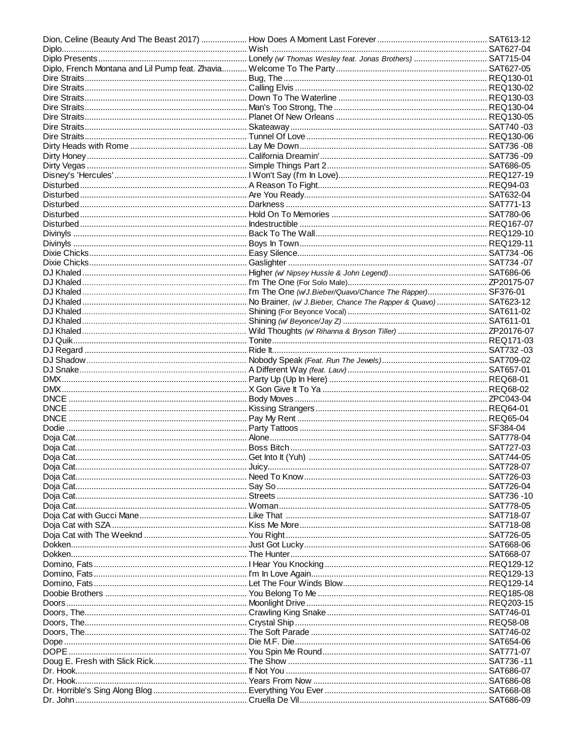| Artist | Title | Code |
|---|---|---|
| Dion, Celine (Beauty And The Beast 2017) | How Does A Moment Last Forever | SAT613-12 |
| Diplo | Wish | SAT627-04 |
| Diplo Presents | Lonely *(w/ Thomas Wesley feat. Jonas Brothers)* | SAT715-04 |
| Diplo, French Montana and Lil Pump feat. Zhavia | Welcome To The Party | SAT627-05 |
| Dire Straits | Bug, The | REQ130-01 |
| Dire Straits | Calling Elvis | REQ130-02 |
| Dire Straits | Down To The Waterline | REQ130-03 |
| Dire Straits | Man's Too Strong, The | REQ130-04 |
| Dire Straits | Planet Of New Orleans | REQ130-05 |
| Dire Straits | Skateaway | SAT740 -03 |
| Dire Straits | Tunnel Of Love | REQ130-06 |
| Dirty Heads with Rome | Lay Me Down | SAT736 -08 |
| Dirty Honey | California Dreamin' | SAT736 -09 |
| Dirty Vegas | Simple Things Part 2 | SAT686-05 |
| Disney's 'Hercules' | I Won't Say (I'm In Love) | REQ127-19 |
| Disturbed | A Reason To Fight | REQ94-03 |
| Disturbed | Are You Ready | SAT632-04 |
| Disturbed | Darkness | SAT771-13 |
| Disturbed | Hold On To Memories | SAT780-06 |
| Disturbed | Indestructible | REQ167-07 |
| Divinyls | Back To The Wall | REQ129-10 |
| Divinyls | Boys In Town | REQ129-11 |
| Dixie Chicks | Easy Silence | SAT734 -06 |
| Dixie Chicks | Gaslighter | SAT734 -07 |
| DJ Khaled | Higher *(w/ Nipsey Hussle & John Legend)* | SAT686-06 |
| DJ Khaled | I'm The One (For Solo Male) | ZP20175-07 |
| DJ Khaled | I'm The One *(w/J.Bieber/Quavo/Chance The Rapper)* | SF376-01 |
| DJ Khaled | No Brainer, *(w/ J.Bieber, Chance The Rapper & Quavo)* | SAT623-12 |
| DJ Khaled | Shining (For Beyonce Vocal) | SAT611-02 |
| DJ Khaled | Shining *(w/ Beyonce/Jay Z)* | SAT611-01 |
| DJ Khaled | Wild Thoughts *(w/ Rihanna & Bryson Tiller)* | ZP20176-07 |
| DJ Quik | Tonite | REQ171-03 |
| DJ Regard | Ride It | SAT732 -03 |
| DJ Shadow | Nobody Speak *(Feat. Run The Jewels)* | SAT709-02 |
| DJ Snake | A Different Way *(feat. Lauv)* | SAT657-01 |
| DMX | Party Up (Up In Here) | REQ68-01 |
| DMX | X Gon Give It To Ya | REQ68-02 |
| DNCE | Body Moves | ZPC043-04 |
| DNCE | Kissing Strangers | REQ64-01 |
| DNCE | Pay My Rent | REQ65-04 |
| Dodie | Party Tattoos | SF384-04 |
| Doja Cat | Alone | SAT778-04 |
| Doja Cat | Boss Bitch | SAT727-03 |
| Doja Cat | Get Into It (Yuh) | SAT744-05 |
| Doja Cat | Juicy | SAT728-07 |
| Doja Cat | Need To Know | SAT726-03 |
| Doja Cat | Say So | SAT726-04 |
| Doja Cat | Streets | SAT736 -10 |
| Doja Cat | Woman | SAT778-05 |
| Doja Cat with Gucci Mane | Like That | SAT718-07 |
| Doja Cat with SZA | Kiss Me More | SAT718-08 |
| Doja Cat with The Weeknd | You Right | SAT726-05 |
| Dokken | Just Got Lucky | SAT668-06 |
| Dokken | The Hunter | SAT668-07 |
| Domino, Fats | I Hear You Knocking | REQ129-12 |
| Domino, Fats | I'm In Love Again | REQ129-13 |
| Domino, Fats | Let The Four Winds Blow | REQ129-14 |
| Doobie Brothers | You Belong To Me | REQ185-08 |
| Doors | Moonlight Drive | REQ203-15 |
| Doors, The | Crawling King Snake | SAT746-01 |
| Doors, The | Crystal Ship | REQ58-08 |
| Doors, The | The Soft Parade | SAT746-02 |
| Dope | Die M.F. Die | SAT654-06 |
| DOPE | You Spin Me Round | SAT771-07 |
| Doug E. Fresh with Slick Rick | The Show | SAT736 -11 |
| Dr. Hook | If Not You | SAT686-07 |
| Dr. Hook | Years From Now | SAT686-08 |
| Dr. Horrible's Sing Along Blog | Everything You Ever | SAT668-08 |
| Dr. John | Cruella De Vil | SAT686-09 |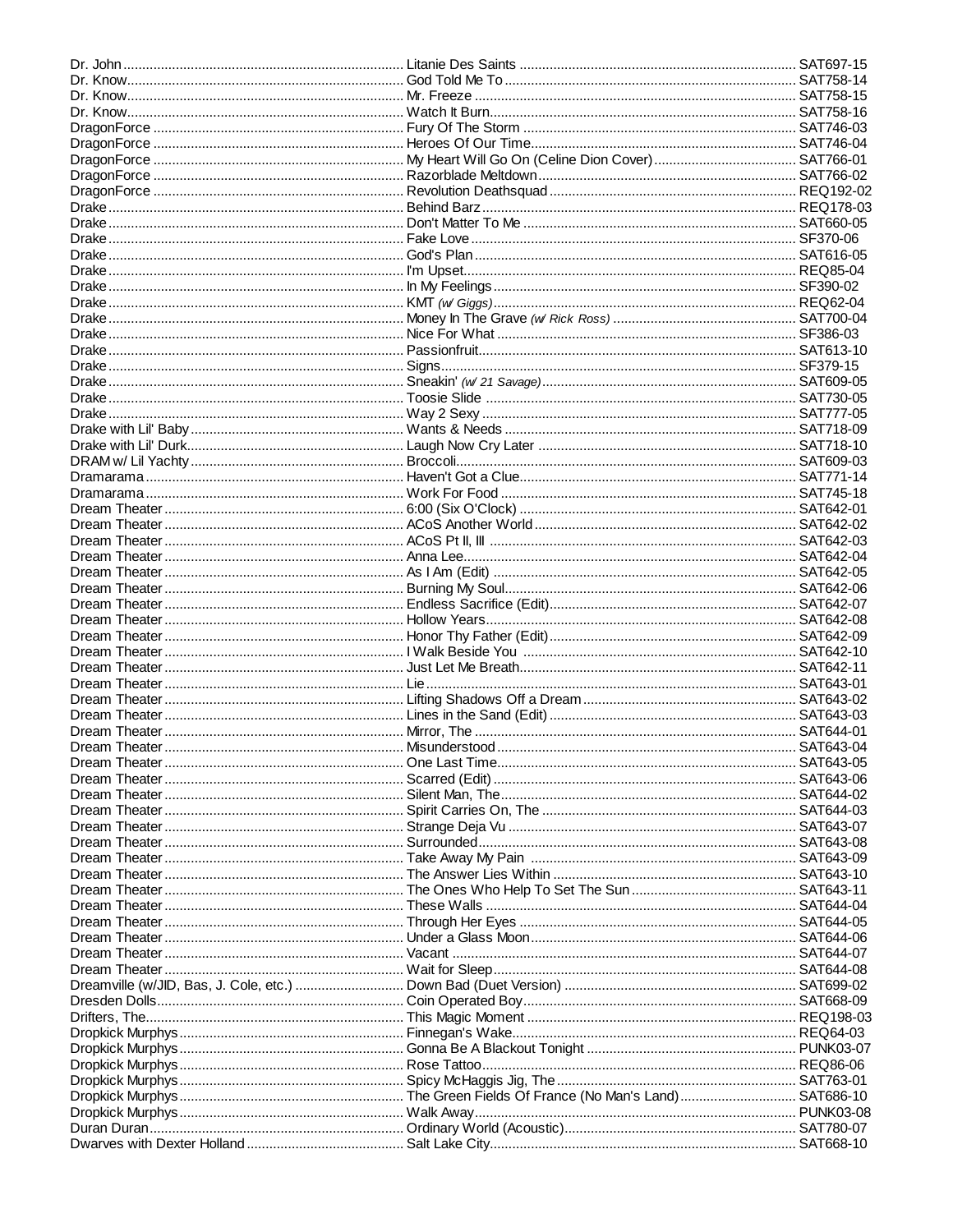| | | |
|---|---|---|
| Dr. John | Litanie Des Saints | SAT697-15 |
| Dr. Know | God Told Me To | SAT758-14 |
| Dr. Know | Mr. Freeze | SAT758-15 |
| Dr. Know | Watch It Burn | SAT758-16 |
| DragonForce | Fury Of The Storm | SAT746-03 |
| DragonForce | Heroes Of Our Time | SAT746-04 |
| DragonForce | My Heart Will Go On (Celine Dion Cover) | SAT766-01 |
| DragonForce | Razorblade Meltdown | SAT766-02 |
| DragonForce | Revolution Deathsquad | REQ192-02 |
| Drake | Behind Barz | REQ178-03 |
| Drake | Don't Matter To Me | SAT660-05 |
| Drake | Fake Love | SF370-06 |
| Drake | God's Plan | SAT616-05 |
| Drake | I'm Upset | REQ85-04 |
| Drake | In My Feelings | SF390-02 |
| Drake | KMT *(w/ Giggs)* | REQ62-04 |
| Drake | Money In The Grave *(w/ Rick Ross)* | SAT700-04 |
| Drake | Nice For What | SF386-03 |
| Drake | Passionfruit | SAT613-10 |
| Drake | Signs | SF379-15 |
| Drake | Sneakin' *(w/ 21 Savage)* | SAT609-05 |
| Drake | Toosie Slide | SAT730-05 |
| Drake | Way 2 Sexy | SAT777-05 |
| Drake with Lil' Baby | Wants & Needs | SAT718-09 |
| Drake with Lil' Durk | Laugh Now Cry Later | SAT718-10 |
| DRAM w/ Lil Yachty | Broccoli | SAT609-03 |
| Dramarama | Haven't Got a Clue | SAT771-14 |
| Dramarama | Work For Food | SAT745-18 |
| Dream Theater | 6:00 (Six O'Clock) | SAT642-01 |
| Dream Theater | ACoS Another World | SAT642-02 |
| Dream Theater | ACoS Pt II, III | SAT642-03 |
| Dream Theater | Anna Lee | SAT642-04 |
| Dream Theater | As I Am (Edit) | SAT642-05 |
| Dream Theater | Burning My Soul | SAT642-06 |
| Dream Theater | Endless Sacrifice (Edit) | SAT642-07 |
| Dream Theater | Hollow Years | SAT642-08 |
| Dream Theater | Honor Thy Father (Edit) | SAT642-09 |
| Dream Theater | I Walk Beside You | SAT642-10 |
| Dream Theater | Just Let Me Breath | SAT642-11 |
| Dream Theater | Lie | SAT643-01 |
| Dream Theater | Lifting Shadows Off a Dream | SAT643-02 |
| Dream Theater | Lines in the Sand (Edit) | SAT643-03 |
| Dream Theater | Mirror, The | SAT644-01 |
| Dream Theater | Misunderstood | SAT643-04 |
| Dream Theater | One Last Time | SAT643-05 |
| Dream Theater | Scarred (Edit) | SAT643-06 |
| Dream Theater | Silent Man, The | SAT644-02 |
| Dream Theater | Spirit Carries On, The | SAT644-03 |
| Dream Theater | Strange Deja Vu | SAT643-07 |
| Dream Theater | Surrounded | SAT643-08 |
| Dream Theater | Take Away My Pain | SAT643-09 |
| Dream Theater | The Answer Lies Within | SAT643-10 |
| Dream Theater | The Ones Who Help To Set The Sun | SAT643-11 |
| Dream Theater | These Walls | SAT644-04 |
| Dream Theater | Through Her Eyes | SAT644-05 |
| Dream Theater | Under a Glass Moon | SAT644-06 |
| Dream Theater | Vacant | SAT644-07 |
| Dream Theater | Wait for Sleep | SAT644-08 |
| Dreamville (w/JID, Bas, J. Cole, etc.) | Down Bad (Duet Version) | SAT699-02 |
| Dresden Dolls | Coin Operated Boy | SAT668-09 |
| Drifters, The | This Magic Moment | REQ198-03 |
| Dropkick Murphys | Finnegan's Wake | REQ64-03 |
| Dropkick Murphys | Gonna Be A Blackout Tonight | PUNK03-07 |
| Dropkick Murphys | Rose Tattoo | REQ86-06 |
| Dropkick Murphys | Spicy McHaggis Jig, The | SAT763-01 |
| Dropkick Murphys | The Green Fields Of France (No Man's Land) | SAT686-10 |
| Dropkick Murphys | Walk Away | PUNK03-08 |
| Duran Duran | Ordinary World (Acoustic) | SAT780-07 |
| Dwarves with Dexter Holland | Salt Lake City | SAT668-10 |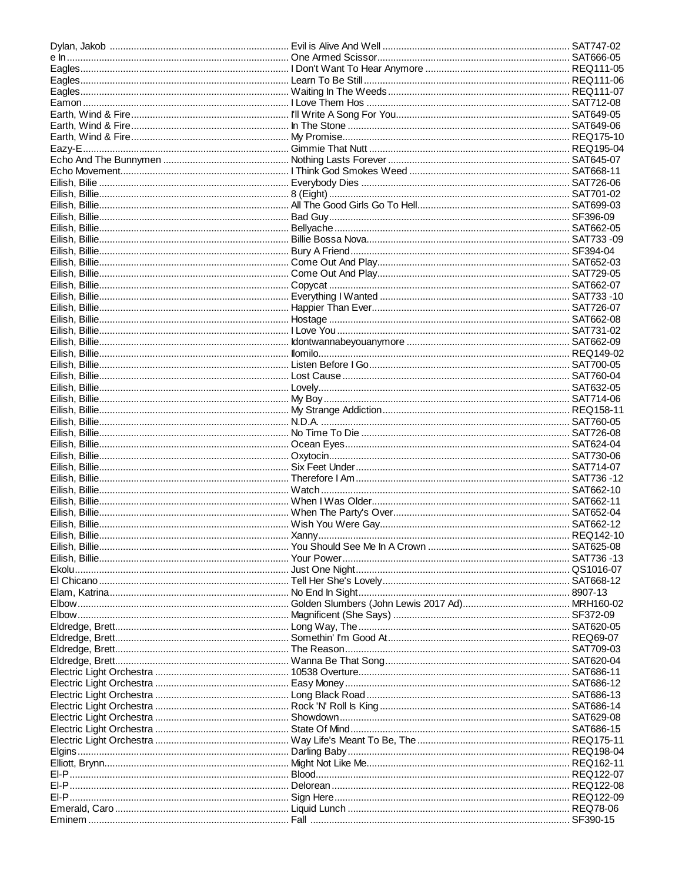| Artist | Title | Code |
|---|---|---|
| Dylan, Jakob | Evil is Alive And Well | SAT747-02 |
| e In | One Armed Scissor | SAT666-05 |
| Eagles | I Don't Want To Hear Anymore | REQ111-05 |
| Eagles | Learn To Be Still | REQ111-06 |
| Eagles | Waiting In The Weeds | REQ111-07 |
| Eamon | I Love Them Hos | SAT712-08 |
| Earth, Wind & Fire | I'll Write A Song For You | SAT649-05 |
| Earth, Wind & Fire | In The Stone | SAT649-06 |
| Earth, Wind & Fire | My Promise | REQ175-10 |
| Eazy-E | Gimmie That Nutt | REQ195-04 |
| Echo And The Bunnymen | Nothing Lasts Forever | SAT645-07 |
| Echo Movement | I Think God Smokes Weed | SAT668-11 |
| Eilish, Bilie | Everybody Dies | SAT726-06 |
| Eilish, Billie | 8 (Eight) | SAT701-02 |
| Eilish, Billie | All The Good Girls Go To Hell | SAT699-03 |
| Eilish, Billie | Bad Guy | SF396-09 |
| Eilish, Billie | Bellyache | SAT662-05 |
| Eilish, Billie | Billie Bossa Nova | SAT733 -09 |
| Eilish, Billie | Bury A Friend | SF394-04 |
| Eilish, Billie | Come Out And Play | SAT652-03 |
| Eilish, Billie | Come Out And Play | SAT729-05 |
| Eilish, Billie | Copycat | SAT662-07 |
| Eilish, Billie | Everything I Wanted | SAT733 -10 |
| Eilish, Billie | Happier Than Ever | SAT726-07 |
| Eilish, Billie | Hostage | SAT662-08 |
| Eilish, Billie | I Love You | SAT731-02 |
| Eilish, Billie | Idontwannabeyouanymore | SAT662-09 |
| Eilish, Billie | Ilomilo | REQ149-02 |
| Eilish, Billie | Listen Before I Go | SAT700-05 |
| Eilish, Billie | Lost Cause | SAT760-04 |
| Eilish, Billie | Lovely | SAT632-05 |
| Eilish, Billie | My Boy | SAT714-06 |
| Eilish, Billie | My Strange Addiction | REQ158-11 |
| Eilish, Billie | N.D.A. | SAT760-05 |
| Eilish, Billie | No Time To Die | SAT726-08 |
| Eilish, Billie | Ocean Eyes | SAT624-04 |
| Eilish, Billie | Oxytocin | SAT730-06 |
| Eilish, Billie | Six Feet Under | SAT714-07 |
| Eilish, Billie | Therefore I Am | SAT736 -12 |
| Eilish, Billie | Watch | SAT662-10 |
| Eilish, Billie | When I Was Older | SAT662-11 |
| Eilish, Billie | When The Party's Over | SAT652-04 |
| Eilish, Billie | Wish You Were Gay | SAT662-12 |
| Eilish, Billie | Xanny | REQ142-10 |
| Eilish, Billie | You Should See Me In A Crown | SAT625-08 |
| Eilish, Billie | Your Power | SAT736 -13 |
| Ekolu | Just One Night | QS1016-07 |
| El Chicano | Tell Her She's Lovely | SAT668-12 |
| Elam, Katrina | No End In Sight | 8907-13 |
| Elbow | Golden Slumbers (John Lewis 2017 Ad) | MRH160-02 |
| Elbow | Magnificent (She Says) | SF372-09 |
| Eldredge, Brett | Long Way, The | SAT620-05 |
| Eldredge, Brett | Somethin' I'm Good At | REQ69-07 |
| Eldredge, Brett | The Reason | SAT709-03 |
| Eldredge, Brett | Wanna Be That Song | SAT620-04 |
| Electric Light Orchestra | 10538 Overture | SAT686-11 |
| Electric Light Orchestra | Easy Money | SAT686-12 |
| Electric Light Orchestra | Long Black Road | SAT686-13 |
| Electric Light Orchestra | Rock 'N' Roll Is King | SAT686-14 |
| Electric Light Orchestra | Showdown | SAT629-08 |
| Electric Light Orchestra | State Of Mind | SAT686-15 |
| Electric Light Orchestra | Way Life's Meant To Be, The | REQ175-11 |
| Elgins | Darling Baby | REQ198-04 |
| Elliott, Brynn | Might Not Like Me | REQ162-11 |
| El-P | Blood | REQ122-07 |
| El-P | Delorean | REQ122-08 |
| El-P | Sign Here | REQ122-09 |
| Emerald, Caro | Liquid Lunch | REQ78-06 |
| Eminem | Fall | SF390-15 |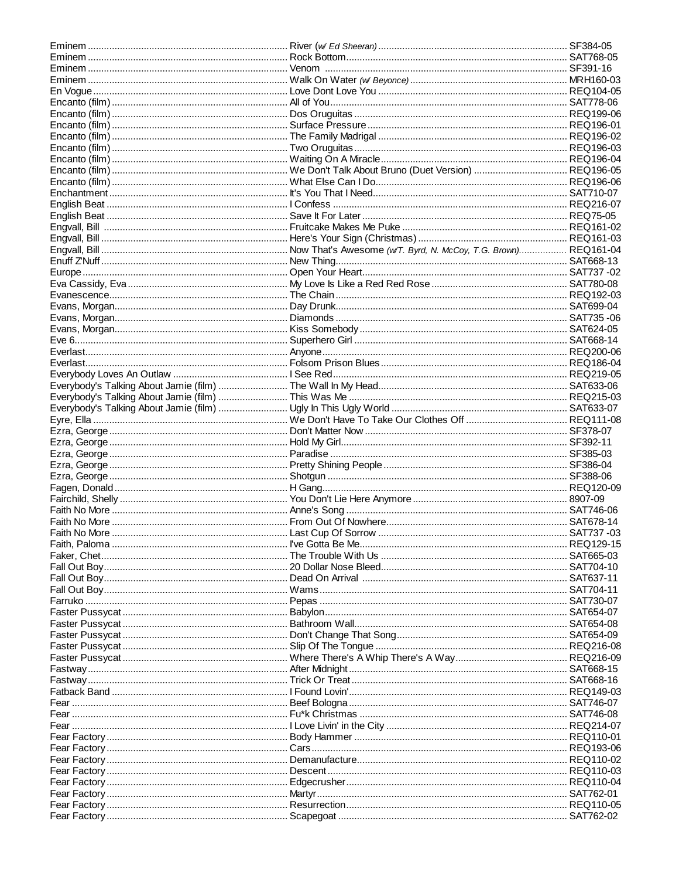| Artist | Title | Code |
|---|---|---|
| Eminem | River *(w/ Ed Sheeran)* | SF384-05 |
| Eminem | Rock Bottom | SAT768-05 |
| Eminem | Venom | SF391-16 |
| Eminem | Walk On Water *(w/ Beyonce)* | MRH160-03 |
| En Vogue | Love Dont Love You | REQ104-05 |
| Encanto (film) | All of You | SAT778-06 |
| Encanto (film) | Dos Oruguitas | REQ199-06 |
| Encanto (film) | Surface Pressure | REQ196-01 |
| Encanto (film) | The Family Madrigal | REQ196-02 |
| Encanto (film) | Two Oruguitas | REQ196-03 |
| Encanto (film) | Waiting On A Miracle | REQ196-04 |
| Encanto (film) | We Don't Talk About Bruno (Duet Version) | REQ196-05 |
| Encanto (film) | What Else Can I Do | REQ196-06 |
| Enchantment | It's You That I Need | SAT710-07 |
| English Beat | I Confess | REQ216-07 |
| English Beat | Save It For Later | REQ75-05 |
| Engvall, Bill | Fruitcake Makes Me Puke | REQ161-02 |
| Engvall, Bill | Here's Your Sign (Christmas) | REQ161-03 |
| Engvall, Bill | Now That's Awesome *(w/T. Byrd, N. McCoy, T.G. Brown)* | REQ161-04 |
| Enuff Z'Nuff | New Thing | SAT668-13 |
| Europe | Open Your Heart | SAT737 -02 |
| Eva Cassidy, Eva | My Love Is Like a Red Red Rose | SAT780-08 |
| Evanescence | The Chain | REQ192-03 |
| Evans, Morgan | Day Drunk | SAT699-04 |
| Evans, Morgan | Diamonds | SAT735 -06 |
| Evans, Morgan | Kiss Somebody | SAT624-05 |
| Eve 6 | Superhero Girl | SAT668-14 |
| Everlast | Anyone | REQ200-06 |
| Everlast | Folsom Prison Blues | REQ186-04 |
| Everybody Loves An Outlaw | I See Red | REQ219-05 |
| Everybody's Talking About Jamie (film) | The Wall In My Head | SAT633-06 |
| Everybody's Talking About Jamie (film) | This Was Me | REQ215-03 |
| Everybody's Talking About Jamie (film) | Ugly In This Ugly World | SAT633-07 |
| Eyre, Ella | We Don't Have To Take Our Clothes Off | REQ111-08 |
| Ezra, George | Don't Matter Now | SF378-07 |
| Ezra, George | Hold My Girl | SF392-11 |
| Ezra, George | Paradise | SF385-03 |
| Ezra, George | Pretty Shining People | SF386-04 |
| Ezra, George | Shotgun | SF388-06 |
| Fagen, Donald | H Gang | REQ120-09 |
| Fairchild, Shelly | You Don't Lie Here Anymore | 8907-09 |
| Faith No More | Anne's Song | SAT746-06 |
| Faith No More | From Out Of Nowhere | SAT678-14 |
| Faith No More | Last Cup Of Sorrow | SAT737 -03 |
| Faith, Paloma | I've Gotta Be Me | REQ129-15 |
| Faker, Chet | The Trouble With Us | SAT665-03 |
| Fall Out Boy | 20 Dollar Nose Bleed | SAT704-10 |
| Fall Out Boy | Dead On Arrival | SAT637-11 |
| Fall Out Boy | Wams | SAT704-11 |
| Farruko | Pepas | SAT730-07 |
| Faster Pussycat | Babylon | SAT654-07 |
| Faster Pussycat | Bathroom Wall | SAT654-08 |
| Faster Pussycat | Don't Change That Song | SAT654-09 |
| Faster Pussycat | Slip Of The Tongue | REQ216-08 |
| Faster Pussycat | Where There's A Whip There's A Way | REQ216-09 |
| Fastway | After Midnight | SAT668-15 |
| Fastway | Trick Or Treat | SAT668-16 |
| Fatback Band | I Found Lovin' | REQ149-03 |
| Fear | Beef Bologna | SAT746-07 |
| Fear | Fu*k Christmas | SAT746-08 |
| Fear | I Love Livin' in the City | REQ214-07 |
| Fear Factory | Body Hammer | REQ110-01 |
| Fear Factory | Cars | REQ193-06 |
| Fear Factory | Demanufacture | REQ110-02 |
| Fear Factory | Descent | REQ110-03 |
| Fear Factory | Edgecrusher | REQ110-04 |
| Fear Factory | Martyr | SAT762-01 |
| Fear Factory | Resurrection | REQ110-05 |
| Fear Factory | Scapegoat | SAT762-02 |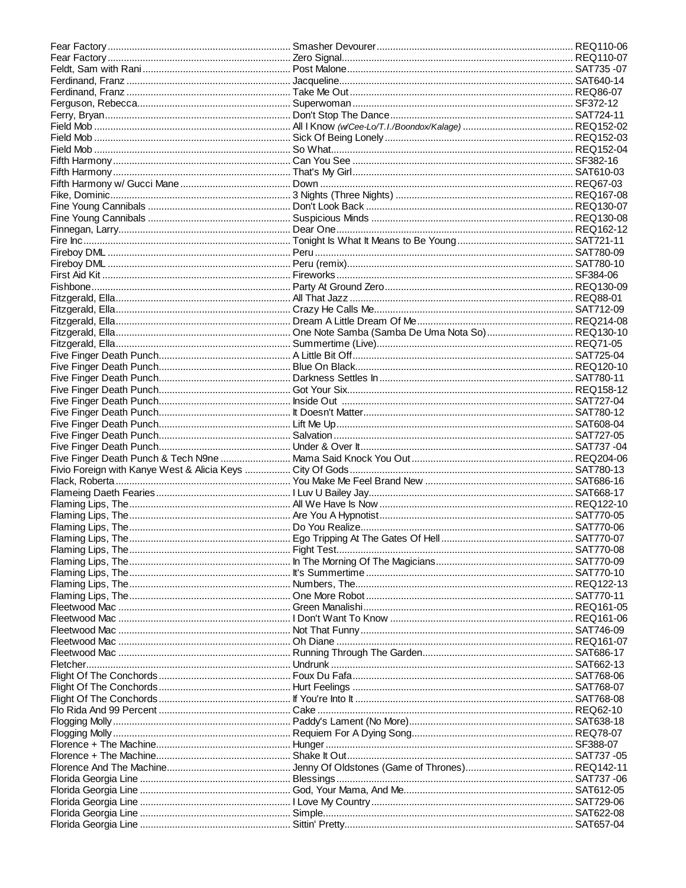| | | |
|---|---|---|
| Fear Factory | Smasher Devourer | REQ110-06 |
| Fear Factory | Zero Signal | REQ110-07 |
| Feldt, Sam with Rani | Post Malone | SAT735 -07 |
| Ferdinand, Franz | Jacqueline | SAT640-14 |
| Ferdinand, Franz | Take Me Out | REQ86-07 |
| Ferguson, Rebecca | Superwoman | SF372-12 |
| Ferry, Bryan | Don't Stop The Dance | SAT724-11 |
| Field Mob | All I Know *(w/Cee-Lo/T.I./Boondox/Kalage)* | REQ152-02 |
| Field Mob | Sick Of Being Lonely | REQ152-03 |
| Field Mob | So What | REQ152-04 |
| Fifth Harmony | Can You See | SF382-16 |
| Fifth Harmony | That's My Girl | SAT610-03 |
| Fifth Harmony w/ Gucci Mane | Down | REQ67-03 |
| Fike, Dominic | 3 Nights (Three Nights) | REQ167-08 |
| Fine Young Cannibals | Don't Look Back | REQ130-07 |
| Fine Young Cannibals | Suspicious Minds | REQ130-08 |
| Finnegan, Larry | Dear One | REQ162-12 |
| Fire Inc | Tonight Is What It Means to Be Young | SAT721-11 |
| Fireboy DML | Peru | SAT780-09 |
| Fireboy DML | Peru (remix) | SAT780-10 |
| First Aid Kit | Fireworks | SF384-06 |
| Fishbone | Party At Ground Zero | REQ130-09 |
| Fitzgerald, Ella | All That Jazz | REQ88-01 |
| Fitzgerald, Ella | Crazy He Calls Me | SAT712-09 |
| Fitzgerald, Ella | Dream A Little Dream Of Me | REQ214-08 |
| Fitzgerald, Ella | One Note Samba (Samba De Uma Nota So) | REQ130-10 |
| Fitzgerald, Ella | Summertime (Live) | REQ71-05 |
| Five Finger Death Punch | A Little Bit Off | SAT725-04 |
| Five Finger Death Punch | Blue On Black | REQ120-10 |
| Five Finger Death Punch | Darkness Settles In | SAT780-11 |
| Five Finger Death Punch | Got Your Six | REQ158-12 |
| Five Finger Death Punch | Inside Out | SAT727-04 |
| Five Finger Death Punch | It Doesn't Matter | SAT780-12 |
| Five Finger Death Punch | Lift Me Up | SAT608-04 |
| Five Finger Death Punch | Salvation | SAT727-05 |
| Five Finger Death Punch | Under & Over It | SAT737 -04 |
| Five Finger Death Punch & Tech N9ne | Mama Said Knock You Out | REQ204-06 |
| Fivio Foreign with Kanye West & Alicia Keys | City Of Gods | SAT780-13 |
| Flack, Roberta | You Make Me Feel Brand New | SAT686-16 |
| Flameing Daeth Fearies | I Luv U Bailey Jay | SAT668-17 |
| Flaming Lips, The | All We Have Is Now | REQ122-10 |
| Flaming Lips, The | Are You A Hypnotist | SAT770-05 |
| Flaming Lips, The | Do You Realize | SAT770-06 |
| Flaming Lips, The | Ego Tripping At The Gates Of Hell | SAT770-07 |
| Flaming Lips, The | Fight Test | SAT770-08 |
| Flaming Lips, The | In The Morning Of The Magicians | SAT770-09 |
| Flaming Lips, The | It's Summertime | SAT770-10 |
| Flaming Lips, The | Numbers, The | REQ122-13 |
| Flaming Lips, The | One More Robot | SAT770-11 |
| Fleetwood Mac | Green Manalishi | REQ161-05 |
| Fleetwood Mac | I Don't Want To Know | REQ161-06 |
| Fleetwood Mac | Not That Funny | SAT746-09 |
| Fleetwood Mac | Oh Diane | REQ161-07 |
| Fleetwood Mac | Running Through The Garden | SAT686-17 |
| Fletcher | Undrunk | SAT662-13 |
| Flight Of The Conchords | Foux Du Fafa | SAT768-06 |
| Flight Of The Conchords | Hurt Feelings | SAT768-07 |
| Flight Of The Conchords | If You're Into It | SAT768-08 |
| Flo Rida And 99 Percent | Cake | REQ62-10 |
| Flogging Molly | Paddy's Lament (No More) | SAT638-18 |
| Flogging Molly | Requiem For A Dying Song | REQ78-07 |
| Florence + The Machine | Hunger | SF388-07 |
| Florence + The Machine | Shake It Out | SAT737 -05 |
| Florence And The Machine | Jenny Of Oldstones (Game of Thrones) | REQ142-11 |
| Florida Georgia Line | Blessings | SAT737 -06 |
| Florida Georgia Line | God, Your Mama, And Me | SAT612-05 |
| Florida Georgia Line | I Love My Country | SAT729-06 |
| Florida Georgia Line | Simple | SAT622-08 |
| Florida Georgia Line | Sittin' Pretty | SAT657-04 |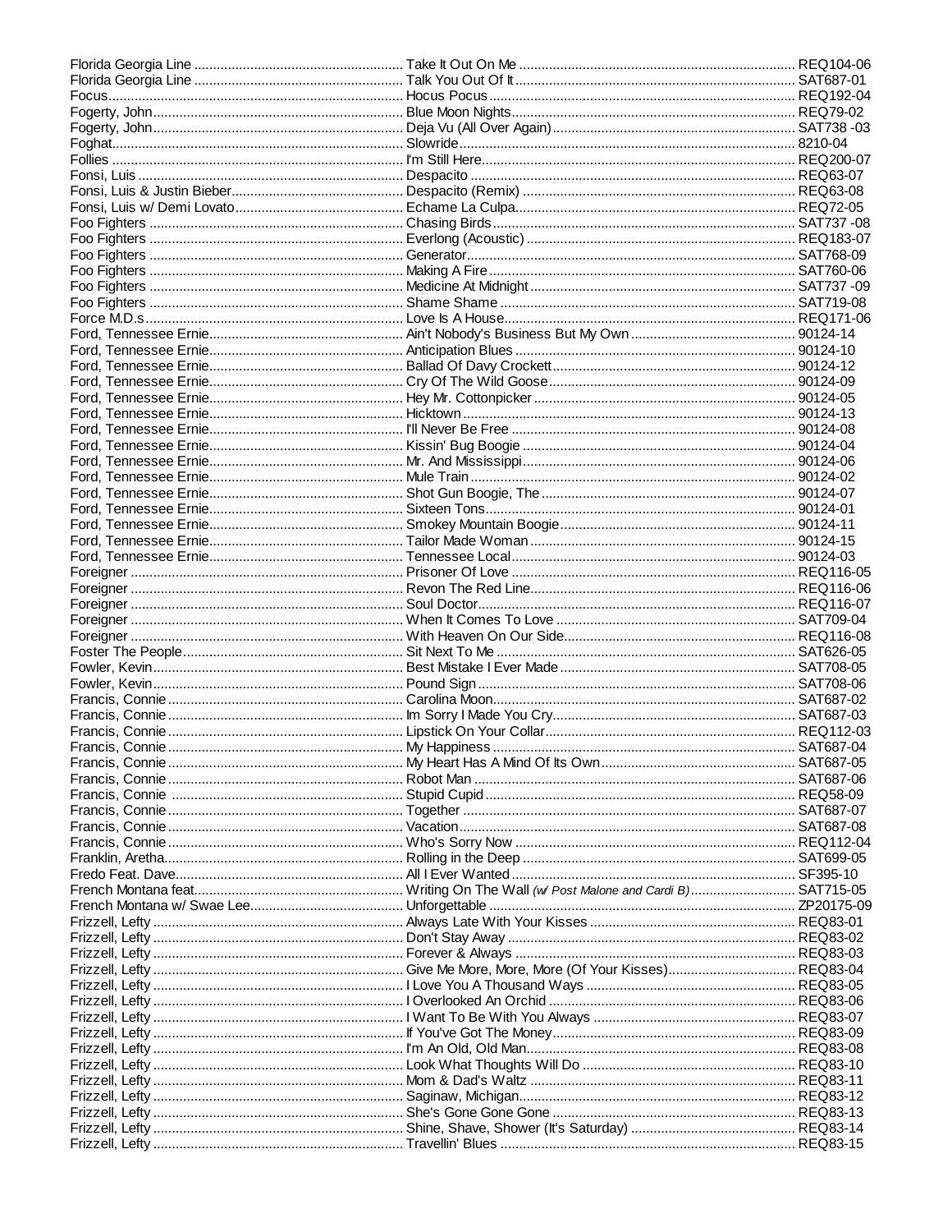| | | |
|---|---|---|
| Florida Georgia Line | Take It Out On Me | REQ104-06 |
| Florida Georgia Line | Talk You Out Of It | SAT687-01 |
| Focus | Hocus Pocus | REQ192-04 |
| Fogerty, John | Blue Moon Nights | REQ79-02 |
| Fogerty, John | Deja Vu (All Over Again) | SAT738 -03 |
| Foghat | Slowride | 8210-04 |
| Follies | I'm Still Here | REQ200-07 |
| Fonsi, Luis | Despacito | REQ63-07 |
| Fonsi, Luis & Justin Bieber | Despacito (Remix) | REQ63-08 |
| Fonsi, Luis w/ Demi Lovato | Echame La Culpa | REQ72-05 |
| Foo Fighters | Chasing Birds | SAT737 -08 |
| Foo Fighters | Everlong (Acoustic) | REQ183-07 |
| Foo Fighters | Generator | SAT768-09 |
| Foo Fighters | Making A Fire | SAT760-06 |
| Foo Fighters | Medicine At Midnight | SAT737 -09 |
| Foo Fighters | Shame Shame | SAT719-08 |
| Force M.D.s | Love Is A House | REQ171-06 |
| Ford, Tennessee Ernie | Ain't Nobody's Business But My Own | 90124-14 |
| Ford, Tennessee Ernie | Anticipation Blues | 90124-10 |
| Ford, Tennessee Ernie | Ballad Of Davy Crockett | 90124-12 |
| Ford, Tennessee Ernie | Cry Of The Wild Goose | 90124-09 |
| Ford, Tennessee Ernie | Hey Mr. Cottonpicker | 90124-05 |
| Ford, Tennessee Ernie | Hicktown | 90124-13 |
| Ford, Tennessee Ernie | I'll Never Be Free | 90124-08 |
| Ford, Tennessee Ernie | Kissin' Bug Boogie | 90124-04 |
| Ford, Tennessee Ernie | Mr. And Mississippi | 90124-06 |
| Ford, Tennessee Ernie | Mule Train | 90124-02 |
| Ford, Tennessee Ernie | Shot Gun Boogie, The | 90124-07 |
| Ford, Tennessee Ernie | Sixteen Tons | 90124-01 |
| Ford, Tennessee Ernie | Smokey Mountain Boogie | 90124-11 |
| Ford, Tennessee Ernie | Tailor Made Woman | 90124-15 |
| Ford, Tennessee Ernie | Tennessee Local | 90124-03 |
| Foreigner | Prisoner Of Love | REQ116-05 |
| Foreigner | Revon The Red Line | REQ116-06 |
| Foreigner | Soul Doctor | REQ116-07 |
| Foreigner | When It Comes To Love | SAT709-04 |
| Foreigner | With Heaven On Our Side | REQ116-08 |
| Foster The People | Sit Next To Me | SAT626-05 |
| Fowler, Kevin | Best Mistake I Ever Made | SAT708-05 |
| Fowler, Kevin | Pound Sign | SAT708-06 |
| Francis, Connie | Carolina Moon | SAT687-02 |
| Francis, Connie | Im Sorry I Made You Cry | SAT687-03 |
| Francis, Connie | Lipstick On Your Collar | REQ112-03 |
| Francis, Connie | My Happiness | SAT687-04 |
| Francis, Connie | My Heart Has A Mind Of Its Own | SAT687-05 |
| Francis, Connie | Robot Man | SAT687-06 |
| Francis, Connie | Stupid Cupid | REQ58-09 |
| Francis, Connie | Together | SAT687-07 |
| Francis, Connie | Vacation | SAT687-08 |
| Francis, Connie | Who's Sorry Now | REQ112-04 |
| Franklin, Aretha | Rolling in the Deep | SAT699-05 |
| Fredo Feat. Dave | All I Ever Wanted | SF395-10 |
| French Montana feat. | Writing On The Wall *(w/ Post Malone and Cardi B)* | SAT715-05 |
| French Montana w/ Swae Lee | Unforgettable | ZP20175-09 |
| Frizzell, Lefty | Always Late With Your Kisses | REQ83-01 |
| Frizzell, Lefty | Don't Stay Away | REQ83-02 |
| Frizzell, Lefty | Forever & Always | REQ83-03 |
| Frizzell, Lefty | Give Me More, More, More (Of Your Kisses) | REQ83-04 |
| Frizzell, Lefty | I Love You A Thousand Ways | REQ83-05 |
| Frizzell, Lefty | I Overlooked An Orchid | REQ83-06 |
| Frizzell, Lefty | I Want To Be With You Always | REQ83-07 |
| Frizzell, Lefty | If You've Got The Money | REQ83-09 |
| Frizzell, Lefty | I'm An Old, Old Man | REQ83-08 |
| Frizzell, Lefty | Look What Thoughts Will Do | REQ83-10 |
| Frizzell, Lefty | Mom & Dad's Waltz | REQ83-11 |
| Frizzell, Lefty | Saginaw, Michigan | REQ83-12 |
| Frizzell, Lefty | She's Gone Gone Gone | REQ83-13 |
| Frizzell, Lefty | Shine, Shave, Shower (It's Saturday) | REQ83-14 |
| Frizzell, Lefty | Travellin' Blues | REQ83-15 |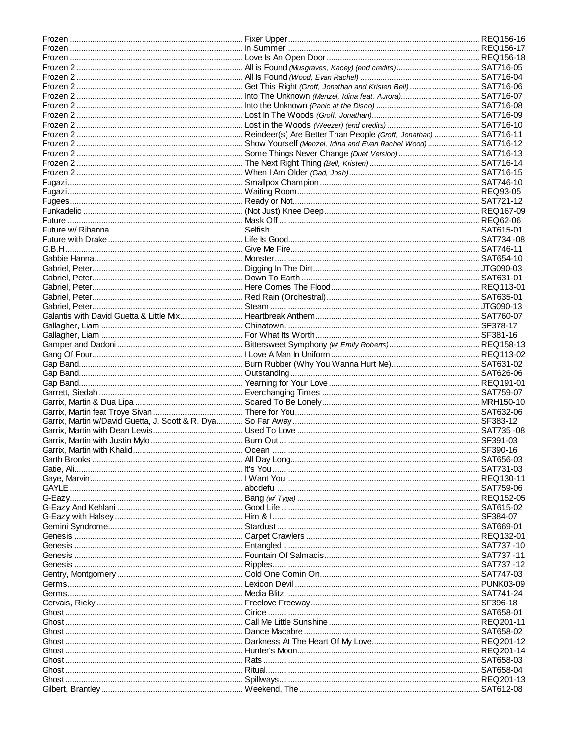| Artist | Title | Code |
|---|---|---|
| Frozen | Fixer Upper | REQ156-16 |
| Frozen | In Summer | REQ156-17 |
| Frozen | Love Is An Open Door | REQ156-18 |
| Frozen 2 | All is Found *(Musgraves, Kacey) (end credits)* | SAT716-05 |
| Frozen 2 | All Is Found *(Wood, Evan Rachel)* | SAT716-04 |
| Frozen 2 | Get This Right *(Groff, Jonathan and Kristen Bell)* | SAT716-06 |
| Frozen 2 | Into The Unknown *(Menzel, Idina feat. Aurora)* | SAT716-07 |
| Frozen 2 | Into the Unknown *(Panic at the Disco)* | SAT716-08 |
| Frozen 2 | Lost In The Woods *(Groff, Jonathan)* | SAT716-09 |
| Frozen 2 | Lost in the Woods *(Weezer) (end credits)* | SAT716-10 |
| Frozen 2 | Reindeer(s) Are Better Than People *(Groff, Jonathan)* | SAT716-11 |
| Frozen 2 | Show Yourself *(Menzel, Idina and Evan Rachel Wood)* | SAT716-12 |
| Frozen 2 | Some Things Never Change *(Duet Version)* | SAT716-13 |
| Frozen 2 | The Next Right Thing *(Bell, Kristen)* | SAT716-14 |
| Frozen 2 | When I Am Older *(Gad, Josh)* | SAT716-15 |
| Fugazi | Smallpox Champion | SAT746-10 |
| Fugazi | Waiting Room | REQ93-05 |
| Fugees | Ready or Not | SAT721-12 |
| Funkadelic | (Not Just) Knee Deep | REQ167-09 |
| Future | Mask Off | REQ62-06 |
| Future w/ Rihanna | Selfish | SAT615-01 |
| Future with Drake | Life Is Good | SAT734 -08 |
| G.B.H | Give Me Fire | SAT746-11 |
| Gabbie Hanna | Monster | SAT654-10 |
| Gabriel, Peter | Digging In The Dirt | JTG090-03 |
| Gabriel, Peter | Down To Earth | SAT631-01 |
| Gabriel, Peter | Here Comes The Flood | REQ113-01 |
| Gabriel, Peter | Red Rain (Orchestral) | SAT635-01 |
| Gabriel, Peter | Steam | JTG090-13 |
| Galantis with David Guetta & Little Mix | Heartbreak Anthem | SAT760-07 |
| Gallagher, Liam | Chinatown | SF378-17 |
| Gallagher, Liam | For What Its Worth | SF381-16 |
| Gamper and Dadoni | Bittersweet Symphony *(w/ Emily Roberts)* | REQ158-13 |
| Gang Of Four | I Love A Man In Uniform | REQ113-02 |
| Gap Band | Burn Rubber (Why You Wanna Hurt Me) | SAT631-02 |
| Gap Band | Outstanding | SAT626-06 |
| Gap Band | Yearning for Your Love | REQ191-01 |
| Garrett, Siedah | Everchanging Times | SAT759-07 |
| Garrix, Martin & Dua Lipa | Scared To Be Lonely | MRH150-10 |
| Garrix, Martin feat Troye Sivan | There for You | SAT632-06 |
| Garrix, Martin w/David Guetta, J. Scott & R. Dya | So Far Away | SF383-12 |
| Garrix, Martin with Dean Lewis | Used To Love | SAT735 -08 |
| Garrix, Martin with Justin Mylo | Burn Out | SF391-03 |
| Garrix, Martin with Khalid | Ocean | SF390-16 |
| Garth Brooks | All Day Long | SAT656-03 |
| Gatie, Ali | It's You | SAT731-03 |
| Gaye, Marvin | I Want You | REQ130-11 |
| GAYLE | abcdefu | SAT759-06 |
| G-Eazy | Bang *(w/ Tyga)* | REQ152-05 |
| G-Eazy And Kehlani | Good Life | SAT615-02 |
| G-Eazy with Halsey | Him & I | SF384-07 |
| Gemini Syndrome | Stardust | SAT669-01 |
| Genesis | Carpet Crawlers | REQ132-01 |
| Genesis | Entangled | SAT737 -10 |
| Genesis | Fountain Of Salmacis | SAT737 -11 |
| Genesis | Ripples | SAT737 -12 |
| Gentry, Montgomery | Cold One Comin On | SAT747-03 |
| Germs | Lexicon Devil | PUNK03-09 |
| Germs | Media Blitz | SAT741-24 |
| Gervais, Ricky | Freelove Freeway | SF396-18 |
| Ghost | Cirice | SAT658-01 |
| Ghost | Call Me Little Sunshine | REQ201-11 |
| Ghost | Dance Macabre | SAT658-02 |
| Ghost | Darkness At The Heart Of My Love | REQ201-12 |
| Ghost | Hunter's Moon | REQ201-14 |
| Ghost | Rats | SAT658-03 |
| Ghost | Ritual | SAT658-04 |
| Ghost | Spillways | REQ201-13 |
| Gilbert, Brantley | Weekend, The | SAT612-08 |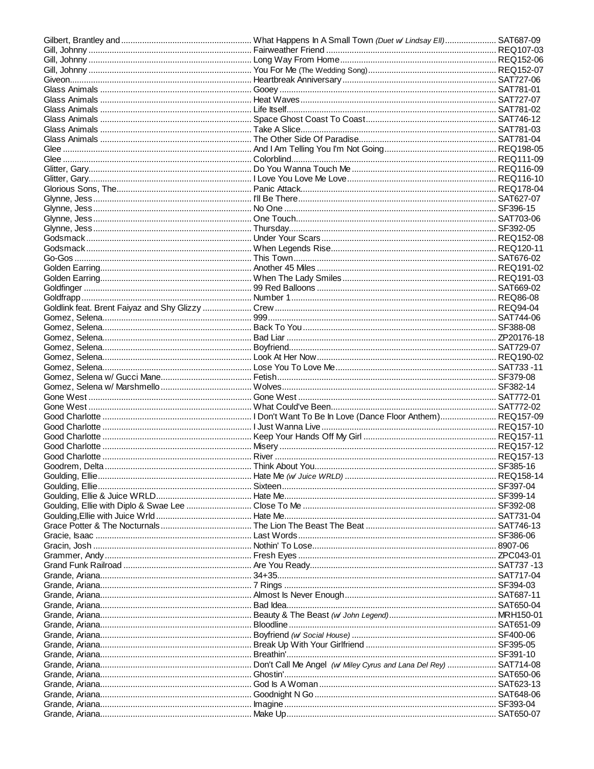| | | |
|---|---|---|
| Gilbert, Brantley and | What Happens In A Small Town *(Duet w/ Lindsay Ell)* | SAT687-09 |
| Gill, Johnny | Fairweather Friend | REQ107-03 |
| Gill, Johnny | Long Way From Home | REQ152-06 |
| Gill, Johnny | You For Me (The Wedding Song) | REQ152-07 |
| Giveon | Heartbreak Anniversary | SAT727-06 |
| Glass Animals | Gooey | SAT781-01 |
| Glass Animals | Heat Waves | SAT727-07 |
| Glass Animals | Life Itself | SAT781-02 |
| Glass Animals | Space Ghost Coast To Coast | SAT746-12 |
| Glass Animals | Take A Slice | SAT781-03 |
| Glass Animals | The Other Side Of Paradise | SAT781-04 |
| Glee | And I Am Telling You I'm Not Going | REQ198-05 |
| Glee | Colorblind | REQ111-09 |
| Glitter, Gary | Do You Wanna Touch Me | REQ116-09 |
| Glitter, Gary | I Love You Love Me Love | REQ116-10 |
| Glorious Sons, The | Panic Attack | REQ178-04 |
| Glynne, Jess | I'll Be There | SAT627-07 |
| Glynne, Jess | No One | SF396-15 |
| Glynne, Jess | One Touch | SAT703-06 |
| Glynne, Jess | Thursday | SF392-05 |
| Godsmack | Under Your Scars | REQ152-08 |
| Godsmack | When Legends Rise | REQ120-11 |
| Go-Gos | This Town | SAT676-02 |
| Golden Earring | Another 45 Miles | REQ191-02 |
| Golden Earring | When The Lady Smiles | REQ191-03 |
| Goldfinger | 99 Red Balloons | SAT669-02 |
| Goldfrapp | Number 1 | REQ86-08 |
| Goldlink feat. Brent Faiyaz and Shy Glizzy | Crew | REQ94-04 |
| Gomez, Selena | 999 | SAT744-06 |
| Gomez, Selena | Back To You | SF388-08 |
| Gomez, Selena | Bad Liar | ZP20176-18 |
| Gomez, Selena | Boyfriend | SAT729-07 |
| Gomez, Selena | Look At Her Now | REQ190-02 |
| Gomez, Selena | Lose You To Love Me | SAT733 -11 |
| Gomez, Selena w/ Gucci Mane | Fetish | SF379-08 |
| Gomez, Selena w/ Marshmello | Wolves | SF382-14 |
| Gone West | Gone West | SAT772-01 |
| Gone West | What Could've Been | SAT772-02 |
| Good Charlotte | I Don't Want To Be In Love (Dance Floor Anthem) | REQ157-09 |
| Good Charlotte | I Just Wanna Live | REQ157-10 |
| Good Charlotte | Keep Your Hands Off My Girl | REQ157-11 |
| Good Charlotte | Misery | REQ157-12 |
| Good Charlotte | River | REQ157-13 |
| Goodrem, Delta | Think About You | SF385-16 |
| Goulding, Ellie | Hate Me *(w/ Juice WRLD)* | REQ158-14 |
| Goulding, Ellie | Sixteen | SF397-04 |
| Goulding, Ellie & Juice WRLD | Hate Me | SF399-14 |
| Goulding, Ellie with Diplo & Swae Lee | Close To Me | SF392-08 |
| Goulding,Ellie with Juice Wrld | Hate Me | SAT731-04 |
| Grace Potter & The Nocturnals | The Lion The Beast The Beat | SAT746-13 |
| Gracie, Isaac | Last Words | SF386-06 |
| Gracin, Josh | Nothin' To Lose | 8907-06 |
| Grammer, Andy | Fresh Eyes | ZPC043-01 |
| Grand Funk Railroad | Are You Ready | SAT737 -13 |
| Grande, Ariana | 34+35 | SAT717-04 |
| Grande, Ariana | 7 Rings | SF394-03 |
| Grande, Ariana | Almost Is Never Enough | SAT687-11 |
| Grande, Ariana | Bad Idea | SAT650-04 |
| Grande, Ariana | Beauty & The Beast *(w/ John Legend)* | MRH150-01 |
| Grande, Ariana | Bloodline | SAT651-09 |
| Grande, Ariana | Boyfriend *(w/ Social House)* | SF400-06 |
| Grande, Ariana | Break Up With Your Girlfriend | SF395-05 |
| Grande, Ariana | Breathin' | SF391-10 |
| Grande, Ariana | Don't Call Me Angel *(w/ Miley Cyrus and Lana Del Rey)* | SAT714-08 |
| Grande, Ariana | Ghostin' | SAT650-06 |
| Grande, Ariana | God Is A Woman | SAT623-13 |
| Grande, Ariana | Goodnight N Go | SAT648-06 |
| Grande, Ariana | Imagine | SF393-04 |
| Grande, Ariana | Make Up | SAT650-07 |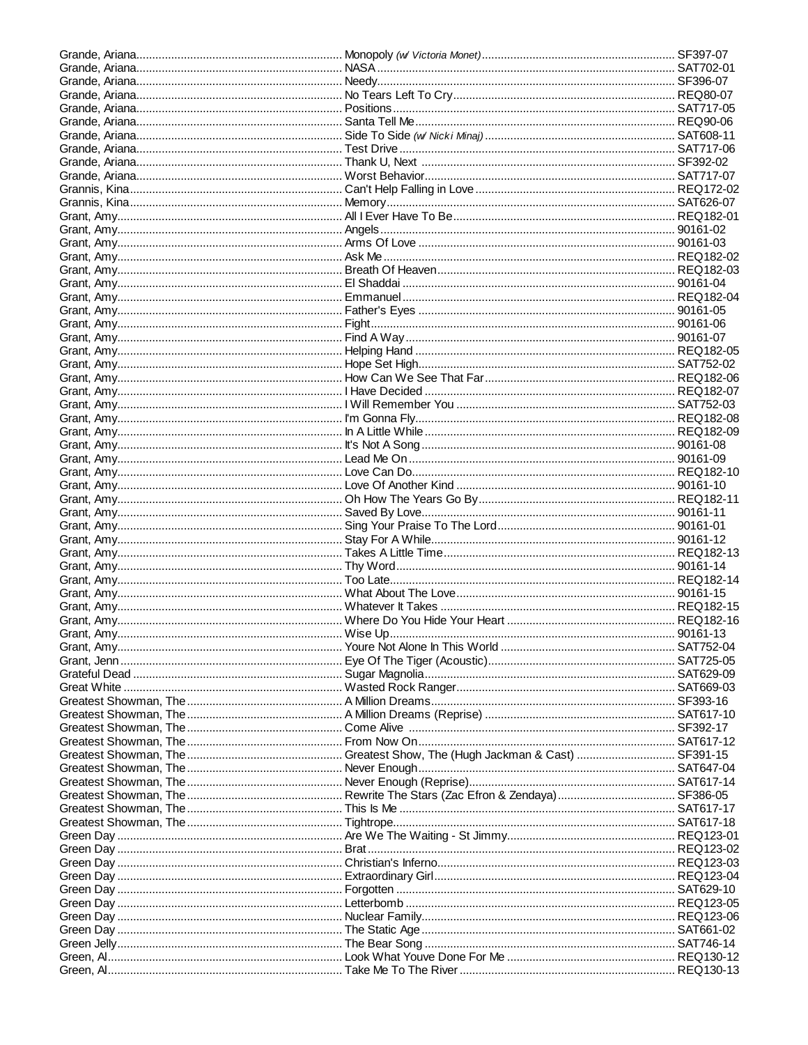| | | |
|---|---|---|
| Grande, Ariana | Monopoly *(w/ Victoria Monet)* | SF397-07 |
| Grande, Ariana | NASA | SAT702-01 |
| Grande, Ariana | Needy | SF396-07 |
| Grande, Ariana | No Tears Left To Cry | REQ80-07 |
| Grande, Ariana | Positions | SAT717-05 |
| Grande, Ariana | Santa Tell Me | REQ90-06 |
| Grande, Ariana | Side To Side *(w/ Nicki Minaj)* | SAT608-11 |
| Grande, Ariana | Test Drive | SAT717-06 |
| Grande, Ariana | Thank U, Next | SF392-02 |
| Grande, Ariana | Worst Behavior | SAT717-07 |
| Grannis, Kina | Can't Help Falling in Love | REQ172-02 |
| Grannis, Kina | Memory | SAT626-07 |
| Grant, Amy | All I Ever Have To Be | REQ182-01 |
| Grant, Amy | Angels | 90161-02 |
| Grant, Amy | Arms Of Love | 90161-03 |
| Grant, Amy | Ask Me | REQ182-02 |
| Grant, Amy | Breath Of Heaven | REQ182-03 |
| Grant, Amy | El Shaddai | 90161-04 |
| Grant, Amy | Emmanuel | REQ182-04 |
| Grant, Amy | Father's Eyes | 90161-05 |
| Grant, Amy | Fight | 90161-06 |
| Grant, Amy | Find A Way | 90161-07 |
| Grant, Amy | Helping Hand | REQ182-05 |
| Grant, Amy | Hope Set High | SAT752-02 |
| Grant, Amy | How Can We See That Far | REQ182-06 |
| Grant, Amy | I Have Decided | REQ182-07 |
| Grant, Amy | I Will Remember You | SAT752-03 |
| Grant, Amy | I'm Gonna Fly | REQ182-08 |
| Grant, Amy | In A Little While | REQ182-09 |
| Grant, Amy | It's Not A Song | 90161-08 |
| Grant, Amy | Lead Me On | 90161-09 |
| Grant, Amy | Love Can Do | REQ182-10 |
| Grant, Amy | Love Of Another Kind | 90161-10 |
| Grant, Amy | Oh How The Years Go By | REQ182-11 |
| Grant, Amy | Saved By Love | 90161-11 |
| Grant, Amy | Sing Your Praise To The Lord | 90161-01 |
| Grant, Amy | Stay For A While | 90161-12 |
| Grant, Amy | Takes A Little Time | REQ182-13 |
| Grant, Amy | Thy Word | 90161-14 |
| Grant, Amy | Too Late | REQ182-14 |
| Grant, Amy | What About The Love | 90161-15 |
| Grant, Amy | Whatever It Takes | REQ182-15 |
| Grant, Amy | Where Do You Hide Your Heart | REQ182-16 |
| Grant, Amy | Wise Up | 90161-13 |
| Grant, Amy | Youre Not Alone In This World | SAT752-04 |
| Grant, Jenn | Eye Of The Tiger (Acoustic) | SAT725-05 |
| Grateful Dead | Sugar Magnolia | SAT629-09 |
| Great White | Wasted Rock Ranger | SAT669-03 |
| Greatest Showman, The | A Million Dreams | SF393-16 |
| Greatest Showman, The | A Million Dreams (Reprise) | SAT617-10 |
| Greatest Showman, The | Come Alive | SF392-17 |
| Greatest Showman, The | From Now On | SAT617-12 |
| Greatest Showman, The | Greatest Show, The (Hugh Jackman & Cast) | SF391-15 |
| Greatest Showman, The | Never Enough | SAT647-04 |
| Greatest Showman, The | Never Enough (Reprise) | SAT617-14 |
| Greatest Showman, The | Rewrite The Stars (Zac Efron & Zendaya) | SF386-05 |
| Greatest Showman, The | This Is Me | SAT617-17 |
| Greatest Showman, The | Tightrope | SAT617-18 |
| Green Day | Are We The Waiting - St Jimmy | REQ123-01 |
| Green Day | Brat | REQ123-02 |
| Green Day | Christian's Inferno | REQ123-03 |
| Green Day | Extraordinary Girl | REQ123-04 |
| Green Day | Forgotten | SAT629-10 |
| Green Day | Letterbomb | REQ123-05 |
| Green Day | Nuclear Family | REQ123-06 |
| Green Day | The Static Age | SAT661-02 |
| Green Jelly | The Bear Song | SAT746-14 |
| Green, Al | Look What Youve Done For Me | REQ130-12 |
| Green, Al | Take Me To The River | REQ130-13 |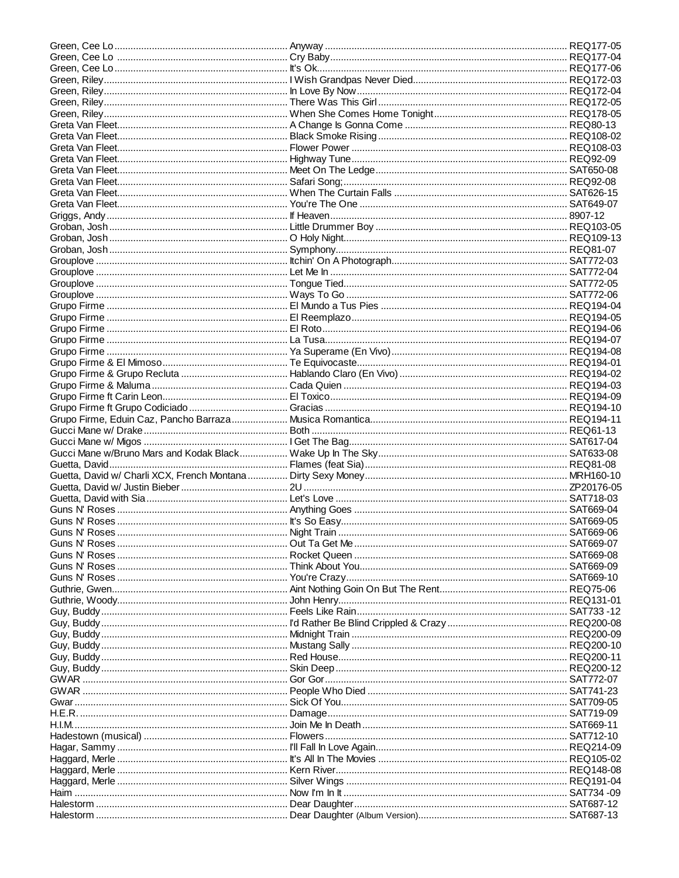| Artist | Title | Code |
|---|---|---|
| Green, Cee Lo | Anyway | REQ177-05 |
| Green, Cee Lo | Cry Baby | REQ177-04 |
| Green, Cee Lo | It's Ok | REQ177-06 |
| Green, Riley | I Wish Grandpas Never Died | REQ172-03 |
| Green, Riley | In Love By Now | REQ172-04 |
| Green, Riley | There Was This Girl | REQ172-05 |
| Green, Riley | When She Comes Home Tonight | REQ178-05 |
| Greta Van Fleet | A Change Is Gonna Come | REQ80-13 |
| Greta Van Fleet | Black Smoke Rising | REQ108-02 |
| Greta Van Fleet | Flower Power | REQ108-03 |
| Greta Van Fleet | Highway Tune | REQ92-09 |
| Greta Van Fleet | Meet On The Ledge | SAT650-08 |
| Greta Van Fleet | Safari Song; | REQ92-08 |
| Greta Van Fleet | When The Curtain Falls | SAT626-15 |
| Greta Van Fleet | You're The One | SAT649-07 |
| Griggs, Andy | If Heaven | 8907-12 |
| Groban, Josh | Little Drummer Boy | REQ103-05 |
| Groban, Josh | O Holy Night | REQ109-13 |
| Groban, Josh | Symphony | REQ81-07 |
| Grouplove | Itchin' On A Photograph | SAT772-03 |
| Grouplove | Let Me In | SAT772-04 |
| Grouplove | Tongue Tied | SAT772-05 |
| Grouplove | Ways To Go | SAT772-06 |
| Grupo Firme | El Mundo a Tus Pies | REQ194-04 |
| Grupo Firme | El Reemplazo | REQ194-05 |
| Grupo Firme | El Roto | REQ194-06 |
| Grupo Firme | La Tusa | REQ194-07 |
| Grupo Firme | Ya Superame (En Vivo) | REQ194-08 |
| Grupo Firme & El Mimoso | Te Equivocaste | REQ194-01 |
| Grupo Firme & Grupo Recluta | Hablando Claro (En Vivo) | REQ194-02 |
| Grupo Firme & Maluma | Cada Quien | REQ194-03 |
| Grupo Firme ft Carin Leon | El Toxico | REQ194-09 |
| Grupo Firme ft Grupo Codiciado | Gracias | REQ194-10 |
| Grupo Firme, Eduin Caz, Pancho Barraza | Musica Romantica | REQ194-11 |
| Gucci Mane w/ Drake | Both | REQ61-13 |
| Gucci Mane w/ Migos | I Get The Bag | SAT617-04 |
| Gucci Mane w/Bruno Mars and Kodak Black | Wake Up In The Sky | SAT633-08 |
| Guetta, David | Flames (feat Sia) | REQ81-08 |
| Guetta, David w/ Charli XCX, French Montana | Dirty Sexy Money | MRH160-10 |
| Guetta, David w/ Justin Bieber | 2U | ZP20176-05 |
| Guetta, David with Sia | Let's Love | SAT718-03 |
| Guns N' Roses | Anything Goes | SAT669-04 |
| Guns N' Roses | It's So Easy | SAT669-05 |
| Guns N' Roses | Night Train | SAT669-06 |
| Guns N' Roses | Out Ta Get Me | SAT669-07 |
| Guns N' Roses | Rocket Queen | SAT669-08 |
| Guns N' Roses | Think About You | SAT669-09 |
| Guns N' Roses | You're Crazy | SAT669-10 |
| Guthrie, Gwen | Aint Nothing Goin On But The Rent | REQ75-06 |
| Guthrie, Woody | John Henry | REQ131-01 |
| Guy, Buddy | Feels Like Rain | SAT733 -12 |
| Guy, Buddy | I'd Rather Be Blind Crippled & Crazy | REQ200-08 |
| Guy, Buddy | Midnight Train | REQ200-09 |
| Guy, Buddy | Mustang Sally | REQ200-10 |
| Guy, Buddy | Red House | REQ200-11 |
| Guy, Buddy | Skin Deep | REQ200-12 |
| GWAR | Gor Gor | SAT772-07 |
| GWAR | People Who Died | SAT741-23 |
| Gwar | Sick Of You | SAT709-05 |
| H.E.R. | Damage | SAT719-09 |
| H.I.M. | Join Me In Death | SAT669-11 |
| Hadestown (musical) | Flowers | SAT712-10 |
| Hagar, Sammy | I'll Fall In Love Again | REQ214-09 |
| Haggard, Merle | It's All In The Movies | REQ105-02 |
| Haggard, Merle | Kern River | REQ148-08 |
| Haggard, Merle | Silver Wings | REQ191-04 |
| Haim | Now I'm In It | SAT734 -09 |
| Halestorm | Dear Daughter | SAT687-12 |
| Halestorm | Dear Daughter (Album Version) | SAT687-13 |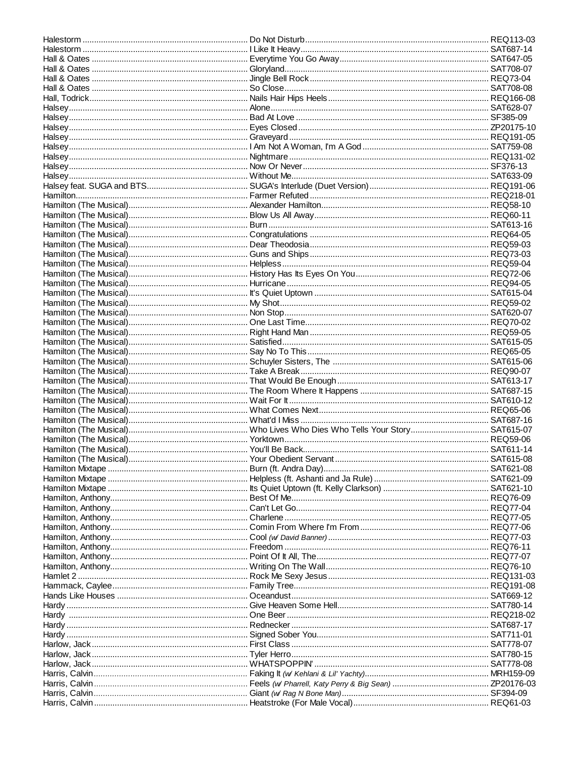| Artist | Title | Code |
|---|---|---|
| Halestorm | Do Not Disturb | REQ113-03 |
| Halestorm | I Like It Heavy | SAT687-14 |
| Hall & Oates | Everytime You Go Away | SAT647-05 |
| Hall & Oates | Gloryland | SAT708-07 |
| Hall & Oates | Jingle Bell Rock | REQ73-04 |
| Hall & Oates | So Close | SAT708-08 |
| Hall, Todrick | Nails Hair Hips Heels | REQ166-08 |
| Halsey | Alone | SAT628-07 |
| Halsey | Bad At Love | SF385-09 |
| Halsey | Eyes Closed | ZP20175-10 |
| Halsey | Graveyard | REQ191-05 |
| Halsey | I Am Not A Woman, I'm A God | SAT759-08 |
| Halsey | Nightmare | REQ131-02 |
| Halsey | Now Or Never | SF376-13 |
| Halsey | Without Me | SAT633-09 |
| Halsey feat. SUGA and BTS | SUGA's Interlude (Duet Version) | REQ191-06 |
| Hamilton | Farmer Refuted | REQ218-01 |
| Hamilton (The Musical) | Alexander Hamilton | REQ58-10 |
| Hamilton (The Musical) | Blow Us All Away | REQ60-11 |
| Hamilton (The Musical) | Burn | SAT613-16 |
| Hamilton (The Musical) | Congratulations | REQ64-05 |
| Hamilton (The Musical) | Dear Theodosia | REQ59-03 |
| Hamilton (The Musical) | Guns and Ships | REQ73-03 |
| Hamilton (The Musical) | Helpless | REQ59-04 |
| Hamilton (The Musical) | History Has Its Eyes On You | REQ72-06 |
| Hamilton (The Musical) | Hurricane | REQ94-05 |
| Hamilton (The Musical) | It's Quiet Uptown | SAT615-04 |
| Hamilton (The Musical) | My Shot | REQ59-02 |
| Hamilton (The Musical) | Non Stop | SAT620-07 |
| Hamilton (The Musical) | One Last Time | REQ70-02 |
| Hamilton (The Musical) | Right Hand Man | REQ59-05 |
| Hamilton (The Musical) | Satisfied | SAT615-05 |
| Hamilton (The Musical) | Say No To This | REQ65-05 |
| Hamilton (The Musical) | Schuyler Sisters, The | SAT615-06 |
| Hamilton (The Musical) | Take A Break | REQ90-07 |
| Hamilton (The Musical) | That Would Be Enough | SAT613-17 |
| Hamilton (The Musical) | The Room Where It Happens | SAT687-15 |
| Hamilton (The Musical) | Wait For It | SAT610-12 |
| Hamilton (The Musical) | What Comes Next | REQ65-06 |
| Hamilton (The Musical) | What'd I Miss | SAT687-16 |
| Hamilton (The Musical) | Who Lives Who Dies Who Tells Your Story | SAT615-07 |
| Hamilton (The Musical) | Yorktown | REQ59-06 |
| Hamilton (The Musical) | You'll Be Back | SAT611-14 |
| Hamilton (The Musical) | Your Obedient Servant | SAT615-08 |
| Hamilton Mixtape | Burn (ft. Andra Day) | SAT621-08 |
| Hamilton Mixtape | Helpless (ft. Ashanti and Ja Rule) | SAT621-09 |
| Hamilton Mixtape | Its Quiet Uptown (ft. Kelly Clarkson) | SAT621-10 |
| Hamilton, Anthony | Best Of Me | REQ76-09 |
| Hamilton, Anthony | Can't Let Go | REQ77-04 |
| Hamilton, Anthony | Charlene | REQ77-05 |
| Hamilton, Anthony | Comin From Where I'm From | REQ77-06 |
| Hamilton, Anthony | Cool *(w/ David Banner)* | REQ77-03 |
| Hamilton, Anthony | Freedom | REQ76-11 |
| Hamilton, Anthony | Point Of It All, The | REQ77-07 |
| Hamilton, Anthony | Writing On The Wall | REQ76-10 |
| Hamlet 2 | Rock Me Sexy Jesus | REQ131-03 |
| Hammack, Caylee | Family Tree | REQ191-08 |
| Hands Like Houses | Oceandust | SAT669-12 |
| Hardy | Give Heaven Some Hell | SAT780-14 |
| Hardy | One Beer | REQ218-02 |
| Hardy | Rednecker | SAT687-17 |
| Hardy | Signed Sober You | SAT711-01 |
| Harlow, Jack | First Class | SAT778-07 |
| Harlow, Jack | Tyler Herro | SAT780-15 |
| Harlow, Jack | WHATSPOPPIN' | SAT778-08 |
| Harris, Calvin | Faking It *(w/ Kehlani & Lil' Yachty)* | MRH159-09 |
| Harris, Calvin | Feels *(w/ Pharrell, Katy Perry & Big Sean)* | ZP20176-03 |
| Harris, Calvin | Giant *(w/ Rag N Bone Man)* | SF394-09 |
| Harris, Calvin | Heatstroke (For Male Vocal) | REQ61-03 |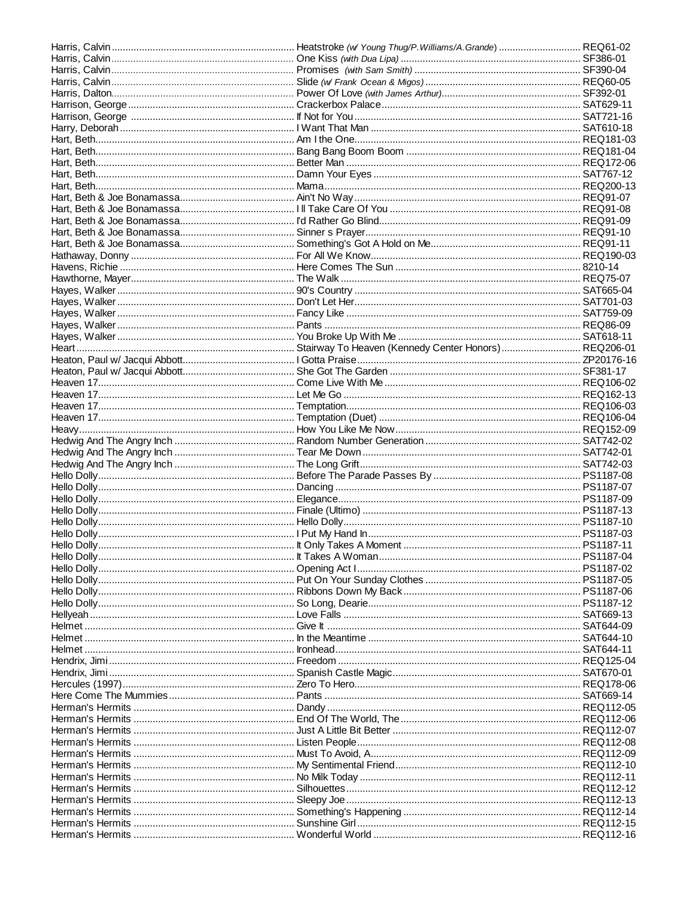| Artist | Title | Disc |
|---|---|---|
| Harris, Calvin | Heatstroke *(w/ Young Thug/P.Williams/A.Grande)* | REQ61-02 |
| Harris, Calvin | One Kiss *(with Dua Lipa)* | SF386-01 |
| Harris, Calvin | Promises *(with Sam Smith)* | SF390-04 |
| Harris, Calvin | Slide *(w/ Frank Ocean & Migos)* | REQ60-05 |
| Harris, Dalton | Power Of Love *(with James Arthur)* | SF392-01 |
| Harrison, George | Crackerbox Palace | SAT629-11 |
| Harrison, George | If Not for You | SAT721-16 |
| Harry, Deborah | I Want That Man | SAT610-18 |
| Hart, Beth | Am I the One | REQ181-03 |
| Hart, Beth | Bang Bang Boom Boom | REQ181-04 |
| Hart, Beth | Better Man | REQ172-06 |
| Hart, Beth | Damn Your Eyes | SAT767-12 |
| Hart, Beth | Mama | REQ200-13 |
| Hart, Beth & Joe Bonamassa | Ain't No Way | REQ91-07 |
| Hart, Beth & Joe Bonamassa | I ll Take Care Of You | REQ91-08 |
| Hart, Beth & Joe Bonamassa | I'd Rather Go Blind | REQ91-09 |
| Hart, Beth & Joe Bonamassa | Sinner s Prayer | REQ91-10 |
| Hart, Beth & Joe Bonamassa | Something's Got A Hold on Me | REQ91-11 |
| Hathaway, Donny | For All We Know | REQ190-03 |
| Havens, Richie | Here Comes The Sun | 8210-14 |
| Hawthorne, Mayer | The Walk | REQ75-07 |
| Hayes, Walker | 90's Country | SAT665-04 |
| Hayes, Walker | Don't Let Her | SAT701-03 |
| Hayes, Walker | Fancy Like | SAT759-09 |
| Hayes, Walker | Pants | REQ86-09 |
| Hayes, Walker | You Broke Up With Me | SAT618-11 |
| Heart | Stairway To Heaven (Kennedy Center Honors) | REQ206-01 |
| Heaton, Paul w/ Jacqui Abbott | I Gotta Praise | ZP20176-16 |
| Heaton, Paul w/ Jacqui Abbott | She Got The Garden | SF381-17 |
| Heaven 17 | Come Live With Me | REQ106-02 |
| Heaven 17 | Let Me Go | REQ162-13 |
| Heaven 17 | Temptation | REQ106-03 |
| Heaven 17 | Temptation (Duet) | REQ106-04 |
| Heavy | How You Like Me Now | REQ152-09 |
| Hedwig And The Angry Inch | Random Number Generation | SAT742-02 |
| Hedwig And The Angry Inch | Tear Me Down | SAT742-01 |
| Hedwig And The Angry Inch | The Long Grift | SAT742-03 |
| Hello Dolly | Before The Parade Passes By | PS1187-08 |
| Hello Dolly | Dancing | PS1187-07 |
| Hello Dolly | Elegance | PS1187-09 |
| Hello Dolly | Finale (Ultimo) | PS1187-13 |
| Hello Dolly | Hello Dolly | PS1187-10 |
| Hello Dolly | I Put My Hand In | PS1187-03 |
| Hello Dolly | It Only Takes A Moment | PS1187-11 |
| Hello Dolly | It Takes A Woman | PS1187-04 |
| Hello Dolly | Opening Act I | PS1187-02 |
| Hello Dolly | Put On Your Sunday Clothes | PS1187-05 |
| Hello Dolly | Ribbons Down My Back | PS1187-06 |
| Hello Dolly | So Long, Dearie | PS1187-12 |
| Hellyeah | Love Falls | SAT669-13 |
| Helmet | Give It | SAT644-09 |
| Helmet | In the Meantime | SAT644-10 |
| Helmet | Ironhead | SAT644-11 |
| Hendrix, Jimi | Freedom | REQ125-04 |
| Hendrix, Jimi | Spanish Castle Magic | SAT670-01 |
| Hercules (1997) | Zero To Hero | REQ178-06 |
| Here Come The Mummies | Pants | SAT669-14 |
| Herman's Hermits | Dandy | REQ112-05 |
| Herman's Hermits | End Of The World, The | REQ112-06 |
| Herman's Hermits | Just A Little Bit Better | REQ112-07 |
| Herman's Hermits | Listen People | REQ112-08 |
| Herman's Hermits | Must To Avoid, A | REQ112-09 |
| Herman's Hermits | My Sentimental Friend | REQ112-10 |
| Herman's Hermits | No Milk Today | REQ112-11 |
| Herman's Hermits | Silhouettes | REQ112-12 |
| Herman's Hermits | Sleepy Joe | REQ112-13 |
| Herman's Hermits | Something's Happening | REQ112-14 |
| Herman's Hermits | Sunshine Girl | REQ112-15 |
| Herman's Hermits | Wonderful World | REQ112-16 |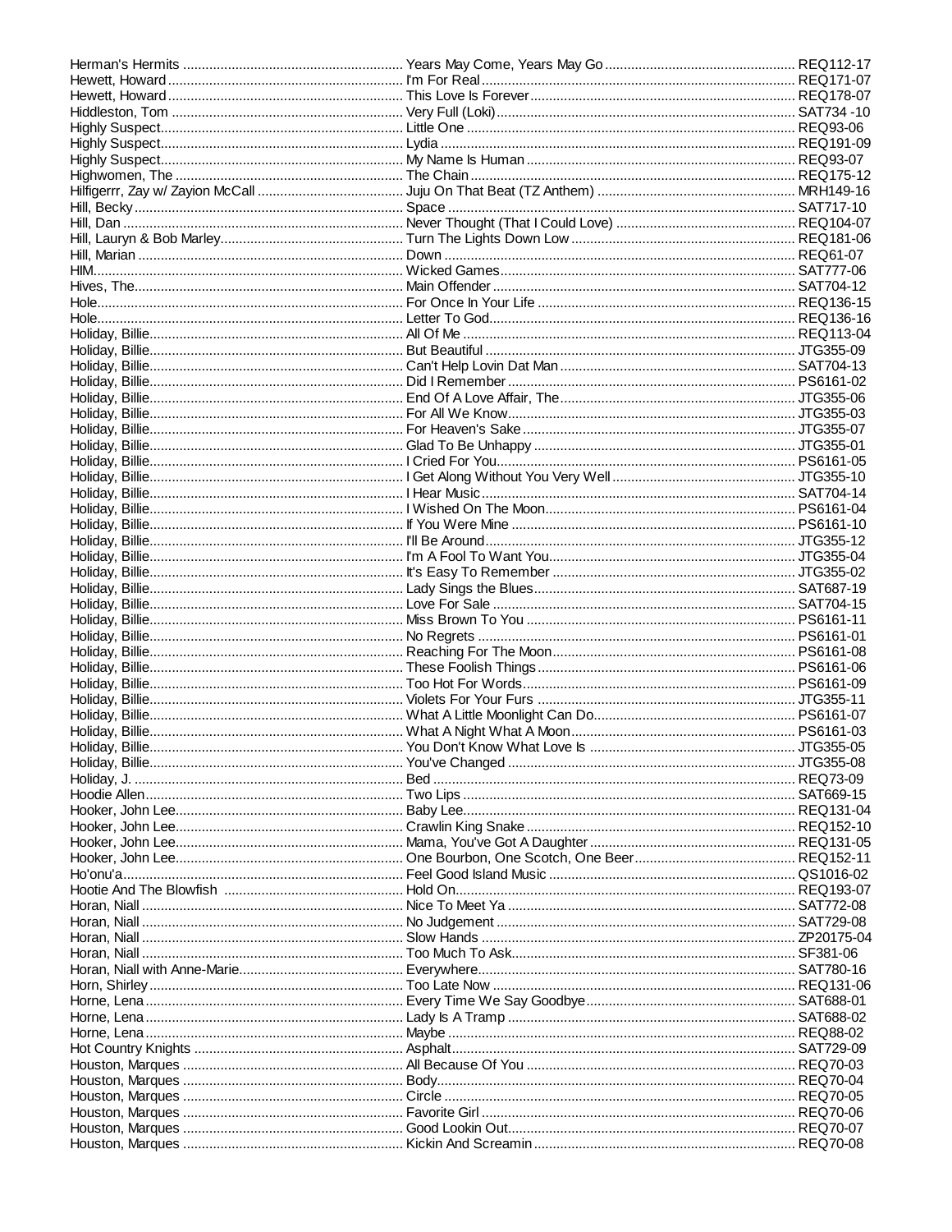| Artist | Title | Code |
|---|---|---|
| Herman's Hermits | Years May Come, Years May Go | REQ112-17 |
| Hewett, Howard | I'm For Real | REQ171-07 |
| Hewett, Howard | This Love Is Forever | REQ178-07 |
| Hiddleston, Tom | Very Full (Loki) | SAT734 -10 |
| Highly Suspect | Little One | REQ93-06 |
| Highly Suspect | Lydia | REQ191-09 |
| Highly Suspect | My Name Is Human | REQ93-07 |
| Highwomen, The | The Chain | REQ175-12 |
| Hilfigerrr, Zay w/ Zayion McCall | Juju On That Beat (TZ Anthem) | MRH149-16 |
| Hill, Becky | Space | SAT717-10 |
| Hill, Dan | Never Thought (That I Could Love) | REQ104-07 |
| Hill, Lauryn & Bob Marley | Turn The Lights Down Low | REQ181-06 |
| Hill, Marian | Down | REQ61-07 |
| HIM | Wicked Games | SAT777-06 |
| Hives, The | Main Offender | SAT704-12 |
| Hole | For Once In Your Life | REQ136-15 |
| Hole | Letter To God | REQ136-16 |
| Holiday, Billie | All Of Me | REQ113-04 |
| Holiday, Billie | But Beautiful | JTG355-09 |
| Holiday, Billie | Can't Help Lovin Dat Man | SAT704-13 |
| Holiday, Billie | Did I Remember | PS6161-02 |
| Holiday, Billie | End Of A Love Affair, The | JTG355-06 |
| Holiday, Billie | For All We Know | JTG355-03 |
| Holiday, Billie | For Heaven's Sake | JTG355-07 |
| Holiday, Billie | Glad To Be Unhappy | JTG355-01 |
| Holiday, Billie | I Cried For You | PS6161-05 |
| Holiday, Billie | I Get Along Without You Very Well | JTG355-10 |
| Holiday, Billie | I Hear Music | SAT704-14 |
| Holiday, Billie | I Wished On The Moon | PS6161-04 |
| Holiday, Billie | If You Were Mine | PS6161-10 |
| Holiday, Billie | I'll Be Around | JTG355-12 |
| Holiday, Billie | I'm A Fool To Want You | JTG355-04 |
| Holiday, Billie | It's Easy To Remember | JTG355-02 |
| Holiday, Billie | Lady Sings the Blues | SAT687-19 |
| Holiday, Billie | Love For Sale | SAT704-15 |
| Holiday, Billie | Miss Brown To You | PS6161-11 |
| Holiday, Billie | No Regrets | PS6161-01 |
| Holiday, Billie | Reaching For The Moon | PS6161-08 |
| Holiday, Billie | These Foolish Things | PS6161-06 |
| Holiday, Billie | Too Hot For Words | PS6161-09 |
| Holiday, Billie | Violets For Your Furs | JTG355-11 |
| Holiday, Billie | What A Little Moonlight Can Do | PS6161-07 |
| Holiday, Billie | What A Night What A Moon | PS6161-03 |
| Holiday, Billie | You Don't Know What Love Is | JTG355-05 |
| Holiday, Billie | You've Changed | JTG355-08 |
| Holiday, J. | Bed | REQ73-09 |
| Hoodie Allen | Two Lips | SAT669-15 |
| Hooker, John Lee | Baby Lee | REQ131-04 |
| Hooker, John Lee | Crawlin King Snake | REQ152-10 |
| Hooker, John Lee | Mama, You've Got A Daughter | REQ131-05 |
| Hooker, John Lee | One Bourbon, One Scotch, One Beer | REQ152-11 |
| Ho'onu'a | Feel Good Island Music | QS1016-02 |
| Hootie And The Blowfish | Hold On | REQ193-07 |
| Horan, Niall | Nice To Meet Ya | SAT772-08 |
| Horan, Niall | No Judgement | SAT729-08 |
| Horan, Niall | Slow Hands | ZP20175-04 |
| Horan, Niall | Too Much To Ask | SF381-06 |
| Horan, Niall with Anne-Marie | Everywhere | SAT780-16 |
| Horn, Shirley | Too Late Now | REQ131-06 |
| Horne, Lena | Every Time We Say Goodbye | SAT688-01 |
| Horne, Lena | Lady Is A Tramp | SAT688-02 |
| Horne, Lena | Maybe | REQ88-02 |
| Hot Country Knights | Asphalt | SAT729-09 |
| Houston, Marques | All Because Of You | REQ70-03 |
| Houston, Marques | Body | REQ70-04 |
| Houston, Marques | Circle | REQ70-05 |
| Houston, Marques | Favorite Girl | REQ70-06 |
| Houston, Marques | Good Lookin Out | REQ70-07 |
| Houston, Marques | Kickin And Screamin | REQ70-08 |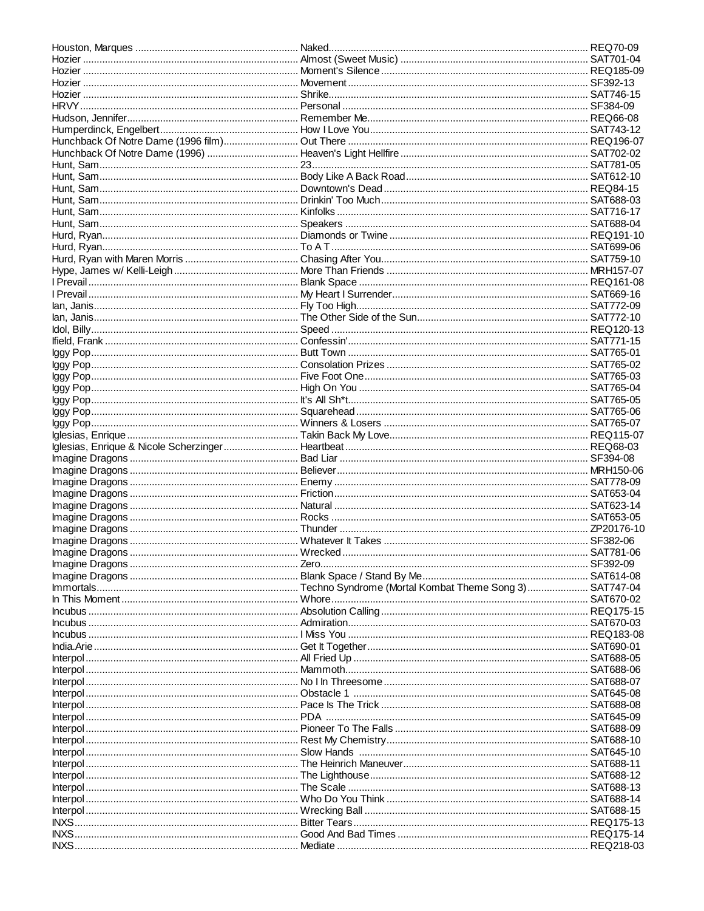| Artist | Title | Code |
|---|---|---|
| Houston, Marques | Naked | REQ70-09 |
| Hozier | Almost (Sweet Music) | SAT701-04 |
| Hozier | Moment's Silence | REQ185-09 |
| Hozier | Movement | SF392-13 |
| Hozier | Shrike | SAT746-15 |
| HRVY | Personal | SF384-09 |
| Hudson, Jennifer | Remember Me | REQ66-08 |
| Humperdinck, Engelbert | How I Love You | SAT743-12 |
| Hunchback Of Notre Dame (1996 film) | Out There | REQ196-07 |
| Hunchback Of Notre Dame (1996) | Heaven's Light Hellfire | SAT702-02 |
| Hunt, Sam | 23 | SAT781-05 |
| Hunt, Sam | Body Like A Back Road | SAT612-10 |
| Hunt, Sam | Downtown's Dead | REQ84-15 |
| Hunt, Sam | Drinkin' Too Much | SAT688-03 |
| Hunt, Sam | Kinfolks | SAT716-17 |
| Hunt, Sam | Speakers | SAT688-04 |
| Hurd, Ryan | Diamonds or Twine | REQ191-10 |
| Hurd, Ryan | To A T | SAT699-06 |
| Hurd, Ryan with Maren Morris | Chasing After You | SAT759-10 |
| Hype, James w/ Kelli-Leigh | More Than Friends | MRH157-07 |
| I Prevail | Blank Space | REQ161-08 |
| I Prevail | My Heart I Surrender | SAT669-16 |
| Ian, Janis | Fly Too High | SAT772-09 |
| Ian, Janis | The Other Side of the Sun | SAT772-10 |
| Idol, Billy | Speed | REQ120-13 |
| Ifield, Frank | Confessin' | SAT771-15 |
| Iggy Pop | Butt Town | SAT765-01 |
| Iggy Pop | Consolation Prizes | SAT765-02 |
| Iggy Pop | Five Foot One | SAT765-03 |
| Iggy Pop | High On You | SAT765-04 |
| Iggy Pop | It's All Sh*t | SAT765-05 |
| Iggy Pop | Squarehead | SAT765-06 |
| Iggy Pop | Winners & Losers | SAT765-07 |
| Iglesias, Enrique | Takin Back My Love | REQ115-07 |
| Iglesias, Enrique & Nicole Scherzinger | Heartbeat | REQ68-03 |
| Imagine Dragons | Bad Liar | SF394-08 |
| Imagine Dragons | Believer | MRH150-06 |
| Imagine Dragons | Enemy | SAT778-09 |
| Imagine Dragons | Friction | SAT653-04 |
| Imagine Dragons | Natural | SAT623-14 |
| Imagine Dragons | Rocks | SAT653-05 |
| Imagine Dragons | Thunder | ZP20176-10 |
| Imagine Dragons | Whatever It Takes | SF382-06 |
| Imagine Dragons | Wrecked | SAT781-06 |
| Imagine Dragons | Zero | SF392-09 |
| Imagine Dragons | Blank Space / Stand By Me | SAT614-08 |
| Immortals | Techno Syndrome (Mortal Kombat Theme Song 3) | SAT747-04 |
| In This Moment | Whore | SAT670-02 |
| Incubus | Absolution Calling | REQ175-15 |
| Incubus | Admiration | SAT670-03 |
| Incubus | I Miss You | REQ183-08 |
| India.Arie | Get It Together | SAT690-01 |
| Interpol | All Fried Up | SAT688-05 |
| Interpol | Mammoth | SAT688-06 |
| Interpol | No I In Threesome | SAT688-07 |
| Interpol | Obstacle 1 | SAT645-08 |
| Interpol | Pace Is The Trick | SAT688-08 |
| Interpol | PDA | SAT645-09 |
| Interpol | Pioneer To The Falls | SAT688-09 |
| Interpol | Rest My Chemistry | SAT688-10 |
| Interpol | Slow Hands | SAT645-10 |
| Interpol | The Heinrich Maneuver | SAT688-11 |
| Interpol | The Lighthouse | SAT688-12 |
| Interpol | The Scale | SAT688-13 |
| Interpol | Who Do You Think | SAT688-14 |
| Interpol | Wrecking Ball | SAT688-15 |
| INXS | Bitter Tears | REQ175-13 |
| INXS | Good And Bad Times | REQ175-14 |
| INXS | Mediate | REQ218-03 |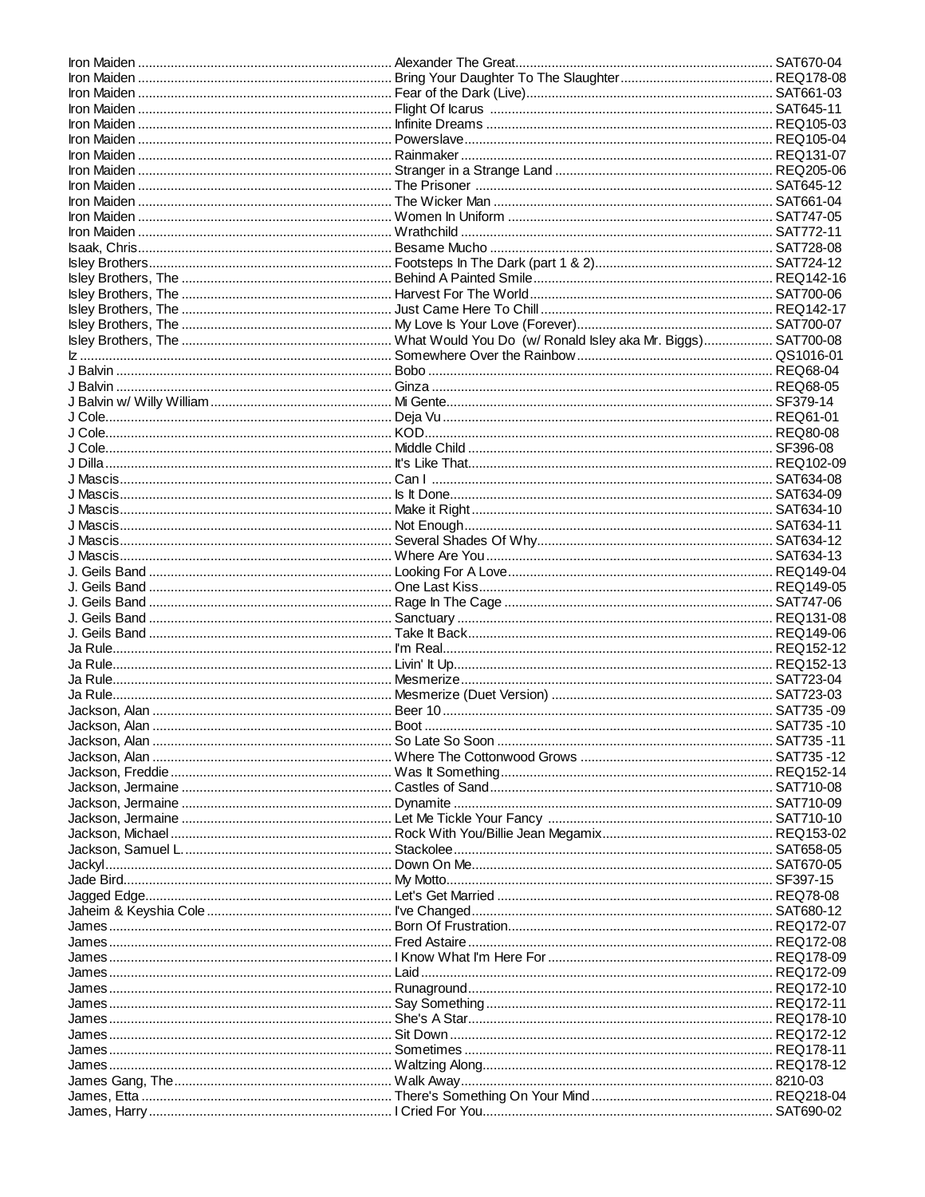| Artist | Title | Code |
|---|---|---|
| Iron Maiden | Alexander The Great | SAT670-04 |
| Iron Maiden | Bring Your Daughter To The Slaughter | REQ178-08 |
| Iron Maiden | Fear of the Dark (Live) | SAT661-03 |
| Iron Maiden | Flight Of Icarus | SAT645-11 |
| Iron Maiden | Infinite Dreams | REQ105-03 |
| Iron Maiden | Powerslave | REQ105-04 |
| Iron Maiden | Rainmaker | REQ131-07 |
| Iron Maiden | Stranger in a Strange Land | REQ205-06 |
| Iron Maiden | The Prisoner | SAT645-12 |
| Iron Maiden | The Wicker Man | SAT661-04 |
| Iron Maiden | Women In Uniform | SAT747-05 |
| Iron Maiden | Wrathchild | SAT772-11 |
| Isaak, Chris | Besame Mucho | SAT728-08 |
| Isley Brothers | Footsteps In The Dark (part 1 & 2) | SAT724-12 |
| Isley Brothers, The | Behind A Painted Smile | REQ142-16 |
| Isley Brothers, The | Harvest For The World | SAT700-06 |
| Isley Brothers, The | Just Came Here To Chill | REQ142-17 |
| Isley Brothers, The | My Love Is Your Love (Forever) | SAT700-07 |
| Isley Brothers, The | What Would You Do (w/ Ronald Isley aka Mr. Biggs) | SAT700-08 |
| Iz | Somewhere Over the Rainbow | QS1016-01 |
| J Balvin | Bobo | REQ68-04 |
| J Balvin | Ginza | REQ68-05 |
| J Balvin w/ Willy William | Mi Gente | SF379-14 |
| J Cole | Deja Vu | REQ61-01 |
| J Cole | KOD | REQ80-08 |
| J Cole | Middle Child | SF396-08 |
| J Dilla | It's Like That | REQ102-09 |
| J Mascis | Can I | SAT634-08 |
| J Mascis | Is It Done | SAT634-09 |
| J Mascis | Make it Right | SAT634-10 |
| J Mascis | Not Enough | SAT634-11 |
| J Mascis | Several Shades Of Why | SAT634-12 |
| J Mascis | Where Are You | SAT634-13 |
| J. Geils Band | Looking For A Love | REQ149-04 |
| J. Geils Band | One Last Kiss | REQ149-05 |
| J. Geils Band | Rage In The Cage | SAT747-06 |
| J. Geils Band | Sanctuary | REQ131-08 |
| J. Geils Band | Take It Back | REQ149-06 |
| Ja Rule | I'm Real | REQ152-12 |
| Ja Rule | Livin' It Up | REQ152-13 |
| Ja Rule | Mesmerize | SAT723-04 |
| Ja Rule | Mesmerize (Duet Version) | SAT723-03 |
| Jackson, Alan | Beer 10 | SAT735 -09 |
| Jackson, Alan | Boot | SAT735 -10 |
| Jackson, Alan | So Late So Soon | SAT735 -11 |
| Jackson, Alan | Where The Cottonwood Grows | SAT735 -12 |
| Jackson, Freddie | Was It Something | REQ152-14 |
| Jackson, Jermaine | Castles of Sand | SAT710-08 |
| Jackson, Jermaine | Dynamite | SAT710-09 |
| Jackson, Jermaine | Let Me Tickle Your Fancy | SAT710-10 |
| Jackson, Michael | Rock With You/Billie Jean Megamix | REQ153-02 |
| Jackson, Samuel L. | Stackolee | SAT658-05 |
| Jackyl | Down On Me | SAT670-05 |
| Jade Bird | My Motto | SF397-15 |
| Jagged Edge | Let's Get Married | REQ78-08 |
| Jaheim & Keyshia Cole | I've Changed | SAT680-12 |
| James | Born Of Frustration | REQ172-07 |
| James | Fred Astaire | REQ172-08 |
| James | I Know What I'm Here For | REQ178-09 |
| James | Laid | REQ172-09 |
| James | Runaground | REQ172-10 |
| James | Say Something | REQ172-11 |
| James | She's A Star | REQ178-10 |
| James | Sit Down | REQ172-12 |
| James | Sometimes | REQ178-11 |
| James | Waltzing Along | REQ178-12 |
| James Gang, The | Walk Away | 8210-03 |
| James, Etta | There's Something On Your Mind | REQ218-04 |
| James, Harry | I Cried For You | SAT690-02 |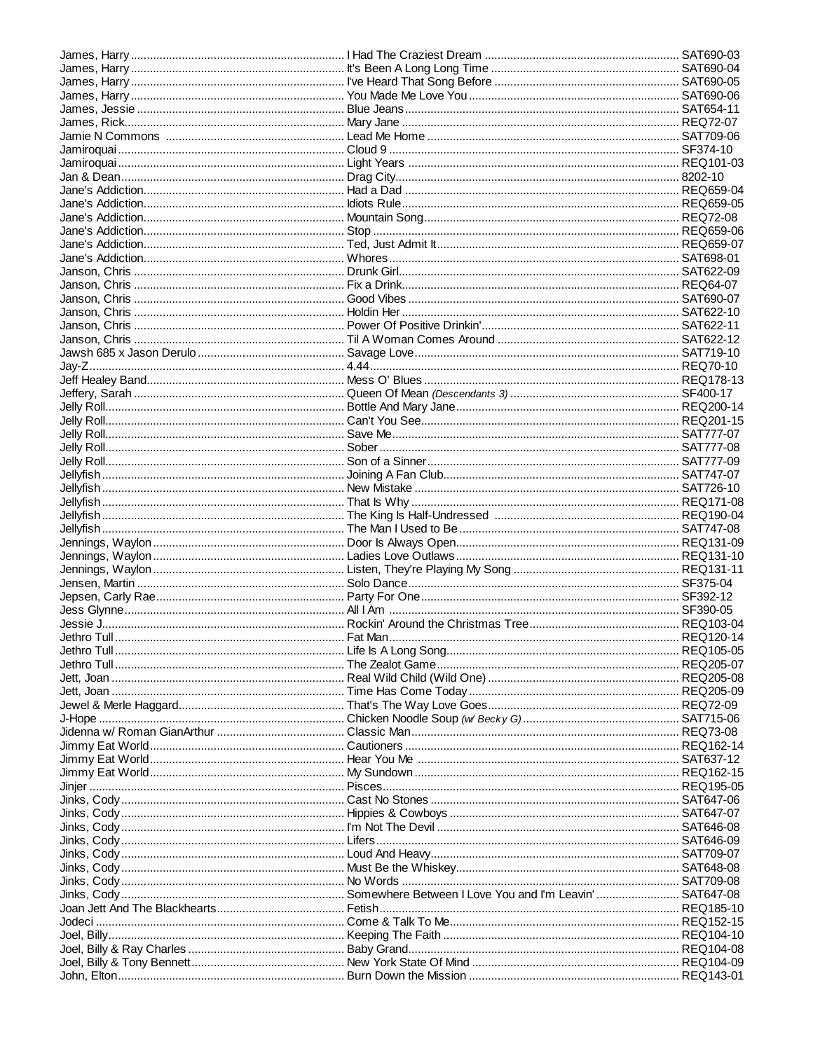| Artist | Title | Code |
|---|---|---|
| James, Harry | I Had The Craziest Dream | SAT690-03 |
| James, Harry | It's Been A Long Long Time | SAT690-04 |
| James, Harry | I've Heard That Song Before | SAT690-05 |
| James, Harry | You Made Me Love You | SAT690-06 |
| James, Jessie | Blue Jeans | SAT654-11 |
| James, Rick | Mary Jane | REQ72-07 |
| Jamie N Commons | Lead Me Home | SAT709-06 |
| Jamiroquai | Cloud 9 | SF374-10 |
| Jamiroquai | Light Years | REQ101-03 |
| Jan & Dean | Drag City | 8202-10 |
| Jane's Addiction | Had a Dad | REQ659-04 |
| Jane's Addiction | Idiots Rule | REQ659-05 |
| Jane's Addiction | Mountain Song | REQ72-08 |
| Jane's Addiction | Stop | REQ659-06 |
| Jane's Addiction | Ted, Just Admit It | REQ659-07 |
| Jane's Addiction | Whores | SAT698-01 |
| Janson, Chris | Drunk Girl | SAT622-09 |
| Janson, Chris | Fix a Drink | REQ64-07 |
| Janson, Chris | Good Vibes | SAT690-07 |
| Janson, Chris | Holdin Her | SAT622-10 |
| Janson, Chris | Power Of Positive Drinkin' | SAT622-11 |
| Janson, Chris | Til A Woman Comes Around | SAT622-12 |
| Jawsh 685 x Jason Derulo | Savage Love | SAT719-10 |
| Jay-Z | 4.44 | REQ70-10 |
| Jeff Healey Band | Mess O' Blues | REQ178-13 |
| Jeffery, Sarah | Queen Of Mean *(Descendants 3)* | SF400-17 |
| Jelly Roll | Bottle And Mary Jane | REQ200-14 |
| Jelly Roll | Can't You See | REQ201-15 |
| Jelly Roll | Save Me | SAT777-07 |
| Jelly Roll | Sober | SAT777-08 |
| Jelly Roll | Son of a Sinner | SAT777-09 |
| Jellyfish | Joining A Fan Club | SAT747-07 |
| Jellyfish | New Mistake | SAT726-10 |
| Jellyfish | That Is Why | REQ171-08 |
| Jellyfish | The King Is Half-Undressed | REQ190-04 |
| Jellyfish | The Man I Used to Be | SAT747-08 |
| Jennings, Waylon | Door Is Always Open | REQ131-09 |
| Jennings, Waylon | Ladies Love Outlaws | REQ131-10 |
| Jennings, Waylon | Listen, They're Playing My Song | REQ131-11 |
| Jensen, Martin | Solo Dance | SF375-04 |
| Jepsen, Carly Rae | Party For One | SF392-12 |
| Jess Glynne | All I Am | SF390-05 |
| Jessie J | Rockin' Around the Christmas Tree | REQ103-04 |
| Jethro Tull | Fat Man | REQ120-14 |
| Jethro Tull | Life Is A Long Song | REQ105-05 |
| Jethro Tull | The Zealot Game | REQ205-07 |
| Jett, Joan | Real Wild Child (Wild One) | REQ205-08 |
| Jett, Joan | Time Has Come Today | REQ205-09 |
| Jewel & Merle Haggard | That's The Way Love Goes | REQ72-09 |
| J-Hope | Chicken Noodle Soup *(w/ Becky G)* | SAT715-06 |
| Jidenna w/ Roman GianArthur | Classic Man | REQ73-08 |
| Jimmy Eat World | Cautioners | REQ162-14 |
| Jimmy Eat World | Hear You Me | SAT637-12 |
| Jimmy Eat World | My Sundown | REQ162-15 |
| Jinjer | Pisces | REQ195-05 |
| Jinks, Cody | Cast No Stones | SAT647-06 |
| Jinks, Cody | Hippies & Cowboys | SAT647-07 |
| Jinks, Cody | I'm Not The Devil | SAT646-08 |
| Jinks, Cody | Lifers | SAT646-09 |
| Jinks, Cody | Loud And Heavy | SAT709-07 |
| Jinks, Cody | Must Be the Whiskey | SAT648-08 |
| Jinks, Cody | No Words | SAT709-08 |
| Jinks, Cody | Somewhere Between I Love You and I'm Leavin' | SAT647-08 |
| Joan Jett And The Blackhearts | Fetish | REQ185-10 |
| Jodeci | Come & Talk To Me | REQ152-15 |
| Joel, Billy | Keeping The Faith | REQ104-10 |
| Joel, Billy & Ray Charles | Baby Grand | REQ104-08 |
| Joel, Billy & Tony Bennett | New York State Of Mind | REQ104-09 |
| John, Elton | Burn Down the Mission | REQ143-01 |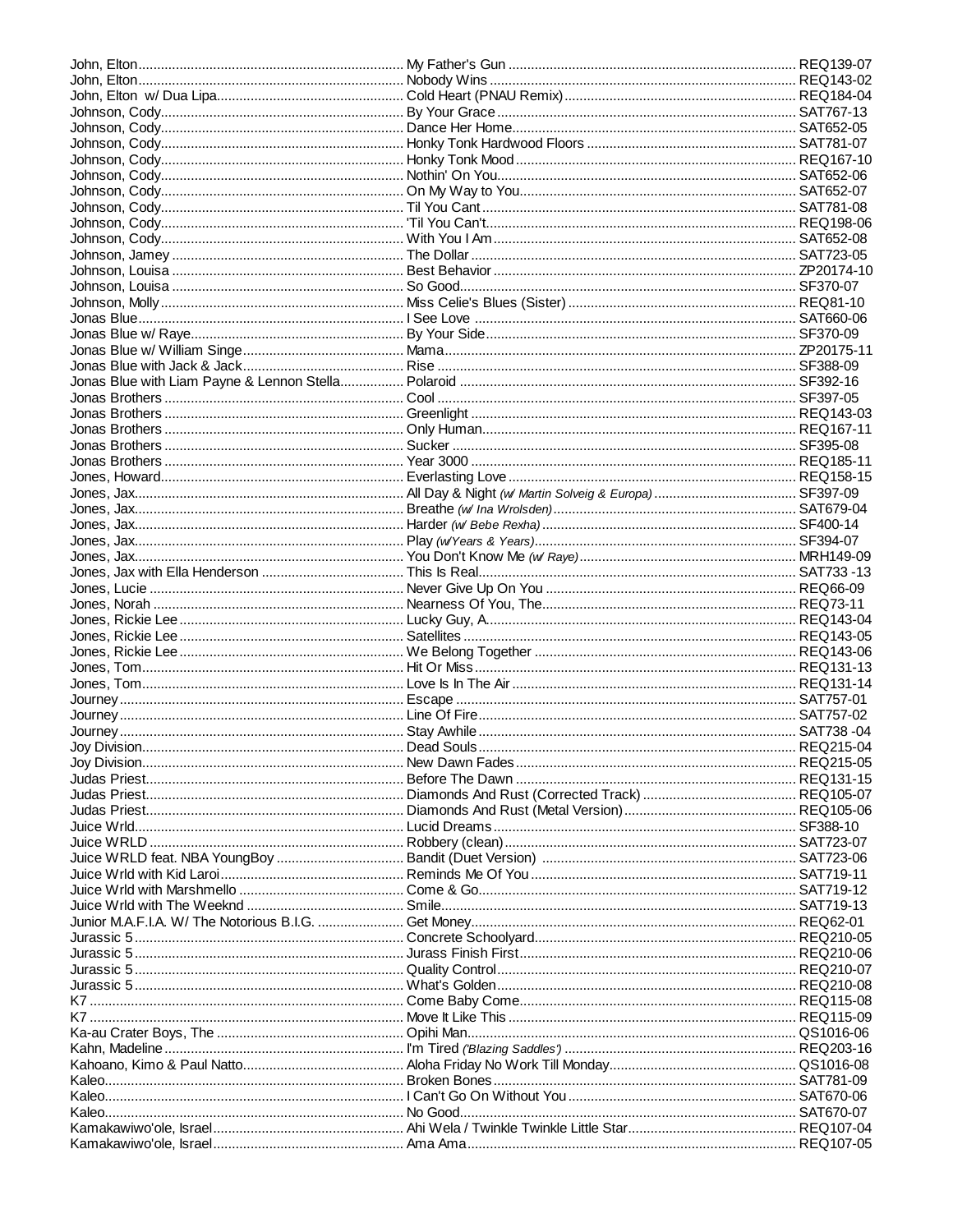| Artist | Title | Code |
|---|---|---|
| John, Elton | My Father's Gun | REQ139-07 |
| John, Elton | Nobody Wins | REQ143-02 |
| John, Elton w/ Dua Lipa | Cold Heart (PNAU Remix) | REQ184-04 |
| Johnson, Cody | By Your Grace | SAT767-13 |
| Johnson, Cody | Dance Her Home | SAT652-05 |
| Johnson, Cody | Honky Tonk Hardwood Floors | SAT781-07 |
| Johnson, Cody | Honky Tonk Mood | REQ167-10 |
| Johnson, Cody | Nothin' On You | SAT652-06 |
| Johnson, Cody | On My Way to You | SAT652-07 |
| Johnson, Cody | Til You Cant | SAT781-08 |
| Johnson, Cody | 'Til You Can't | REQ198-06 |
| Johnson, Cody | With You I Am | SAT652-08 |
| Johnson, Jamey | The Dollar | SAT723-05 |
| Johnson, Louisa | Best Behavior | ZP20174-10 |
| Johnson, Louisa | So Good | SF370-07 |
| Johnson, Molly | Miss Celie's Blues (Sister) | REQ81-10 |
| Jonas Blue | I See Love | SAT660-06 |
| Jonas Blue w/ Raye | By Your Side | SF370-09 |
| Jonas Blue w/ William Singe | Mama | ZP20175-11 |
| Jonas Blue with Jack & Jack | Rise | SF388-09 |
| Jonas Blue with Liam Payne & Lennon Stella | Polaroid | SF392-16 |
| Jonas Brothers | Cool | SF397-05 |
| Jonas Brothers | Greenlight | REQ143-03 |
| Jonas Brothers | Only Human | REQ167-11 |
| Jonas Brothers | Sucker | SF395-08 |
| Jonas Brothers | Year 3000 | REQ185-11 |
| Jones, Howard | Everlasting Love | REQ158-15 |
| Jones, Jax | All Day & Night *(w/ Martin Solveig & Europa)* | SF397-09 |
| Jones, Jax | Breathe *(w/ Ina Wrolsden)* | SAT679-04 |
| Jones, Jax | Harder *(w/ Bebe Rexha)* | SF400-14 |
| Jones, Jax | Play *(w/Years & Years)* | SF394-07 |
| Jones, Jax | You Don't Know Me *(w/ Raye)* | MRH149-09 |
| Jones, Jax with Ella Henderson | This Is Real | SAT733 -13 |
| Jones, Lucie | Never Give Up On You | REQ66-09 |
| Jones, Norah | Nearness Of You, The | REQ73-11 |
| Jones, Rickie Lee | Lucky Guy, A | REQ143-04 |
| Jones, Rickie Lee | Satellites | REQ143-05 |
| Jones, Rickie Lee | We Belong Together | REQ143-06 |
| Jones, Tom | Hit Or Miss | REQ131-13 |
| Jones, Tom | Love Is In The Air | REQ131-14 |
| Journey | Escape | SAT757-01 |
| Journey | Line Of Fire | SAT757-02 |
| Journey | Stay Awhile | SAT738 -04 |
| Joy Division | Dead Souls | REQ215-04 |
| Joy Division | New Dawn Fades | REQ215-05 |
| Judas Priest | Before The Dawn | REQ131-15 |
| Judas Priest | Diamonds And Rust (Corrected Track) | REQ105-07 |
| Judas Priest | Diamonds And Rust (Metal Version) | REQ105-06 |
| Juice Wrld | Lucid Dreams | SF388-10 |
| Juice WRLD | Robbery (clean) | SAT723-07 |
| Juice WRLD feat. NBA YoungBoy | Bandit (Duet Version) | SAT723-06 |
| Juice Wrld with Kid Laroi | Reminds Me Of You | SAT719-11 |
| Juice Wrld with Marshmello | Come & Go | SAT719-12 |
| Juice Wrld with The Weeknd | Smile | SAT719-13 |
| Junior M.A.F.I.A. W/ The Notorious B.I.G. | Get Money | REQ62-01 |
| Jurassic 5 | Concrete Schoolyard | REQ210-05 |
| Jurassic 5 | Jurass Finish First | REQ210-06 |
| Jurassic 5 | Quality Control | REQ210-07 |
| Jurassic 5 | What's Golden | REQ210-08 |
| K7 | Come Baby Come | REQ115-08 |
| K7 | Move It Like This | REQ115-09 |
| Ka-au Crater Boys, The | Opihi Man | QS1016-06 |
| Kahn, Madeline | I'm Tired *('Blazing Saddles')* | REQ203-16 |
| Kahoano, Kimo & Paul Natto | Aloha Friday No Work Till Monday | QS1016-08 |
| Kaleo | Broken Bones | SAT781-09 |
| Kaleo | I Can't Go On Without You | SAT670-06 |
| Kaleo | No Good | SAT670-07 |
| Kamakawiwo'ole, Israel | Ahi Wela / Twinkle Twinkle Little Star | REQ107-04 |
| Kamakawiwo'ole, Israel | Ama Ama | REQ107-05 |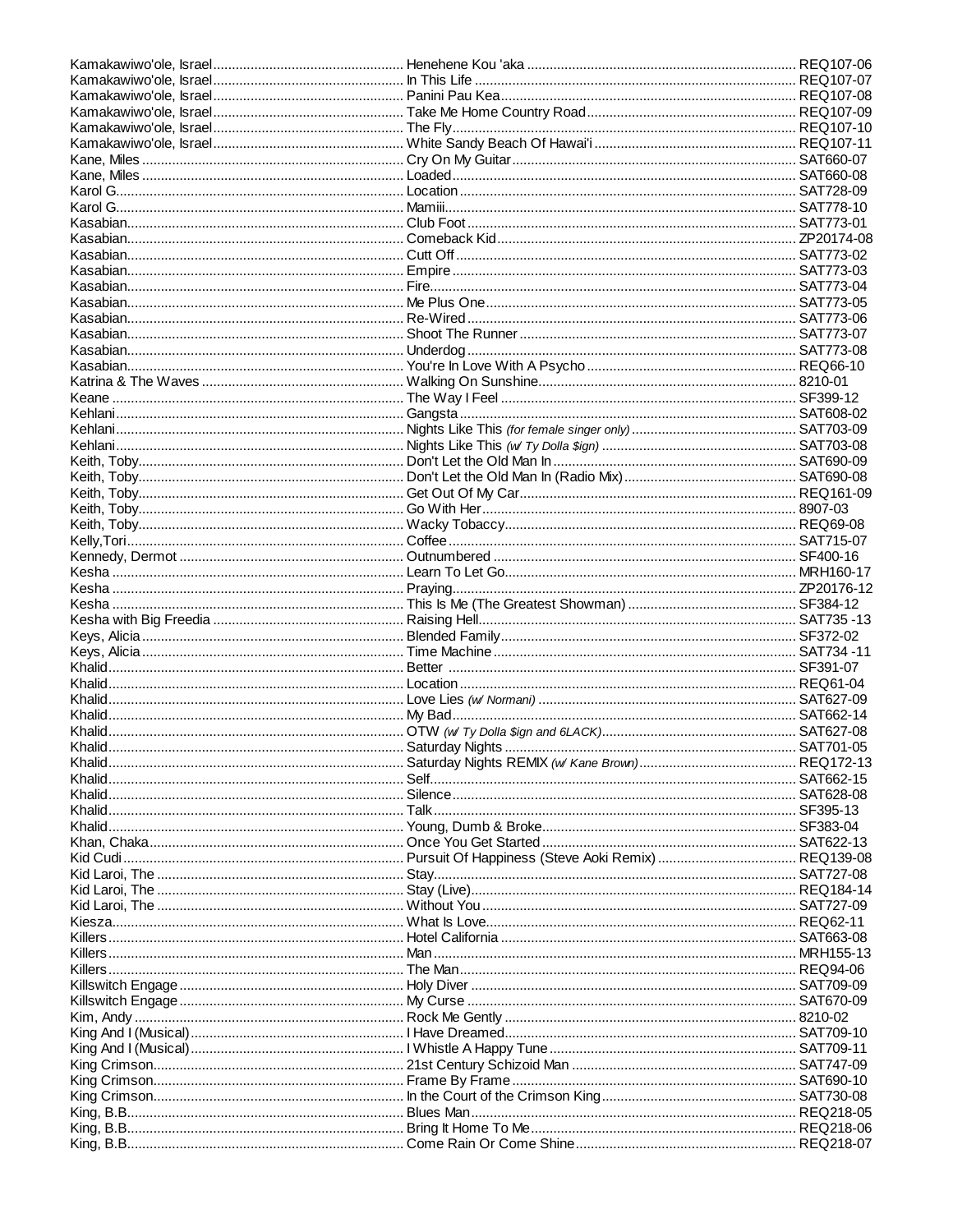| | | |
|---|---|---|
| Kamakawiwo'ole, Israel | Henehene Kou 'aka | REQ107-06 |
| Kamakawiwo'ole, Israel | In This Life | REQ107-07 |
| Kamakawiwo'ole, Israel | Panini Pau Kea | REQ107-08 |
| Kamakawiwo'ole, Israel | Take Me Home Country Road | REQ107-09 |
| Kamakawiwo'ole, Israel | The Fly | REQ107-10 |
| Kamakawiwo'ole, Israel | White Sandy Beach Of Hawai'i | REQ107-11 |
| Kane, Miles | Cry On My Guitar | SAT660-07 |
| Kane, Miles | Loaded | SAT660-08 |
| Karol G. | Location | SAT728-09 |
| Karol G. | Mamiii | SAT778-10 |
| Kasabian | Club Foot | SAT773-01 |
| Kasabian | Comeback Kid | ZP20174-08 |
| Kasabian | Cutt Off | SAT773-02 |
| Kasabian | Empire | SAT773-03 |
| Kasabian | Fire | SAT773-04 |
| Kasabian | Me Plus One | SAT773-05 |
| Kasabian | Re-Wired | SAT773-06 |
| Kasabian | Shoot The Runner | SAT773-07 |
| Kasabian | Underdog | SAT773-08 |
| Kasabian | You're In Love With A Psycho | REQ66-10 |
| Katrina & The Waves | Walking On Sunshine | 8210-01 |
| Keane | The Way I Feel | SF399-12 |
| Kehlani | Gangsta | SAT608-02 |
| Kehlani | Nights Like This *(for female singer only)* | SAT703-09 |
| Kehlani | Nights Like This *(w/ Ty Dolla $ign)* | SAT703-08 |
| Keith, Toby | Don't Let the Old Man In | SAT690-09 |
| Keith, Toby | Don't Let the Old Man In (Radio Mix) | SAT690-08 |
| Keith, Toby | Get Out Of My Car | REQ161-09 |
| Keith, Toby | Go With Her | 8907-03 |
| Keith, Toby | Wacky Tobaccy | REQ69-08 |
| Kelly,Tori | Coffee | SAT715-07 |
| Kennedy, Dermot | Outnumbered | SF400-16 |
| Kesha | Learn To Let Go | MRH160-17 |
| Kesha | Praying | ZP20176-12 |
| Kesha | This Is Me (The Greatest Showman) | SF384-12 |
| Kesha with Big Freedia | Raising Hell | SAT735 -13 |
| Keys, Alicia | Blended Family | SF372-02 |
| Keys, Alicia | Time Machine | SAT734 -11 |
| Khalid | Better | SF391-07 |
| Khalid | Location | REQ61-04 |
| Khalid | Love Lies *(w/ Normani)* | SAT627-09 |
| Khalid | My Bad | SAT662-14 |
| Khalid | OTW *(w/ Ty Dolla $ign and 6LACK)* | SAT627-08 |
| Khalid | Saturday Nights | SAT701-05 |
| Khalid | Saturday Nights REMIX *(w/ Kane Brown)* | REQ172-13 |
| Khalid | Self | SAT662-15 |
| Khalid | Silence | SAT628-08 |
| Khalid | Talk | SF395-13 |
| Khalid | Young, Dumb & Broke | SF383-04 |
| Khan, Chaka | Once You Get Started | SAT622-13 |
| Kid Cudi | Pursuit Of Happiness (Steve Aoki Remix) | REQ139-08 |
| Kid Laroi, The | Stay | SAT727-08 |
| Kid Laroi, The | Stay (Live) | REQ184-14 |
| Kid Laroi, The | Without You | SAT727-09 |
| Kiesza | What Is Love | REQ62-11 |
| Killers | Hotel California | SAT663-08 |
| Killers | Man | MRH155-13 |
| Killers | The Man | REQ94-06 |
| Killswitch Engage | Holy Diver | SAT709-09 |
| Killswitch Engage | My Curse | SAT670-09 |
| Kim, Andy | Rock Me Gently | 8210-02 |
| King And I (Musical) | I Have Dreamed | SAT709-10 |
| King And I (Musical) | I Whistle A Happy Tune | SAT709-11 |
| King Crimson | 21st Century Schizoid Man | SAT747-09 |
| King Crimson | Frame By Frame | SAT690-10 |
| King Crimson | In the Court of the Crimson King | SAT730-08 |
| King, B.B. | Blues Man | REQ218-05 |
| King, B.B. | Bring It Home To Me | REQ218-06 |
| King, B.B. | Come Rain Or Come Shine | REQ218-07 |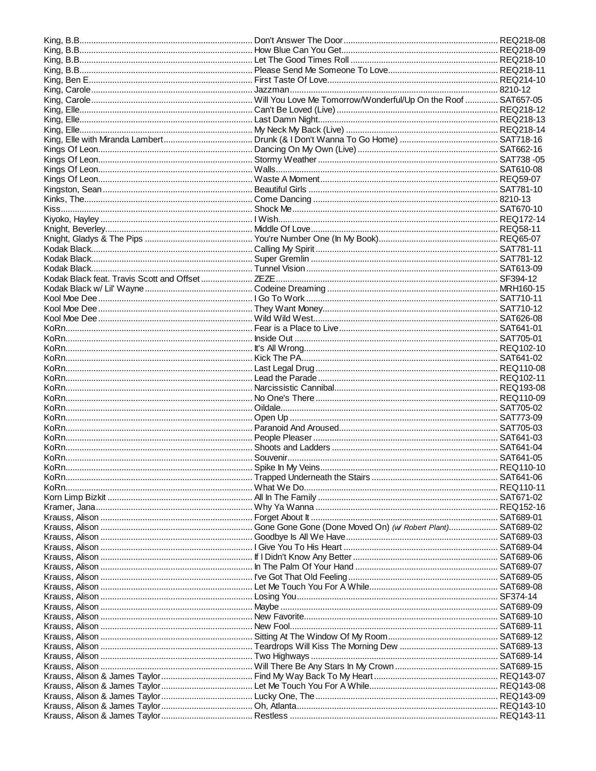| Artist | Title | Code |
|---|---|---|
| King, B.B. | Don't Answer The Door | REQ218-08 |
| King, B.B. | How Blue Can You Get | REQ218-09 |
| King, B.B. | Let The Good Times Roll | REQ218-10 |
| King, B.B. | Please Send Me Someone To Love | REQ218-11 |
| King, Ben E. | First Taste Of Love | REQ214-10 |
| King, Carole | Jazzman | 8210-12 |
| King, Carole | Will You Love Me Tomorrow/Wonderful/Up On the Roof | SAT657-05 |
| King, Elle | Can't Be Loved (Live) | REQ218-12 |
| King, Elle | Last Damn Night | REQ218-13 |
| King, Elle | My Neck My Back (Live) | REQ218-14 |
| King, Elle with Miranda Lambert | Drunk (& I Don't Wanna To Go Home) | SAT718-16 |
| Kings Of Leon | Dancing On My Own (Live) | SAT662-16 |
| Kings Of Leon | Stormy Weather | SAT738 -05 |
| Kings Of Leon | Walls | SAT610-08 |
| Kings Of Leon | Waste A Moment | REQ59-07 |
| Kingston, Sean | Beautiful Girls | SAT781-10 |
| Kinks, The | Come Dancing | 8210-13 |
| Kiss | Shock Me | SAT670-10 |
| Kiyoko, Hayley | I Wish | REQ172-14 |
| Knight, Beverley | Middle Of Love | REQ58-11 |
| Knight, Gladys & The Pips | You're Number One (In My Book) | REQ65-07 |
| Kodak Black | Calling My Spirit | SAT781-11 |
| Kodak Black | Super Gremlin | SAT781-12 |
| Kodak Black | Tunnel Vision | SAT613-09 |
| Kodak Black feat. Travis Scott and Offset | ZEZE | SF394-12 |
| Kodak Black w/ Lil' Wayne | Codeine Dreaming | MRH160-15 |
| Kool Moe Dee | I Go To Work | SAT710-11 |
| Kool Moe Dee | They Want Money | SAT710-12 |
| Kool Moe Dee | Wild Wild West | SAT626-08 |
| KoRn | Fear is a Place to Live | SAT641-01 |
| KoRn | Inside Out | SAT705-01 |
| KoRn | It's All Wrong | REQ102-10 |
| KoRn | Kick The PA | SAT641-02 |
| KoRn | Last Legal Drug | REQ110-08 |
| KoRn | Lead the Parade | REQ102-11 |
| KoRn | Narcissistic Cannibal | REQ193-08 |
| KoRn | No One's There | REQ110-09 |
| KoRn | Oildale | SAT705-02 |
| KoRn | Open Up | SAT773-09 |
| KoRn | Paranoid And Aroused | SAT705-03 |
| KoRn | People Pleaser | SAT641-03 |
| KoRn | Shoots and Ladders | SAT641-04 |
| KoRn | Souvenir | SAT641-05 |
| KoRn | Spike In My Veins | REQ110-10 |
| KoRn | Trapped Underneath the Stairs | SAT641-06 |
| KoRn | What We Do | REQ110-11 |
| Korn Limp Bizkit | All In The Family | SAT671-02 |
| Kramer, Jana | Why Ya Wanna | REQ152-16 |
| Krauss, Alison | Forget About It | SAT689-01 |
| Krauss, Alison | Gone Gone Gone (Done Moved On) *(w/ Robert Plant)* | SAT689-02 |
| Krauss, Alison | Goodbye Is All We Have | SAT689-03 |
| Krauss, Alison | I Give You To His Heart | SAT689-04 |
| Krauss, Alison | If I Didn't Know Any Better | SAT689-06 |
| Krauss, Alison | In The Palm Of Your Hand | SAT689-07 |
| Krauss, Alison | I've Got That Old Feeling | SAT689-05 |
| Krauss, Alison | Let Me Touch You For A While | SAT689-08 |
| Krauss, Alison | Losing You | SF374-14 |
| Krauss, Alison | Maybe | SAT689-09 |
| Krauss, Alison | New Favorite | SAT689-10 |
| Krauss, Alison | New Fool | SAT689-11 |
| Krauss, Alison | Sitting At The Window Of My Room | SAT689-12 |
| Krauss, Alison | Teardrops Will Kiss The Morning Dew | SAT689-13 |
| Krauss, Alison | Two Highways | SAT689-14 |
| Krauss, Alison | Will There Be Any Stars In My Crown | SAT689-15 |
| Krauss, Alison & James Taylor | Find My Way Back To My Heart | REQ143-07 |
| Krauss, Alison & James Taylor | Let Me Touch You For A While | REQ143-08 |
| Krauss, Alison & James Taylor | Lucky One, The | REQ143-09 |
| Krauss, Alison & James Taylor | Oh, Atlanta | REQ143-10 |
| Krauss, Alison & James Taylor | Restless | REQ143-11 |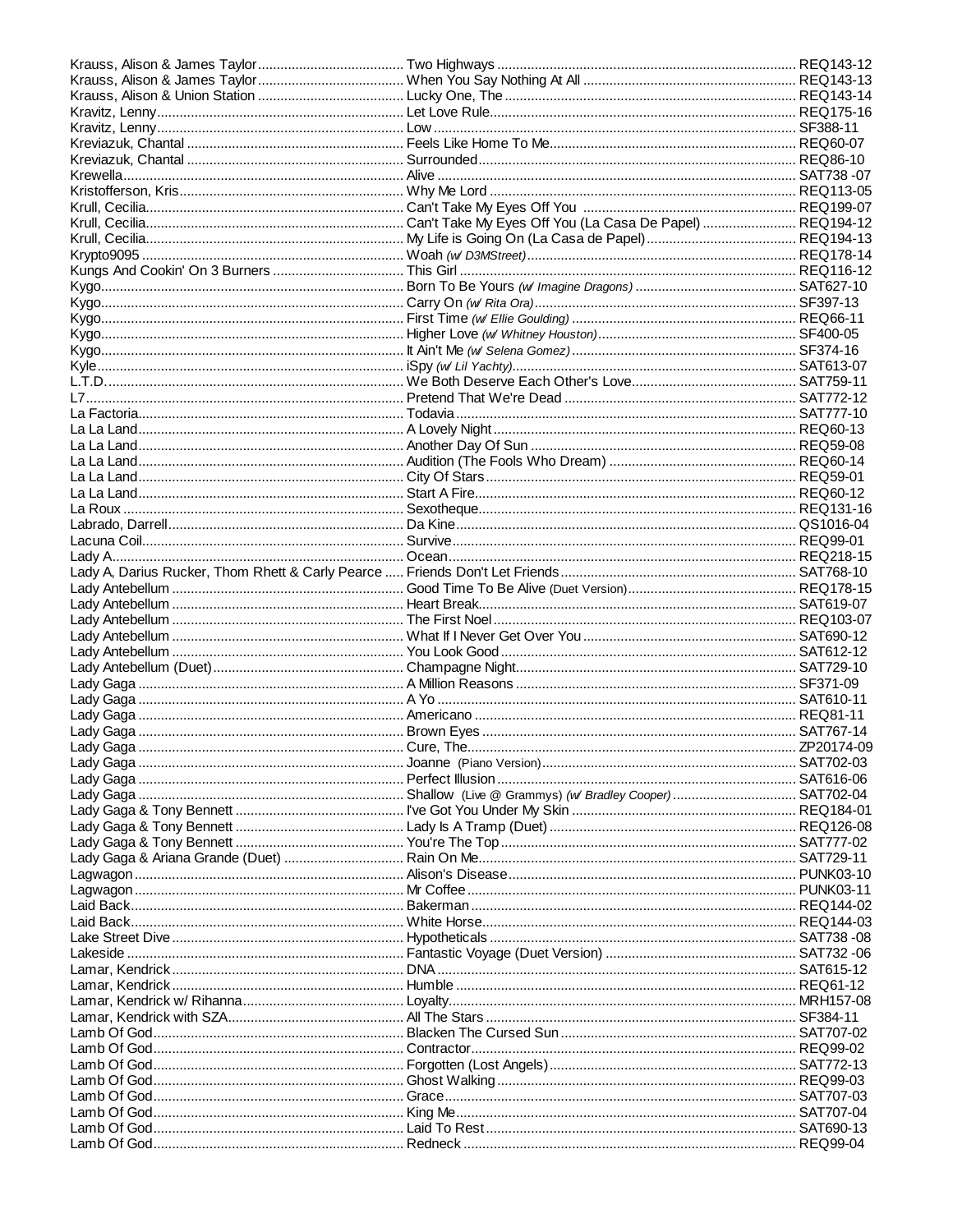| | | |
|---|---|---|
| Krauss, Alison & James Taylor | Two Highways | REQ143-12 |
| Krauss, Alison & James Taylor | When You Say Nothing At All | REQ143-13 |
| Krauss, Alison & Union Station | Lucky One, The | REQ143-14 |
| Kravitz, Lenny | Let Love Rule | REQ175-16 |
| Kravitz, Lenny | Low | SF388-11 |
| Kreviazuk, Chantal | Feels Like Home To Me | REQ60-07 |
| Kreviazuk, Chantal | Surrounded | REQ86-10 |
| Krewella | Alive | SAT738 -07 |
| Kristofferson, Kris | Why Me Lord | REQ113-05 |
| Krull, Cecilia | Can't Take My Eyes Off You | REQ199-07 |
| Krull, Cecilia | Can't Take My Eyes Off You (La Casa De Papel) | REQ194-12 |
| Krull, Cecilia | My Life is Going On (La Casa de Papel) | REQ194-13 |
| Krypto9095 | Woah *(w/ D3MStreet)* | REQ178-14 |
| Kungs And Cookin' On 3 Burners | This Girl | REQ116-12 |
| Kygo | Born To Be Yours *(w/ Imagine Dragons)* | SAT627-10 |
| Kygo | Carry On *(w/ Rita Ora)* | SF397-13 |
| Kygo | First Time *(w/ Ellie Goulding)* | REQ66-11 |
| Kygo | Higher Love *(w/ Whitney Houston)* | SF400-05 |
| Kygo | It Ain't Me *(w/ Selena Gomez)* | SF374-16 |
| Kyle | iSpy *(w/ Lil Yachty)* | SAT613-07 |
| L.T.D. | We Both Deserve Each Other's Love | SAT759-11 |
| L7 | Pretend That We're Dead | SAT772-12 |
| La Factoria | Todavia | SAT777-10 |
| La La Land | A Lovely Night | REQ60-13 |
| La La Land | Another Day Of Sun | REQ59-08 |
| La La Land | Audition (The Fools Who Dream) | REQ60-14 |
| La La Land | City Of Stars | REQ59-01 |
| La La Land | Start A Fire | REQ60-12 |
| La Roux | Sexotheque | REQ131-16 |
| Labrado, Darrell | Da Kine | QS1016-04 |
| Lacuna Coil | Survive | REQ99-01 |
| Lady A | Ocean | REQ218-15 |
| Lady A, Darius Rucker, Thom Rhett & Carly Pearce | Friends Don't Let Friends | SAT768-10 |
| Lady Antebellum | Good Time To Be Alive (Duet Version) | REQ178-15 |
| Lady Antebellum | Heart Break | SAT619-07 |
| Lady Antebellum | The First Noel | REQ103-07 |
| Lady Antebellum | What If I Never Get Over You | SAT690-12 |
| Lady Antebellum | You Look Good | SAT612-12 |
| Lady Antebellum (Duet) | Champagne Night | SAT729-10 |
| Lady Gaga | A Million Reasons | SF371-09 |
| Lady Gaga | A Yo | SAT610-11 |
| Lady Gaga | Americano | REQ81-11 |
| Lady Gaga | Brown Eyes | SAT767-14 |
| Lady Gaga | Cure, The | ZP20174-09 |
| Lady Gaga | Joanne (Piano Version) | SAT702-03 |
| Lady Gaga | Perfect Illusion | SAT616-06 |
| Lady Gaga | Shallow (Live @ Grammys) *(w/ Bradley Cooper)* | SAT702-04 |
| Lady Gaga & Tony Bennett | I've Got You Under My Skin | REQ184-01 |
| Lady Gaga & Tony Bennett | Lady Is A Tramp (Duet) | REQ126-08 |
| Lady Gaga & Tony Bennett | You're The Top | SAT777-02 |
| Lady Gaga & Ariana Grande (Duet) | Rain On Me | SAT729-11 |
| Lagwagon | Alison's Disease | PUNK03-10 |
| Lagwagon | Mr Coffee | PUNK03-11 |
| Laid Back | Bakerman | REQ144-02 |
| Laid Back | White Horse | REQ144-03 |
| Lake Street Dive | Hypotheticals | SAT738 -08 |
| Lakeside | Fantastic Voyage (Duet Version) | SAT732 -06 |
| Lamar, Kendrick | DNA | SAT615-12 |
| Lamar, Kendrick | Humble | REQ61-12 |
| Lamar, Kendrick w/ Rihanna | Loyalty | MRH157-08 |
| Lamar, Kendrick with SZA | All The Stars | SF384-11 |
| Lamb Of God | Blacken The Cursed Sun | SAT707-02 |
| Lamb Of God | Contractor | REQ99-02 |
| Lamb Of God | Forgotten (Lost Angels) | SAT772-13 |
| Lamb Of God | Ghost Walking | REQ99-03 |
| Lamb Of God | Grace | SAT707-03 |
| Lamb Of God | King Me | SAT707-04 |
| Lamb Of God | Laid To Rest | SAT690-13 |
| Lamb Of God | Redneck | REQ99-04 |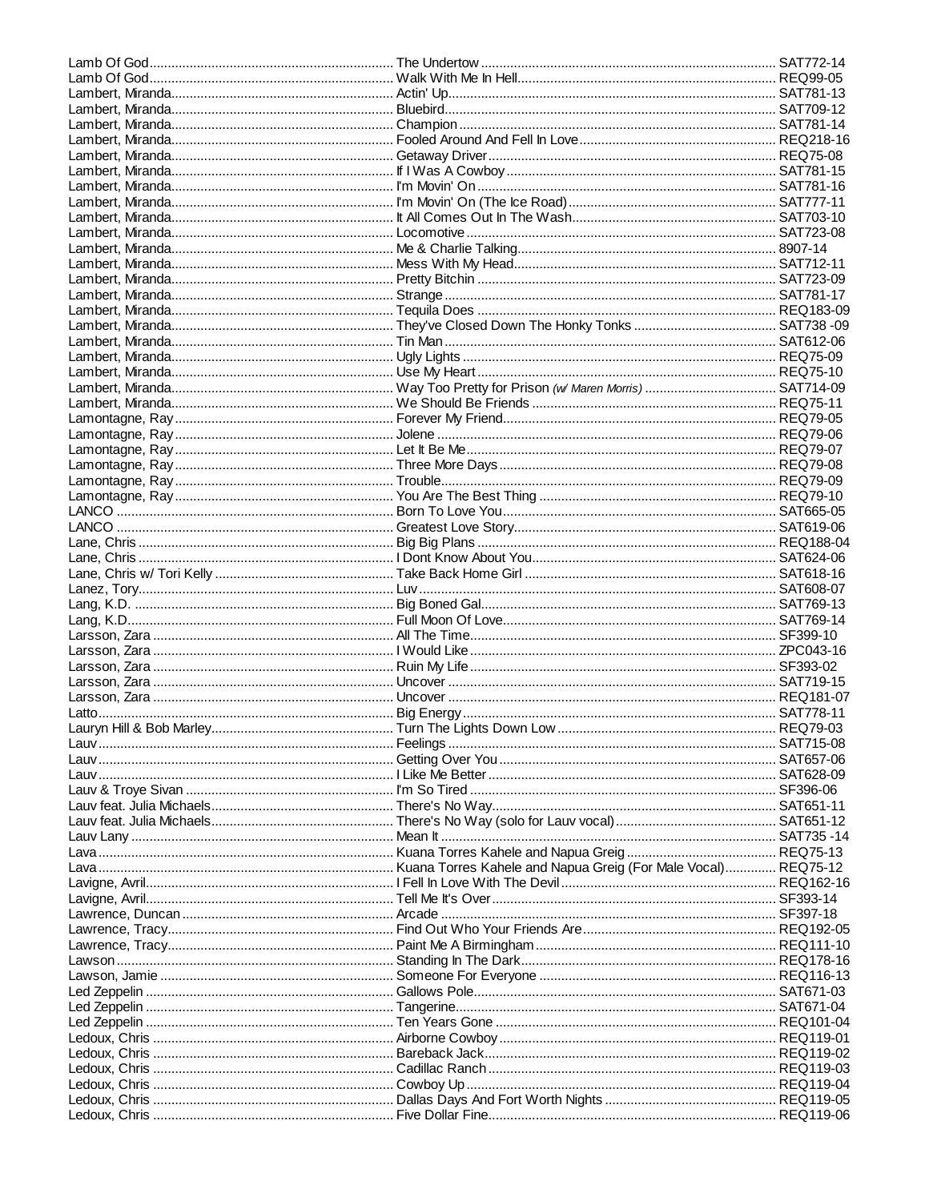| Artist | Title | Code |
|---|---|---|
| Lamb Of God | The Undertow | SAT772-14 |
| Lamb Of God | Walk With Me In Hell | REQ99-05 |
| Lambert, Miranda | Actin' Up | SAT781-13 |
| Lambert, Miranda | Bluebird | SAT709-12 |
| Lambert, Miranda | Champion | SAT781-14 |
| Lambert, Miranda | Fooled Around And Fell In Love | REQ218-16 |
| Lambert, Miranda | Getaway Driver | REQ75-08 |
| Lambert, Miranda | If I Was A Cowboy | SAT781-15 |
| Lambert, Miranda | I'm Movin' On | SAT781-16 |
| Lambert, Miranda | I'm Movin' On (The Ice Road) | SAT777-11 |
| Lambert, Miranda | It All Comes Out In The Wash | SAT703-10 |
| Lambert, Miranda | Locomotive | SAT723-08 |
| Lambert, Miranda | Me & Charlie Talking | 8907-14 |
| Lambert, Miranda | Mess With My Head | SAT712-11 |
| Lambert, Miranda | Pretty Bitchin | SAT723-09 |
| Lambert, Miranda | Strange | SAT781-17 |
| Lambert, Miranda | Tequila Does | REQ183-09 |
| Lambert, Miranda | They've Closed Down The Honky Tonks | SAT738 -09 |
| Lambert, Miranda | Tin Man | SAT612-06 |
| Lambert, Miranda | Ugly Lights | REQ75-09 |
| Lambert, Miranda | Use My Heart | REQ75-10 |
| Lambert, Miranda | Way Too Pretty for Prison *(w/ Maren Morris)* | SAT714-09 |
| Lambert, Miranda | We Should Be Friends | REQ75-11 |
| Lamontagne, Ray | Forever My Friend | REQ79-05 |
| Lamontagne, Ray | Jolene | REQ79-06 |
| Lamontagne, Ray | Let It Be Me | REQ79-07 |
| Lamontagne, Ray | Three More Days | REQ79-08 |
| Lamontagne, Ray | Trouble | REQ79-09 |
| Lamontagne, Ray | You Are The Best Thing | REQ79-10 |
| LANCO | Born To Love You | SAT665-05 |
| LANCO | Greatest Love Story | SAT619-06 |
| Lane, Chris | Big Big Plans | REQ188-04 |
| Lane, Chris | I Dont Know About You | SAT624-06 |
| Lane, Chris w/ Tori Kelly | Take Back Home Girl | SAT618-16 |
| Lanez, Tory | Luv | SAT608-07 |
| Lang, K.D. | Big Boned Gal | SAT769-13 |
| Lang, K.D. | Full Moon Of Love | SAT769-14 |
| Larsson, Zara | All The Time | SF399-10 |
| Larsson, Zara | I Would Like | ZPC043-16 |
| Larsson, Zara | Ruin My Life | SF393-02 |
| Larsson, Zara | Uncover | SAT719-15 |
| Larsson, Zara | Uncover | REQ181-07 |
| Latto | Big Energy | SAT778-11 |
| Lauryn Hill & Bob Marley | Turn The Lights Down Low | REQ79-03 |
| Lauv | Feelings | SAT715-08 |
| Lauv | Getting Over You | SAT657-06 |
| Lauv | I Like Me Better | SAT628-09 |
| Lauv & Troye Sivan | I'm So Tired | SF396-06 |
| Lauv feat. Julia Michaels | There's No Way | SAT651-11 |
| Lauv feat. Julia Michaels | There's No Way (solo for Lauv vocal) | SAT651-12 |
| Lauv Lany | Mean It | SAT735 -14 |
| Lava | Kuana Torres Kahele and Napua Greig | REQ75-13 |
| Lava | Kuana Torres Kahele and Napua Greig (For Male Vocal) | REQ75-12 |
| Lavigne, Avril | I Fell In Love With The Devil | REQ162-16 |
| Lavigne, Avril | Tell Me It's Over | SF393-14 |
| Lawrence, Duncan | Arcade | SF397-18 |
| Lawrence, Tracy | Find Out Who Your Friends Are | REQ192-05 |
| Lawrence, Tracy | Paint Me A Birmingham | REQ111-10 |
| Lawson | Standing In The Dark | REQ178-16 |
| Lawson, Jamie | Someone For Everyone | REQ116-13 |
| Led Zeppelin | Gallows Pole | SAT671-03 |
| Led Zeppelin | Tangerine | SAT671-04 |
| Led Zeppelin | Ten Years Gone | REQ101-04 |
| Ledoux, Chris | Airborne Cowboy | REQ119-01 |
| Ledoux, Chris | Bareback Jack | REQ119-02 |
| Ledoux, Chris | Cadillac Ranch | REQ119-03 |
| Ledoux, Chris | Cowboy Up | REQ119-04 |
| Ledoux, Chris | Dallas Days And Fort Worth Nights | REQ119-05 |
| Ledoux, Chris | Five Dollar Fine | REQ119-06 |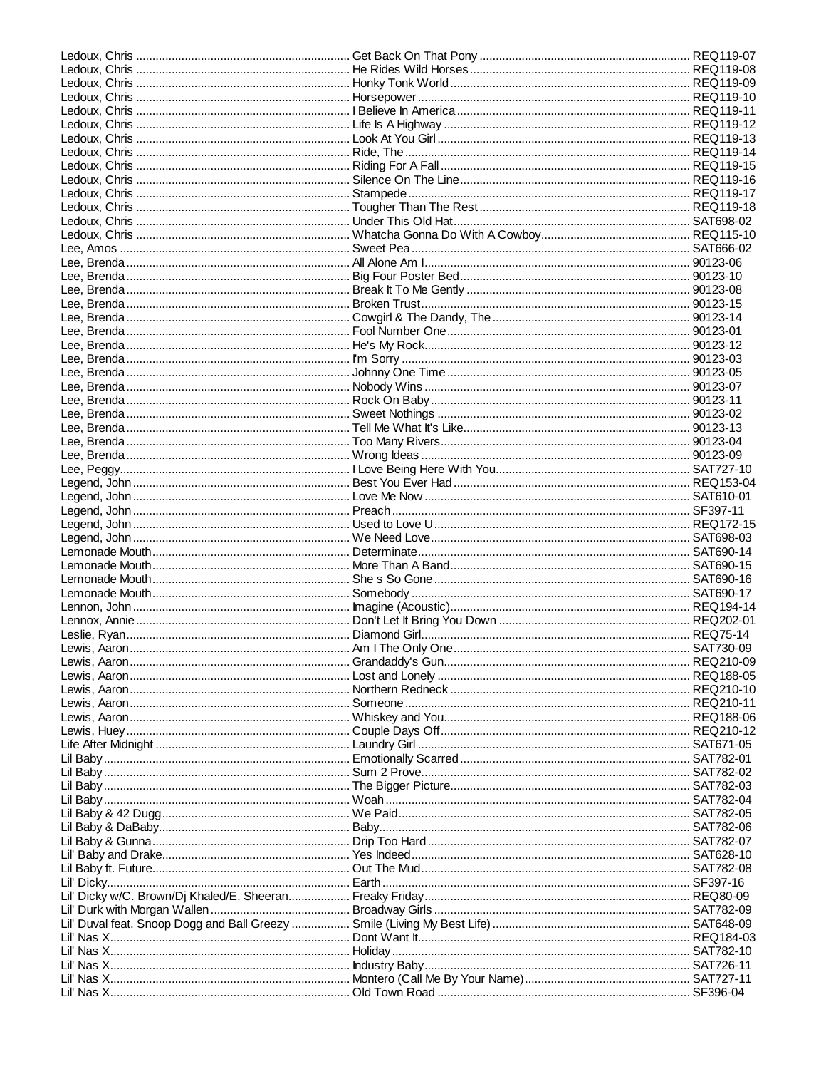| Artist | Title | Code |
|---|---|---|
| Ledoux, Chris | Get Back On That Pony | REQ119-07 |
| Ledoux, Chris | He Rides Wild Horses | REQ119-08 |
| Ledoux, Chris | Honky Tonk World | REQ119-09 |
| Ledoux, Chris | Horsepower | REQ119-10 |
| Ledoux, Chris | I Believe In America | REQ119-11 |
| Ledoux, Chris | Life Is A Highway | REQ119-12 |
| Ledoux, Chris | Look At You Girl | REQ119-13 |
| Ledoux, Chris | Ride, The | REQ119-14 |
| Ledoux, Chris | Riding For A Fall | REQ119-15 |
| Ledoux, Chris | Silence On The Line | REQ119-16 |
| Ledoux, Chris | Stampede | REQ119-17 |
| Ledoux, Chris | Tougher Than The Rest | REQ119-18 |
| Ledoux, Chris | Under This Old Hat | SAT698-02 |
| Ledoux, Chris | Whatcha Gonna Do With A Cowboy | REQ115-10 |
| Lee, Amos | Sweet Pea | SAT666-02 |
| Lee, Brenda | All Alone Am I | 90123-06 |
| Lee, Brenda | Big Four Poster Bed | 90123-10 |
| Lee, Brenda | Break It To Me Gently | 90123-08 |
| Lee, Brenda | Broken Trust | 90123-15 |
| Lee, Brenda | Cowgirl & The Dandy, The | 90123-14 |
| Lee, Brenda | Fool Number One | 90123-01 |
| Lee, Brenda | He's My Rock | 90123-12 |
| Lee, Brenda | I'm Sorry | 90123-03 |
| Lee, Brenda | Johnny One Time | 90123-05 |
| Lee, Brenda | Nobody Wins | 90123-07 |
| Lee, Brenda | Rock On Baby | 90123-11 |
| Lee, Brenda | Sweet Nothings | 90123-02 |
| Lee, Brenda | Tell Me What It's Like | 90123-13 |
| Lee, Brenda | Too Many Rivers | 90123-04 |
| Lee, Brenda | Wrong Ideas | 90123-09 |
| Lee, Peggy | I Love Being Here With You | SAT727-10 |
| Legend, John | Best You Ever Had | REQ153-04 |
| Legend, John | Love Me Now | SAT610-01 |
| Legend, John | Preach | SF397-11 |
| Legend, John | Used to Love U | REQ172-15 |
| Legend, John | We Need Love | SAT698-03 |
| Lemonade Mouth | Determinate | SAT690-14 |
| Lemonade Mouth | More Than A Band | SAT690-15 |
| Lemonade Mouth | She s So Gone | SAT690-16 |
| Lemonade Mouth | Somebody | SAT690-17 |
| Lennon, John | Imagine (Acoustic) | REQ194-14 |
| Lennox, Annie | Don't Let It Bring You Down | REQ202-01 |
| Leslie, Ryan | Diamond Girl | REQ75-14 |
| Lewis, Aaron | Am I The Only One | SAT730-09 |
| Lewis, Aaron | Grandaddy's Gun | REQ210-09 |
| Lewis, Aaron | Lost and Lonely | REQ188-05 |
| Lewis, Aaron | Northern Redneck | REQ210-10 |
| Lewis, Aaron | Someone | REQ210-11 |
| Lewis, Aaron | Whiskey and You | REQ188-06 |
| Lewis, Huey | Couple Days Off | REQ210-12 |
| Life After Midnight | Laundry Girl | SAT671-05 |
| Lil Baby | Emotionally Scarred | SAT782-01 |
| Lil Baby | Sum 2 Prove | SAT782-02 |
| Lil Baby | The Bigger Picture | SAT782-03 |
| Lil Baby | Woah | SAT782-04 |
| Lil Baby & 42 Dugg | We Paid | SAT782-05 |
| Lil Baby & DaBaby | Baby | SAT782-06 |
| Lil Baby & Gunna | Drip Too Hard | SAT782-07 |
| Lil' Baby and Drake | Yes Indeed | SAT628-10 |
| Lil Baby ft. Future | Out The Mud | SAT782-08 |
| Lil' Dicky | Earth | SF397-16 |
| Lil' Dicky w/C. Brown/Dj Khaled/E. Sheeran | Freaky Friday | REQ80-09 |
| Lil' Durk with Morgan Wallen | Broadway Girls | SAT782-09 |
| Lil' Duval feat. Snoop Dogg and Ball Greezy | Smile (Living My Best Life) | SAT648-09 |
| Lil' Nas X | Dont Want It | REQ184-03 |
| Lil' Nas X | Holiday | SAT782-10 |
| Lil' Nas X | Industry Baby | SAT726-11 |
| Lil' Nas X | Montero (Call Me By Your Name) | SAT727-11 |
| Lil' Nas X | Old Town Road | SF396-04 |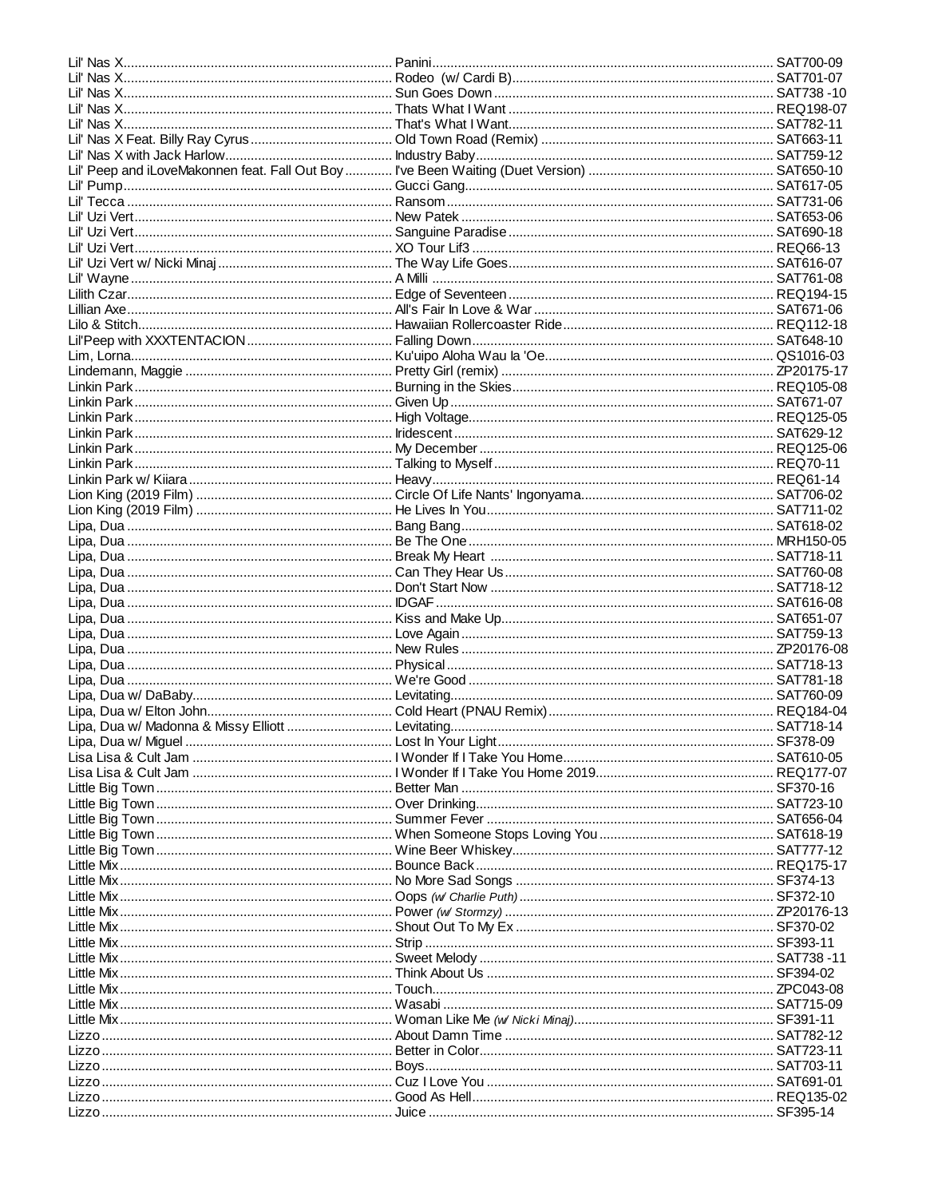| Artist | Title | Code |
|---|---|---|
| Lil' Nas X | Panini | SAT700-09 |
| Lil' Nas X | Rodeo (w/ Cardi B) | SAT701-07 |
| Lil' Nas X | Sun Goes Down | SAT738 -10 |
| Lil' Nas X | Thats What I Want | REQ198-07 |
| Lil' Nas X | That's What I Want | SAT782-11 |
| Lil' Nas X Feat. Billy Ray Cyrus | Old Town Road (Remix) | SAT663-11 |
| Lil' Nas X with Jack Harlow | Industry Baby | SAT759-12 |
| Lil' Peep and iLoveMakonnen feat. Fall Out Boy | I've Been Waiting (Duet Version) | SAT650-10 |
| Lil' Pump | Gucci Gang | SAT617-05 |
| Lil' Tecca | Ransom | SAT731-06 |
| Lil' Uzi Vert | New Patek | SAT653-06 |
| Lil' Uzi Vert | Sanguine Paradise | SAT690-18 |
| Lil' Uzi Vert | XO Tour Lif3 | REQ66-13 |
| Lil' Uzi Vert w/ Nicki Minaj | The Way Life Goes | SAT616-07 |
| Lil' Wayne | A Milli | SAT761-08 |
| Lilith Czar | Edge of Seventeen | REQ194-15 |
| Lillian Axe | All's Fair In Love & War | SAT671-06 |
| Lilo & Stitch | Hawaiian Rollercoaster Ride | REQ112-18 |
| Lil'Peep with XXXTENTACION | Falling Down | SAT648-10 |
| Lim, Lorna | Ku'uipo Aloha Wau Ia 'Oe | QS1016-03 |
| Lindemann, Maggie | Pretty Girl (remix) | ZP20175-17 |
| Linkin Park | Burning in the Skies | REQ105-08 |
| Linkin Park | Given Up | SAT671-07 |
| Linkin Park | High Voltage | REQ125-05 |
| Linkin Park | Iridescent | SAT629-12 |
| Linkin Park | My December | REQ125-06 |
| Linkin Park | Talking to Myself | REQ70-11 |
| Linkin Park w/ Kiiara | Heavy | REQ61-14 |
| Lion King (2019 Film) | Circle Of Life Nants' Ingonyama | SAT706-02 |
| Lion King (2019 Film) | He Lives In You | SAT711-02 |
| Lipa, Dua | Bang Bang | SAT618-02 |
| Lipa, Dua | Be The One | MRH150-05 |
| Lipa, Dua | Break My Heart | SAT718-11 |
| Lipa, Dua | Can They Hear Us | SAT760-08 |
| Lipa, Dua | Don't Start Now | SAT718-12 |
| Lipa, Dua | IDGAF | SAT616-08 |
| Lipa, Dua | Kiss and Make Up | SAT651-07 |
| Lipa, Dua | Love Again | SAT759-13 |
| Lipa, Dua | New Rules | ZP20176-08 |
| Lipa, Dua | Physical | SAT718-13 |
| Lipa, Dua | We're Good | SAT781-18 |
| Lipa, Dua w/ DaBaby | Levitating | SAT760-09 |
| Lipa, Dua w/ Elton John | Cold Heart (PNAU Remix) | REQ184-04 |
| Lipa, Dua w/ Madonna & Missy Elliott | Levitating | SAT718-14 |
| Lipa, Dua w/ Miguel | Lost In Your Light | SF378-09 |
| Lisa Lisa & Cult Jam | I Wonder If I Take You Home | SAT610-05 |
| Lisa Lisa & Cult Jam | I Wonder If I Take You Home 2019 | REQ177-07 |
| Little Big Town | Better Man | SF370-16 |
| Little Big Town | Over Drinking | SAT723-10 |
| Little Big Town | Summer Fever | SAT656-04 |
| Little Big Town | When Someone Stops Loving You | SAT618-19 |
| Little Big Town | Wine Beer Whiskey | SAT777-12 |
| Little Mix | Bounce Back | REQ175-17 |
| Little Mix | No More Sad Songs | SF374-13 |
| Little Mix | Oops *(w/ Charlie Puth)* | SF372-10 |
| Little Mix | Power *(w/ Stormzy)* | ZP20176-13 |
| Little Mix | Shout Out To My Ex | SF370-02 |
| Little Mix | Strip | SF393-11 |
| Little Mix | Sweet Melody | SAT738 -11 |
| Little Mix | Think About Us | SF394-02 |
| Little Mix | Touch | ZPC043-08 |
| Little Mix | Wasabi | SAT715-09 |
| Little Mix | Woman Like Me *(w/ Nicki Minaj)* | SF391-11 |
| Lizzo | About Damn Time | SAT782-12 |
| Lizzo | Better in Color | SAT723-11 |
| Lizzo | Boys | SAT703-11 |
| Lizzo | Cuz I Love You | SAT691-01 |
| Lizzo | Good As Hell | REQ135-02 |
| Lizzo | Juice | SF395-14 |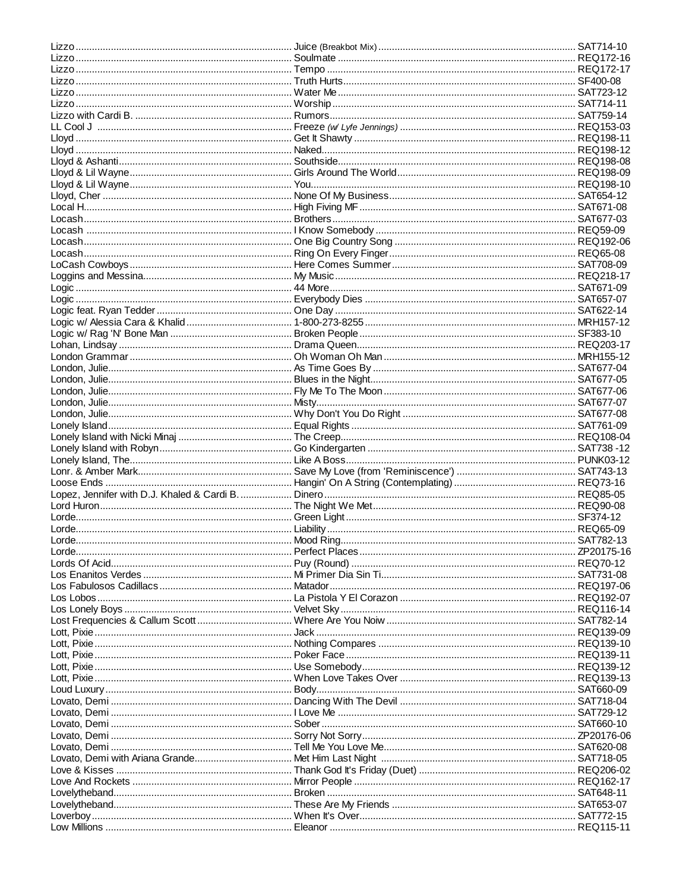| Artist | Title | Code |
|---|---|---|
| Lizzo | Juice (Breakbot Mix) | SAT714-10 |
| Lizzo | Soulmate | REQ172-16 |
| Lizzo | Tempo | REQ172-17 |
| Lizzo | Truth Hurts | SF400-08 |
| Lizzo | Water Me | SAT723-12 |
| Lizzo | Worship | SAT714-11 |
| Lizzo with Cardi B. | Rumors | SAT759-14 |
| LL Cool J | Freeze *(w/ Lyfe Jennings)* | REQ153-03 |
| Lloyd | Get It Shawty | REQ198-11 |
| Lloyd | Naked | REQ198-12 |
| Lloyd & Ashanti | Southside | REQ198-08 |
| Lloyd & Lil Wayne | Girls Around The World | REQ198-09 |
| Lloyd & Lil Wayne | You | REQ198-10 |
| Lloyd, Cher | None Of My Business | SAT654-12 |
| Local H | High Fiving MF | SAT671-08 |
| Locash | Brothers | SAT677-03 |
| Locash | I Know Somebody | REQ59-09 |
| Locash | One Big Country Song | REQ192-06 |
| Locash | Ring On Every Finger | REQ65-08 |
| LoCash Cowboys | Here Comes Summer | SAT708-09 |
| Loggins and Messina | My Music | REQ218-17 |
| Logic | 44 More | SAT671-09 |
| Logic | Everybody Dies | SAT657-07 |
| Logic feat. Ryan Tedder | One Day | SAT622-14 |
| Logic w/ Alessia Cara & Khalid | 1-800-273-8255 | MRH157-12 |
| Logic w/ Rag 'N' Bone Man | Broken People | SF383-10 |
| Lohan, Lindsay | Drama Queen | REQ203-17 |
| London Grammar | Oh Woman Oh Man | MRH155-12 |
| London, Julie | As Time Goes By | SAT677-04 |
| London, Julie | Blues in the Night | SAT677-05 |
| London, Julie | Fly Me To The Moon | SAT677-06 |
| London, Julie | Misty | SAT677-07 |
| London, Julie | Why Don't You Do Right | SAT677-08 |
| Lonely Island | Equal Rights | SAT761-09 |
| Lonely Island with Nicki Minaj | The Creep | REQ108-04 |
| Lonely Island with Robyn | Go Kindergarten | SAT738 -12 |
| Lonely Island, The | Like A Boss | PUNK03-12 |
| Lonr. & Amber Mark | Save My Love (from 'Reminiscence') | SAT743-13 |
| Loose Ends | Hangin' On A String (Contemplating) | REQ73-16 |
| Lopez, Jennifer with D.J. Khaled & Cardi B. | Dinero | REQ85-05 |
| Lord Huron | The Night We Met | REQ90-08 |
| Lorde | Green Light | SF374-12 |
| Lorde | Liability | REQ65-09 |
| Lorde | Mood Ring | SAT782-13 |
| Lorde | Perfect Places | ZP20175-16 |
| Lords Of Acid | Puy (Round) | REQ70-12 |
| Los Enanitos Verdes | Mi Primer Dia Sin Ti | SAT731-08 |
| Los Fabulosos Cadillacs | Matador | REQ197-06 |
| Los Lobos | La Pistola Y El Corazon | REQ192-07 |
| Los Lonely Boys | Velvet Sky | REQ116-14 |
| Lost Frequencies & Callum Scott | Where Are You Noiw | SAT782-14 |
| Lott, Pixie | Jack | REQ139-09 |
| Lott, Pixie | Nothing Compares | REQ139-10 |
| Lott, Pixie | Poker Face | REQ139-11 |
| Lott, Pixie | Use Somebody | REQ139-12 |
| Lott, Pixie | When Love Takes Over | REQ139-13 |
| Loud Luxury | Body | SAT660-09 |
| Lovato, Demi | Dancing With The Devil | SAT718-04 |
| Lovato, Demi | I Love Me | SAT729-12 |
| Lovato, Demi | Sober | SAT660-10 |
| Lovato, Demi | Sorry Not Sorry | ZP20176-06 |
| Lovato, Demi | Tell Me You Love Me | SAT620-08 |
| Lovato, Demi with Ariana Grande | Met Him Last Night | SAT718-05 |
| Love & Kisses | Thank God It's Friday (Duet) | REQ206-02 |
| Love And Rockets | Mirror People | REQ162-17 |
| Lovelytheband | Broken | SAT648-11 |
| Lovelytheband | These Are My Friends | SAT653-07 |
| Loverboy | When It's Over | SAT772-15 |
| Low Millions | Eleanor | REQ115-11 |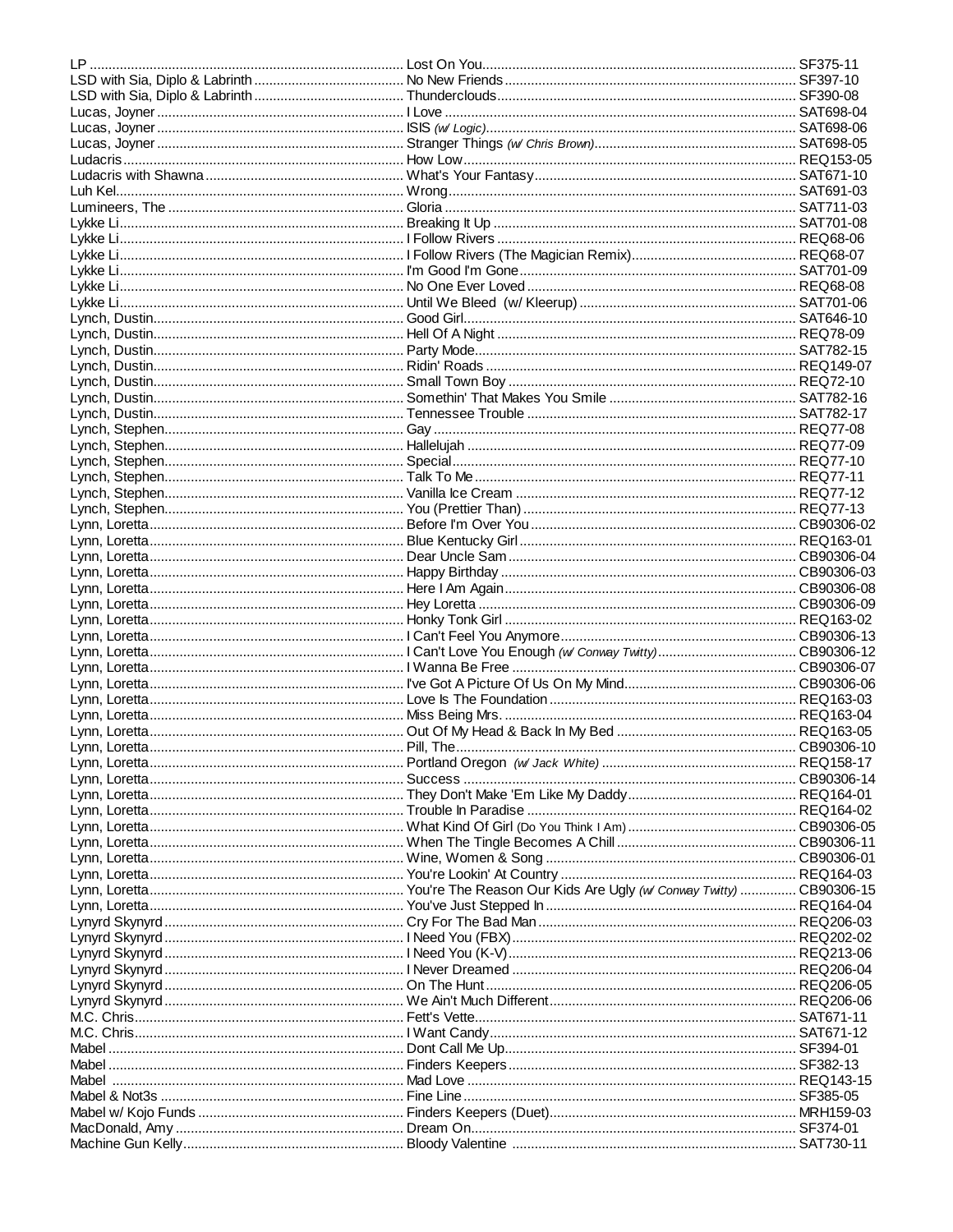| | | |
|---|---|---|
| LP | Lost On You | SF375-11 |
| LSD with Sia, Diplo & Labrinth | No New Friends | SF397-10 |
| LSD with Sia, Diplo & Labrinth | Thunderclouds | SF390-08 |
| Lucas, Joyner | I Love | SAT698-04 |
| Lucas, Joyner | ISIS *(w/ Logic)* | SAT698-06 |
| Lucas, Joyner | Stranger Things *(w/ Chris Brown)* | SAT698-05 |
| Ludacris | How Low | REQ153-05 |
| Ludacris with Shawna | What's Your Fantasy | SAT671-10 |
| Luh Kel | Wrong | SAT691-03 |
| Lumineers, The | Gloria | SAT711-03 |
| Lykke Li | Breaking It Up | SAT701-08 |
| Lykke Li | I Follow Rivers | REQ68-06 |
| Lykke Li | I Follow Rivers (The Magician Remix) | REQ68-07 |
| Lykke Li | I'm Good I'm Gone | SAT701-09 |
| Lykke Li | No One Ever Loved | REQ68-08 |
| Lykke Li | Until We Bleed (w/ Kleerup) | SAT701-06 |
| Lynch, Dustin | Good Girl | SAT646-10 |
| Lynch, Dustin | Hell Of A Night | REQ78-09 |
| Lynch, Dustin | Party Mode | SAT782-15 |
| Lynch, Dustin | Ridin' Roads | REQ149-07 |
| Lynch, Dustin | Small Town Boy | REQ72-10 |
| Lynch, Dustin | Somethin' That Makes You Smile | SAT782-16 |
| Lynch, Dustin | Tennessee Trouble | SAT782-17 |
| Lynch, Stephen | Gay | REQ77-08 |
| Lynch, Stephen | Hallelujah | REQ77-09 |
| Lynch, Stephen | Special | REQ77-10 |
| Lynch, Stephen | Talk To Me | REQ77-11 |
| Lynch, Stephen | Vanilla Ice Cream | REQ77-12 |
| Lynch, Stephen | You (Prettier Than) | REQ77-13 |
| Lynn, Loretta | Before I'm Over You | CB90306-02 |
| Lynn, Loretta | Blue Kentucky Girl | REQ163-01 |
| Lynn, Loretta | Dear Uncle Sam | CB90306-04 |
| Lynn, Loretta | Happy Birthday | CB90306-03 |
| Lynn, Loretta | Here I Am Again | CB90306-08 |
| Lynn, Loretta | Hey Loretta | CB90306-09 |
| Lynn, Loretta | Honky Tonk Girl | REQ163-02 |
| Lynn, Loretta | I Can't Feel You Anymore | CB90306-13 |
| Lynn, Loretta | I Can't Love You Enough *(w/ Conway Twitty)* | CB90306-12 |
| Lynn, Loretta | I Wanna Be Free | CB90306-07 |
| Lynn, Loretta | I've Got A Picture Of Us On My Mind | CB90306-06 |
| Lynn, Loretta | Love Is The Foundation | REQ163-03 |
| Lynn, Loretta | Miss Being Mrs. | REQ163-04 |
| Lynn, Loretta | Out Of My Head & Back In My Bed | REQ163-05 |
| Lynn, Loretta | Pill, The | CB90306-10 |
| Lynn, Loretta | Portland Oregon *(w/ Jack White)* | REQ158-17 |
| Lynn, Loretta | Success | CB90306-14 |
| Lynn, Loretta | They Don't Make 'Em Like My Daddy | REQ164-01 |
| Lynn, Loretta | Trouble In Paradise | REQ164-02 |
| Lynn, Loretta | What Kind Of Girl (Do You Think I Am) | CB90306-05 |
| Lynn, Loretta | When The Tingle Becomes A Chill | CB90306-11 |
| Lynn, Loretta | Wine, Women & Song | CB90306-01 |
| Lynn, Loretta | You're Lookin' At Country | REQ164-03 |
| Lynn, Loretta | You're The Reason Our Kids Are Ugly *(w/ Conway Twitty)* | CB90306-15 |
| Lynn, Loretta | You've Just Stepped In | REQ164-04 |
| Lynyrd Skynyrd | Cry For The Bad Man | REQ206-03 |
| Lynyrd Skynyrd | I Need You (FBX) | REQ202-02 |
| Lynyrd Skynyrd | I Need You (K-V) | REQ213-06 |
| Lynyrd Skynyrd | I Never Dreamed | REQ206-04 |
| Lynyrd Skynyrd | On The Hunt | REQ206-05 |
| Lynyrd Skynyrd | We Ain't Much Different | REQ206-06 |
| M.C. Chris | Fett's Vette | SAT671-11 |
| M.C. Chris | I Want Candy | SAT671-12 |
| Mabel | Dont Call Me Up | SF394-01 |
| Mabel | Finders Keepers | SF382-13 |
| Mabel | Mad Love | REQ143-15 |
| Mabel & Not3s | Fine Line | SF385-05 |
| Mabel w/ Kojo Funds | Finders Keepers (Duet) | MRH159-03 |
| MacDonald, Amy | Dream On | SF374-01 |
| Machine Gun Kelly | Bloody Valentine | SAT730-11 |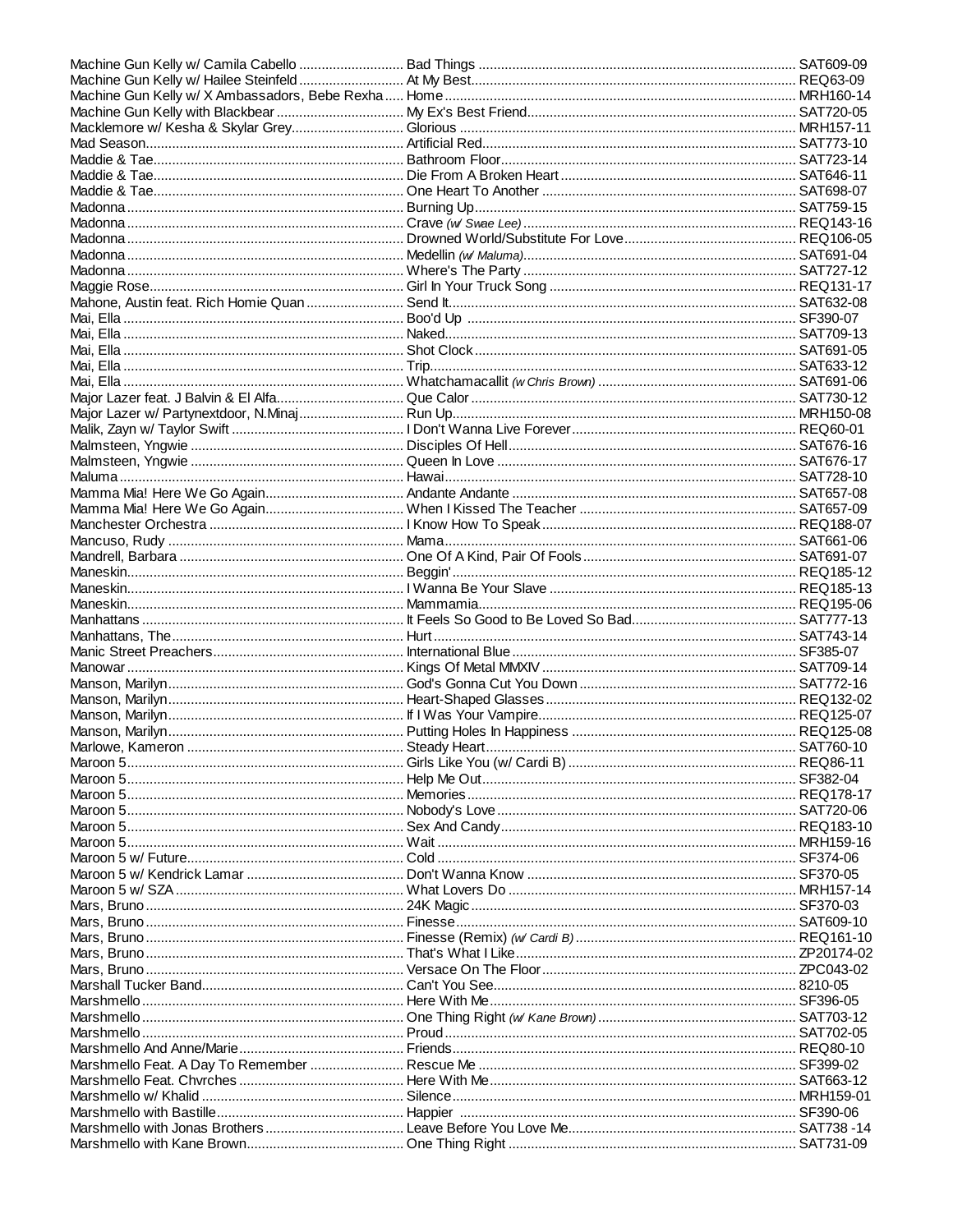| | | |
|---|---|---|
| Machine Gun Kelly w/ Camila Cabello | Bad Things | SAT609-09 |
| Machine Gun Kelly w/ Hailee Steinfeld | At My Best | REQ63-09 |
| Machine Gun Kelly w/ X Ambassadors, Bebe Rexha | Home | MRH160-14 |
| Machine Gun Kelly with Blackbear | My Ex's Best Friend | SAT720-05 |
| Macklemore w/ Kesha & Skylar Grey | Glorious | MRH157-11 |
| Mad Season | Artificial Red | SAT773-10 |
| Maddie & Tae | Bathroom Floor | SAT723-14 |
| Maddie & Tae | Die From A Broken Heart | SAT646-11 |
| Maddie & Tae | One Heart To Another | SAT698-07 |
| Madonna | Burning Up | SAT759-15 |
| Madonna | Crave *(w/ Swae Lee)* | REQ143-16 |
| Madonna | Drowned World/Substitute For Love | REQ106-05 |
| Madonna | Medellin *(w/ Maluma)* | SAT691-04 |
| Madonna | Where's The Party | SAT727-12 |
| Maggie Rose | Girl In Your Truck Song | REQ131-17 |
| Mahone, Austin feat. Rich Homie Quan | Send It | SAT632-08 |
| Mai, Ella | Boo'd Up | SF390-07 |
| Mai, Ella | Naked | SAT709-13 |
| Mai, Ella | Shot Clock | SAT691-05 |
| Mai, Ella | Trip | SAT633-12 |
| Mai, Ella | Whatchamacallit *(w Chris Brown)* | SAT691-06 |
| Major Lazer feat. J Balvin & El Alfa | Que Calor | SAT730-12 |
| Major Lazer w/ Partynextdoor, N.Minaj | Run Up | MRH150-08 |
| Malik, Zayn w/ Taylor Swift | I Don't Wanna Live Forever | REQ60-01 |
| Malmsteen, Yngwie | Disciples Of Hell | SAT676-16 |
| Malmsteen, Yngwie | Queen In Love | SAT676-17 |
| Maluma | Hawai | SAT728-10 |
| Mamma Mia! Here We Go Again | Andante Andante | SAT657-08 |
| Mamma Mia! Here We Go Again | When I Kissed The Teacher | SAT657-09 |
| Manchester Orchestra | I Know How To Speak | REQ188-07 |
| Mancuso, Rudy | Mama | SAT661-06 |
| Mandrell, Barbara | One Of A Kind, Pair Of Fools | SAT691-07 |
| Maneskin | Beggin' | REQ185-12 |
| Maneskin | I Wanna Be Your Slave | REQ185-13 |
| Maneskin | Mammamia | REQ195-06 |
| Manhattans | It Feels So Good to Be Loved So Bad | SAT777-13 |
| Manhattans, The | Hurt | SAT743-14 |
| Manic Street Preachers | International Blue | SF385-07 |
| Manowar | Kings Of Metal MMXIV | SAT709-14 |
| Manson, Marilyn | God's Gonna Cut You Down | SAT772-16 |
| Manson, Marilyn | Heart-Shaped Glasses | REQ132-02 |
| Manson, Marilyn | If I Was Your Vampire | REQ125-07 |
| Manson, Marilyn | Putting Holes In Happiness | REQ125-08 |
| Marlowe, Kameron | Steady Heart | SAT760-10 |
| Maroon 5 | Girls Like You (w/ Cardi B) | REQ86-11 |
| Maroon 5 | Help Me Out | SF382-04 |
| Maroon 5 | Memories | REQ178-17 |
| Maroon 5 | Nobody's Love | SAT720-06 |
| Maroon 5 | Sex And Candy | REQ183-10 |
| Maroon 5 | Wait | MRH159-16 |
| Maroon 5 w/ Future | Cold | SF374-06 |
| Maroon 5 w/ Kendrick Lamar | Don't Wanna Know | SF370-05 |
| Maroon 5 w/ SZA | What Lovers Do | MRH157-14 |
| Mars, Bruno | 24K Magic | SF370-03 |
| Mars, Bruno | Finesse | SAT609-10 |
| Mars, Bruno | Finesse (Remix) *(w/ Cardi B)* | REQ161-10 |
| Mars, Bruno | That's What I Like | ZP20174-02 |
| Mars, Bruno | Versace On The Floor | ZPC043-02 |
| Marshall Tucker Band | Can't You See | 8210-05 |
| Marshmello | Here With Me | SF396-05 |
| Marshmello | One Thing Right *(w/ Kane Brown)* | SAT703-12 |
| Marshmello | Proud | SAT702-05 |
| Marshmello And Anne/Marie | Friends | REQ80-10 |
| Marshmello Feat. A Day To Remember | Rescue Me | SF399-02 |
| Marshmello Feat. Chvrches | Here With Me | SAT663-12 |
| Marshmello w/ Khalid | Silence | MRH159-01 |
| Marshmello with Bastille | Happier | SF390-06 |
| Marshmello with Jonas Brothers | Leave Before You Love Me | SAT738 -14 |
| Marshmello with Kane Brown | One Thing Right | SAT731-09 |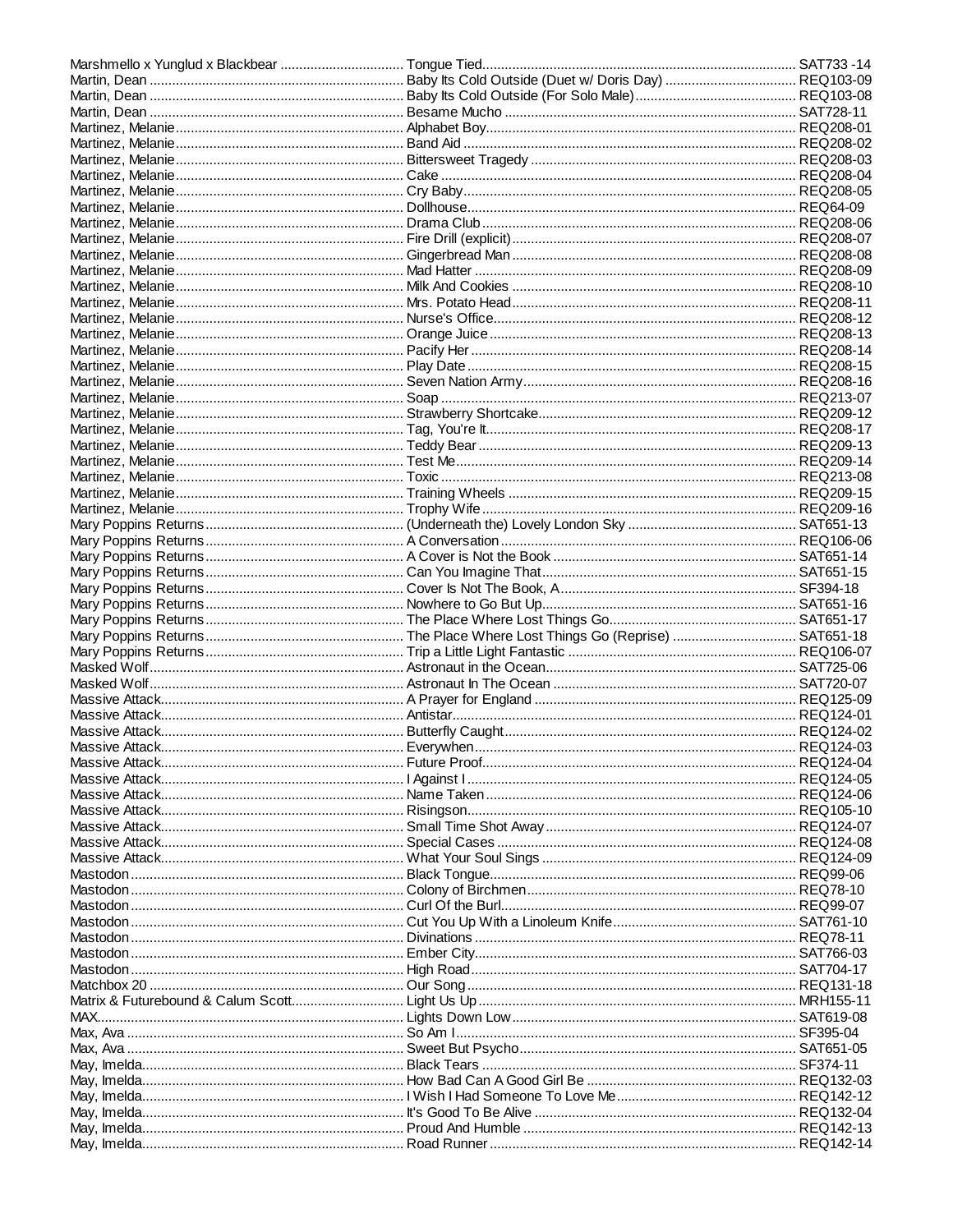| | | |
|---|---|---|
| Marshmello x Yunglud x Blackbear | Tongue Tied | SAT733 -14 |
| Martin, Dean | Baby Its Cold Outside (Duet w/ Doris Day) | REQ103-09 |
| Martin, Dean | Baby Its Cold Outside (For Solo Male) | REQ103-08 |
| Martin, Dean | Besame Mucho | SAT728-11 |
| Martinez, Melanie | Alphabet Boy | REQ208-01 |
| Martinez, Melanie | Band Aid | REQ208-02 |
| Martinez, Melanie | Bittersweet Tragedy | REQ208-03 |
| Martinez, Melanie | Cake | REQ208-04 |
| Martinez, Melanie | Cry Baby | REQ208-05 |
| Martinez, Melanie | Dollhouse | REQ64-09 |
| Martinez, Melanie | Drama Club | REQ208-06 |
| Martinez, Melanie | Fire Drill (explicit) | REQ208-07 |
| Martinez, Melanie | Gingerbread Man | REQ208-08 |
| Martinez, Melanie | Mad Hatter | REQ208-09 |
| Martinez, Melanie | Milk And Cookies | REQ208-10 |
| Martinez, Melanie | Mrs. Potato Head | REQ208-11 |
| Martinez, Melanie | Nurse's Office | REQ208-12 |
| Martinez, Melanie | Orange Juice | REQ208-13 |
| Martinez, Melanie | Pacify Her | REQ208-14 |
| Martinez, Melanie | Play Date | REQ208-15 |
| Martinez, Melanie | Seven Nation Army | REQ208-16 |
| Martinez, Melanie | Soap | REQ213-07 |
| Martinez, Melanie | Strawberry Shortcake | REQ209-12 |
| Martinez, Melanie | Tag, You're It | REQ208-17 |
| Martinez, Melanie | Teddy Bear | REQ209-13 |
| Martinez, Melanie | Test Me | REQ209-14 |
| Martinez, Melanie | Toxic | REQ213-08 |
| Martinez, Melanie | Training Wheels | REQ209-15 |
| Martinez, Melanie | Trophy Wife | REQ209-16 |
| Mary Poppins Returns | (Underneath the) Lovely London Sky | SAT651-13 |
| Mary Poppins Returns | A Conversation | REQ106-06 |
| Mary Poppins Returns | A Cover is Not the Book | SAT651-14 |
| Mary Poppins Returns | Can You Imagine That | SAT651-15 |
| Mary Poppins Returns | Cover Is Not The Book, A | SF394-18 |
| Mary Poppins Returns | Nowhere to Go But Up | SAT651-16 |
| Mary Poppins Returns | The Place Where Lost Things Go | SAT651-17 |
| Mary Poppins Returns | The Place Where Lost Things Go (Reprise) | SAT651-18 |
| Mary Poppins Returns | Trip a Little Light Fantastic | REQ106-07 |
| Masked Wolf | Astronaut in the Ocean | SAT725-06 |
| Masked Wolf | Astronaut In The Ocean | SAT720-07 |
| Massive Attack | A Prayer for England | REQ125-09 |
| Massive Attack | Antistar | REQ124-01 |
| Massive Attack | Butterfly Caught | REQ124-02 |
| Massive Attack | Everywhen | REQ124-03 |
| Massive Attack | Future Proof | REQ124-04 |
| Massive Attack | I Against I | REQ124-05 |
| Massive Attack | Name Taken | REQ124-06 |
| Massive Attack | Risingson | REQ105-10 |
| Massive Attack | Small Time Shot Away | REQ124-07 |
| Massive Attack | Special Cases | REQ124-08 |
| Massive Attack | What Your Soul Sings | REQ124-09 |
| Mastodon | Black Tongue | REQ99-06 |
| Mastodon | Colony of Birchmen | REQ78-10 |
| Mastodon | Curl Of the Burl | REQ99-07 |
| Mastodon | Cut You Up With a Linoleum Knife | SAT761-10 |
| Mastodon | Divinations | REQ78-11 |
| Mastodon | Ember City | SAT766-03 |
| Mastodon | High Road | SAT704-17 |
| Matchbox 20 | Our Song | REQ131-18 |
| Matrix & Futurebound & Calum Scott | Light Us Up | MRH155-11 |
| MAX | Lights Down Low | SAT619-08 |
| Max, Ava | So Am I | SF395-04 |
| Max, Ava | Sweet But Psycho | SAT651-05 |
| May, Imelda | Black Tears | SF374-11 |
| May, Imelda | How Bad Can A Good Girl Be | REQ132-03 |
| May, Imelda | I Wish I Had Someone To Love Me | REQ142-12 |
| May, Imelda | It's Good To Be Alive | REQ132-04 |
| May, Imelda | Proud And Humble | REQ142-13 |
| May, Imelda | Road Runner | REQ142-14 |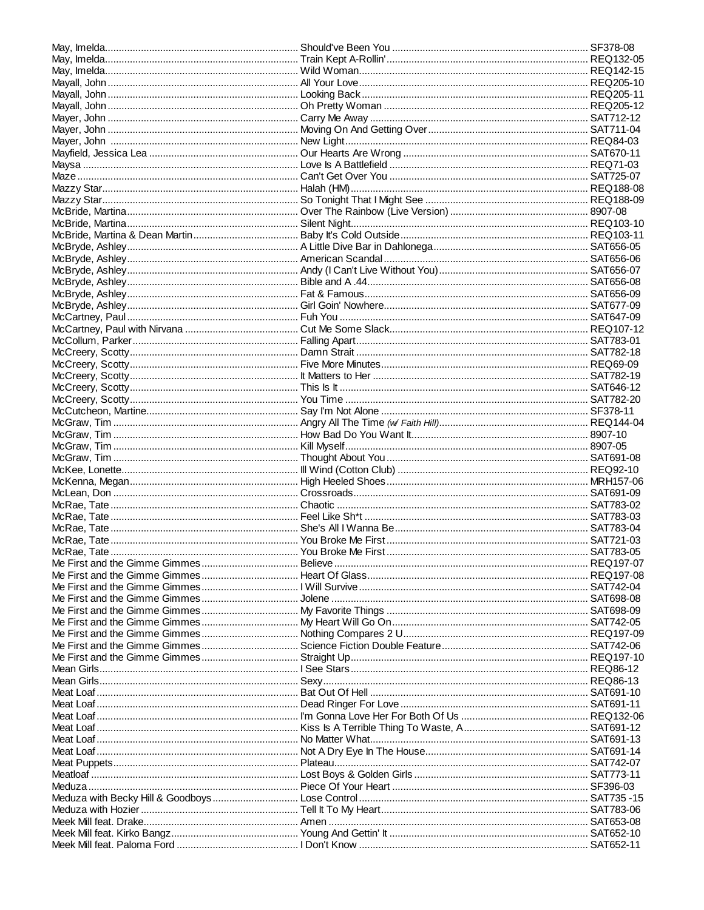| | | |
|---|---|---|
| May, Imelda | Should've Been You | SF378-08 |
| May, Imelda | Train Kept A-Rollin' | REQ132-05 |
| May, Imelda | Wild Woman | REQ142-15 |
| Mayall, John | All Your Love | REQ205-10 |
| Mayall, John | Looking Back | REQ205-11 |
| Mayall, John | Oh Pretty Woman | REQ205-12 |
| Mayer, John | Carry Me Away | SAT712-12 |
| Mayer, John | Moving On And Getting Over | SAT711-04 |
| Mayer, John | New Light | REQ84-03 |
| Mayfield, Jessica Lea | Our Hearts Are Wrong | SAT670-11 |
| Maysa | Love Is A Battlefield | REQ71-03 |
| Maze | Can't Get Over You | SAT725-07 |
| Mazzy Star | Halah (HM) | REQ188-08 |
| Mazzy Star | So Tonight That I Might See | REQ188-09 |
| McBride, Martina | Over The Rainbow (Live Version) | 8907-08 |
| McBride, Martina | Silent Night | REQ103-10 |
| McBride, Martina & Dean Martin | Baby It's Cold Outside | REQ103-11 |
| McBryde, Ashley | A Little Dive Bar in Dahlonega | SAT656-05 |
| McBryde, Ashley | American Scandal | SAT656-06 |
| McBryde, Ashley | Andy (I Can't Live Without You) | SAT656-07 |
| McBryde, Ashley | Bible and A .44 | SAT656-08 |
| McBryde, Ashley | Fat & Famous | SAT656-09 |
| McBryde, Ashley | Girl Goin' Nowhere | SAT677-09 |
| McCartney, Paul | Fuh You | SAT647-09 |
| McCartney, Paul with Nirvana | Cut Me Some Slack | REQ107-12 |
| McCollum, Parker | Falling Apart | SAT783-01 |
| McCreery, Scotty | Damn Strait | SAT782-18 |
| McCreery, Scotty | Five More Minutes | REQ69-09 |
| McCreery, Scotty | It Matters to Her | SAT782-19 |
| McCreery, Scotty | This Is It | SAT646-12 |
| McCreery, Scotty | You Time | SAT782-20 |
| McCutcheon, Martine | Say I'm Not Alone | SF378-11 |
| McGraw, Tim | Angry All The Time *(w/ Faith Hill)* | REQ144-04 |
| McGraw, Tim | How Bad Do You Want It | 8907-10 |
| McGraw, Tim | Kill Myself | 8907-05 |
| McGraw, Tim | Thought About You | SAT691-08 |
| McKee, Lonette | Ill Wind (Cotton Club) | REQ92-10 |
| McKenna, Megan | High Heeled Shoes | MRH157-06 |
| McLean, Don | Crossroads | SAT691-09 |
| McRae, Tate | Chaotic | SAT783-02 |
| McRae, Tate | Feel Like Sh*t | SAT783-03 |
| McRae, Tate | She's All I Wanna Be | SAT783-04 |
| McRae, Tate | You Broke Me First | SAT721-03 |
| McRae, Tate | You Broke Me First | SAT783-05 |
| Me First and the Gimme Gimmes | Believe | REQ197-07 |
| Me First and the Gimme Gimmes | Heart Of Glass | REQ197-08 |
| Me First and the Gimme Gimmes | I Will Survive | SAT742-04 |
| Me First and the Gimme Gimmes | Jolene | SAT698-08 |
| Me First and the Gimme Gimmes | My Favorite Things | SAT698-09 |
| Me First and the Gimme Gimmes | My Heart Will Go On | SAT742-05 |
| Me First and the Gimme Gimmes | Nothing Compares 2 U | REQ197-09 |
| Me First and the Gimme Gimmes | Science Fiction Double Feature | SAT742-06 |
| Me First and the Gimme Gimmes | Straight Up | REQ197-10 |
| Mean Girls | I See Stars | REQ86-12 |
| Mean Girls | Sexy | REQ86-13 |
| Meat Loaf | Bat Out Of Hell | SAT691-10 |
| Meat Loaf | Dead Ringer For Love | SAT691-11 |
| Meat Loaf | I'm Gonna Love Her For Both Of Us | REQ132-06 |
| Meat Loaf | Kiss Is A Terrible Thing To Waste, A | SAT691-12 |
| Meat Loaf | No Matter What | SAT691-13 |
| Meat Loaf | Not A Dry Eye In The House | SAT691-14 |
| Meat Puppets | Plateau | SAT742-07 |
| Meatloaf | Lost Boys & Golden Girls | SAT773-11 |
| Meduza | Piece Of Your Heart | SF396-03 |
| Meduza with Becky Hill & Goodboys | Lose Control | SAT735 -15 |
| Meduza with Hozier | Tell It To My Heart | SAT783-06 |
| Meek Mill feat. Drake | Amen | SAT653-08 |
| Meek Mill feat. Kirko Bangz | Young And Gettin' It | SAT652-10 |
| Meek Mill feat. Paloma Ford | I Don't Know | SAT652-11 |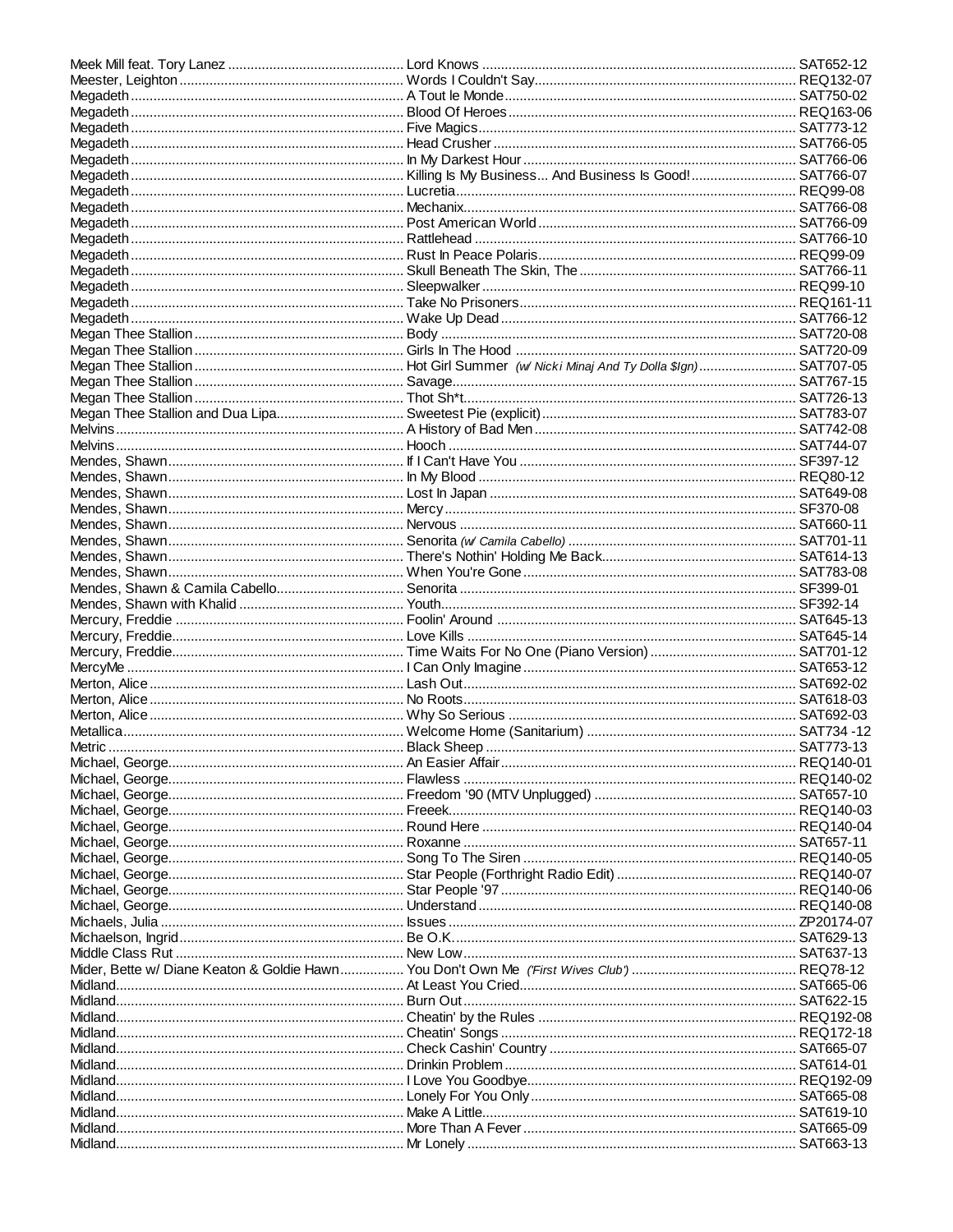| | | |
|---|---|---|
| Meek Mill feat. Tory Lanez | Lord Knows | SAT652-12 |
| Meester, Leighton | Words I Couldn't Say | REQ132-07 |
| Megadeth | A Tout le Monde | SAT750-02 |
| Megadeth | Blood Of Heroes | REQ163-06 |
| Megadeth | Five Magics | SAT773-12 |
| Megadeth | Head Crusher | SAT766-05 |
| Megadeth | In My Darkest Hour | SAT766-06 |
| Megadeth | Killing Is My Business... And Business Is Good! | SAT766-07 |
| Megadeth | Lucretia | REQ99-08 |
| Megadeth | Mechanix | SAT766-08 |
| Megadeth | Post American World | SAT766-09 |
| Megadeth | Rattlehead | SAT766-10 |
| Megadeth | Rust In Peace Polaris | REQ99-09 |
| Megadeth | Skull Beneath The Skin, The | SAT766-11 |
| Megadeth | Sleepwalker | REQ99-10 |
| Megadeth | Take No Prisoners | REQ161-11 |
| Megadeth | Wake Up Dead | SAT766-12 |
| Megan Thee Stallion | Body | SAT720-08 |
| Megan Thee Stallion | Girls In The Hood | SAT720-09 |
| Megan Thee Stallion | Hot Girl Summer *(w/ Nicki Minaj And Ty Dolla $Ign)* | SAT707-05 |
| Megan Thee Stallion | Savage | SAT767-15 |
| Megan Thee Stallion | Thot Sh*t | SAT726-13 |
| Megan Thee Stallion and Dua Lipa | Sweetest Pie (explicit) | SAT783-07 |
| Melvins | A History of Bad Men | SAT742-08 |
| Melvins | Hooch | SAT744-07 |
| Mendes, Shawn | If I Can't Have You | SF397-12 |
| Mendes, Shawn | In My Blood | REQ80-12 |
| Mendes, Shawn | Lost In Japan | SAT649-08 |
| Mendes, Shawn | Mercy | SF370-08 |
| Mendes, Shawn | Nervous | SAT660-11 |
| Mendes, Shawn | Senorita *(w/ Camila Cabello)* | SAT701-11 |
| Mendes, Shawn | There's Nothin' Holding Me Back | SAT614-13 |
| Mendes, Shawn | When You're Gone | SAT783-08 |
| Mendes, Shawn & Camila Cabello | Senorita | SF399-01 |
| Mendes, Shawn with Khalid | Youth | SF392-14 |
| Mercury, Freddie | Foolin' Around | SAT645-13 |
| Mercury, Freddie | Love Kills | SAT645-14 |
| Mercury, Freddie | Time Waits For No One (Piano Version) | SAT701-12 |
| MercyMe | I Can Only Imagine | SAT653-12 |
| Merton, Alice | Lash Out | SAT692-02 |
| Merton, Alice | No Roots | SAT618-03 |
| Merton, Alice | Why So Serious | SAT692-03 |
| Metallica | Welcome Home (Sanitarium) | SAT734 -12 |
| Metric | Black Sheep | SAT773-13 |
| Michael, George | An Easier Affair | REQ140-01 |
| Michael, George | Flawless | REQ140-02 |
| Michael, George | Freedom '90 (MTV Unplugged) | SAT657-10 |
| Michael, George | Freeek | REQ140-03 |
| Michael, George | Round Here | REQ140-04 |
| Michael, George | Roxanne | SAT657-11 |
| Michael, George | Song To The Siren | REQ140-05 |
| Michael, George | Star People (Forthright Radio Edit) | REQ140-07 |
| Michael, George | Star People '97 | REQ140-06 |
| Michael, George | Understand | REQ140-08 |
| Michaels, Julia | Issues | ZP20174-07 |
| Michaelson, Ingrid | Be O.K. | SAT629-13 |
| Middle Class Rut | New Low | SAT637-13 |
| Mider, Bette w/ Diane Keaton & Goldie Hawn | You Don't Own Me *('First Wives Club')* | REQ78-12 |
| Midland | At Least You Cried | SAT665-06 |
| Midland | Burn Out | SAT622-15 |
| Midland | Cheatin' by the Rules | REQ192-08 |
| Midland | Cheatin' Songs | REQ172-18 |
| Midland | Check Cashin' Country | SAT665-07 |
| Midland | Drinkin Problem | SAT614-01 |
| Midland | I Love You Goodbye | REQ192-09 |
| Midland | Lonely For You Only | SAT665-08 |
| Midland | Make A Little | SAT619-10 |
| Midland | More Than A Fever | SAT665-09 |
| Midland | Mr Lonely | SAT663-13 |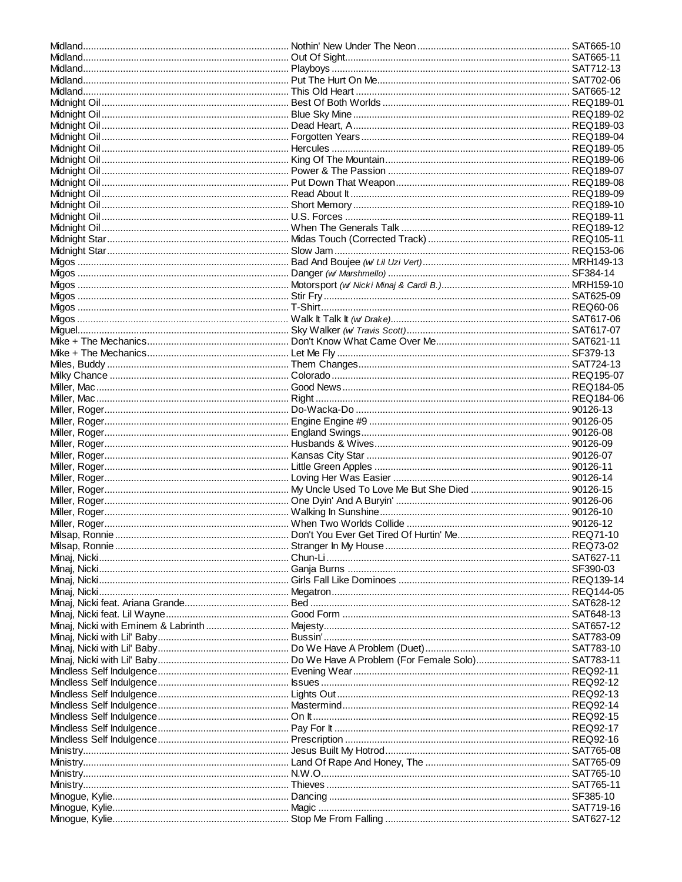| | | |
|---|---|---|
| Midland | Nothin' New Under The Neon | SAT665-10 |
| Midland | Out Of Sight | SAT665-11 |
| Midland | Playboys | SAT712-13 |
| Midland | Put The Hurt On Me | SAT702-06 |
| Midland | This Old Heart | SAT665-12 |
| Midnight Oil | Best Of Both Worlds | REQ189-01 |
| Midnight Oil | Blue Sky Mine | REQ189-02 |
| Midnight Oil | Dead Heart, A | REQ189-03 |
| Midnight Oil | Forgotten Years | REQ189-04 |
| Midnight Oil | Hercules | REQ189-05 |
| Midnight Oil | King Of The Mountain | REQ189-06 |
| Midnight Oil | Power & The Passion | REQ189-07 |
| Midnight Oil | Put Down That Weapon | REQ189-08 |
| Midnight Oil | Read About It | REQ189-09 |
| Midnight Oil | Short Memory | REQ189-10 |
| Midnight Oil | U.S. Forces | REQ189-11 |
| Midnight Oil | When The Generals Talk | REQ189-12 |
| Midnight Star | Midas Touch (Corrected Track) | REQ105-11 |
| Midnight Star | Slow Jam | REQ153-06 |
| Migos | Bad And Boujee *(w/ Lil Uzi Vert)* | MRH149-13 |
| Migos | Danger *(w/ Marshmello)* | SF384-14 |
| Migos | Motorsport *(w/ Nicki Minaj & Cardi B.)* | MRH159-10 |
| Migos | Stir Fry | SAT625-09 |
| Migos | T-Shirt | REQ60-06 |
| Migos | Walk It Talk It *(w/ Drake)* | SAT617-06 |
| Miguel | Sky Walker *(w/ Travis Scott)* | SAT617-07 |
| Mike + The Mechanics | Don't Know What Came Over Me | SAT621-11 |
| Mike + The Mechanics | Let Me Fly | SF379-13 |
| Miles, Buddy | Them Changes | SAT724-13 |
| Milky Chance | Colorado | REQ195-07 |
| Miller, Mac | Good News | REQ184-05 |
| Miller, Mac | Right | REQ184-06 |
| Miller, Roger | Do-Wacka-Do | 90126-13 |
| Miller, Roger | Engine Engine #9 | 90126-05 |
| Miller, Roger | England Swings | 90126-08 |
| Miller, Roger | Husbands & Wives | 90126-09 |
| Miller, Roger | Kansas City Star | 90126-07 |
| Miller, Roger | Little Green Apples | 90126-11 |
| Miller, Roger | Loving Her Was Easier | 90126-14 |
| Miller, Roger | My Uncle Used To Love Me But She Died | 90126-15 |
| Miller, Roger | One Dyin' And A Buryin' | 90126-06 |
| Miller, Roger | Walking In Sunshine | 90126-10 |
| Miller, Roger | When Two Worlds Collide | 90126-12 |
| Milsap, Ronnie | Don't You Ever Get Tired Of Hurtin' Me | REQ71-10 |
| Milsap, Ronnie | Stranger In My House | REQ73-02 |
| Minaj, Nicki | Chun-Li | SAT627-11 |
| Minaj, Nicki | Ganja Burns | SF390-03 |
| Minaj, Nicki | Girls Fall Like Dominoes | REQ139-14 |
| Minaj, Nicki | Megatron | REQ144-05 |
| Minaj, Nicki feat. Ariana Grande | Bed | SAT628-12 |
| Minaj, Nicki feat. Lil Wayne | Good Form | SAT648-13 |
| Minaj, Nicki with Eminem & Labrinth | Majesty | SAT657-12 |
| Minaj, Nicki with Lil' Baby | Bussin' | SAT783-09 |
| Minaj, Nicki with Lil' Baby | Do We Have A Problem (Duet) | SAT783-10 |
| Minaj, Nicki with Lil' Baby | Do We Have A Problem (For Female Solo) | SAT783-11 |
| Mindless Self Indulgence | Evening Wear | REQ92-11 |
| Mindless Self Indulgence | Issues | REQ92-12 |
| Mindless Self Indulgence | Lights Out | REQ92-13 |
| Mindless Self Indulgence | Mastermind | REQ92-14 |
| Mindless Self Indulgence | On It | REQ92-15 |
| Mindless Self Indulgence | Pay For It | REQ92-17 |
| Mindless Self Indulgence | Prescription | REQ92-16 |
| Ministry | Jesus Built My Hotrod | SAT765-08 |
| Ministry | Land Of Rape And Honey, The | SAT765-09 |
| Ministry | N.W.O. | SAT765-10 |
| Ministry | Thieves | SAT765-11 |
| Minogue, Kylie | Dancing | SF385-10 |
| Minogue, Kylie | Magic | SAT719-16 |
| Minogue, Kylie | Stop Me From Falling | SAT627-12 |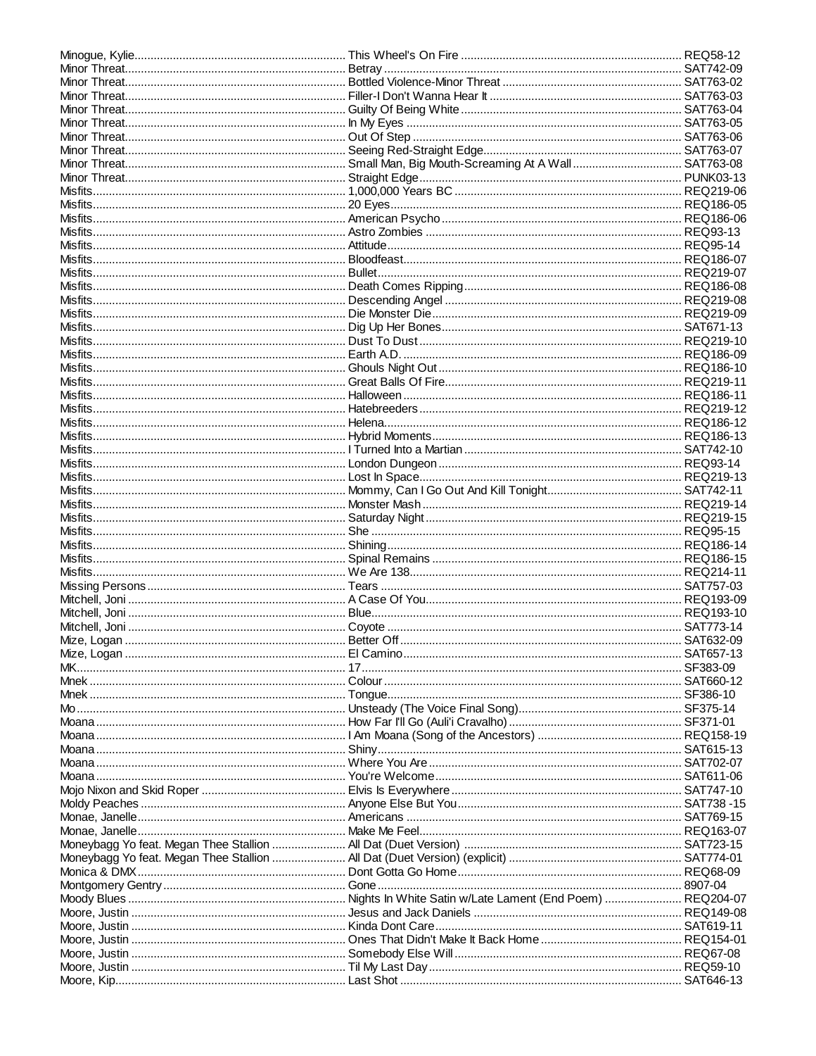| | | |
|---|---|---|
| Minogue, Kylie | This Wheel's On Fire | REQ58-12 |
| Minor Threat | Betray | SAT742-09 |
| Minor Threat | Bottled Violence-Minor Threat | SAT763-02 |
| Minor Threat | Filler-I Don't Wanna Hear It | SAT763-03 |
| Minor Threat | Guilty Of Being White | SAT763-04 |
| Minor Threat | In My Eyes | SAT763-05 |
| Minor Threat | Out Of Step | SAT763-06 |
| Minor Threat | Seeing Red-Straight Edge | SAT763-07 |
| Minor Threat | Small Man, Big Mouth-Screaming At A Wall | SAT763-08 |
| Minor Threat | Straight Edge | PUNK03-13 |
| Misfits | 1,000,000 Years BC | REQ219-06 |
| Misfits | 20 Eyes | REQ186-05 |
| Misfits | American Psycho | REQ186-06 |
| Misfits | Astro Zombies | REQ93-13 |
| Misfits | Attitude | REQ95-14 |
| Misfits | Bloodfeast | REQ186-07 |
| Misfits | Bullet | REQ219-07 |
| Misfits | Death Comes Ripping | REQ186-08 |
| Misfits | Descending Angel | REQ219-08 |
| Misfits | Die Monster Die | REQ219-09 |
| Misfits | Dig Up Her Bones | SAT671-13 |
| Misfits | Dust To Dust | REQ219-10 |
| Misfits | Earth A.D. | REQ186-09 |
| Misfits | Ghouls Night Out | REQ186-10 |
| Misfits | Great Balls Of Fire | REQ219-11 |
| Misfits | Halloween | REQ186-11 |
| Misfits | Hatebreeders | REQ219-12 |
| Misfits | Helena | REQ186-12 |
| Misfits | Hybrid Moments | REQ186-13 |
| Misfits | I Turned Into a Martian | SAT742-10 |
| Misfits | London Dungeon | REQ93-14 |
| Misfits | Lost In Space | REQ219-13 |
| Misfits | Mommy, Can I Go Out And Kill Tonight | SAT742-11 |
| Misfits | Monster Mash | REQ219-14 |
| Misfits | Saturday Night | REQ219-15 |
| Misfits | She | REQ95-15 |
| Misfits | Shining | REQ186-14 |
| Misfits | Spinal Remains | REQ186-15 |
| Misfits | We Are 138 | REQ214-11 |
| Missing Persons | Tears | SAT757-03 |
| Mitchell, Joni | A Case Of You | REQ193-09 |
| Mitchell, Joni | Blue | REQ193-10 |
| Mitchell, Joni | Coyote | SAT773-14 |
| Mize, Logan | Better Off | SAT632-09 |
| Mize, Logan | El Camino | SAT657-13 |
| MK | 17 | SF383-09 |
| Mnek | Colour | SAT660-12 |
| Mnek | Tongue | SF386-10 |
| Mo | Unsteady (The Voice Final Song) | SF375-14 |
| Moana | How Far I'll Go (Auli'i Cravalho) | SF371-01 |
| Moana | I Am Moana (Song of the Ancestors) | REQ158-19 |
| Moana | Shiny | SAT615-13 |
| Moana | Where You Are | SAT702-07 |
| Moana | You're Welcome | SAT611-06 |
| Mojo Nixon and Skid Roper | Elvis Is Everywhere | SAT747-10 |
| Moldy Peaches | Anyone Else But You | SAT738 -15 |
| Monae, Janelle | Americans | SAT769-15 |
| Monae, Janelle | Make Me Feel | REQ163-07 |
| Moneybagg Yo feat. Megan Thee Stallion | All Dat (Duet Version) | SAT723-15 |
| Moneybagg Yo feat. Megan Thee Stallion | All Dat (Duet Version) (explicit) | SAT774-01 |
| Monica & DMX | Dont Gotta Go Home | REQ68-09 |
| Montgomery Gentry | Gone | 8907-04 |
| Moody Blues | Nights In White Satin w/Late Lament (End Poem) | REQ204-07 |
| Moore, Justin | Jesus and Jack Daniels | REQ149-08 |
| Moore, Justin | Kinda Dont Care | SAT619-11 |
| Moore, Justin | Ones That Didn't Make It Back Home | REQ154-01 |
| Moore, Justin | Somebody Else Will | REQ67-08 |
| Moore, Justin | Til My Last Day | REQ59-10 |
| Moore, Kip | Last Shot | SAT646-13 |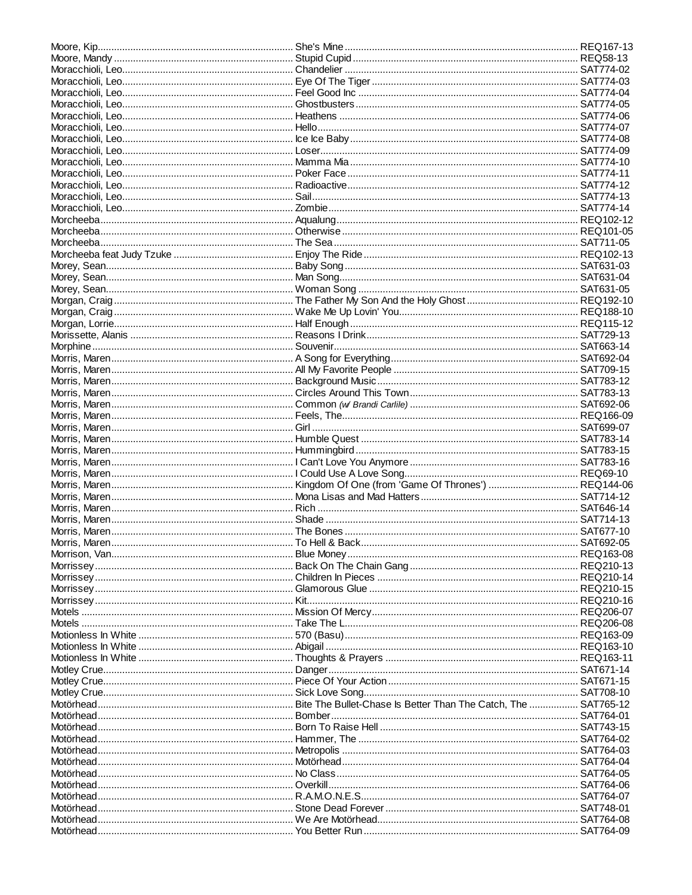| Artist | Title | Code |
|---|---|---|
| Moore, Kip | She's Mine | REQ167-13 |
| Moore, Mandy | Stupid Cupid | REQ58-13 |
| Moracchioli, Leo | Chandelier | SAT774-02 |
| Moracchioli, Leo | Eye Of The Tiger | SAT774-03 |
| Moracchioli, Leo | Feel Good Inc | SAT774-04 |
| Moracchioli, Leo | Ghostbusters | SAT774-05 |
| Moracchioli, Leo | Heathens | SAT774-06 |
| Moracchioli, Leo | Hello | SAT774-07 |
| Moracchioli, Leo | Ice Ice Baby | SAT774-08 |
| Moracchioli, Leo | Loser | SAT774-09 |
| Moracchioli, Leo | Mamma Mia | SAT774-10 |
| Moracchioli, Leo | Poker Face | SAT774-11 |
| Moracchioli, Leo | Radioactive | SAT774-12 |
| Moracchioli, Leo | Sail | SAT774-13 |
| Moracchioli, Leo | Zombie | SAT774-14 |
| Morcheeba | Aqualung | REQ102-12 |
| Morcheeba | Otherwise | REQ101-05 |
| Morcheeba | The Sea | SAT711-05 |
| Morcheeba feat Judy Tzuke | Enjoy The Ride | REQ102-13 |
| Morey, Sean | Baby Song | SAT631-03 |
| Morey, Sean | Man Song | SAT631-04 |
| Morey, Sean | Woman Song | SAT631-05 |
| Morgan, Craig | The Father My Son And the Holy Ghost | REQ192-10 |
| Morgan, Craig | Wake Me Up Lovin' You | REQ188-10 |
| Morgan, Lorrie | Half Enough | REQ115-12 |
| Morissette, Alanis | Reasons I Drink | SAT729-13 |
| Morphine | Souvenir | SAT663-14 |
| Morris, Maren | A Song for Everything | SAT692-04 |
| Morris, Maren | All My Favorite People | SAT709-15 |
| Morris, Maren | Background Music | SAT783-12 |
| Morris, Maren | Circles Around This Town | SAT783-13 |
| Morris, Maren | Common *(w/ Brandi Carlile)* | SAT692-06 |
| Morris, Maren | Feels, The | REQ166-09 |
| Morris, Maren | Girl | SAT699-07 |
| Morris, Maren | Humble Quest | SAT783-14 |
| Morris, Maren | Hummingbird | SAT783-15 |
| Morris, Maren | I Can't Love You Anymore | SAT783-16 |
| Morris, Maren | I Could Use A Love Song | REQ69-10 |
| Morris, Maren | Kingdom Of One (from 'Game Of Thrones') | REQ144-06 |
| Morris, Maren | Mona Lisas and Mad Hatters | SAT714-12 |
| Morris, Maren | Rich | SAT646-14 |
| Morris, Maren | Shade | SAT714-13 |
| Morris, Maren | The Bones | SAT677-10 |
| Morris, Maren | To Hell & Back | SAT692-05 |
| Morrison, Van | Blue Money | REQ163-08 |
| Morrissey | Back On The Chain Gang | REQ210-13 |
| Morrissey | Children In Pieces | REQ210-14 |
| Morrissey | Glamorous Glue | REQ210-15 |
| Morrissey | Kit | REQ210-16 |
| Motels | Mission Of Mercy | REQ206-07 |
| Motels | Take The L | REQ206-08 |
| Motionless In White | 570 (Basu) | REQ163-09 |
| Motionless In White | Abigail | REQ163-10 |
| Motionless In White | Thoughts & Prayers | REQ163-11 |
| Motley Crue | Danger | SAT671-14 |
| Motley Crue | Piece Of Your Action | SAT671-15 |
| Motley Crue | Sick Love Song | SAT708-10 |
| Motörhead | Bite The Bullet-Chase Is Better Than The Catch, The | SAT765-12 |
| Motörhead | Bomber | SAT764-01 |
| Motörhead | Born To Raise Hell | SAT743-15 |
| Motörhead | Hammer, The | SAT764-02 |
| Motörhead | Metropolis | SAT764-03 |
| Motörhead | Motörhead | SAT764-04 |
| Motörhead | No Class | SAT764-05 |
| Motörhead | Overkill | SAT764-06 |
| Motörhead | R.A.M.O.N.E.S. | SAT764-07 |
| Motörhead | Stone Dead Forever | SAT748-01 |
| Motörhead | We Are Motörhead | SAT764-08 |
| Motörhead | You Better Run | SAT764-09 |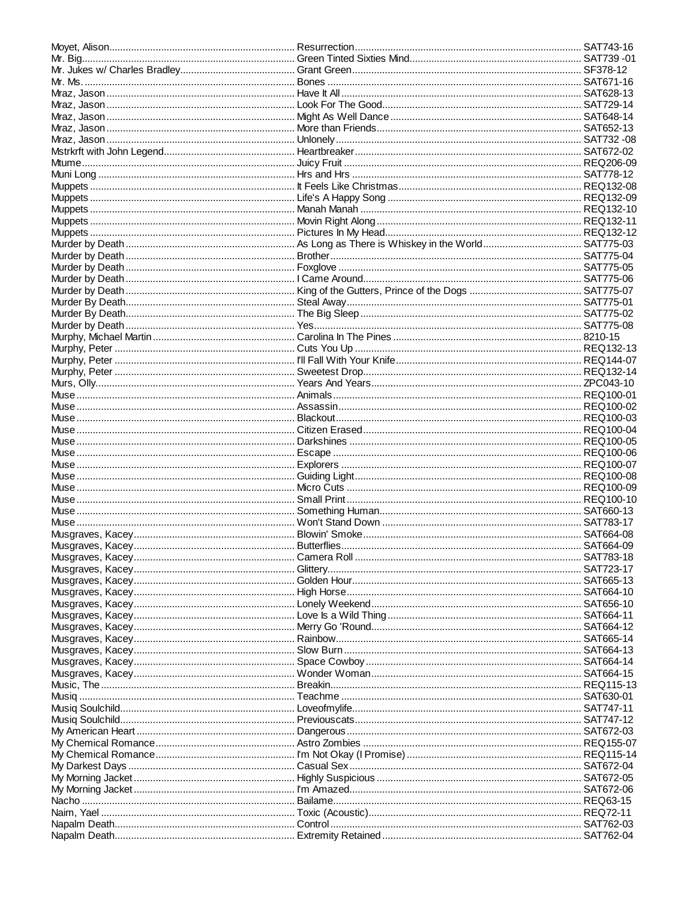| Artist | Title | Code |
|---|---|---|
| Moyet, Alison | Resurrection | SAT743-16 |
| Mr. Big | Green Tinted Sixties Mind | SAT739 -01 |
| Mr. Jukes w/ Charles Bradley | Grant Green | SF378-12 |
| Mr. Ms. | Bones | SAT671-16 |
| Mraz, Jason | Have It All | SAT628-13 |
| Mraz, Jason | Look For The Good | SAT729-14 |
| Mraz, Jason | Might As Well Dance | SAT648-14 |
| Mraz, Jason | More than Friends | SAT652-13 |
| Mraz, Jason | Unlonely | SAT732 -08 |
| Mstrkrft with John Legend | Heartbreaker | SAT672-02 |
| Mtume | Juicy Fruit | REQ206-09 |
| Muni Long | Hrs and Hrs | SAT778-12 |
| Muppets | It Feels Like Christmas | REQ132-08 |
| Muppets | Life's A Happy Song | REQ132-09 |
| Muppets | Manah Manah | REQ132-10 |
| Muppets | Movin Right Along | REQ132-11 |
| Muppets | Pictures In My Head | REQ132-12 |
| Murder by Death | As Long as There is Whiskey in the World | SAT775-03 |
| Murder by Death | Brother | SAT775-04 |
| Murder by Death | Foxglove | SAT775-05 |
| Murder by Death | I Came Around | SAT775-06 |
| Murder by Death | King of the Gutters, Prince of the Dogs | SAT775-07 |
| Murder By Death | Steal Away | SAT775-01 |
| Murder By Death | The Big Sleep | SAT775-02 |
| Murder by Death | Yes | SAT775-08 |
| Murphy, Michael Martin | Carolina In The Pines | 8210-15 |
| Murphy, Peter | Cuts You Up | REQ132-13 |
| Murphy, Peter | I'll Fall With Your Knife | REQ144-07 |
| Murphy, Peter | Sweetest Drop | REQ132-14 |
| Murs, Olly | Years And Years | ZPC043-10 |
| Muse | Animals | REQ100-01 |
| Muse | Assassin | REQ100-02 |
| Muse | Blackout | REQ100-03 |
| Muse | Citizen Erased | REQ100-04 |
| Muse | Darkshines | REQ100-05 |
| Muse | Escape | REQ100-06 |
| Muse | Explorers | REQ100-07 |
| Muse | Guiding Light | REQ100-08 |
| Muse | Micro Cuts | REQ100-09 |
| Muse | Small Print | REQ100-10 |
| Muse | Something Human | SAT660-13 |
| Muse | Won't Stand Down | SAT783-17 |
| Musgraves, Kacey | Blowin' Smoke | SAT664-08 |
| Musgraves, Kacey | Butterflies | SAT664-09 |
| Musgraves, Kacey | Camera Roll | SAT783-18 |
| Musgraves, Kacey | Glittery | SAT723-17 |
| Musgraves, Kacey | Golden Hour | SAT665-13 |
| Musgraves, Kacey | High Horse | SAT664-10 |
| Musgraves, Kacey | Lonely Weekend | SAT656-10 |
| Musgraves, Kacey | Love Is a Wild Thing | SAT664-11 |
| Musgraves, Kacey | Merry Go 'Round | SAT664-12 |
| Musgraves, Kacey | Rainbow | SAT665-14 |
| Musgraves, Kacey | Slow Burn | SAT664-13 |
| Musgraves, Kacey | Space Cowboy | SAT664-14 |
| Musgraves, Kacey | Wonder Woman | SAT664-15 |
| Music, The | Breakin | REQ115-13 |
| Musiq | Teachme | SAT630-01 |
| Musiq Soulchild | Loveofmylife | SAT747-11 |
| Musiq Soulchild | Previouscats | SAT747-12 |
| My American Heart | Dangerous | SAT672-03 |
| My Chemical Romance | Astro Zombies | REQ155-07 |
| My Chemical Romance | I'm Not Okay (I Promise) | REQ115-14 |
| My Darkest Days | Casual Sex | SAT672-04 |
| My Morning Jacket | Highly Suspicious | SAT672-05 |
| My Morning Jacket | I'm Amazed | SAT672-06 |
| Nacho | Bailame | REQ63-15 |
| Naim, Yael | Toxic (Acoustic) | REQ72-11 |
| Napalm Death | Control | SAT762-03 |
| Napalm Death | Extremity Retained | SAT762-04 |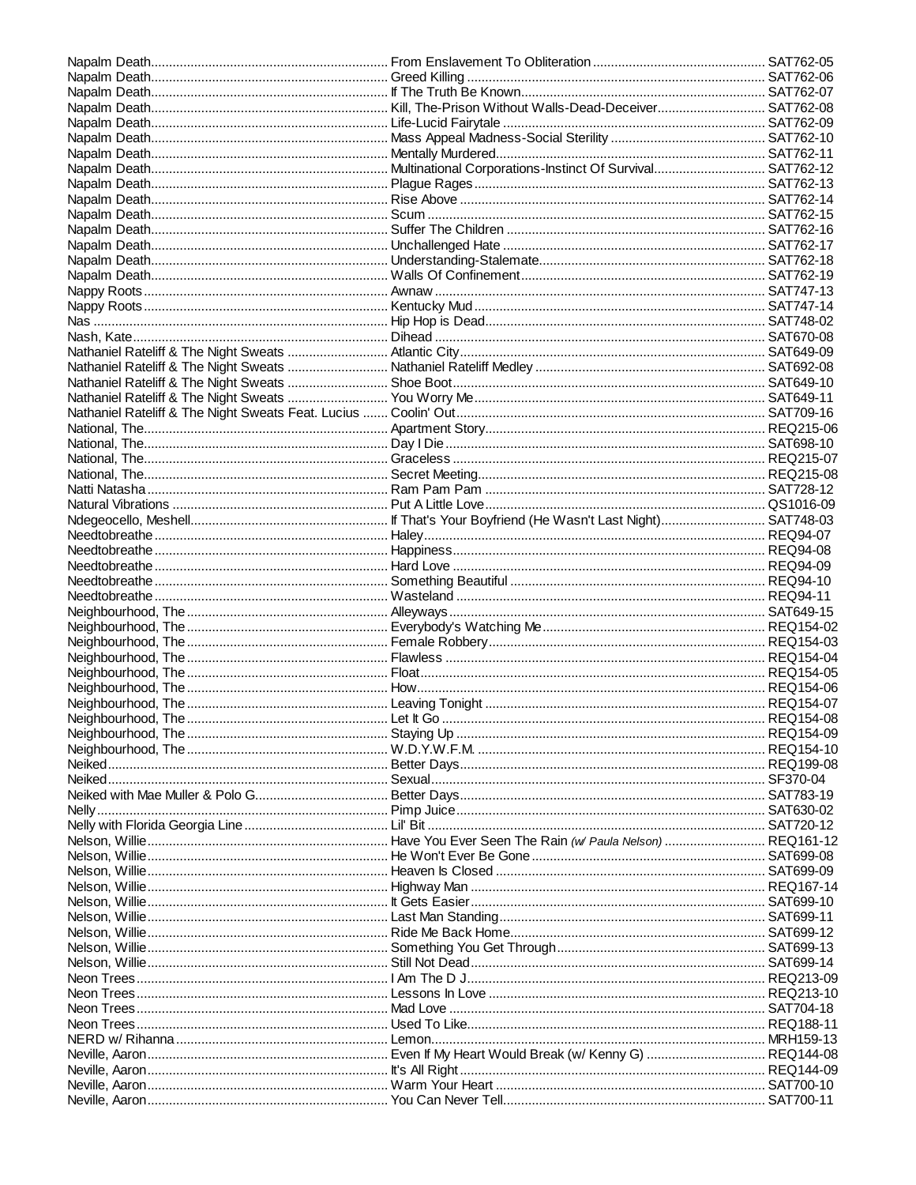| Artist | Title | Code |
|---|---|---|
| Napalm Death | From Enslavement To Obliteration | SAT762-05 |
| Napalm Death | Greed Killing | SAT762-06 |
| Napalm Death | If The Truth Be Known | SAT762-07 |
| Napalm Death | Kill, The-Prison Without Walls-Dead-Deceiver | SAT762-08 |
| Napalm Death | Life-Lucid Fairytale | SAT762-09 |
| Napalm Death | Mass Appeal Madness-Social Sterility | SAT762-10 |
| Napalm Death | Mentally Murdered | SAT762-11 |
| Napalm Death | Multinational Corporations-Instinct Of Survival | SAT762-12 |
| Napalm Death | Plague Rages | SAT762-13 |
| Napalm Death | Rise Above | SAT762-14 |
| Napalm Death | Scum | SAT762-15 |
| Napalm Death | Suffer The Children | SAT762-16 |
| Napalm Death | Unchallenged Hate | SAT762-17 |
| Napalm Death | Understanding-Stalemate | SAT762-18 |
| Napalm Death | Walls Of Confinement | SAT762-19 |
| Nappy Roots | Awnaw | SAT747-13 |
| Nappy Roots | Kentucky Mud | SAT747-14 |
| Nas | Hip Hop is Dead | SAT748-02 |
| Nash, Kate | Dihead | SAT670-08 |
| Nathaniel Rateliff & The Night Sweats | Atlantic City | SAT649-09 |
| Nathaniel Rateliff & The Night Sweats | Nathaniel Rateliff Medley | SAT692-08 |
| Nathaniel Rateliff & The Night Sweats | Shoe Boot | SAT649-10 |
| Nathaniel Rateliff & The Night Sweats | You Worry Me | SAT649-11 |
| Nathaniel Rateliff & The Night Sweats Feat. Lucius | Coolin' Out | SAT709-16 |
| National, The | Apartment Story | REQ215-06 |
| National, The | Day I Die | SAT698-10 |
| National, The | Graceless | REQ215-07 |
| National, The | Secret Meeting | REQ215-08 |
| Natti Natasha | Ram Pam Pam | SAT728-12 |
| Natural Vibrations | Put A Little Love | QS1016-09 |
| Ndegeocello, Meshell | If That's Your Boyfriend (He Wasn't Last Night) | SAT748-03 |
| Needtobreathe | Haley | REQ94-07 |
| Needtobreathe | Happiness | REQ94-08 |
| Needtobreathe | Hard Love | REQ94-09 |
| Needtobreathe | Something Beautiful | REQ94-10 |
| Needtobreathe | Wasteland | REQ94-11 |
| Neighbourhood, The | Alleyways | SAT649-15 |
| Neighbourhood, The | Everybody's Watching Me | REQ154-02 |
| Neighbourhood, The | Female Robbery | REQ154-03 |
| Neighbourhood, The | Flawless | REQ154-04 |
| Neighbourhood, The | Float | REQ154-05 |
| Neighbourhood, The | How | REQ154-06 |
| Neighbourhood, The | Leaving Tonight | REQ154-07 |
| Neighbourhood, The | Let It Go | REQ154-08 |
| Neighbourhood, The | Staying Up | REQ154-09 |
| Neighbourhood, The | W.D.Y.W.F.M. | REQ154-10 |
| Neiked | Better Days | REQ199-08 |
| Neiked | Sexual | SF370-04 |
| Neiked with Mae Muller & Polo G | Better Days | SAT783-19 |
| Nelly | Pimp Juice | SAT630-02 |
| Nelly with Florida Georgia Line | Lil' Bit | SAT720-12 |
| Nelson, Willie | Have You Ever Seen The Rain *(w/ Paula Nelson)* | REQ161-12 |
| Nelson, Willie | He Won't Ever Be Gone | SAT699-08 |
| Nelson, Willie | Heaven Is Closed | SAT699-09 |
| Nelson, Willie | Highway Man | REQ167-14 |
| Nelson, Willie | It Gets Easier | SAT699-10 |
| Nelson, Willie | Last Man Standing | SAT699-11 |
| Nelson, Willie | Ride Me Back Home | SAT699-12 |
| Nelson, Willie | Something You Get Through | SAT699-13 |
| Nelson, Willie | Still Not Dead | SAT699-14 |
| Neon Trees | I Am The D J | REQ213-09 |
| Neon Trees | Lessons In Love | REQ213-10 |
| Neon Trees | Mad Love | SAT704-18 |
| Neon Trees | Used To Like | REQ188-11 |
| NERD w/ Rihanna | Lemon | MRH159-13 |
| Neville, Aaron | Even If My Heart Would Break (w/ Kenny G) | REQ144-08 |
| Neville, Aaron | It's All Right | REQ144-09 |
| Neville, Aaron | Warm Your Heart | SAT700-10 |
| Neville, Aaron | You Can Never Tell | SAT700-11 |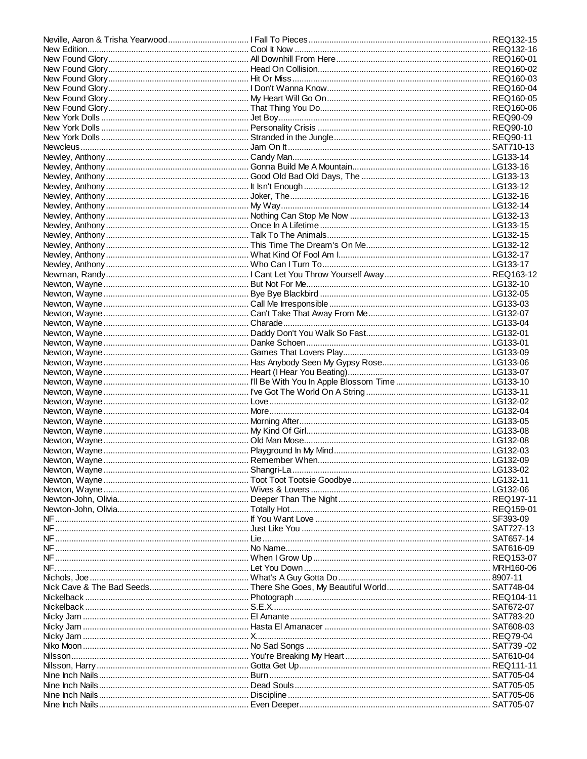| | | |
|---|---|---|
| Neville, Aaron & Trisha Yearwood | I Fall To Pieces | REQ132-15 |
| New Edition | Cool It Now | REQ132-16 |
| New Found Glory | All Downhill From Here | REQ160-01 |
| New Found Glory | Head On Collision | REQ160-02 |
| New Found Glory | Hit Or Miss | REQ160-03 |
| New Found Glory | I Don't Wanna Know | REQ160-04 |
| New Found Glory | My Heart Will Go On | REQ160-05 |
| New Found Glory | That Thing You Do | REQ160-06 |
| New York Dolls | Jet Boy | REQ90-09 |
| New York Dolls | Personality Crisis | REQ90-10 |
| New York Dolls | Stranded in the Jungle | REQ90-11 |
| Newcleus | Jam On It | SAT710-13 |
| Newley, Anthony | Candy Man | LG133-14 |
| Newley, Anthony | Gonna Build Me A Mountain | LG133-16 |
| Newley, Anthony | Good Old Bad Old Days, The | LG133-13 |
| Newley, Anthony | It Isn't Enough | LG133-12 |
| Newley, Anthony | Joker, The | LG132-16 |
| Newley, Anthony | My Way | LG132-14 |
| Newley, Anthony | Nothing Can Stop Me Now | LG132-13 |
| Newley, Anthony | Once In A Lifetime | LG133-15 |
| Newley, Anthony | Talk To The Animals | LG132-15 |
| Newley, Anthony | This Time The Dream's On Me | LG132-12 |
| Newley, Anthony | What Kind Of Fool Am I | LG132-17 |
| Newley, Anthony | Who Can I Turn To | LG133-17 |
| Newman, Randy | I Cant Let You Throw Yourself Away | REQ163-12 |
| Newton, Wayne | But Not For Me | LG132-10 |
| Newton, Wayne | Bye Bye Blackbird | LG132-05 |
| Newton, Wayne | Call Me Irresponsible | LG133-03 |
| Newton, Wayne | Can't Take That Away From Me | LG132-07 |
| Newton, Wayne | Charade | LG133-04 |
| Newton, Wayne | Daddy Don't You Walk So Fast | LG132-01 |
| Newton, Wayne | Danke Schoen | LG133-01 |
| Newton, Wayne | Games That Lovers Play | LG133-09 |
| Newton, Wayne | Has Anybody Seen My Gypsy Rose | LG133-06 |
| Newton, Wayne | Heart (I Hear You Beating) | LG133-07 |
| Newton, Wayne | I'll Be With You In Apple Blossom Time | LG133-10 |
| Newton, Wayne | I've Got The World On A String | LG133-11 |
| Newton, Wayne | Love | LG132-02 |
| Newton, Wayne | More | LG132-04 |
| Newton, Wayne | Morning After | LG133-05 |
| Newton, Wayne | My Kind Of Girl | LG133-08 |
| Newton, Wayne | Old Man Mose | LG132-08 |
| Newton, Wayne | Playground In My Mind | LG132-03 |
| Newton, Wayne | Remember When | LG132-09 |
| Newton, Wayne | Shangri-La | LG133-02 |
| Newton, Wayne | Toot Toot Tootsie Goodbye | LG132-11 |
| Newton, Wayne | Wives & Lovers | LG132-06 |
| Newton-John, Olivia | Deeper Than The Night | REQ197-11 |
| Newton-John, Olivia | Totally Hot | REQ159-01 |
| NF | If You Want Love | SF393-09 |
| NF | Just Like You | SAT727-13 |
| NF | Lie | SAT657-14 |
| NF | No Name | SAT616-09 |
| NF | When I Grow Up | REQ153-07 |
| NF. | Let You Down | MRH160-06 |
| Nichols, Joe | What's A Guy Gotta Do | 8907-11 |
| Nick Cave & The Bad Seeds | There She Goes, My Beautiful World | SAT748-04 |
| Nickelback | Photograph | REQ104-11 |
| Nickelback | S.E.X. | SAT672-07 |
| Nicky Jam | El Amante | SAT783-20 |
| Nicky Jam | Hasta El Amanacer | SAT608-03 |
| Nicky Jam | X | REQ79-04 |
| Niko Moon | No Sad Songs | SAT739 -02 |
| Nilsson | You're Breaking My Heart | SAT610-04 |
| Nilsson, Harry | Gotta Get Up | REQ111-11 |
| Nine Inch Nails | Burn | SAT705-04 |
| Nine Inch Nails | Dead Souls | SAT705-05 |
| Nine Inch Nails | Discipline | SAT705-06 |
| Nine Inch Nails | Even Deeper | SAT705-07 |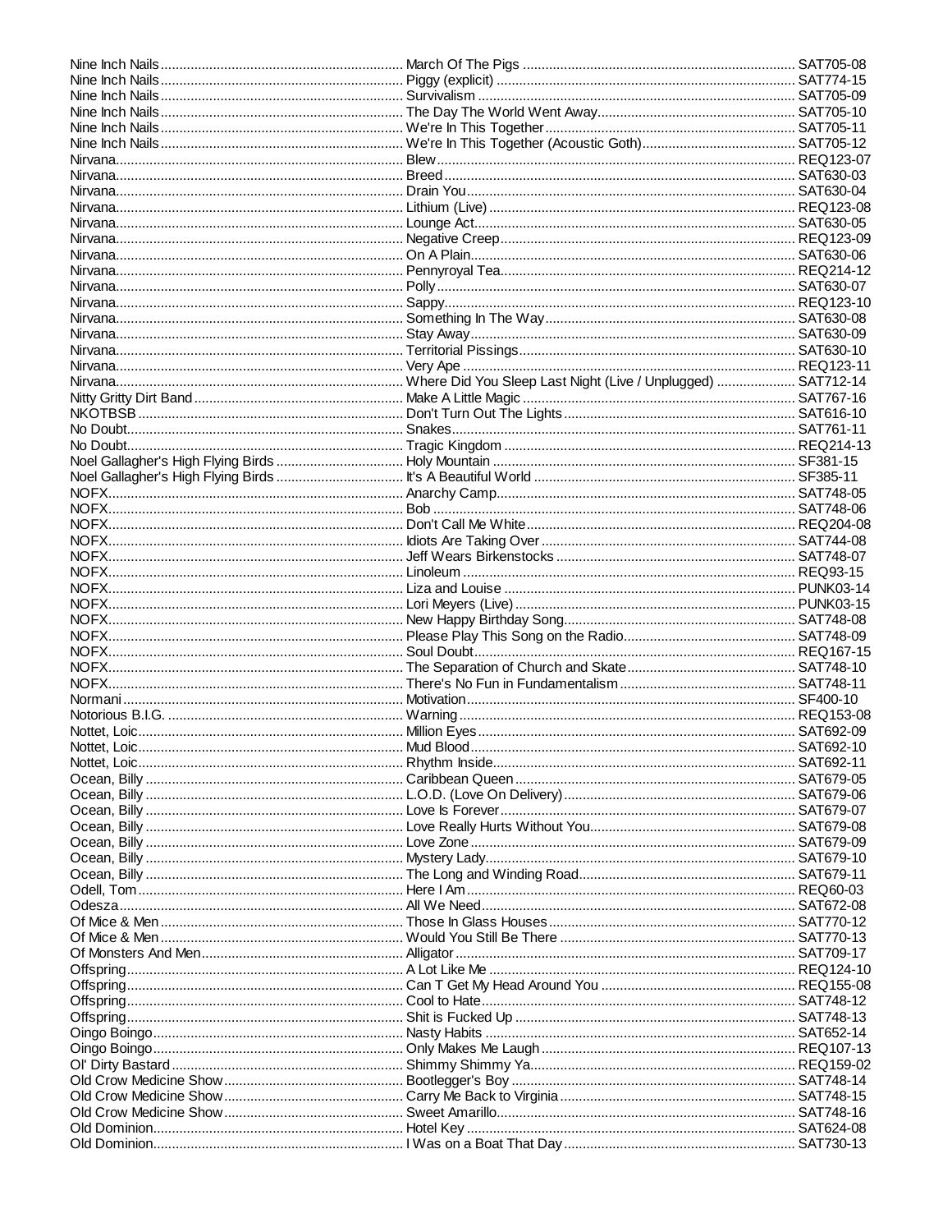| Artist | Title | Code |
|---|---|---|
| Nine Inch Nails | March Of The Pigs | SAT705-08 |
| Nine Inch Nails | Piggy (explicit) | SAT774-15 |
| Nine Inch Nails | Survivalism | SAT705-09 |
| Nine Inch Nails | The Day The World Went Away | SAT705-10 |
| Nine Inch Nails | We're In This Together | SAT705-11 |
| Nine Inch Nails | We're In This Together (Acoustic Goth) | SAT705-12 |
| Nirvana | Blew | REQ123-07 |
| Nirvana | Breed | SAT630-03 |
| Nirvana | Drain You | SAT630-04 |
| Nirvana | Lithium (Live) | REQ123-08 |
| Nirvana | Lounge Act | SAT630-05 |
| Nirvana | Negative Creep | REQ123-09 |
| Nirvana | On A Plain | SAT630-06 |
| Nirvana | Pennyroyal Tea | REQ214-12 |
| Nirvana | Polly | SAT630-07 |
| Nirvana | Sappy | REQ123-10 |
| Nirvana | Something In The Way | SAT630-08 |
| Nirvana | Stay Away | SAT630-09 |
| Nirvana | Territorial Pissings | SAT630-10 |
| Nirvana | Very Ape | REQ123-11 |
| Nirvana | Where Did You Sleep Last Night (Live / Unplugged) | SAT712-14 |
| Nitty Gritty Dirt Band | Make A Little Magic | SAT767-16 |
| NKOTBSB | Don't Turn Out The Lights | SAT616-10 |
| No Doubt | Snakes | SAT761-11 |
| No Doubt | Tragic Kingdom | REQ214-13 |
| Noel Gallagher's High Flying Birds | Holy Mountain | SF381-15 |
| Noel Gallagher's High Flying Birds | It's A Beautiful World | SF385-11 |
| NOFX | Anarchy Camp | SAT748-05 |
| NOFX | Bob | SAT748-06 |
| NOFX | Don't Call Me White | REQ204-08 |
| NOFX | Idiots Are Taking Over | SAT744-08 |
| NOFX | Jeff Wears Birkenstocks | SAT748-07 |
| NOFX | Linoleum | REQ93-15 |
| NOFX | Liza and Louise | PUNK03-14 |
| NOFX | Lori Meyers (Live) | PUNK03-15 |
| NOFX | New Happy Birthday Song | SAT748-08 |
| NOFX | Please Play This Song on the Radio | SAT748-09 |
| NOFX | Soul Doubt | REQ167-15 |
| NOFX | The Separation of Church and Skate | SAT748-10 |
| NOFX | There's No Fun in Fundamentalism | SAT748-11 |
| Normani | Motivation | SF400-10 |
| Notorious B.I.G. | Warning | REQ153-08 |
| Nottet, Loic | Million Eyes | SAT692-09 |
| Nottet, Loic | Mud Blood | SAT692-10 |
| Nottet, Loic | Rhythm Inside | SAT692-11 |
| Ocean, Billy | Caribbean Queen | SAT679-05 |
| Ocean, Billy | L.O.D. (Love On Delivery) | SAT679-06 |
| Ocean, Billy | Love Is Forever | SAT679-07 |
| Ocean, Billy | Love Really Hurts Without You | SAT679-08 |
| Ocean, Billy | Love Zone | SAT679-09 |
| Ocean, Billy | Mystery Lady | SAT679-10 |
| Ocean, Billy | The Long and Winding Road | SAT679-11 |
| Odell, Tom | Here I Am | REQ60-03 |
| Odesza | All We Need | SAT672-08 |
| Of Mice & Men | Those In Glass Houses | SAT770-12 |
| Of Mice & Men | Would You Still Be There | SAT770-13 |
| Of Monsters And Men | Alligator | SAT709-17 |
| Offspring | A Lot Like Me | REQ124-10 |
| Offspring | Can T Get My Head Around You | REQ155-08 |
| Offspring | Cool to Hate | SAT748-12 |
| Offspring | Shit is Fucked Up | SAT748-13 |
| Oingo Boingo | Nasty Habits | SAT652-14 |
| Oingo Boingo | Only Makes Me Laugh | REQ107-13 |
| Ol' Dirty Bastard | Shimmy Shimmy Ya | REQ159-02 |
| Old Crow Medicine Show | Bootlegger's Boy | SAT748-14 |
| Old Crow Medicine Show | Carry Me Back to Virginia | SAT748-15 |
| Old Crow Medicine Show | Sweet Amarillo | SAT748-16 |
| Old Dominion | Hotel Key | SAT624-08 |
| Old Dominion | I Was on a Boat That Day | SAT730-13 |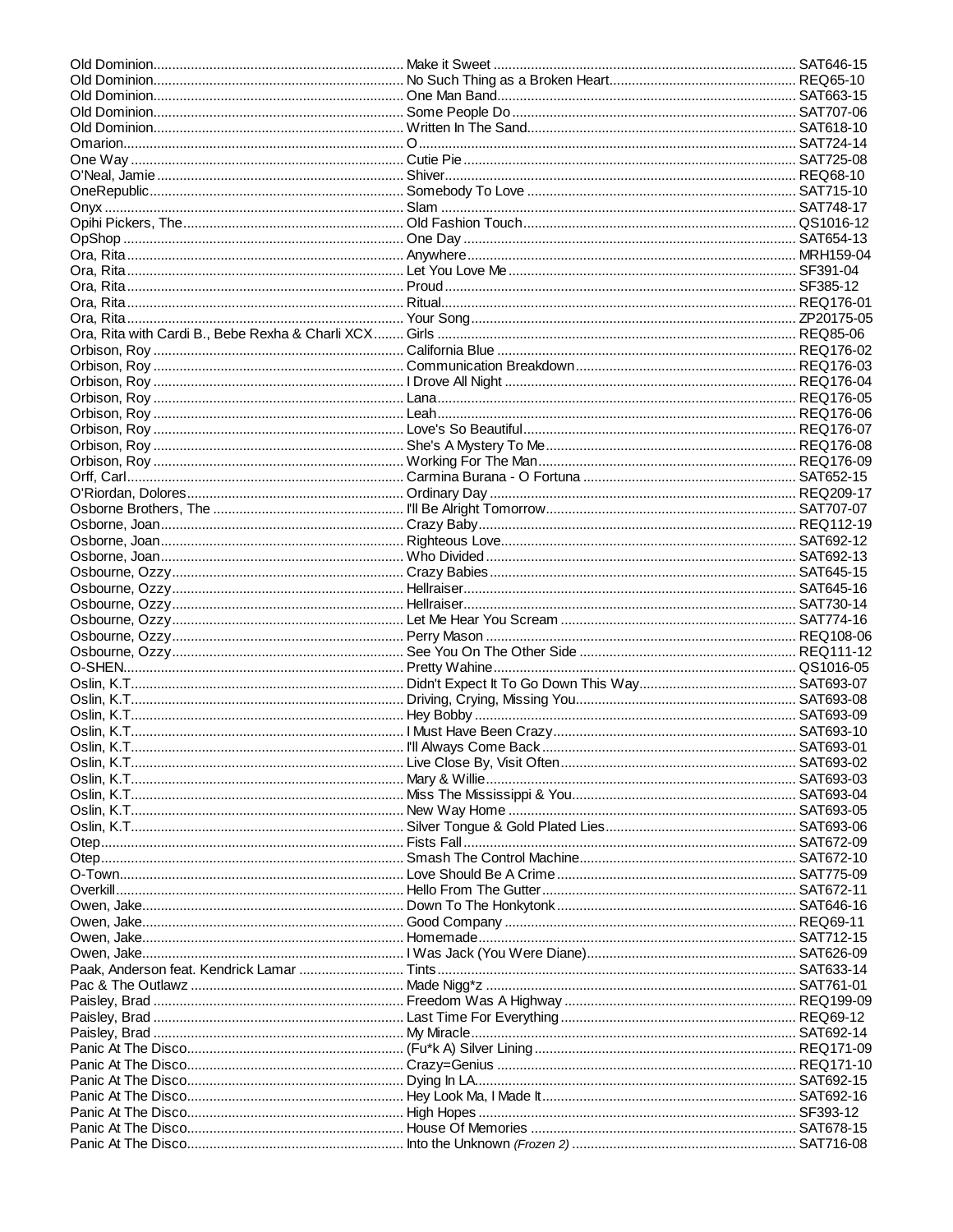| | | |
|---|---|---|
| Old Dominion | Make it Sweet | SAT646-15 |
| Old Dominion | No Such Thing as a Broken Heart | REQ65-10 |
| Old Dominion | One Man Band | SAT663-15 |
| Old Dominion | Some People Do | SAT707-06 |
| Old Dominion | Written In The Sand | SAT618-10 |
| Omarion | O | SAT724-14 |
| One Way | Cutie Pie | SAT725-08 |
| O'Neal, Jamie | Shiver | REQ68-10 |
| OneRepublic | Somebody To Love | SAT715-10 |
| Onyx | Slam | SAT748-17 |
| Opihi Pickers, The | Old Fashion Touch | QS1016-12 |
| OpShop | One Day | SAT654-13 |
| Ora, Rita | Anywhere | MRH159-04 |
| Ora, Rita | Let You Love Me | SF391-04 |
| Ora, Rita | Proud | SF385-12 |
| Ora, Rita | Ritual | REQ176-01 |
| Ora, Rita | Your Song | ZP20175-05 |
| Ora, Rita with Cardi B., Bebe Rexha & Charli XCX | Girls | REQ85-06 |
| Orbison, Roy | California Blue | REQ176-02 |
| Orbison, Roy | Communication Breakdown | REQ176-03 |
| Orbison, Roy | I Drove All Night | REQ176-04 |
| Orbison, Roy | Lana | REQ176-05 |
| Orbison, Roy | Leah | REQ176-06 |
| Orbison, Roy | Love's So Beautiful | REQ176-07 |
| Orbison, Roy | She's A Mystery To Me | REQ176-08 |
| Orbison, Roy | Working For The Man | REQ176-09 |
| Orff, Carl | Carmina Burana - O Fortuna | SAT652-15 |
| O'Riordan, Dolores | Ordinary Day | REQ209-17 |
| Osborne Brothers, The | I'll Be Alright Tomorrow | SAT707-07 |
| Osborne, Joan | Crazy Baby | REQ112-19 |
| Osborne, Joan | Righteous Love | SAT692-12 |
| Osborne, Joan | Who Divided | SAT692-13 |
| Osbourne, Ozzy | Crazy Babies | SAT645-15 |
| Osbourne, Ozzy | Hellraiser | SAT645-16 |
| Osbourne, Ozzy | Hellraiser | SAT730-14 |
| Osbourne, Ozzy | Let Me Hear You Scream | SAT774-16 |
| Osbourne, Ozzy | Perry Mason | REQ108-06 |
| Osbourne, Ozzy | See You On The Other Side | REQ111-12 |
| O-SHEN | Pretty Wahine | QS1016-05 |
| Oslin, K.T. | Didn't Expect It To Go Down This Way | SAT693-07 |
| Oslin, K.T. | Driving, Crying, Missing You | SAT693-08 |
| Oslin, K.T. | Hey Bobby | SAT693-09 |
| Oslin, K.T. | I Must Have Been Crazy | SAT693-10 |
| Oslin, K.T. | I'll Always Come Back | SAT693-01 |
| Oslin, K.T. | Live Close By, Visit Often | SAT693-02 |
| Oslin, K.T. | Mary & Willie | SAT693-03 |
| Oslin, K.T. | Miss The Mississippi & You | SAT693-04 |
| Oslin, K.T. | New Way Home | SAT693-05 |
| Oslin, K.T. | Silver Tongue & Gold Plated Lies | SAT693-06 |
| Otep | Fists Fall | SAT672-09 |
| Otep | Smash The Control Machine | SAT672-10 |
| O-Town | Love Should Be A Crime | SAT775-09 |
| Overkill | Hello From The Gutter | SAT672-11 |
| Owen, Jake | Down To The Honkytonk | SAT646-16 |
| Owen, Jake | Good Company | REQ69-11 |
| Owen, Jake | Homemade | SAT712-15 |
| Owen, Jake | I Was Jack (You Were Diane) | SAT626-09 |
| Paak, Anderson feat. Kendrick Lamar | Tints | SAT633-14 |
| Pac & The Outlawz | Made Nigg*z | SAT761-01 |
| Paisley, Brad | Freedom Was A Highway | REQ199-09 |
| Paisley, Brad | Last Time For Everything | REQ69-12 |
| Paisley, Brad | My Miracle | SAT692-14 |
| Panic At The Disco | (Fu*k A) Silver Lining | REQ171-09 |
| Panic At The Disco | Crazy=Genius | REQ171-10 |
| Panic At The Disco | Dying In LA | SAT692-15 |
| Panic At The Disco | Hey Look Ma, I Made It | SAT692-16 |
| Panic At The Disco | High Hopes | SF393-12 |
| Panic At The Disco | House Of Memories | SAT678-15 |
| Panic At The Disco | Into the Unknown *(Frozen 2)* | SAT716-08 |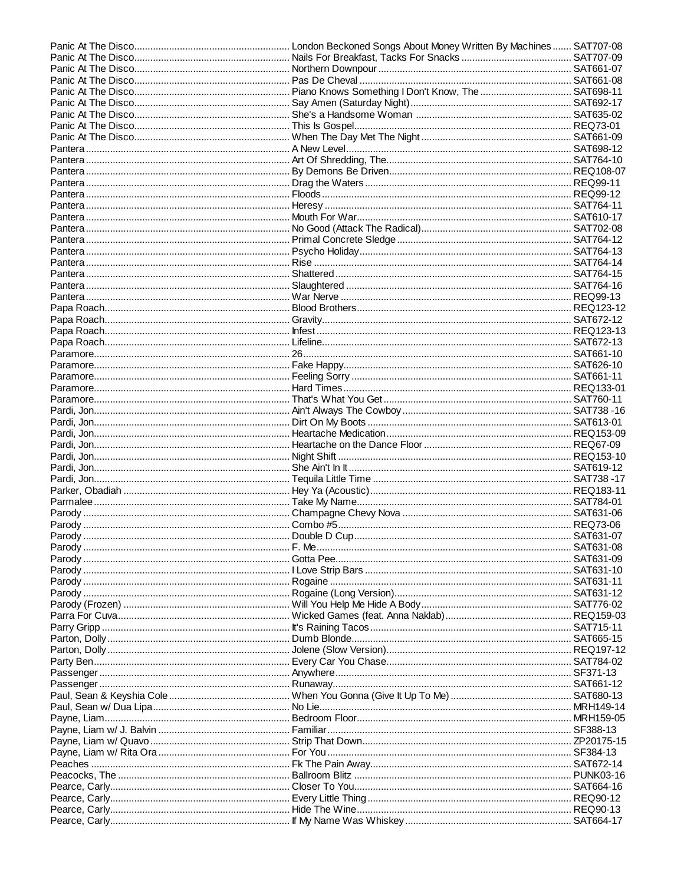| Artist | Title | Code |
|---|---|---|
| Panic At The Disco | London Beckoned Songs About Money Written By Machines | SAT707-08 |
| Panic At The Disco | Nails For Breakfast, Tacks For Snacks | SAT707-09 |
| Panic At The Disco | Northern Downpour | SAT661-07 |
| Panic At The Disco | Pas De Cheval | SAT661-08 |
| Panic At The Disco | Piano Knows Something I Don't Know, The | SAT698-11 |
| Panic At The Disco | Say Amen (Saturday Night) | SAT692-17 |
| Panic At The Disco | She's a Handsome Woman | SAT635-02 |
| Panic At The Disco | This Is Gospel | REQ73-01 |
| Panic At The Disco | When The Day Met The Night | SAT661-09 |
| Pantera | A New Level | SAT698-12 |
| Pantera | Art Of Shredding, The | SAT764-10 |
| Pantera | By Demons Be Driven | REQ108-07 |
| Pantera | Drag the Waters | REQ99-11 |
| Pantera | Floods | REQ99-12 |
| Pantera | Heresy | SAT764-11 |
| Pantera | Mouth For War | SAT610-17 |
| Pantera | No Good (Attack The Radical) | SAT702-08 |
| Pantera | Primal Concrete Sledge | SAT764-12 |
| Pantera | Psycho Holiday | SAT764-13 |
| Pantera | Rise | SAT764-14 |
| Pantera | Shattered | SAT764-15 |
| Pantera | Slaughtered | SAT764-16 |
| Pantera | War Nerve | REQ99-13 |
| Papa Roach | Blood Brothers | REQ123-12 |
| Papa Roach | Gravity | SAT672-12 |
| Papa Roach | Infest | REQ123-13 |
| Papa Roach | Lifeline | SAT672-13 |
| Paramore | 26 | SAT661-10 |
| Paramore | Fake Happy | SAT626-10 |
| Paramore | Feeling Sorry | SAT661-11 |
| Paramore | Hard Times | REQ133-01 |
| Paramore | That's What You Get | SAT760-11 |
| Pardi, Jon | Ain't Always The Cowboy | SAT738 -16 |
| Pardi, Jon | Dirt On My Boots | SAT613-01 |
| Pardi, Jon | Heartache Medication | REQ153-09 |
| Pardi, Jon | Heartache on the Dance Floor | REQ67-09 |
| Pardi, Jon | Night Shift | REQ153-10 |
| Pardi, Jon | She Ain't In It | SAT619-12 |
| Pardi, Jon | Tequila Little Time | SAT738 -17 |
| Parker, Obadiah | Hey Ya (Acoustic) | REQ183-11 |
| Parmalee | Take My Name | SAT784-01 |
| Parody | Champagne Chevy Nova | SAT631-06 |
| Parody | Combo #5 | REQ73-06 |
| Parody | Double D Cup | SAT631-07 |
| Parody | F. Me | SAT631-08 |
| Parody | Gotta Pee | SAT631-09 |
| Parody | I Love Strip Bars | SAT631-10 |
| Parody | Rogaine | SAT631-11 |
| Parody | Rogaine (Long Version) | SAT631-12 |
| Parody (Frozen) | Will You Help Me Hide A Body | SAT776-02 |
| Parra For Cuva | Wicked Games (feat. Anna Naklab) | REQ159-03 |
| Parry Gripp | It's Raining Tacos | SAT715-11 |
| Parton, Dolly | Dumb Blonde | SAT665-15 |
| Parton, Dolly | Jolene (Slow Version) | REQ197-12 |
| Party Ben | Every Car You Chase | SAT784-02 |
| Passenger | Anywhere | SF371-13 |
| Passenger | Runaway | SAT661-12 |
| Paul, Sean & Keyshia Cole | When You Gonna (Give It Up To Me) | SAT680-13 |
| Paul, Sean w/ Dua Lipa | No Lie | MRH149-14 |
| Payne, Liam | Bedroom Floor | MRH159-05 |
| Payne, Liam w/ J. Balvin | Familiar | SF388-13 |
| Payne, Liam w/ Quavo | Strip That Down | ZP20175-15 |
| Payne, Liam w/ Rita Ora | For You | SF384-13 |
| Peaches | Fk The Pain Away | SAT672-14 |
| Peacocks, The | Ballroom Blitz | PUNK03-16 |
| Pearce, Carly | Closer To You | SAT664-16 |
| Pearce, Carly | Every Little Thing | REQ90-12 |
| Pearce, Carly | Hide The Wine | REQ90-13 |
| Pearce, Carly | If My Name Was Whiskey | SAT664-17 |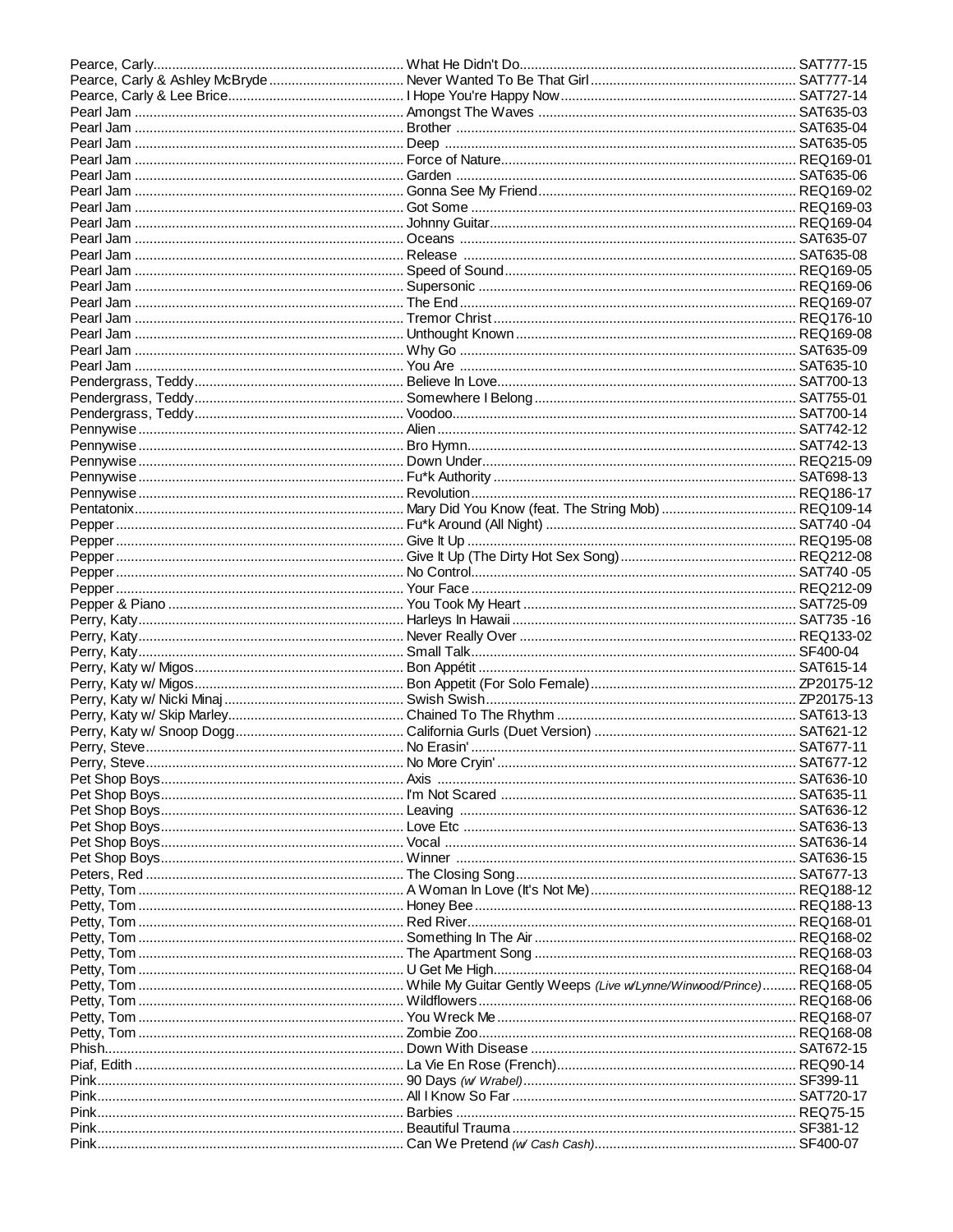| Artist | Title | Code |
|---|---|---|
| Pearce, Carly | What He Didn't Do | SAT777-15 |
| Pearce, Carly & Ashley McBryde | Never Wanted To Be That Girl | SAT777-14 |
| Pearce, Carly & Lee Brice | I Hope You're Happy Now | SAT727-14 |
| Pearl Jam | Amongst The Waves | SAT635-03 |
| Pearl Jam | Brother | SAT635-04 |
| Pearl Jam | Deep | SAT635-05 |
| Pearl Jam | Force of Nature | REQ169-01 |
| Pearl Jam | Garden | SAT635-06 |
| Pearl Jam | Gonna See My Friend | REQ169-02 |
| Pearl Jam | Got Some | REQ169-03 |
| Pearl Jam | Johnny Guitar | REQ169-04 |
| Pearl Jam | Oceans | SAT635-07 |
| Pearl Jam | Release | SAT635-08 |
| Pearl Jam | Speed of Sound | REQ169-05 |
| Pearl Jam | Supersonic | REQ169-06 |
| Pearl Jam | The End | REQ169-07 |
| Pearl Jam | Tremor Christ | REQ176-10 |
| Pearl Jam | Unthought Known | REQ169-08 |
| Pearl Jam | Why Go | SAT635-09 |
| Pearl Jam | You Are | SAT635-10 |
| Pendergrass, Teddy | Believe In Love | SAT700-13 |
| Pendergrass, Teddy | Somewhere I Belong | SAT755-01 |
| Pendergrass, Teddy | Voodoo | SAT700-14 |
| Pennywise | Alien | SAT742-12 |
| Pennywise | Bro Hymn | SAT742-13 |
| Pennywise | Down Under | REQ215-09 |
| Pennywise | Fu*k Authority | SAT698-13 |
| Pennywise | Revolution | REQ186-17 |
| Pentatonix | Mary Did You Know (feat. The String Mob) | REQ109-14 |
| Pepper | Fu*k Around (All Night) | SAT740 -04 |
| Pepper | Give It Up | REQ195-08 |
| Pepper | Give It Up (The Dirty Hot Sex Song) | REQ212-08 |
| Pepper | No Control | SAT740 -05 |
| Pepper | Your Face | REQ212-09 |
| Pepper & Piano | You Took My Heart | SAT725-09 |
| Perry, Katy | Harleys In Hawaii | SAT735 -16 |
| Perry, Katy | Never Really Over | REQ133-02 |
| Perry, Katy | Small Talk | SF400-04 |
| Perry, Katy w/ Migos | Bon Appétit | SAT615-14 |
| Perry, Katy w/ Migos | Bon Appetit (For Solo Female) | ZP20175-12 |
| Perry, Katy w/ Nicki Minaj | Swish Swish | ZP20175-13 |
| Perry, Katy w/ Skip Marley | Chained To The Rhythm | SAT613-13 |
| Perry, Katy w/ Snoop Dogg | California Gurls (Duet Version) | SAT621-12 |
| Perry, Steve | No Erasin' | SAT677-11 |
| Perry, Steve | No More Cryin' | SAT677-12 |
| Pet Shop Boys | Axis | SAT636-10 |
| Pet Shop Boys | I'm Not Scared | SAT635-11 |
| Pet Shop Boys | Leaving | SAT636-12 |
| Pet Shop Boys | Love Etc | SAT636-13 |
| Pet Shop Boys | Vocal | SAT636-14 |
| Pet Shop Boys | Winner | SAT636-15 |
| Peters, Red | The Closing Song | SAT677-13 |
| Petty, Tom | A Woman In Love (It's Not Me) | REQ188-12 |
| Petty, Tom | Honey Bee | REQ188-13 |
| Petty, Tom | Red River | REQ168-01 |
| Petty, Tom | Something In The Air | REQ168-02 |
| Petty, Tom | The Apartment Song | REQ168-03 |
| Petty, Tom | U Get Me High | REQ168-04 |
| Petty, Tom | While My Guitar Gently Weeps *(Live w/Lynne/Winwood/Prince)* | REQ168-05 |
| Petty, Tom | Wildflowers | REQ168-06 |
| Petty, Tom | You Wreck Me | REQ168-07 |
| Petty, Tom | Zombie Zoo | REQ168-08 |
| Phish | Down With Disease | SAT672-15 |
| Piaf, Edith | La Vie En Rose (French) | REQ90-14 |
| Pink | 90 Days *(w/ Wrabel)* | SF399-11 |
| Pink | All I Know So Far | SAT720-17 |
| Pink | Barbies | REQ75-15 |
| Pink | Beautiful Trauma | SF381-12 |
| Pink | Can We Pretend *(w/ Cash Cash)* | SF400-07 |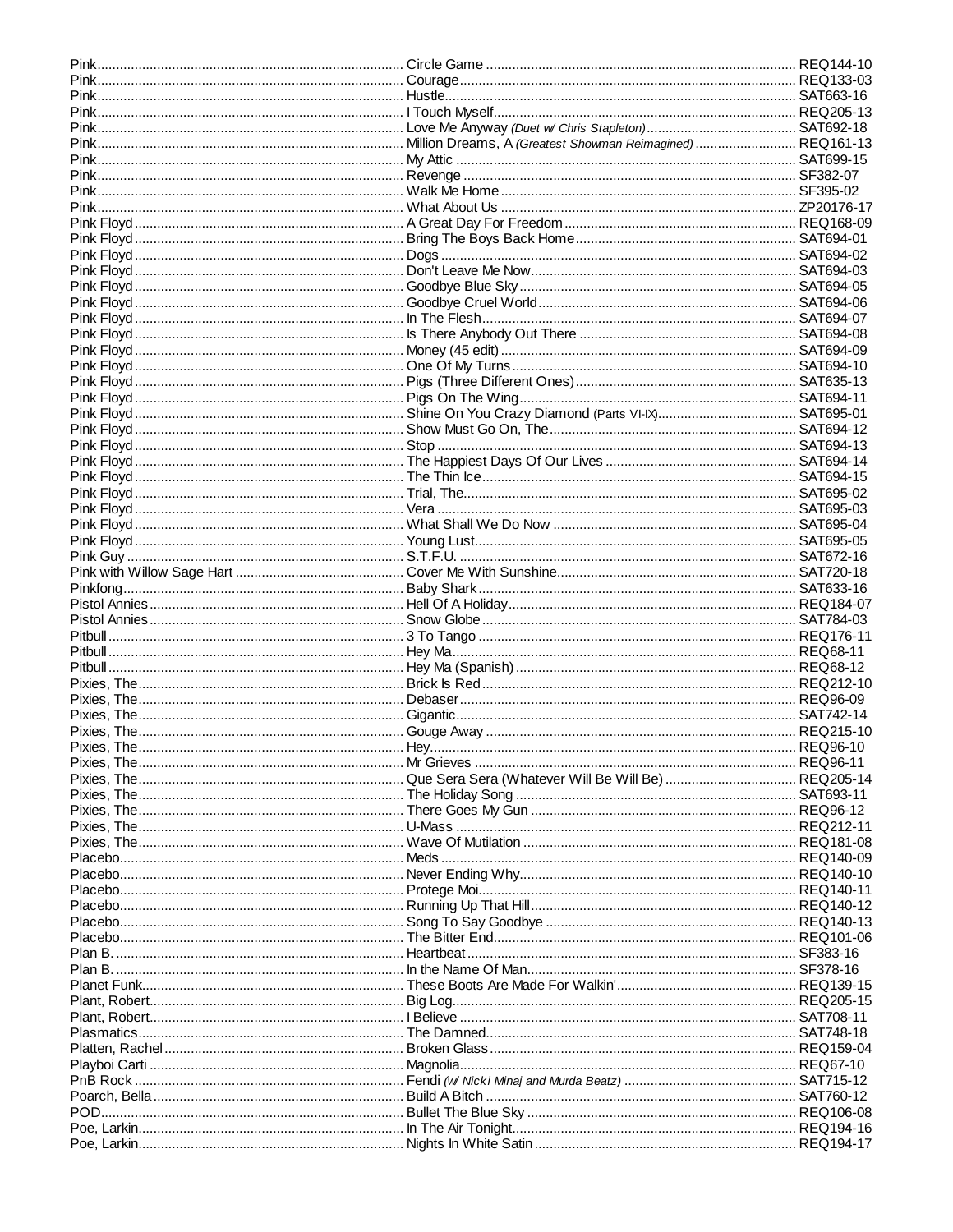| | | |
|---|---|---|
| Pink | Circle Game | REQ144-10 |
| Pink | Courage | REQ133-03 |
| Pink | Hustle | SAT663-16 |
| Pink | I Touch Myself | REQ205-13 |
| Pink | Love Me Anyway *(Duet w/ Chris Stapleton)* | SAT692-18 |
| Pink | Million Dreams, A *(Greatest Showman Reimagined)* | REQ161-13 |
| Pink | My Attic | SAT699-15 |
| Pink | Revenge | SF382-07 |
| Pink | Walk Me Home | SF395-02 |
| Pink | What About Us | ZP20176-17 |
| Pink Floyd | A Great Day For Freedom | REQ168-09 |
| Pink Floyd | Bring The Boys Back Home | SAT694-01 |
| Pink Floyd | Dogs | SAT694-02 |
| Pink Floyd | Don't Leave Me Now | SAT694-03 |
| Pink Floyd | Goodbye Blue Sky | SAT694-05 |
| Pink Floyd | Goodbye Cruel World | SAT694-06 |
| Pink Floyd | In The Flesh | SAT694-07 |
| Pink Floyd | Is There Anybody Out There | SAT694-08 |
| Pink Floyd | Money (45 edit) | SAT694-09 |
| Pink Floyd | One Of My Turns | SAT694-10 |
| Pink Floyd | Pigs (Three Different Ones) | SAT635-13 |
| Pink Floyd | Pigs On The Wing | SAT694-11 |
| Pink Floyd | Shine On You Crazy Diamond (Parts VI-IX) | SAT695-01 |
| Pink Floyd | Show Must Go On, The | SAT694-12 |
| Pink Floyd | Stop | SAT694-13 |
| Pink Floyd | The Happiest Days Of Our Lives | SAT694-14 |
| Pink Floyd | The Thin Ice | SAT694-15 |
| Pink Floyd | Trial, The | SAT695-02 |
| Pink Floyd | Vera | SAT695-03 |
| Pink Floyd | What Shall We Do Now | SAT695-04 |
| Pink Floyd | Young Lust | SAT695-05 |
| Pink Guy | S.T.F.U. | SAT672-16 |
| Pink with Willow Sage Hart | Cover Me With Sunshine | SAT720-18 |
| Pinkfong | Baby Shark | SAT633-16 |
| Pistol Annies | Hell Of A Holiday | REQ184-07 |
| Pistol Annies | Snow Globe | SAT784-03 |
| Pitbull | 3 To Tango | REQ176-11 |
| Pitbull | Hey Ma | REQ68-11 |
| Pitbull | Hey Ma (Spanish) | REQ68-12 |
| Pixies, The | Brick Is Red | REQ212-10 |
| Pixies, The | Debaser | REQ96-09 |
| Pixies, The | Gigantic | SAT742-14 |
| Pixies, The | Gouge Away | REQ215-10 |
| Pixies, The | Hey | REQ96-10 |
| Pixies, The | Mr Grieves | REQ96-11 |
| Pixies, The | Que Sera Sera (Whatever Will Be Will Be) | REQ205-14 |
| Pixies, The | The Holiday Song | SAT693-11 |
| Pixies, The | There Goes My Gun | REQ96-12 |
| Pixies, The | U-Mass | REQ212-11 |
| Pixies, The | Wave Of Mutilation | REQ181-08 |
| Placebo | Meds | REQ140-09 |
| Placebo | Never Ending Why | REQ140-10 |
| Placebo | Protege Moi | REQ140-11 |
| Placebo | Running Up That Hill | REQ140-12 |
| Placebo | Song To Say Goodbye | REQ140-13 |
| Placebo | The Bitter End | REQ101-06 |
| Plan B. | Heartbeat | SF383-16 |
| Plan B. | In the Name Of Man | SF378-16 |
| Planet Funk | These Boots Are Made For Walkin' | REQ139-15 |
| Plant, Robert | Big Log | REQ205-15 |
| Plant, Robert | I Believe | SAT708-11 |
| Plasmatics | The Damned | SAT748-18 |
| Platten, Rachel | Broken Glass | REQ159-04 |
| Playboi Carti | Magnolia | REQ67-10 |
| PnB Rock | Fendi *(w/ Nicki Minaj and Murda Beatz)* | SAT715-12 |
| Poarch, Bella | Build A Bitch | SAT760-12 |
| POD | Bullet The Blue Sky | REQ106-08 |
| Poe, Larkin | In The Air Tonight | REQ194-16 |
| Poe, Larkin | Nights In White Satin | REQ194-17 |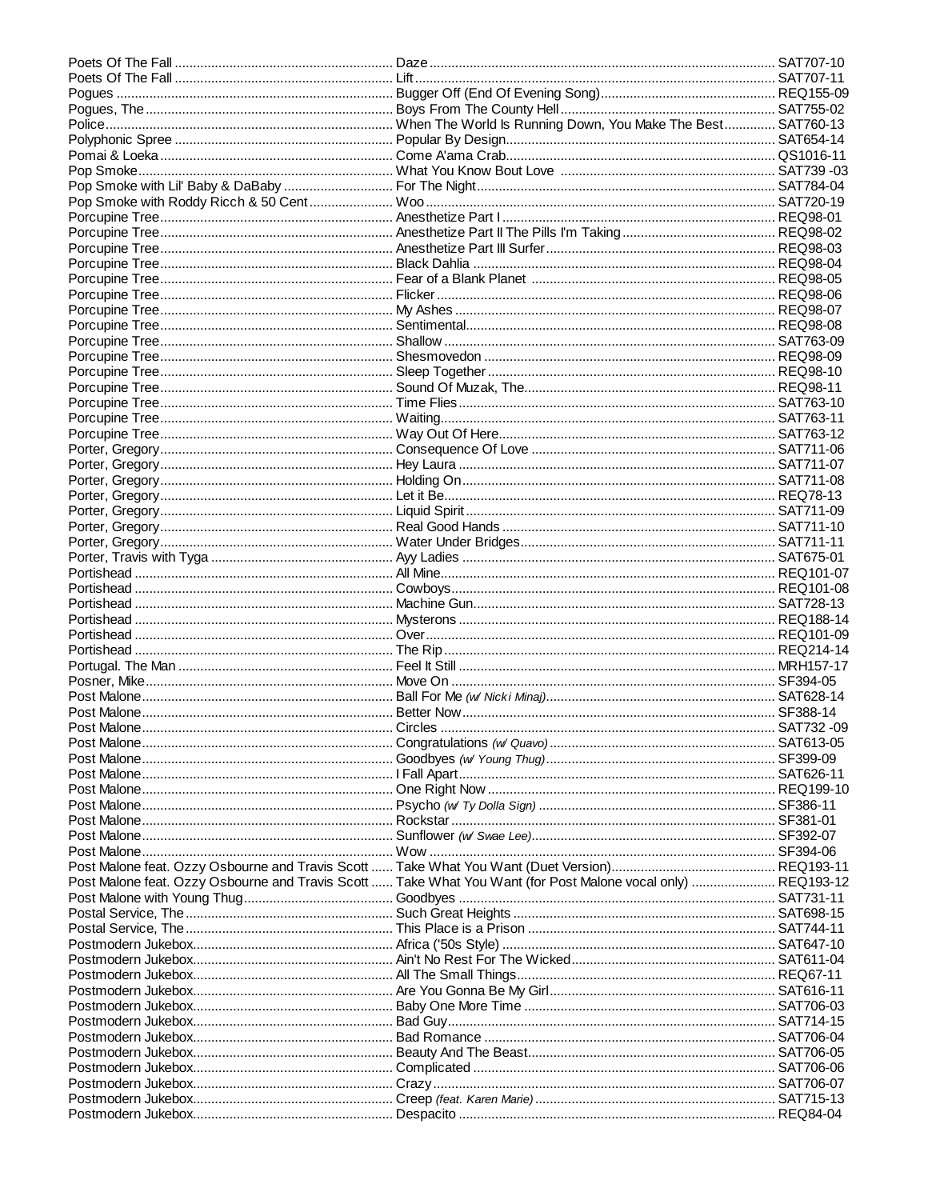| Artist | Title | Code |
|---|---|---|
| Poets Of The Fall | Daze | SAT707-10 |
| Poets Of The Fall | Lift | SAT707-11 |
| Pogues | Bugger Off (End Of Evening Song) | REQ155-09 |
| Pogues, The | Boys From The County Hell | SAT755-02 |
| Police | When The World Is Running Down, You Make The Best | SAT760-13 |
| Polyphonic Spree | Popular By Design | SAT654-14 |
| Pomai & Loeka | Come A'ama Crab | QS1016-11 |
| Pop Smoke | What You Know Bout Love | SAT739 -03 |
| Pop Smoke with Lil' Baby & DaBaby | For The Night | SAT784-04 |
| Pop Smoke with Roddy Ricch & 50 Cent | Woo | SAT720-19 |
| Porcupine Tree | Anesthetize Part I | REQ98-01 |
| Porcupine Tree | Anesthetize Part II The Pills I'm Taking | REQ98-02 |
| Porcupine Tree | Anesthetize Part III Surfer | REQ98-03 |
| Porcupine Tree | Black Dahlia | REQ98-04 |
| Porcupine Tree | Fear of a Blank Planet | REQ98-05 |
| Porcupine Tree | Flicker | REQ98-06 |
| Porcupine Tree | My Ashes | REQ98-07 |
| Porcupine Tree | Sentimental | REQ98-08 |
| Porcupine Tree | Shallow | SAT763-09 |
| Porcupine Tree | Shesmovedon | REQ98-09 |
| Porcupine Tree | Sleep Together | REQ98-10 |
| Porcupine Tree | Sound Of Muzak, The | REQ98-11 |
| Porcupine Tree | Time Flies | SAT763-10 |
| Porcupine Tree | Waiting | SAT763-11 |
| Porcupine Tree | Way Out Of Here | SAT763-12 |
| Porter, Gregory | Consequence Of Love | SAT711-06 |
| Porter, Gregory | Hey Laura | SAT711-07 |
| Porter, Gregory | Holding On | SAT711-08 |
| Porter, Gregory | Let it Be | REQ78-13 |
| Porter, Gregory | Liquid Spirit | SAT711-09 |
| Porter, Gregory | Real Good Hands | SAT711-10 |
| Porter, Gregory | Water Under Bridges | SAT711-11 |
| Porter, Travis with Tyga | Ayy Ladies | SAT675-01 |
| Portishead | All Mine | REQ101-07 |
| Portishead | Cowboys | REQ101-08 |
| Portishead | Machine Gun | SAT728-13 |
| Portishead | Mysterons | REQ188-14 |
| Portishead | Over | REQ101-09 |
| Portishead | The Rip | REQ214-14 |
| Portugal. The Man | Feel It Still | MRH157-17 |
| Posner, Mike | Move On | SF394-05 |
| Post Malone | Ball For Me *(w/ Nicki Minaj)* | SAT628-14 |
| Post Malone | Better Now | SF388-14 |
| Post Malone | Circles | SAT732 -09 |
| Post Malone | Congratulations *(w/ Quavo)* | SAT613-05 |
| Post Malone | Goodbyes *(w/ Young Thug)* | SF399-09 |
| Post Malone | I Fall Apart | SAT626-11 |
| Post Malone | One Right Now | REQ199-10 |
| Post Malone | Psycho *(w/ Ty Dolla Sign)* | SF386-11 |
| Post Malone | Rockstar | SF381-01 |
| Post Malone | Sunflower *(w/ Swae Lee)* | SF392-07 |
| Post Malone | Wow | SF394-06 |
| Post Malone feat. Ozzy Osbourne and Travis Scott | Take What You Want (Duet Version) | REQ193-11 |
| Post Malone feat. Ozzy Osbourne and Travis Scott | Take What You Want (for Post Malone vocal only) | REQ193-12 |
| Post Malone with Young Thug | Goodbyes | SAT731-11 |
| Postal Service, The | Such Great Heights | SAT698-15 |
| Postal Service, The | This Place is a Prison | SAT744-11 |
| Postmodern Jukebox | Africa ('50s Style) | SAT647-10 |
| Postmodern Jukebox | Ain't No Rest For The Wicked | SAT611-04 |
| Postmodern Jukebox | All The Small Things | REQ67-11 |
| Postmodern Jukebox | Are You Gonna Be My Girl | SAT616-11 |
| Postmodern Jukebox | Baby One More Time | SAT706-03 |
| Postmodern Jukebox | Bad Guy | SAT714-15 |
| Postmodern Jukebox | Bad Romance | SAT706-04 |
| Postmodern Jukebox | Beauty And The Beast | SAT706-05 |
| Postmodern Jukebox | Complicated | SAT706-06 |
| Postmodern Jukebox | Crazy | SAT706-07 |
| Postmodern Jukebox | Creep *(feat. Karen Marie)* | SAT715-13 |
| Postmodern Jukebox | Despacito | REQ84-04 |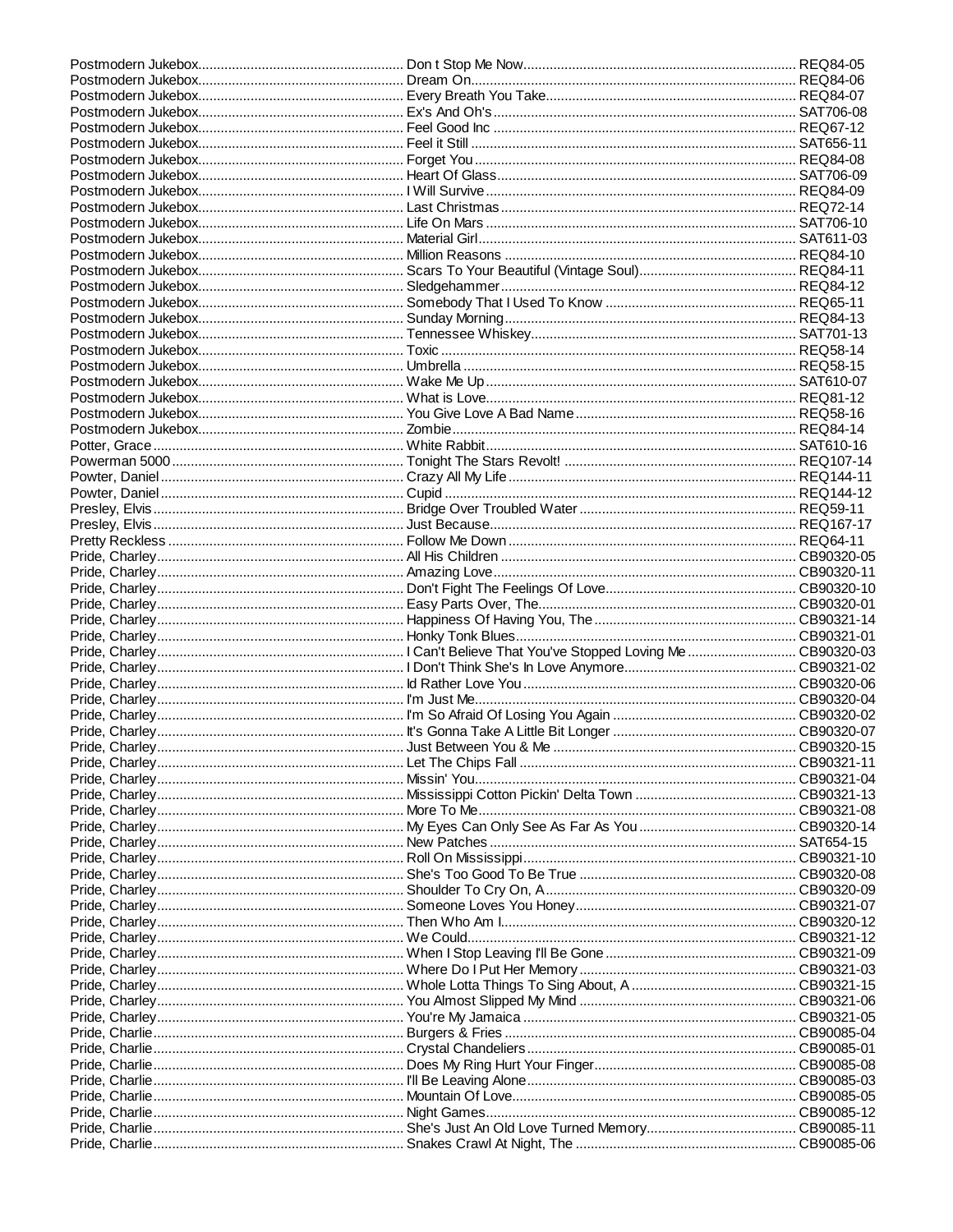| Artist | Title | Code |
|---|---|---|
| Postmodern Jukebox | Don t Stop Me Now | REQ84-05 |
| Postmodern Jukebox | Dream On | REQ84-06 |
| Postmodern Jukebox | Every Breath You Take | REQ84-07 |
| Postmodern Jukebox | Ex's And Oh's | SAT706-08 |
| Postmodern Jukebox | Feel Good Inc | REQ67-12 |
| Postmodern Jukebox | Feel it Still | SAT656-11 |
| Postmodern Jukebox | Forget You | REQ84-08 |
| Postmodern Jukebox | Heart Of Glass | SAT706-09 |
| Postmodern Jukebox | I Will Survive | REQ84-09 |
| Postmodern Jukebox | Last Christmas | REQ72-14 |
| Postmodern Jukebox | Life On Mars | SAT706-10 |
| Postmodern Jukebox | Material Girl | SAT611-03 |
| Postmodern Jukebox | Million Reasons | REQ84-10 |
| Postmodern Jukebox | Scars To Your Beautiful (Vintage Soul) | REQ84-11 |
| Postmodern Jukebox | Sledgehammer | REQ84-12 |
| Postmodern Jukebox | Somebody That I Used To Know | REQ65-11 |
| Postmodern Jukebox | Sunday Morning | REQ84-13 |
| Postmodern Jukebox | Tennessee Whiskey | SAT701-13 |
| Postmodern Jukebox | Toxic | REQ58-14 |
| Postmodern Jukebox | Umbrella | REQ58-15 |
| Postmodern Jukebox | Wake Me Up | SAT610-07 |
| Postmodern Jukebox | What is Love | REQ81-12 |
| Postmodern Jukebox | You Give Love A Bad Name | REQ58-16 |
| Postmodern Jukebox | Zombie | REQ84-14 |
| Potter, Grace | White Rabbit | SAT610-16 |
| Powerman 5000 | Tonight The Stars Revolt! | REQ107-14 |
| Powter, Daniel | Crazy All My Life | REQ144-11 |
| Powter, Daniel | Cupid | REQ144-12 |
| Presley, Elvis | Bridge Over Troubled Water | REQ59-11 |
| Presley, Elvis | Just Because | REQ167-17 |
| Pretty Reckless | Follow Me Down | REQ64-11 |
| Pride, Charley | All His Children | CB90320-05 |
| Pride, Charley | Amazing Love | CB90320-11 |
| Pride, Charley | Don't Fight The Feelings Of Love | CB90320-10 |
| Pride, Charley | Easy Parts Over, The | CB90320-01 |
| Pride, Charley | Happiness Of Having You, The | CB90321-14 |
| Pride, Charley | Honky Tonk Blues | CB90321-01 |
| Pride, Charley | I Can't Believe That You've Stopped Loving Me | CB90320-03 |
| Pride, Charley | I Don't Think She's In Love Anymore | CB90321-02 |
| Pride, Charley | Id Rather Love You | CB90320-06 |
| Pride, Charley | I'm Just Me | CB90320-04 |
| Pride, Charley | I'm So Afraid Of Losing You Again | CB90320-02 |
| Pride, Charley | It's Gonna Take A Little Bit Longer | CB90320-07 |
| Pride, Charley | Just Between You & Me | CB90320-15 |
| Pride, Charley | Let The Chips Fall | CB90321-11 |
| Pride, Charley | Missin' You | CB90321-04 |
| Pride, Charley | Mississippi Cotton Pickin' Delta Town | CB90321-13 |
| Pride, Charley | More To Me | CB90321-08 |
| Pride, Charley | My Eyes Can Only See As Far As You | CB90320-14 |
| Pride, Charley | New Patches | SAT654-15 |
| Pride, Charley | Roll On Mississippi | CB90321-10 |
| Pride, Charley | She's Too Good To Be True | CB90320-08 |
| Pride, Charley | Shoulder To Cry On, A | CB90320-09 |
| Pride, Charley | Someone Loves You Honey | CB90321-07 |
| Pride, Charley | Then Who Am I | CB90320-12 |
| Pride, Charley | We Could | CB90321-12 |
| Pride, Charley | When I Stop Leaving I'll Be Gone | CB90321-09 |
| Pride, Charley | Where Do I Put Her Memory | CB90321-03 |
| Pride, Charley | Whole Lotta Things To Sing About, A | CB90321-15 |
| Pride, Charley | You Almost Slipped My Mind | CB90321-06 |
| Pride, Charley | You're My Jamaica | CB90321-05 |
| Pride, Charlie | Burgers & Fries | CB90085-04 |
| Pride, Charlie | Crystal Chandeliers | CB90085-01 |
| Pride, Charlie | Does My Ring Hurt Your Finger | CB90085-08 |
| Pride, Charlie | I'll Be Leaving Alone | CB90085-03 |
| Pride, Charlie | Mountain Of Love | CB90085-05 |
| Pride, Charlie | Night Games | CB90085-12 |
| Pride, Charlie | She's Just An Old Love Turned Memory | CB90085-11 |
| Pride, Charlie | Snakes Crawl At Night, The | CB90085-06 |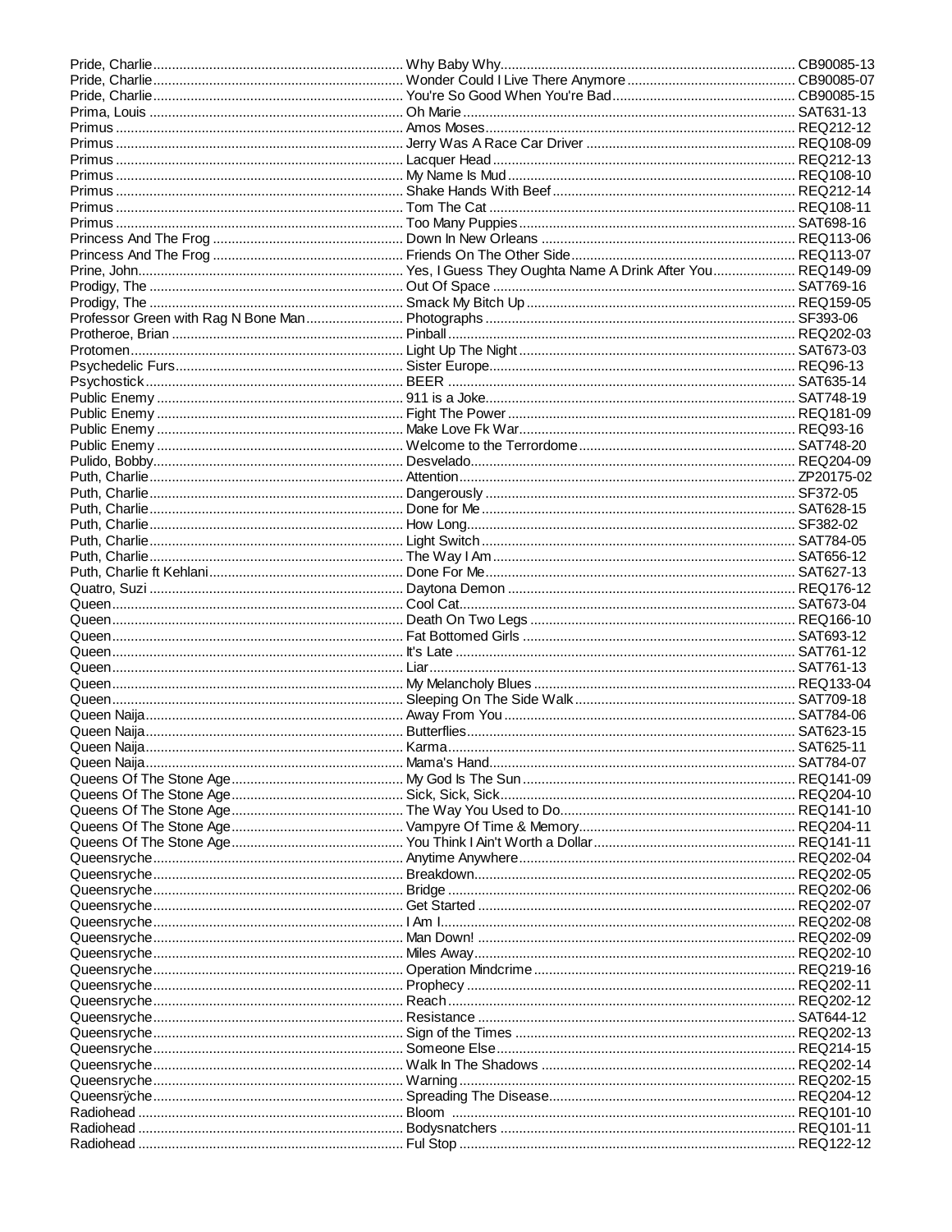| | | |
|---|---|---|
| Pride, Charlie | Why Baby Why | CB90085-13 |
| Pride, Charlie | Wonder Could I Live There Anymore | CB90085-07 |
| Pride, Charlie | You're So Good When You're Bad | CB90085-15 |
| Prima, Louis | Oh Marie | SAT631-13 |
| Primus | Amos Moses | REQ212-12 |
| Primus | Jerry Was A Race Car Driver | REQ108-09 |
| Primus | Lacquer Head | REQ212-13 |
| Primus | My Name Is Mud | REQ108-10 |
| Primus | Shake Hands With Beef | REQ212-14 |
| Primus | Tom The Cat | REQ108-11 |
| Primus | Too Many Puppies | SAT698-16 |
| Princess And The Frog | Down In New Orleans | REQ113-06 |
| Princess And The Frog | Friends On The Other Side | REQ113-07 |
| Prine, John | Yes, I Guess They Oughta Name A Drink After You | REQ149-09 |
| Prodigy, The | Out Of Space | SAT769-16 |
| Prodigy, The | Smack My Bitch Up | REQ159-05 |
| Professor Green with Rag N Bone Man | Photographs | SF393-06 |
| Protheroe, Brian | Pinball | REQ202-03 |
| Protomen | Light Up The Night | SAT673-03 |
| Psychedelic Furs | Sister Europe | REQ96-13 |
| Psychostick | BEER | SAT635-14 |
| Public Enemy | 911 is a Joke | SAT748-19 |
| Public Enemy | Fight The Power | REQ181-09 |
| Public Enemy | Make Love Fk War | REQ93-16 |
| Public Enemy | Welcome to the Terrordome | SAT748-20 |
| Pulido, Bobby | Desvelado | REQ204-09 |
| Puth, Charlie | Attention | ZP20175-02 |
| Puth, Charlie | Dangerously | SF372-05 |
| Puth, Charlie | Done for Me | SAT628-15 |
| Puth, Charlie | How Long | SF382-02 |
| Puth, Charlie | Light Switch | SAT784-05 |
| Puth, Charlie | The Way I Am | SAT656-12 |
| Puth, Charlie ft Kehlani | Done For Me | SAT627-13 |
| Quatro, Suzi | Daytona Demon | REQ176-12 |
| Queen | Cool Cat | SAT673-04 |
| Queen | Death On Two Legs | REQ166-10 |
| Queen | Fat Bottomed Girls | SAT693-12 |
| Queen | It's Late | SAT761-12 |
| Queen | Liar | SAT761-13 |
| Queen | My Melancholy Blues | REQ133-04 |
| Queen | Sleeping On The Side Walk | SAT709-18 |
| Queen Naija | Away From You | SAT784-06 |
| Queen Naija | Butterflies | SAT623-15 |
| Queen Naija | Karma | SAT625-11 |
| Queen Naija | Mama's Hand | SAT784-07 |
| Queens Of The Stone Age | My God Is The Sun | REQ141-09 |
| Queens Of The Stone Age | Sick, Sick, Sick | REQ204-10 |
| Queens Of The Stone Age | The Way You Used to Do | REQ141-10 |
| Queens Of The Stone Age | Vampyre Of Time & Memory | REQ204-11 |
| Queens Of The Stone Age | You Think I Ain't Worth a Dollar | REQ141-11 |
| Queensryche | Anytime Anywhere | REQ202-04 |
| Queensryche | Breakdown | REQ202-05 |
| Queensryche | Bridge | REQ202-06 |
| Queensryche | Get Started | REQ202-07 |
| Queensryche | I Am I | REQ202-08 |
| Queensryche | Man Down! | REQ202-09 |
| Queensryche | Miles Away | REQ202-10 |
| Queensryche | Operation Mindcrime | REQ219-16 |
| Queensryche | Prophecy | REQ202-11 |
| Queensryche | Reach | REQ202-12 |
| Queensryche | Resistance | SAT644-12 |
| Queensryche | Sign of the Times | REQ202-13 |
| Queensryche | Someone Else | REQ214-15 |
| Queensryche | Walk In The Shadows | REQ202-14 |
| Queensryche | Warning | REQ202-15 |
| Queensrÿche | Spreading The Disease | REQ204-12 |
| Radiohead | Bloom | REQ101-10 |
| Radiohead | Bodysnatchers | REQ101-11 |
| Radiohead | Ful Stop | REQ122-12 |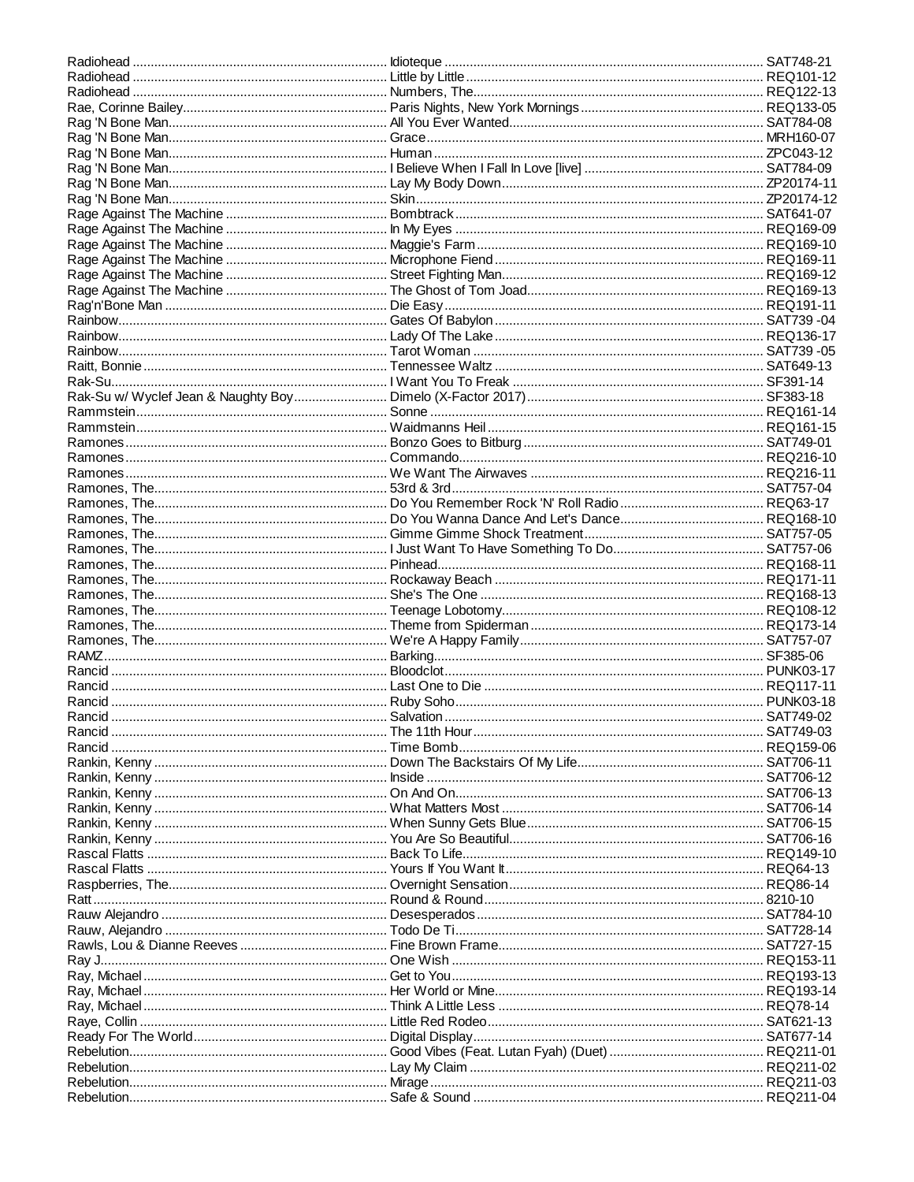| Artist | Title | Code |
|---|---|---|
| Radiohead | Idioteque | SAT748-21 |
| Radiohead | Little by Little | REQ101-12 |
| Radiohead | Numbers, The | REQ122-13 |
| Rae, Corinne Bailey | Paris Nights, New York Mornings | REQ133-05 |
| Rag 'N Bone Man | All You Ever Wanted | SAT784-08 |
| Rag 'N Bone Man | Grace | MRH160-07 |
| Rag 'N Bone Man | Human | ZPC043-12 |
| Rag 'N Bone Man | I Believe When I Fall In Love [live] | SAT784-09 |
| Rag 'N Bone Man | Lay My Body Down | ZP20174-11 |
| Rag 'N Bone Man | Skin | ZP20174-12 |
| Rage Against The Machine | Bombtrack | SAT641-07 |
| Rage Against The Machine | In My Eyes | REQ169-09 |
| Rage Against The Machine | Maggie's Farm | REQ169-10 |
| Rage Against The Machine | Microphone Fiend | REQ169-11 |
| Rage Against The Machine | Street Fighting Man | REQ169-12 |
| Rage Against The Machine | The Ghost of Tom Joad | REQ169-13 |
| Rag'n'Bone Man | Die Easy | REQ191-11 |
| Rainbow | Gates Of Babylon | SAT739 -04 |
| Rainbow | Lady Of The Lake | REQ136-17 |
| Rainbow | Tarot Woman | SAT739 -05 |
| Raitt, Bonnie | Tennessee Waltz | SAT649-13 |
| Rak-Su | I Want You To Freak | SF391-14 |
| Rak-Su w/ Wyclef Jean & Naughty Boy | Dimelo (X-Factor 2017) | SF383-18 |
| Rammstein | Sonne | REQ161-14 |
| Rammstein | Waidmanns Heil | REQ161-15 |
| Ramones | Bonzo Goes to Bitburg | SAT749-01 |
| Ramones | Commando | REQ216-10 |
| Ramones | We Want The Airwaves | REQ216-11 |
| Ramones, The | 53rd & 3rd | SAT757-04 |
| Ramones, The | Do You Remember Rock 'N' Roll Radio | REQ63-17 |
| Ramones, The | Do You Wanna Dance And Let's Dance | REQ168-10 |
| Ramones, The | Gimme Gimme Shock Treatment | SAT757-05 |
| Ramones, The | I Just Want To Have Something To Do | SAT757-06 |
| Ramones, The | Pinhead | REQ168-11 |
| Ramones, The | Rockaway Beach | REQ171-11 |
| Ramones, The | She's The One | REQ168-13 |
| Ramones, The | Teenage Lobotomy | REQ108-12 |
| Ramones, The | Theme from Spiderman | REQ173-14 |
| Ramones, The | We're A Happy Family | SAT757-07 |
| RAMZ | Barking | SF385-06 |
| Rancid | Bloodclot | PUNK03-17 |
| Rancid | Last One to Die | REQ117-11 |
| Rancid | Ruby Soho | PUNK03-18 |
| Rancid | Salvation | SAT749-02 |
| Rancid | The 11th Hour | SAT749-03 |
| Rancid | Time Bomb | REQ159-06 |
| Rankin, Kenny | Down The Backstairs Of My Life | SAT706-11 |
| Rankin, Kenny | Inside | SAT706-12 |
| Rankin, Kenny | On And On | SAT706-13 |
| Rankin, Kenny | What Matters Most | SAT706-14 |
| Rankin, Kenny | When Sunny Gets Blue | SAT706-15 |
| Rankin, Kenny | You Are So Beautiful | SAT706-16 |
| Rascal Flatts | Back To Life | REQ149-10 |
| Rascal Flatts | Yours If You Want It | REQ64-13 |
| Raspberries, The | Overnight Sensation | REQ86-14 |
| Ratt | Round & Round | 8210-10 |
| Rauw Alejandro | Desesperados | SAT784-10 |
| Rauw, Alejandro | Todo De Ti | SAT728-14 |
| Rawls, Lou & Dianne Reeves | Fine Brown Frame | SAT727-15 |
| Ray J | One Wish | REQ153-11 |
| Ray, Michael | Get to You | REQ193-13 |
| Ray, Michael | Her World or Mine | REQ193-14 |
| Ray, Michael | Think A Little Less | REQ78-14 |
| Raye, Collin | Little Red Rodeo | SAT621-13 |
| Ready For The World | Digital Display | SAT677-14 |
| Rebelution | Good Vibes (Feat. Lutan Fyah) (Duet) | REQ211-01 |
| Rebelution | Lay My Claim | REQ211-02 |
| Rebelution | Mirage | REQ211-03 |
| Rebelution | Safe & Sound | REQ211-04 |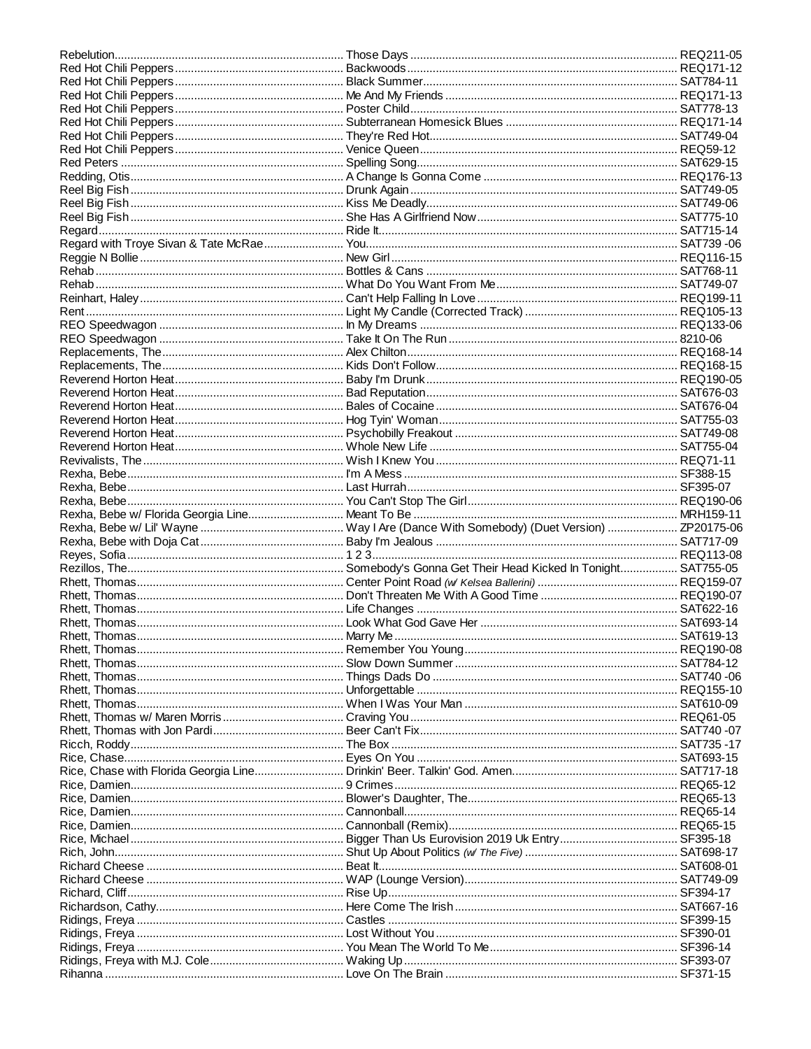| Artist | Title | Disc |
|---|---|---|
| Rebelution | Those Days | REQ211-05 |
| Red Hot Chili Peppers | Backwoods | REQ171-12 |
| Red Hot Chili Peppers | Black Summer | SAT784-11 |
| Red Hot Chili Peppers | Me And My Friends | REQ171-13 |
| Red Hot Chili Peppers | Poster Child | SAT778-13 |
| Red Hot Chili Peppers | Subterranean Homesick Blues | REQ171-14 |
| Red Hot Chili Peppers | They're Red Hot | SAT749-04 |
| Red Hot Chili Peppers | Venice Queen | REQ59-12 |
| Red Peters | Spelling Song | SAT629-15 |
| Redding, Otis | A Change Is Gonna Come | REQ176-13 |
| Reel Big Fish | Drunk Again | SAT749-05 |
| Reel Big Fish | Kiss Me Deadly | SAT749-06 |
| Reel Big Fish | She Has A Girlfriend Now | SAT775-10 |
| Regard | Ride It | SAT715-14 |
| Regard with Troye Sivan & Tate McRae | You | SAT739 -06 |
| Reggie N Bollie | New Girl | REQ116-15 |
| Rehab | Bottles & Cans | SAT768-11 |
| Rehab | What Do You Want From Me | SAT749-07 |
| Reinhart, Haley | Can't Help Falling In Love | REQ199-11 |
| Rent | Light My Candle (Corrected Track) | REQ105-13 |
| REO Speedwagon | In My Dreams | REQ133-06 |
| REO Speedwagon | Take It On The Run | 8210-06 |
| Replacements, The | Alex Chilton | REQ168-14 |
| Replacements, The | Kids Don't Follow | REQ168-15 |
| Reverend Horton Heat | Baby I'm Drunk | REQ190-05 |
| Reverend Horton Heat | Bad Reputation | SAT676-03 |
| Reverend Horton Heat | Bales of Cocaine | SAT676-04 |
| Reverend Horton Heat | Hog Tyin' Woman | SAT755-03 |
| Reverend Horton Heat | Psychobilly Freakout | SAT749-08 |
| Reverend Horton Heat | Whole New Life | SAT755-04 |
| Revivalists, The | Wish I Knew You | REQ71-11 |
| Rexha, Bebe | I'm A Mess | SF388-15 |
| Rexha, Bebe | Last Hurrah | SF395-07 |
| Rexha, Bebe | You Can't Stop The Girl | REQ190-06 |
| Rexha, Bebe w/ Florida Georgia Line | Meant To Be | MRH159-11 |
| Rexha, Bebe w/ Lil' Wayne | Way I Are (Dance With Somebody) (Duet Version) | ZP20175-06 |
| Rexha, Bebe with Doja Cat | Baby I'm Jealous | SAT717-09 |
| Reyes, Sofia | 1 2 3 | REQ113-08 |
| Rezillos, The | Somebody's Gonna Get Their Head Kicked In Tonight | SAT755-05 |
| Rhett, Thomas | Center Point Road *(w/ Kelsea Ballerini)* | REQ159-07 |
| Rhett, Thomas | Don't Threaten Me With A Good Time | REQ190-07 |
| Rhett, Thomas | Life Changes | SAT622-16 |
| Rhett, Thomas | Look What God Gave Her | SAT693-14 |
| Rhett, Thomas | Marry Me | SAT619-13 |
| Rhett, Thomas | Remember You Young | REQ190-08 |
| Rhett, Thomas | Slow Down Summer | SAT784-12 |
| Rhett, Thomas | Things Dads Do | SAT740 -06 |
| Rhett, Thomas | Unforgettable | REQ155-10 |
| Rhett, Thomas | When I Was Your Man | SAT610-09 |
| Rhett, Thomas w/ Maren Morris | Craving You | REQ61-05 |
| Rhett, Thomas with Jon Pardi | Beer Can't Fix | SAT740 -07 |
| Ricch, Roddy | The Box | SAT735 -17 |
| Rice, Chase | Eyes On You | SAT693-15 |
| Rice, Chase with Florida Georgia Line | Drinkin' Beer. Talkin' God. Amen. | SAT717-18 |
| Rice, Damien | 9 Crimes | REQ65-12 |
| Rice, Damien | Blower's Daughter, The | REQ65-13 |
| Rice, Damien | Cannonball | REQ65-14 |
| Rice, Damien | Cannonball (Remix) | REQ65-15 |
| Rice, Michael | Bigger Than Us Eurovision 2019 Uk Entry | SF395-18 |
| Rich, John | Shut Up About Politics *(w/ The Five)* | SAT698-17 |
| Richard Cheese | Beat It | SAT608-01 |
| Richard Cheese | WAP (Lounge Version) | SAT749-09 |
| Richard, Cliff | Rise Up | SF394-17 |
| Richardson, Cathy | Here Come The Irish | SAT667-16 |
| Ridings, Freya | Castles | SF399-15 |
| Ridings, Freya | Lost Without You | SF390-01 |
| Ridings, Freya | You Mean The World To Me | SF396-14 |
| Ridings, Freya with M.J. Cole | Waking Up | SF393-07 |
| Rihanna | Love On The Brain | SF371-15 |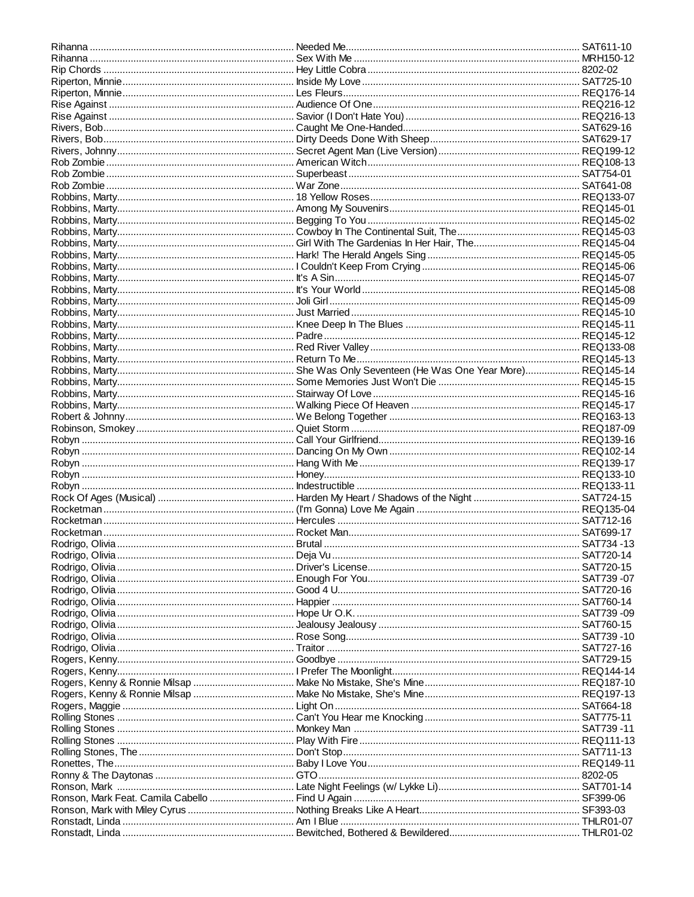| Artist | Title | Code |
|---|---|---|
| Rihanna | Needed Me | SAT611-10 |
| Rihanna | Sex With Me | MRH150-12 |
| Rip Chords | Hey Little Cobra | 8202-02 |
| Riperton, Minnie | Inside My Love | SAT725-10 |
| Riperton, Minnie | Les Fleurs | REQ176-14 |
| Rise Against | Audience Of One | REQ216-12 |
| Rise Against | Savior (I Don't Hate You) | REQ216-13 |
| Rivers, Bob | Caught Me One-Handed | SAT629-16 |
| Rivers, Bob | Dirty Deeds Done With Sheep | SAT629-17 |
| Rivers, Johnny | Secret Agent Man (Live Version) | REQ199-12 |
| Rob Zombie | American Witch | REQ108-13 |
| Rob Zombie | Superbeast | SAT754-01 |
| Rob Zombie | War Zone | SAT641-08 |
| Robbins, Marty | 18 Yellow Roses | REQ133-07 |
| Robbins, Marty | Among My Souvenirs | REQ145-01 |
| Robbins, Marty | Begging To You | REQ145-02 |
| Robbins, Marty | Cowboy In The Continental Suit, The | REQ145-03 |
| Robbins, Marty | Girl With The Gardenias In Her Hair, The | REQ145-04 |
| Robbins, Marty | Hark! The Herald Angels Sing | REQ145-05 |
| Robbins, Marty | I Couldn't Keep From Crying | REQ145-06 |
| Robbins, Marty | It's A Sin | REQ145-07 |
| Robbins, Marty | It's Your World | REQ145-08 |
| Robbins, Marty | Joli Girl | REQ145-09 |
| Robbins, Marty | Just Married | REQ145-10 |
| Robbins, Marty | Knee Deep In The Blues | REQ145-11 |
| Robbins, Marty | Padre | REQ145-12 |
| Robbins, Marty | Red River Valley | REQ133-08 |
| Robbins, Marty | Return To Me | REQ145-13 |
| Robbins, Marty | She Was Only Seventeen (He Was One Year More) | REQ145-14 |
| Robbins, Marty | Some Memories Just Won't Die | REQ145-15 |
| Robbins, Marty | Stairway Of Love | REQ145-16 |
| Robbins, Marty | Walking Piece Of Heaven | REQ145-17 |
| Robert & Johnny | We Belong Together | REQ163-13 |
| Robinson, Smokey | Quiet Storm | REQ187-09 |
| Robyn | Call Your Girlfriend | REQ139-16 |
| Robyn | Dancing On My Own | REQ102-14 |
| Robyn | Hang With Me | REQ139-17 |
| Robyn | Honey | REQ133-10 |
| Robyn | Indestructible | REQ133-11 |
| Rock Of Ages (Musical) | Harden My Heart / Shadows of the Night | SAT724-15 |
| Rocketman | (I'm Gonna) Love Me Again | REQ135-04 |
| Rocketman | Hercules | SAT712-16 |
| Rocketman | Rocket Man | SAT699-17 |
| Rodrigo, Olivia | Brutal | SAT734 -13 |
| Rodrigo, Olivia | Deja Vu | SAT720-14 |
| Rodrigo, Olivia | Driver's License | SAT720-15 |
| Rodrigo, Olivia | Enough For You | SAT739 -07 |
| Rodrigo, Olivia | Good 4 U | SAT720-16 |
| Rodrigo, Olivia | Happier | SAT760-14 |
| Rodrigo, Olivia | Hope Ur O.K. | SAT739 -09 |
| Rodrigo, Olivia | Jealousy Jealousy | SAT760-15 |
| Rodrigo, Olivia | Rose Song | SAT739 -10 |
| Rodrigo, Olivia | Traitor | SAT727-16 |
| Rogers, Kenny | Goodbye | SAT729-15 |
| Rogers, Kenny | I Prefer The Moonlight | REQ144-14 |
| Rogers, Kenny & Ronnie Milsap | Make No Mistake, She's Mine | REQ187-10 |
| Rogers, Kenny & Ronnie Milsap | Make No Mistake, She's Mine | REQ197-13 |
| Rogers, Maggie | Light On | SAT664-18 |
| Rolling Stones | Can't You Hear me Knocking | SAT775-11 |
| Rolling Stones | Monkey Man | SAT739 -11 |
| Rolling Stones | Play With Fire | REQ111-13 |
| Rolling Stones, The | Don't Stop | SAT711-13 |
| Ronettes, The | Baby I Love You | REQ149-11 |
| Ronny & The Daytonas | GTO | 8202-05 |
| Ronson, Mark | Late Night Feelings (w/ Lykke Li) | SAT701-14 |
| Ronson, Mark Feat. Camila Cabello | Find U Again | SF399-06 |
| Ronson, Mark with Miley Cyrus | Nothing Breaks Like A Heart | SF393-03 |
| Ronstadt, Linda | Am I Blue | THLR01-07 |
| Ronstadt, Linda | Bewitched, Bothered & Bewildered | THLR01-02 |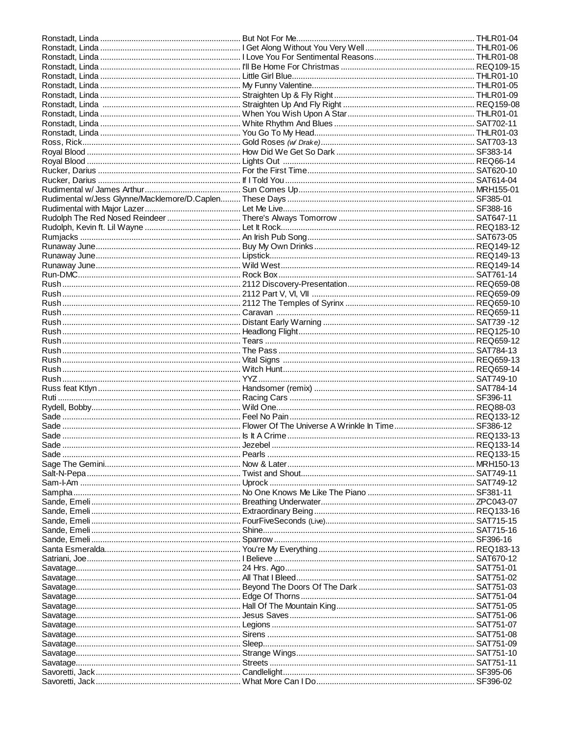| | | |
|---|---|---|
| Ronstadt, Linda | But Not For Me | THLR01-04 |
| Ronstadt, Linda | I Get Along Without You Very Well | THLR01-06 |
| Ronstadt, Linda | I Love You For Sentimental Reasons | THLR01-08 |
| Ronstadt, Linda | I'll Be Home For Christmas | REQ109-15 |
| Ronstadt, Linda | Little Girl Blue | THLR01-10 |
| Ronstadt, Linda | My Funny Valentine | THLR01-05 |
| Ronstadt, Linda | Straighten Up & Fly Right | THLR01-09 |
| Ronstadt, Linda | Straighten Up And Fly Right | REQ159-08 |
| Ronstadt, Linda | When You Wish Upon A Star | THLR01-01 |
| Ronstadt, Linda | White Rhythm And Blues | SAT702-11 |
| Ronstadt, Linda | You Go To My Head | THLR01-03 |
| Ross, Rick | Gold Roses *(w/ Drake)* | SAT703-13 |
| Royal Blood | How Did We Get So Dark | SF383-14 |
| Royal Blood | Lights Out | REQ66-14 |
| Rucker, Darius | For the First Time | SAT620-10 |
| Rucker, Darius | If I Told You | SAT614-04 |
| Rudimental w/ James Arthur | Sun Comes Up | MRH155-01 |
| Rudimental w/Jess Glynne/Macklemore/D.Caplen | These Days | SF385-01 |
| Rudimental with Major Lazer | Let Me Live | SF388-16 |
| Rudolph The Red Nosed Reindeer | There's Always Tomorrow | SAT647-11 |
| Rudolph, Kevin ft. Lil Wayne | Let It Rock | REQ183-12 |
| Rumjacks | An Irish Pub Song | SAT673-05 |
| Runaway June | Buy My Own Drinks | REQ149-12 |
| Runaway June | Lipstick | REQ149-13 |
| Runaway June | Wild West | REQ149-14 |
| Run-DMC | Rock Box | SAT761-14 |
| Rush | 2112 Discovery-Presentation | REQ659-08 |
| Rush | 2112 Part V, VI, VII | REQ659-09 |
| Rush | 2112 The Temples of Syrinx | REQ659-10 |
| Rush | Caravan | REQ659-11 |
| Rush | Distant Early Warning | SAT739 -12 |
| Rush | Headlong Flight | REQ125-10 |
| Rush | Tears | REQ659-12 |
| Rush | The Pass | SAT784-13 |
| Rush | Vital Signs | REQ659-13 |
| Rush | Witch Hunt | REQ659-14 |
| Rush | YYZ | SAT749-10 |
| Russ feat Ktlyn | Handsomer (remix) | SAT784-14 |
| Ruti | Racing Cars | SF396-11 |
| Rydell, Bobby | Wild One | REQ88-03 |
| Sade | Feel No Pain | REQ133-12 |
| Sade | Flower Of The Universe A Wrinkle In Time | SF386-12 |
| Sade | Is It A Crime | REQ133-13 |
| Sade | Jezebel | REQ133-14 |
| Sade | Pearls | REQ133-15 |
| Sage The Gemini | Now & Later | MRH150-13 |
| Salt-N-Pepa | Twist and Shout | SAT749-11 |
| Sam-I-Am | Uprock | SAT749-12 |
| Sampha | No One Knows Me Like The Piano | SF381-11 |
| Sande, Emeli | Breathing Underwater | ZPC043-07 |
| Sande, Emeli | Extraordinary Being | REQ133-16 |
| Sande, Emeli | FourFiveSeconds (Live) | SAT715-15 |
| Sande, Emeli | Shine | SAT715-16 |
| Sande, Emeli | Sparrow | SF396-16 |
| Santa Esmeralda | You're My Everything | REQ183-13 |
| Satriani, Joe | I Believe | SAT670-12 |
| Savatage | 24 Hrs. Ago | SAT751-01 |
| Savatage | All That I Bleed | SAT751-02 |
| Savatage | Beyond The Doors Of The Dark | SAT751-03 |
| Savatage | Edge Of Thorns | SAT751-04 |
| Savatage | Hall Of The Mountain King | SAT751-05 |
| Savatage | Jesus Saves | SAT751-06 |
| Savatage | Legions | SAT751-07 |
| Savatage | Sirens | SAT751-08 |
| Savatage | Sleep | SAT751-09 |
| Savatage | Strange Wings | SAT751-10 |
| Savatage | Streets | SAT751-11 |
| Savoretti, Jack | Candlelight | SF395-06 |
| Savoretti, Jack | What More Can I Do | SF396-02 |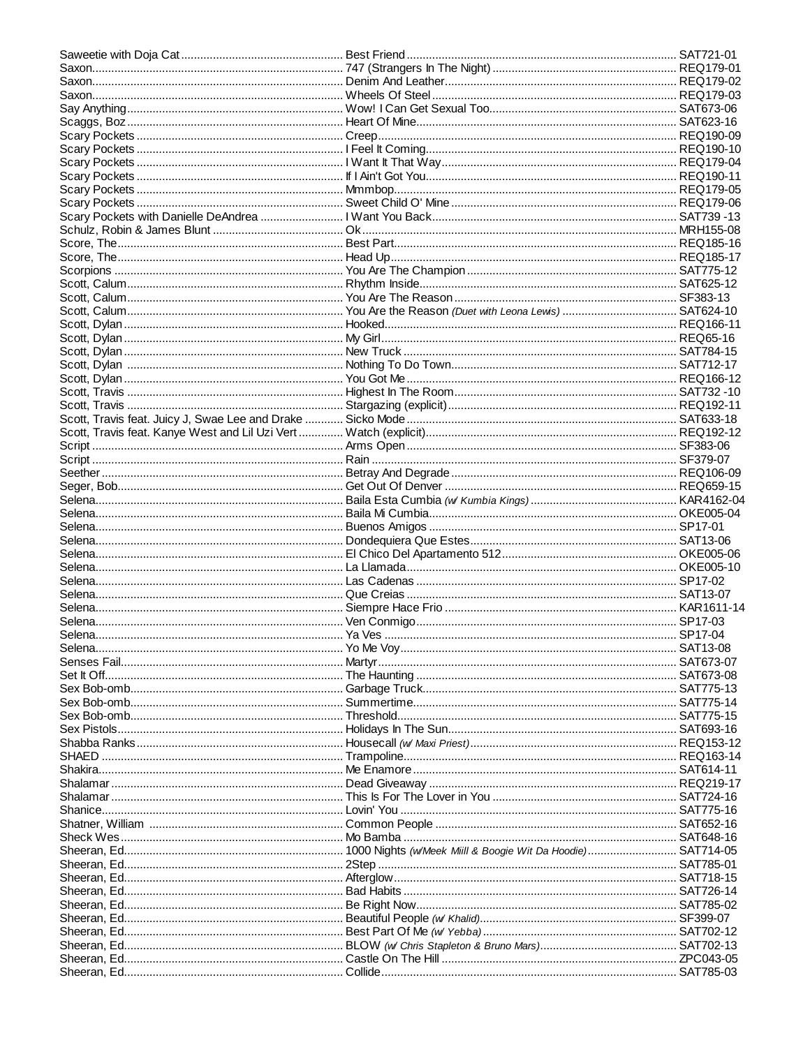| Artist | Title | Code |
|---|---|---|
| Saweetie with Doja Cat | Best Friend | SAT721-01 |
| Saxon | 747 (Strangers In The Night) | REQ179-01 |
| Saxon | Denim And Leather | REQ179-02 |
| Saxon | Wheels Of Steel | REQ179-03 |
| Say Anything | Wow! I Can Get Sexual Too | SAT673-06 |
| Scaggs, Boz | Heart Of Mine | SAT623-16 |
| Scary Pockets | Creep | REQ190-09 |
| Scary Pockets | I Feel It Coming | REQ190-10 |
| Scary Pockets | I Want It That Way | REQ179-04 |
| Scary Pockets | If I Ain't Got You | REQ190-11 |
| Scary Pockets | Mmmbop | REQ179-05 |
| Scary Pockets | Sweet Child O' Mine | REQ179-06 |
| Scary Pockets with Danielle DeAndrea | I Want You Back | SAT739 -13 |
| Schulz, Robin & James Blunt | Ok | MRH155-08 |
| Score, The | Best Part | REQ185-16 |
| Score, The | Head Up | REQ185-17 |
| Scorpions | You Are The Champion | SAT775-12 |
| Scott, Calum | Rhythm Inside | SAT625-12 |
| Scott, Calum | You Are The Reason | SF383-13 |
| Scott, Calum | You Are the Reason *(Duet with Leona Lewis)* | SAT624-10 |
| Scott, Dylan | Hooked | REQ166-11 |
| Scott, Dylan | My Girl | REQ65-16 |
| Scott, Dylan | New Truck | SAT784-15 |
| Scott, Dylan | Nothing To Do Town | SAT712-17 |
| Scott, Dylan | You Got Me | REQ166-12 |
| Scott, Travis | Highest In The Room | SAT732 -10 |
| Scott, Travis | Stargazing (explicit) | REQ192-11 |
| Scott, Travis feat. Juicy J, Swae Lee and Drake | Sicko Mode | SAT633-18 |
| Scott, Travis feat. Kanye West and Lil Uzi Vert | Watch (explicit) | REQ192-12 |
| Script | Arms Open | SF383-06 |
| Script | Rain | SF379-07 |
| Seether | Betray And Degrade | REQ106-09 |
| Seger, Bob | Get Out Of Denver | REQ659-15 |
| Selena | Baila Esta Cumbia *(w/ Kumbia Kings)* | KAR4162-04 |
| Selena | Baila Mi Cumbia | OKE005-04 |
| Selena | Buenos Amigos | SP17-01 |
| Selena | Dondequiera Que Estes | SAT13-06 |
| Selena | El Chico Del Apartamento 512 | OKE005-06 |
| Selena | La Llamada | OKE005-10 |
| Selena | Las Cadenas | SP17-02 |
| Selena | Que Creias | SAT13-07 |
| Selena | Siempre Hace Frio | KAR1611-14 |
| Selena | Ven Conmigo | SP17-03 |
| Selena | Ya Ves | SP17-04 |
| Selena | Yo Me Voy | SAT13-08 |
| Senses Fail | Martyr | SAT673-07 |
| Set It Off | The Haunting | SAT673-08 |
| Sex Bob-omb | Garbage Truck | SAT775-13 |
| Sex Bob-omb | Summertime | SAT775-14 |
| Sex Bob-omb | Threshold | SAT775-15 |
| Sex Pistols | Holidays In The Sun | SAT693-16 |
| Shabba Ranks | Housecall *(w/ Maxi Priest)* | REQ153-12 |
| SHAED | Trampoline | REQ163-14 |
| Shakira | Me Enamore | SAT614-11 |
| Shalamar | Dead Giveaway | REQ219-17 |
| Shalamar | This Is For The Lover in You | SAT724-16 |
| Shanice | Lovin' You | SAT775-16 |
| Shatner, William | Common People | SAT652-16 |
| Sheck Wes | Mo Bamba | SAT648-16 |
| Sheeran, Ed | 1000 Nights *(w/Meek Miill & Boogie Wit Da Hoodie)* | SAT714-05 |
| Sheeran, Ed | 2Step | SAT785-01 |
| Sheeran, Ed | Afterglow | SAT718-15 |
| Sheeran, Ed | Bad Habits | SAT726-14 |
| Sheeran, Ed | Be Right Now | SAT785-02 |
| Sheeran, Ed | Beautiful People *(w/ Khalid)* | SF399-07 |
| Sheeran, Ed | Best Part Of Me *(w/ Yebba)* | SAT702-12 |
| Sheeran, Ed | BLOW *(w/ Chris Stapleton & Bruno Mars)* | SAT702-13 |
| Sheeran, Ed | Castle On The Hill | ZPC043-05 |
| Sheeran, Ed | Collide | SAT785-03 |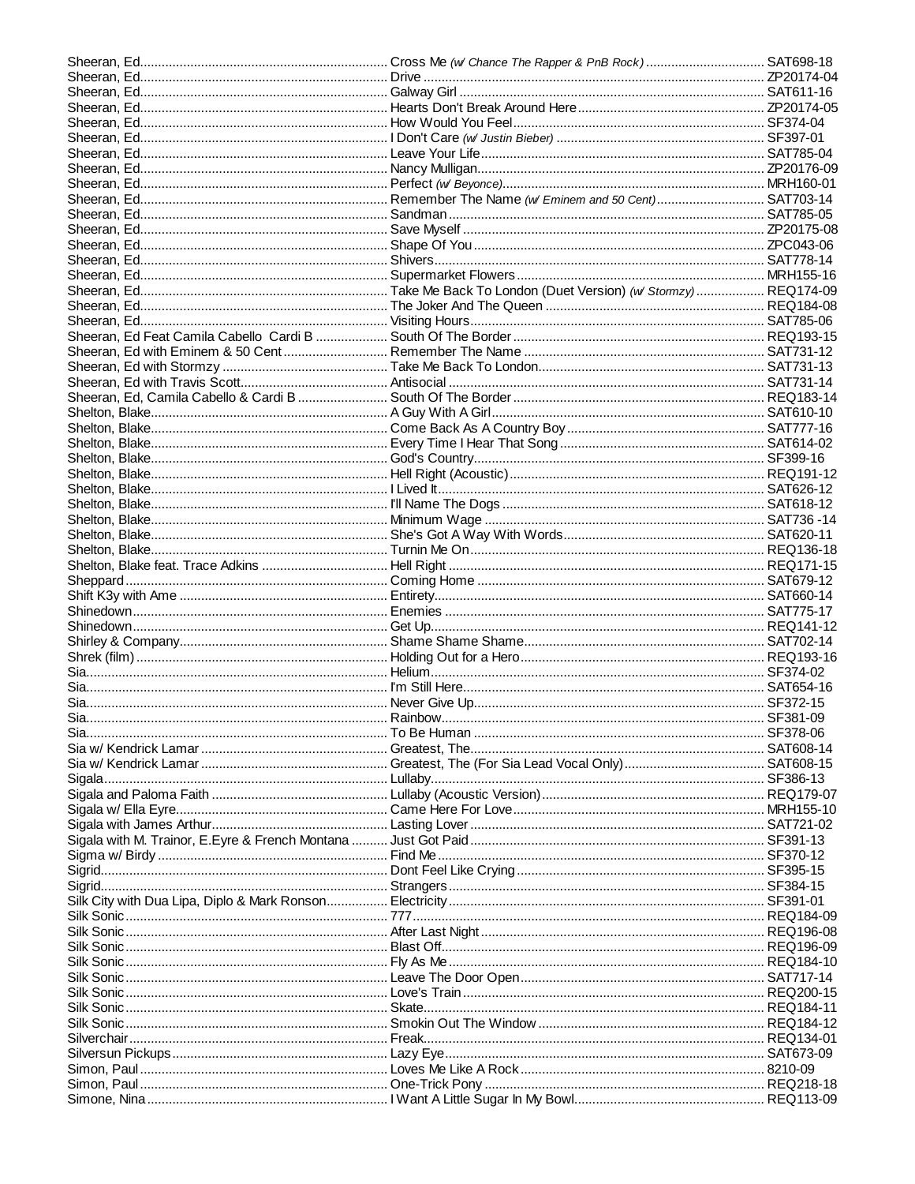| | | |
|---|---|---|
| Sheeran, Ed | Cross Me *(w/ Chance The Rapper & PnB Rock)* | SAT698-18 |
| Sheeran, Ed | Drive | ZP20174-04 |
| Sheeran, Ed | Galway Girl | SAT611-16 |
| Sheeran, Ed | Hearts Don't Break Around Here | ZP20174-05 |
| Sheeran, Ed | How Would You Feel | SF374-04 |
| Sheeran, Ed | I Don't Care *(w/ Justin Bieber)* | SF397-01 |
| Sheeran, Ed | Leave Your Life | SAT785-04 |
| Sheeran, Ed | Nancy Mulligan | ZP20176-09 |
| Sheeran, Ed | Perfect *(w/ Beyonce)* | MRH160-01 |
| Sheeran, Ed | Remember The Name *(w/ Eminem and 50 Cent)* | SAT703-14 |
| Sheeran, Ed | Sandman | SAT785-05 |
| Sheeran, Ed | Save Myself | ZP20175-08 |
| Sheeran, Ed | Shape Of You | ZPC043-06 |
| Sheeran, Ed | Shivers | SAT778-14 |
| Sheeran, Ed | Supermarket Flowers | MRH155-16 |
| Sheeran, Ed | Take Me Back To London (Duet Version) *(w/ Stormzy)* | REQ174-09 |
| Sheeran, Ed | The Joker And The Queen | REQ184-08 |
| Sheeran, Ed | Visiting Hours | SAT785-06 |
| Sheeran, Ed Feat Camila Cabello Cardi B | South Of The Border | REQ193-15 |
| Sheeran, Ed with Eminem & 50 Cent | Remember The Name | SAT731-12 |
| Sheeran, Ed with Stormzy | Take Me Back To London | SAT731-13 |
| Sheeran, Ed with Travis Scott | Antisocial | SAT731-14 |
| Sheeran, Ed, Camila Cabello & Cardi B | South Of The Border | REQ183-14 |
| Shelton, Blake | A Guy With A Girl | SAT610-10 |
| Shelton, Blake | Come Back As A Country Boy | SAT777-16 |
| Shelton, Blake | Every Time I Hear That Song | SAT614-02 |
| Shelton, Blake | God's Country | SF399-16 |
| Shelton, Blake | Hell Right (Acoustic) | REQ191-12 |
| Shelton, Blake | I Lived It | SAT626-12 |
| Shelton, Blake | I'll Name The Dogs | SAT618-12 |
| Shelton, Blake | Minimum Wage | SAT736 -14 |
| Shelton, Blake | She's Got A Way With Words | SAT620-11 |
| Shelton, Blake | Turnin Me On | REQ136-18 |
| Shelton, Blake feat. Trace Adkins | Hell Right | REQ171-15 |
| Sheppard | Coming Home | SAT679-12 |
| Shift K3y with Ame | Entirety | SAT660-14 |
| Shinedown | Enemies | SAT775-17 |
| Shinedown | Get Up | REQ141-12 |
| Shirley & Company | Shame Shame Shame | SAT702-14 |
| Shrek (film) | Holding Out for a Hero | REQ193-16 |
| Sia | Helium | SF374-02 |
| Sia | I'm Still Here | SAT654-16 |
| Sia | Never Give Up | SF372-15 |
| Sia | Rainbow | SF381-09 |
| Sia | To Be Human | SF378-06 |
| Sia w/ Kendrick Lamar | Greatest, The | SAT608-14 |
| Sia w/ Kendrick Lamar | Greatest, The (For Sia Lead Vocal Only) | SAT608-15 |
| Sigala | Lullaby | SF386-13 |
| Sigala and Paloma Faith | Lullaby (Acoustic Version) | REQ179-07 |
| Sigala w/ Ella Eyre | Came Here For Love | MRH155-10 |
| Sigala with James Arthur | Lasting Lover | SAT721-02 |
| Sigala with M. Trainor, E.Eyre & French Montana | Just Got Paid | SF391-13 |
| Sigma w/ Birdy | Find Me | SF370-12 |
| Sigrid | Dont Feel Like Crying | SF395-15 |
| Sigrid | Strangers | SF384-15 |
| Silk City with Dua Lipa, Diplo & Mark Ronson | Electricity | SF391-01 |
| Silk Sonic | 777 | REQ184-09 |
| Silk Sonic | After Last Night | REQ196-08 |
| Silk Sonic | Blast Off | REQ196-09 |
| Silk Sonic | Fly As Me | REQ184-10 |
| Silk Sonic | Leave The Door Open | SAT717-14 |
| Silk Sonic | Love's Train | REQ200-15 |
| Silk Sonic | Skate | REQ184-11 |
| Silk Sonic | Smokin Out The Window | REQ184-12 |
| Silverchair | Freak | REQ134-01 |
| Silversun Pickups | Lazy Eye | SAT673-09 |
| Simon, Paul | Loves Me Like A Rock | 8210-09 |
| Simon, Paul | One-Trick Pony | REQ218-18 |
| Simone, Nina | I Want A Little Sugar In My Bowl | REQ113-09 |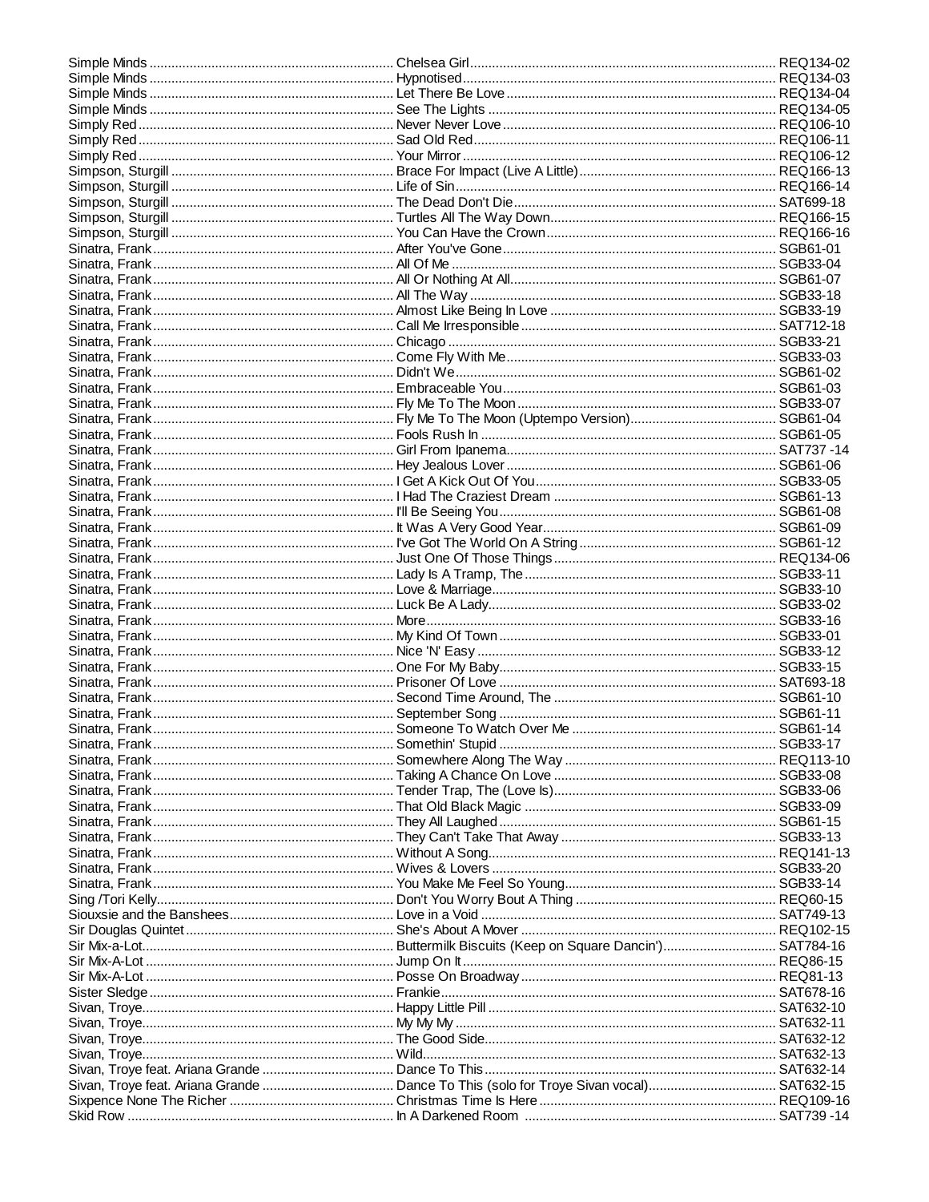| | | |
|---|---|---|
| Simple Minds | Chelsea Girl | REQ134-02 |
| Simple Minds | Hypnotised | REQ134-03 |
| Simple Minds | Let There Be Love | REQ134-04 |
| Simple Minds | See The Lights | REQ134-05 |
| Simply Red | Never Never Love | REQ106-10 |
| Simply Red | Sad Old Red | REQ106-11 |
| Simply Red | Your Mirror | REQ106-12 |
| Simpson, Sturgill | Brace For Impact (Live A Little) | REQ166-13 |
| Simpson, Sturgill | Life of Sin | REQ166-14 |
| Simpson, Sturgill | The Dead Don't Die | SAT699-18 |
| Simpson, Sturgill | Turtles All The Way Down | REQ166-15 |
| Simpson, Sturgill | You Can Have the Crown | REQ166-16 |
| Sinatra, Frank | After You've Gone | SGB61-01 |
| Sinatra, Frank | All Of Me | SGB33-04 |
| Sinatra, Frank | All Or Nothing At All | SGB61-07 |
| Sinatra, Frank | All The Way | SGB33-18 |
| Sinatra, Frank | Almost Like Being In Love | SGB33-19 |
| Sinatra, Frank | Call Me Irresponsible | SAT712-18 |
| Sinatra, Frank | Chicago | SGB33-21 |
| Sinatra, Frank | Come Fly With Me | SGB33-03 |
| Sinatra, Frank | Didn't We | SGB61-02 |
| Sinatra, Frank | Embraceable You | SGB61-03 |
| Sinatra, Frank | Fly Me To The Moon | SGB33-07 |
| Sinatra, Frank | Fly Me To The Moon (Uptempo Version) | SGB61-04 |
| Sinatra, Frank | Fools Rush In | SGB61-05 |
| Sinatra, Frank | Girl From Ipanema | SAT737 -14 |
| Sinatra, Frank | Hey Jealous Lover | SGB61-06 |
| Sinatra, Frank | I Get A Kick Out Of You | SGB33-05 |
| Sinatra, Frank | I Had The Craziest Dream | SGB61-13 |
| Sinatra, Frank | I'll Be Seeing You | SGB61-08 |
| Sinatra, Frank | It Was A Very Good Year | SGB61-09 |
| Sinatra, Frank | I've Got The World On A String | SGB61-12 |
| Sinatra, Frank | Just One Of Those Things | REQ134-06 |
| Sinatra, Frank | Lady Is A Tramp, The | SGB33-11 |
| Sinatra, Frank | Love & Marriage | SGB33-10 |
| Sinatra, Frank | Luck Be A Lady | SGB33-02 |
| Sinatra, Frank | More | SGB33-16 |
| Sinatra, Frank | My Kind Of Town | SGB33-01 |
| Sinatra, Frank | Nice 'N' Easy | SGB33-12 |
| Sinatra, Frank | One For My Baby | SGB33-15 |
| Sinatra, Frank | Prisoner Of Love | SAT693-18 |
| Sinatra, Frank | Second Time Around, The | SGB61-10 |
| Sinatra, Frank | September Song | SGB61-11 |
| Sinatra, Frank | Someone To Watch Over Me | SGB61-14 |
| Sinatra, Frank | Somethin' Stupid | SGB33-17 |
| Sinatra, Frank | Somewhere Along The Way | REQ113-10 |
| Sinatra, Frank | Taking A Chance On Love | SGB33-08 |
| Sinatra, Frank | Tender Trap, The (Love Is) | SGB33-06 |
| Sinatra, Frank | That Old Black Magic | SGB33-09 |
| Sinatra, Frank | They All Laughed | SGB61-15 |
| Sinatra, Frank | They Can't Take That Away | SGB33-13 |
| Sinatra, Frank | Without A Song | REQ141-13 |
| Sinatra, Frank | Wives & Lovers | SGB33-20 |
| Sinatra, Frank | You Make Me Feel So Young | SGB33-14 |
| Sing /Tori Kelly | Don't You Worry Bout A Thing | REQ60-15 |
| Siouxsie and the Banshees | Love in a Void | SAT749-13 |
| Sir Douglas Quintet | She's About A Mover | REQ102-15 |
| Sir Mix-a-Lot | Buttermilk Biscuits (Keep on Square Dancin') | SAT784-16 |
| Sir Mix-A-Lot | Jump On It | REQ86-15 |
| Sir Mix-A-Lot | Posse On Broadway | REQ81-13 |
| Sister Sledge | Frankie | SAT678-16 |
| Sivan, Troye | Happy Little Pill | SAT632-10 |
| Sivan, Troye | My My My | SAT632-11 |
| Sivan, Troye | The Good Side | SAT632-12 |
| Sivan, Troye | Wild | SAT632-13 |
| Sivan, Troye feat. Ariana Grande | Dance To This | SAT632-14 |
| Sivan, Troye feat. Ariana Grande | Dance To This (solo for Troye Sivan vocal) | SAT632-15 |
| Sixpence None The Richer | Christmas Time Is Here | REQ109-16 |
| Skid Row | In A Darkened Room | SAT739 -14 |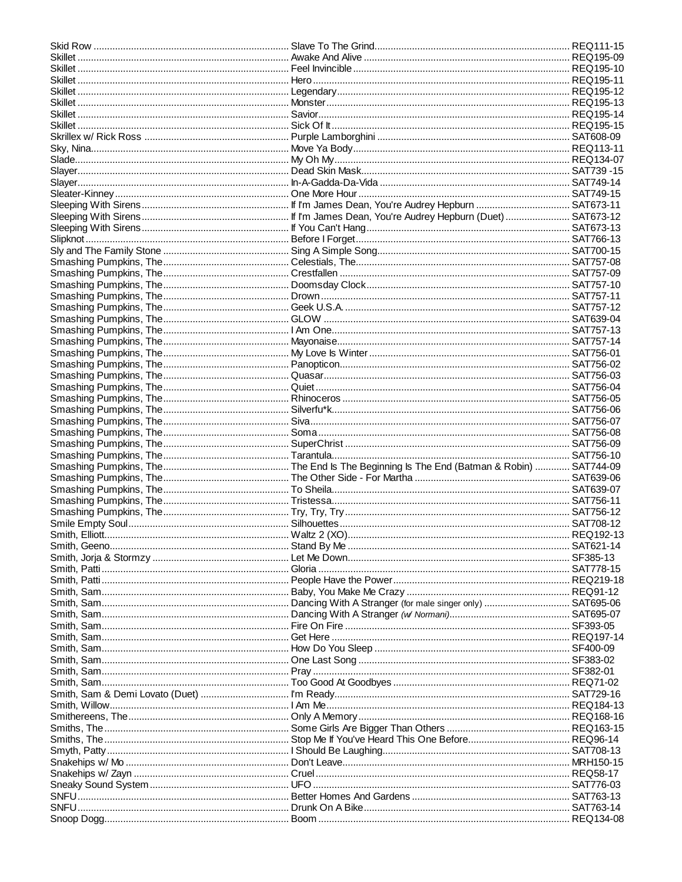| Artist | Title | Code |
|---|---|---|
| Skid Row | Slave To The Grind | REQ111-15 |
| Skillet | Awake And Alive | REQ195-09 |
| Skillet | Feel Invincible | REQ195-10 |
| Skillet | Hero | REQ195-11 |
| Skillet | Legendary | REQ195-12 |
| Skillet | Monster | REQ195-13 |
| Skillet | Savior | REQ195-14 |
| Skillet | Sick Of It | REQ195-15 |
| Skrillex w/ Rick Ross | Purple Lamborghini | SAT608-09 |
| Sky, Nina | Move Ya Body | REQ113-11 |
| Slade | My Oh My | REQ134-07 |
| Slayer | Dead Skin Mask | SAT739 -15 |
| Slayer | In-A-Gadda-Da-Vida | SAT749-14 |
| Sleater-Kinney | One More Hour | SAT749-15 |
| Sleeping With Sirens | If I'm James Dean, You're Audrey Hepburn | SAT673-11 |
| Sleeping With Sirens | If I'm James Dean, You're Audrey Hepburn (Duet) | SAT673-12 |
| Sleeping With Sirens | If You Can't Hang | SAT673-13 |
| Slipknot | Before I Forget | SAT766-13 |
| Sly and The Family Stone | Sing A Simple Song | SAT700-15 |
| Smashing Pumpkins, The | Celestials, The | SAT757-08 |
| Smashing Pumpkins, The | Crestfallen | SAT757-09 |
| Smashing Pumpkins, The | Doomsday Clock | SAT757-10 |
| Smashing Pumpkins, The | Drown | SAT757-11 |
| Smashing Pumpkins, The | Geek U.S.A. | SAT757-12 |
| Smashing Pumpkins, The | GLOW | SAT639-04 |
| Smashing Pumpkins, The | I Am One | SAT757-13 |
| Smashing Pumpkins, The | Mayonaise | SAT757-14 |
| Smashing Pumpkins, The | My Love Is Winter | SAT756-01 |
| Smashing Pumpkins, The | Panopticon | SAT756-02 |
| Smashing Pumpkins, The | Quasar | SAT756-03 |
| Smashing Pumpkins, The | Quiet | SAT756-04 |
| Smashing Pumpkins, The | Rhinoceros | SAT756-05 |
| Smashing Pumpkins, The | Silverfu*k | SAT756-06 |
| Smashing Pumpkins, The | Siva | SAT756-07 |
| Smashing Pumpkins, The | Soma | SAT756-08 |
| Smashing Pumpkins, The | SuperChrist | SAT756-09 |
| Smashing Pumpkins, The | Tarantula | SAT756-10 |
| Smashing Pumpkins, The | The End Is The Beginning Is The End (Batman & Robin) | SAT744-09 |
| Smashing Pumpkins, The | The Other Side - For Martha | SAT639-06 |
| Smashing Pumpkins, The | To Sheila | SAT639-07 |
| Smashing Pumpkins, The | Tristessa | SAT756-11 |
| Smashing Pumpkins, The | Try, Try, Try | SAT756-12 |
| Smile Empty Soul | Silhouettes | SAT708-12 |
| Smith, Elliott | Waltz 2 (XO) | REQ192-13 |
| Smith, Geeno | Stand By Me | SAT621-14 |
| Smith, Jorja & Stormzy | Let Me Down | SF385-13 |
| Smith, Patti | Gloria | SAT778-15 |
| Smith, Patti | People Have the Power | REQ219-18 |
| Smith, Sam | Baby, You Make Me Crazy | REQ91-12 |
| Smith, Sam | Dancing With A Stranger (for male singer only) | SAT695-06 |
| Smith, Sam | Dancing With A Stranger *(w/ Normani)* | SAT695-07 |
| Smith, Sam | Fire On Fire | SF393-05 |
| Smith, Sam | Get Here | REQ197-14 |
| Smith, Sam | How Do You Sleep | SF400-09 |
| Smith, Sam | One Last Song | SF383-02 |
| Smith, Sam | Pray | SF382-01 |
| Smith, Sam | Too Good At Goodbyes | REQ71-02 |
| Smith, Sam & Demi Lovato (Duet) | I'm Ready | SAT729-16 |
| Smith, Willow | I Am Me | REQ184-13 |
| Smithereens, The | Only A Memory | REQ168-16 |
| Smiths, The | Some Girls Are Bigger Than Others | REQ163-15 |
| Smiths, The | Stop Me If You've Heard This One Before | REQ96-14 |
| Smyth, Patty | I Should Be Laughing | SAT708-13 |
| Snakehips w/ Mo | Don't Leave | MRH150-15 |
| Snakehips w/ Zayn | Cruel | REQ58-17 |
| Sneaky Sound System | UFO | SAT776-03 |
| SNFU | Better Homes And Gardens | SAT763-13 |
| SNFU | Drunk On A Bike | SAT763-14 |
| Snoop Dogg | Boom | REQ134-08 |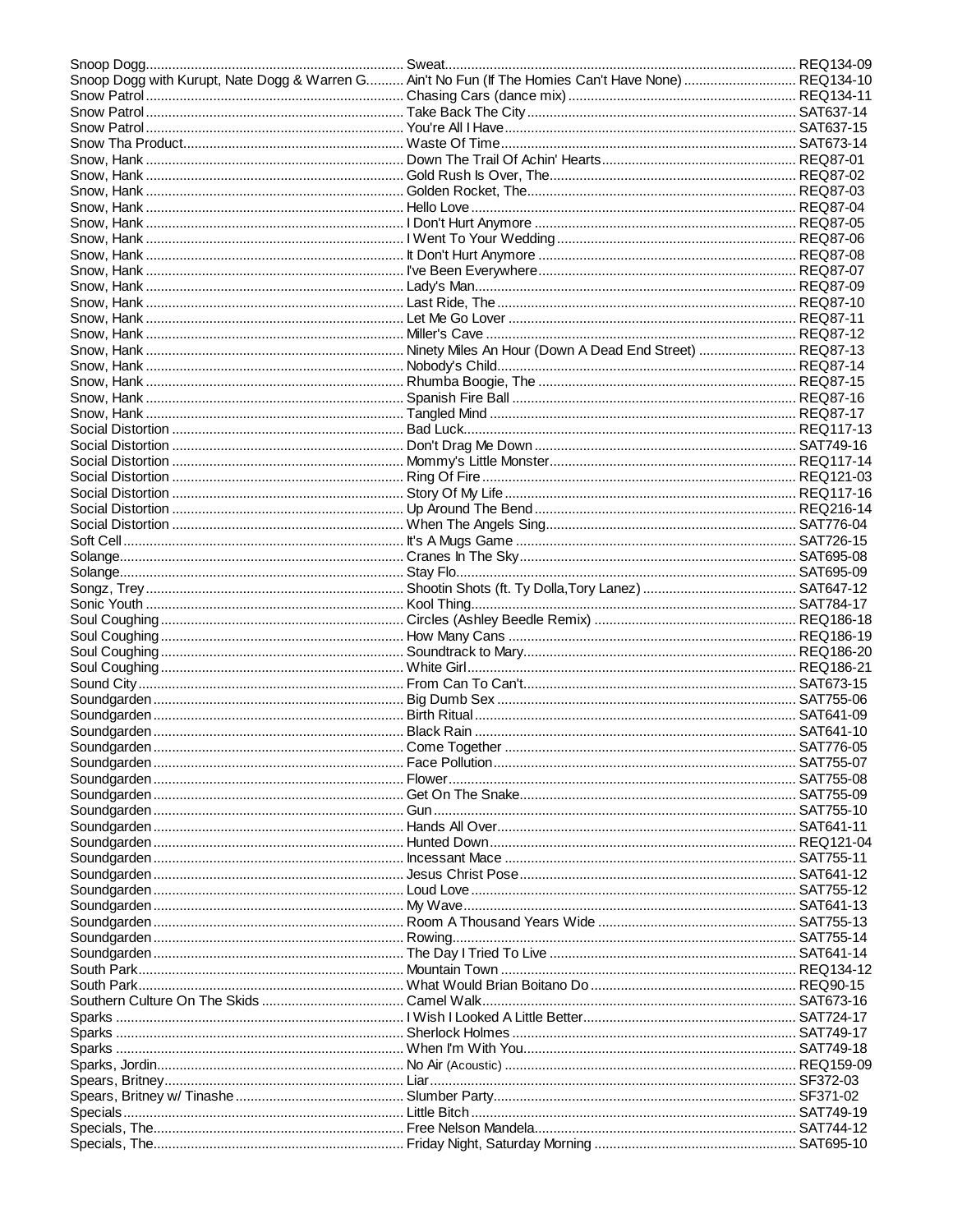| Artist | Title | Code |
|---|---|---|
| Snoop Dogg | Sweat | REQ134-09 |
| Snoop Dogg with Kurupt, Nate Dogg & Warren G | Ain't No Fun (If The Homies Can't Have None) | REQ134-10 |
| Snow Patrol | Chasing Cars (dance mix) | REQ134-11 |
| Snow Patrol | Take Back The City | SAT637-14 |
| Snow Patrol | You're All I Have | SAT637-15 |
| Snow Tha Product | Waste Of Time | SAT673-14 |
| Snow, Hank | Down The Trail Of Achin' Hearts | REQ87-01 |
| Snow, Hank | Gold Rush Is Over, The | REQ87-02 |
| Snow, Hank | Golden Rocket, The | REQ87-03 |
| Snow, Hank | Hello Love | REQ87-04 |
| Snow, Hank | I Don't Hurt Anymore | REQ87-05 |
| Snow, Hank | I Went To Your Wedding | REQ87-06 |
| Snow, Hank | It Don't Hurt Anymore | REQ87-08 |
| Snow, Hank | I've Been Everywhere | REQ87-07 |
| Snow, Hank | Lady's Man | REQ87-09 |
| Snow, Hank | Last Ride, The | REQ87-10 |
| Snow, Hank | Let Me Go Lover | REQ87-11 |
| Snow, Hank | Miller's Cave | REQ87-12 |
| Snow, Hank | Ninety Miles An Hour (Down A Dead End Street) | REQ87-13 |
| Snow, Hank | Nobody's Child | REQ87-14 |
| Snow, Hank | Rhumba Boogie, The | REQ87-15 |
| Snow, Hank | Spanish Fire Ball | REQ87-16 |
| Snow, Hank | Tangled Mind | REQ87-17 |
| Social Distortion | Bad Luck | REQ117-13 |
| Social Distortion | Don't Drag Me Down | SAT749-16 |
| Social Distortion | Mommy's Little Monster | REQ117-14 |
| Social Distortion | Ring Of Fire | REQ121-03 |
| Social Distortion | Story Of My Life | REQ117-16 |
| Social Distortion | Up Around The Bend | REQ216-14 |
| Social Distortion | When The Angels Sing | SAT776-04 |
| Soft Cell | It's A Mugs Game | SAT726-15 |
| Solange | Cranes In The Sky | SAT695-08 |
| Solange | Stay Flo | SAT695-09 |
| Songz, Trey | Shootin Shots (ft. Ty Dolla,Tory Lanez) | SAT647-12 |
| Sonic Youth | Kool Thing | SAT784-17 |
| Soul Coughing | Circles (Ashley Beedle Remix) | REQ186-18 |
| Soul Coughing | How Many Cans | REQ186-19 |
| Soul Coughing | Soundtrack to Mary | REQ186-20 |
| Soul Coughing | White Girl | REQ186-21 |
| Sound City | From Can To Can't | SAT673-15 |
| Soundgarden | Big Dumb Sex | SAT755-06 |
| Soundgarden | Birth Ritual | SAT641-09 |
| Soundgarden | Black Rain | SAT641-10 |
| Soundgarden | Come Together | SAT776-05 |
| Soundgarden | Face Pollution | SAT755-07 |
| Soundgarden | Flower | SAT755-08 |
| Soundgarden | Get On The Snake | SAT755-09 |
| Soundgarden | Gun | SAT755-10 |
| Soundgarden | Hands All Over | SAT641-11 |
| Soundgarden | Hunted Down | REQ121-04 |
| Soundgarden | Incessant Mace | SAT755-11 |
| Soundgarden | Jesus Christ Pose | SAT641-12 |
| Soundgarden | Loud Love | SAT755-12 |
| Soundgarden | My Wave | SAT641-13 |
| Soundgarden | Room A Thousand Years Wide | SAT755-13 |
| Soundgarden | Rowing | SAT755-14 |
| Soundgarden | The Day I Tried To Live | SAT641-14 |
| South Park | Mountain Town | REQ134-12 |
| South Park | What Would Brian Boitano Do | REQ90-15 |
| Southern Culture On The Skids | Camel Walk | SAT673-16 |
| Sparks | I Wish I Looked A Little Better | SAT724-17 |
| Sparks | Sherlock Holmes | SAT749-17 |
| Sparks | When I'm With You | SAT749-18 |
| Sparks, Jordin | No Air (Acoustic) | REQ159-09 |
| Spears, Britney | Liar | SF372-03 |
| Spears, Britney w/ Tinashe | Slumber Party | SF371-02 |
| Specials | Little Bitch | SAT749-19 |
| Specials, The | Free Nelson Mandela | SAT744-12 |
| Specials, The | Friday Night, Saturday Morning | SAT695-10 |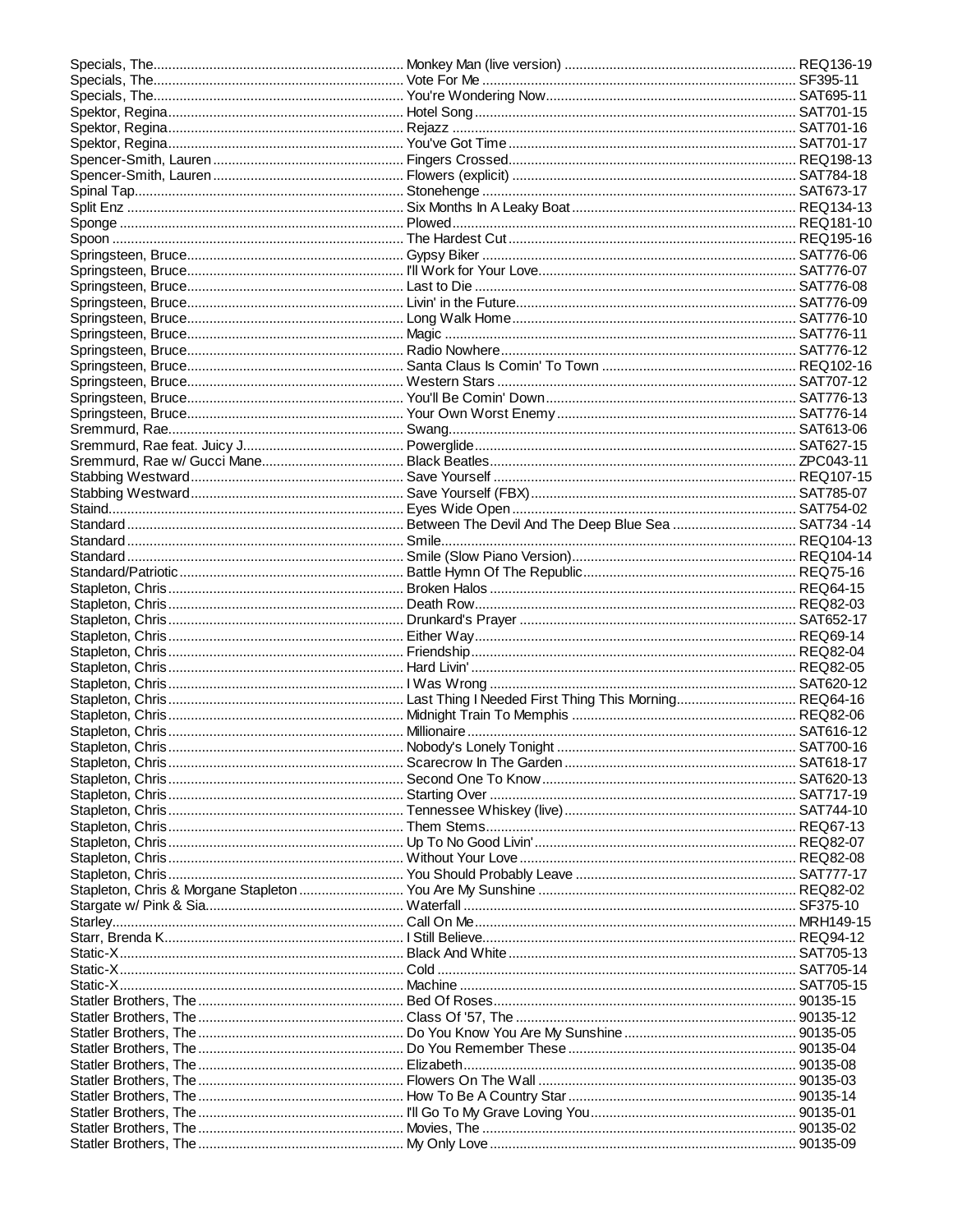| | | |
|---|---|---|
| Specials, The | Monkey Man (live version) | REQ136-19 |
| Specials, The | Vote For Me | SF395-11 |
| Specials, The | You're Wondering Now | SAT695-11 |
| Spektor, Regina | Hotel Song | SAT701-15 |
| Spektor, Regina | Rejazz | SAT701-16 |
| Spektor, Regina | You've Got Time | SAT701-17 |
| Spencer-Smith, Lauren | Fingers Crossed | REQ198-13 |
| Spencer-Smith, Lauren | Flowers (explicit) | SAT784-18 |
| Spinal Tap | Stonehenge | SAT673-17 |
| Split Enz | Six Months In A Leaky Boat | REQ134-13 |
| Sponge | Plowed | REQ181-10 |
| Spoon | The Hardest Cut | REQ195-16 |
| Springsteen, Bruce | Gypsy Biker | SAT776-06 |
| Springsteen, Bruce | I'll Work for Your Love | SAT776-07 |
| Springsteen, Bruce | Last to Die | SAT776-08 |
| Springsteen, Bruce | Livin' in the Future | SAT776-09 |
| Springsteen, Bruce | Long Walk Home | SAT776-10 |
| Springsteen, Bruce | Magic | SAT776-11 |
| Springsteen, Bruce | Radio Nowhere | SAT776-12 |
| Springsteen, Bruce | Santa Claus Is Comin' To Town | REQ102-16 |
| Springsteen, Bruce | Western Stars | SAT707-12 |
| Springsteen, Bruce | You'll Be Comin' Down | SAT776-13 |
| Springsteen, Bruce | Your Own Worst Enemy | SAT776-14 |
| Sremmurd, Rae | Swang | SAT613-06 |
| Sremmurd, Rae feat. Juicy J | Powerglide | SAT627-15 |
| Sremmurd, Rae w/ Gucci Mane | Black Beatles | ZPC043-11 |
| Stabbing Westward | Save Yourself | REQ107-15 |
| Stabbing Westward | Save Yourself (FBX) | SAT785-07 |
| Staind | Eyes Wide Open | SAT754-02 |
| Standard | Between The Devil And The Deep Blue Sea | SAT734 -14 |
| Standard | Smile | REQ104-13 |
| Standard | Smile (Slow Piano Version) | REQ104-14 |
| Standard/Patriotic | Battle Hymn Of The Republic | REQ75-16 |
| Stapleton, Chris | Broken Halos | REQ64-15 |
| Stapleton, Chris | Death Row | REQ82-03 |
| Stapleton, Chris | Drunkard's Prayer | SAT652-17 |
| Stapleton, Chris | Either Way | REQ69-14 |
| Stapleton, Chris | Friendship | REQ82-04 |
| Stapleton, Chris | Hard Livin' | REQ82-05 |
| Stapleton, Chris | I Was Wrong | SAT620-12 |
| Stapleton, Chris | Last Thing I Needed First Thing This Morning | REQ64-16 |
| Stapleton, Chris | Midnight Train To Memphis | REQ82-06 |
| Stapleton, Chris | Millionaire | SAT616-12 |
| Stapleton, Chris | Nobody's Lonely Tonight | SAT700-16 |
| Stapleton, Chris | Scarecrow In The Garden | SAT618-17 |
| Stapleton, Chris | Second One To Know | SAT620-13 |
| Stapleton, Chris | Starting Over | SAT717-19 |
| Stapleton, Chris | Tennessee Whiskey (live) | SAT744-10 |
| Stapleton, Chris | Them Stems | REQ67-13 |
| Stapleton, Chris | Up To No Good Livin' | REQ82-07 |
| Stapleton, Chris | Without Your Love | REQ82-08 |
| Stapleton, Chris | You Should Probably Leave | SAT777-17 |
| Stapleton, Chris & Morgane Stapleton | You Are My Sunshine | REQ82-02 |
| Stargate w/ Pink & Sia | Waterfall | SF375-10 |
| Starley | Call On Me | MRH149-15 |
| Starr, Brenda K | I Still Believe | REQ94-12 |
| Static-X | Black And White | SAT705-13 |
| Static-X | Cold | SAT705-14 |
| Static-X | Machine | SAT705-15 |
| Statler Brothers, The | Bed Of Roses | 90135-15 |
| Statler Brothers, The | Class Of '57, The | 90135-12 |
| Statler Brothers, The | Do You Know You Are My Sunshine | 90135-05 |
| Statler Brothers, The | Do You Remember These | 90135-04 |
| Statler Brothers, The | Elizabeth | 90135-08 |
| Statler Brothers, The | Flowers On The Wall | 90135-03 |
| Statler Brothers, The | How To Be A Country Star | 90135-14 |
| Statler Brothers, The | I'll Go To My Grave Loving You | 90135-01 |
| Statler Brothers, The | Movies, The | 90135-02 |
| Statler Brothers, The | My Only Love | 90135-09 |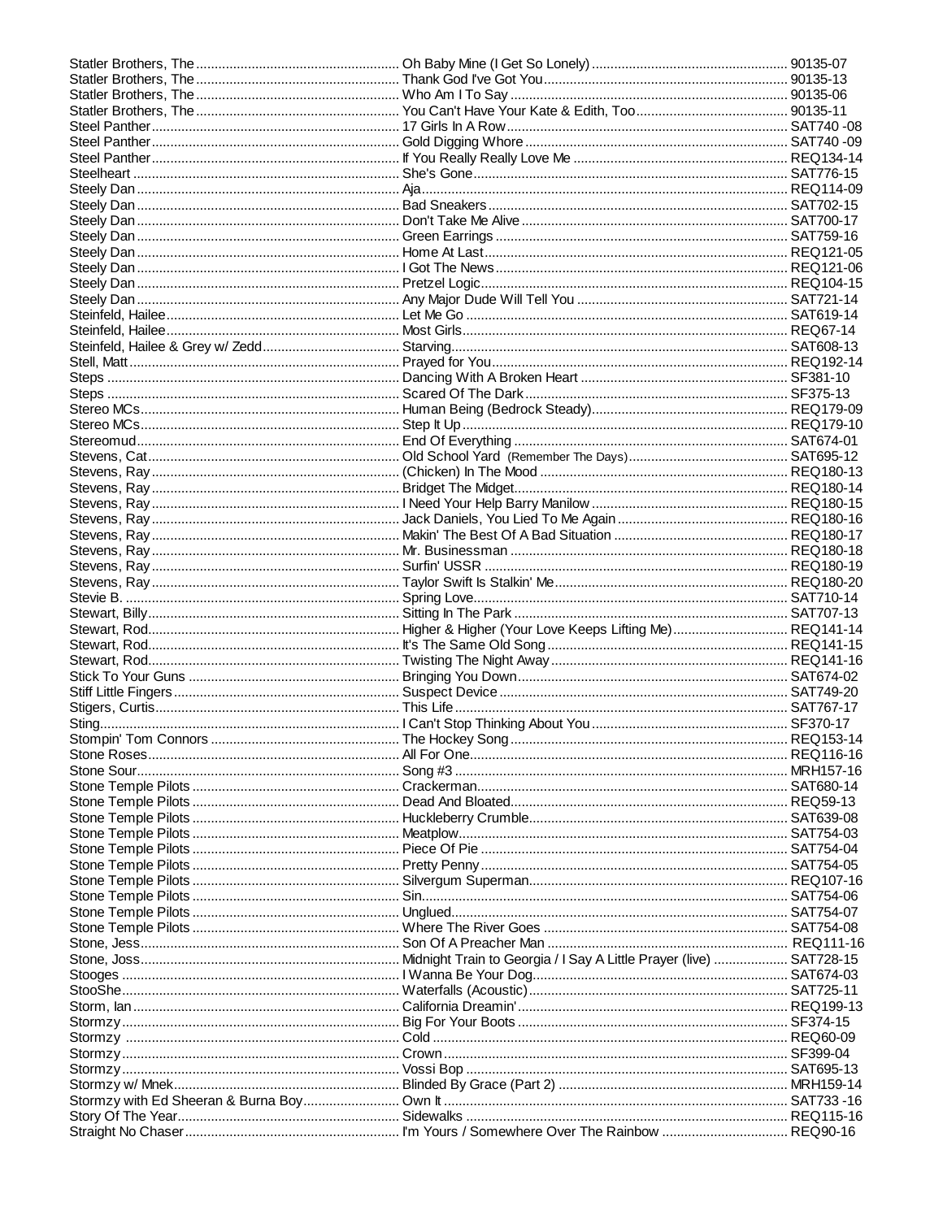| | | |
|---|---|---|
| Statler Brothers, The | Oh Baby Mine (I Get So Lonely) | 90135-07 |
| Statler Brothers, The | Thank God I've Got You | 90135-13 |
| Statler Brothers, The | Who Am I To Say | 90135-06 |
| Statler Brothers, The | You Can't Have Your Kate & Edith, Too | 90135-11 |
| Steel Panther | 17 Girls In A Row | SAT740 -08 |
| Steel Panther | Gold Digging Whore | SAT740 -09 |
| Steel Panther | If You Really Really Love Me | REQ134-14 |
| Steelheart | She's Gone | SAT776-15 |
| Steely Dan | Aja | REQ114-09 |
| Steely Dan | Bad Sneakers | SAT702-15 |
| Steely Dan | Don't Take Me Alive | SAT700-17 |
| Steely Dan | Green Earrings | SAT759-16 |
| Steely Dan | Home At Last | REQ121-05 |
| Steely Dan | I Got The News | REQ121-06 |
| Steely Dan | Pretzel Logic | REQ104-15 |
| Steely Dan | Any Major Dude Will Tell You | SAT721-14 |
| Steinfeld, Hailee | Let Me Go | SAT619-14 |
| Steinfeld, Hailee | Most Girls | REQ67-14 |
| Steinfeld, Hailee & Grey w/ Zedd | Starving | SAT608-13 |
| Stell, Matt | Prayed for You | REQ192-14 |
| Steps | Dancing With A Broken Heart | SF381-10 |
| Steps | Scared Of The Dark | SF375-13 |
| Stereo MCs | Human Being (Bedrock Steady) | REQ179-09 |
| Stereo MCs | Step It Up | REQ179-10 |
| Stereomud | End Of Everything | SAT674-01 |
| Stevens, Cat | Old School Yard (Remember The Days) | SAT695-12 |
| Stevens, Ray | (Chicken) In The Mood | REQ180-13 |
| Stevens, Ray | Bridget The Midget | REQ180-14 |
| Stevens, Ray | I Need Your Help Barry Manilow | REQ180-15 |
| Stevens, Ray | Jack Daniels, You Lied To Me Again | REQ180-16 |
| Stevens, Ray | Makin' The Best Of A Bad Situation | REQ180-17 |
| Stevens, Ray | Mr. Businessman | REQ180-18 |
| Stevens, Ray | Surfin' USSR | REQ180-19 |
| Stevens, Ray | Taylor Swift Is Stalkin' Me | REQ180-20 |
| Stevie B. | Spring Love | SAT710-14 |
| Stewart, Billy | Sitting In The Park | SAT707-13 |
| Stewart, Rod | Higher & Higher (Your Love Keeps Lifting Me) | REQ141-14 |
| Stewart, Rod | It's The Same Old Song | REQ141-15 |
| Stewart, Rod | Twisting The Night Away | REQ141-16 |
| Stick To Your Guns | Bringing You Down | SAT674-02 |
| Stiff Little Fingers | Suspect Device | SAT749-20 |
| Stigers, Curtis | This Life | SAT767-17 |
| Sting | I Can't Stop Thinking About You | SF370-17 |
| Stompin' Tom Connors | The Hockey Song | REQ153-14 |
| Stone Roses | All For One | REQ116-16 |
| Stone Sour | Song #3 | MRH157-16 |
| Stone Temple Pilots | Crackerman | SAT680-14 |
| Stone Temple Pilots | Dead And Bloated | REQ59-13 |
| Stone Temple Pilots | Huckleberry Crumble | SAT639-08 |
| Stone Temple Pilots | Meatplow | SAT754-03 |
| Stone Temple Pilots | Piece Of Pie | SAT754-04 |
| Stone Temple Pilots | Pretty Penny | SAT754-05 |
| Stone Temple Pilots | Silvergum Superman | REQ107-16 |
| Stone Temple Pilots | Sin | SAT754-06 |
| Stone Temple Pilots | Unglued | SAT754-07 |
| Stone Temple Pilots | Where The River Goes | SAT754-08 |
| Stone, Jess | Son Of A Preacher Man | REQ111-16 |
| Stone, Joss | Midnight Train to Georgia / I Say A Little Prayer (live) | SAT728-15 |
| Stooges | I Wanna Be Your Dog | SAT674-03 |
| StooShe | Waterfalls (Acoustic) | SAT725-11 |
| Storm, Ian | California Dreamin' | REQ199-13 |
| Stormzy | Big For Your Boots | SF374-15 |
| Stormzy | Cold | REQ60-09 |
| Stormzy | Crown | SF399-04 |
| Stormzy | Vossi Bop | SAT695-13 |
| Stormzy w/ Mnek | Blinded By Grace (Part 2) | MRH159-14 |
| Stormzy with Ed Sheeran & Burna Boy | Own It | SAT733 -16 |
| Story Of The Year | Sidewalks | REQ115-16 |
| Straight No Chaser | I'm Yours / Somewhere Over The Rainbow | REQ90-16 |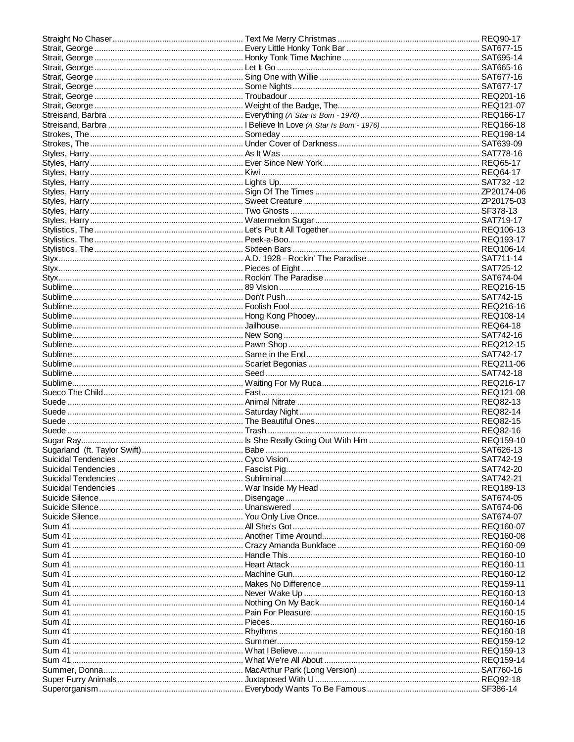| Artist | Title | Code |
|---|---|---|
| Straight No Chaser | Text Me Merry Christmas | REQ90-17 |
| Strait, George | Every Little Honky Tonk Bar | SAT677-15 |
| Strait, George | Honky Tonk Time Machine | SAT695-14 |
| Strait, George | Let It Go | SAT665-16 |
| Strait, George | Sing One with Willie | SAT677-16 |
| Strait, George | Some Nights | SAT677-17 |
| Strait, George | Troubadour | REQ201-16 |
| Strait, George | Weight of the Badge, The | REQ121-07 |
| Streisand, Barbra | Everything *(A Star Is Born - 1976)* | REQ166-17 |
| Streisand, Barbra | I Believe In Love *(A Star Is Born - 1976)* | REQ166-18 |
| Strokes, The | Someday | REQ198-14 |
| Strokes, The | Under Cover of Darkness | SAT639-09 |
| Styles, Harry | As It Was | SAT778-16 |
| Styles, Harry | Ever Since New York | REQ65-17 |
| Styles, Harry | Kiwi | REQ64-17 |
| Styles, Harry | Lights Up | SAT732 -12 |
| Styles, Harry | Sign Of The Times | ZP20174-06 |
| Styles, Harry | Sweet Creature | ZP20175-03 |
| Styles, Harry | Two Ghosts | SF378-13 |
| Styles, Harry | Watermelon Sugar | SAT719-17 |
| Stylistics, The | Let's Put It All Together | REQ106-13 |
| Stylistics, The | Peek-a-Boo | REQ193-17 |
| Stylistics, The | Sixteen Bars | REQ106-14 |
| Styx | A.D. 1928 - Rockin' The Paradise | SAT711-14 |
| Styx | Pieces of Eight | SAT725-12 |
| Styx | Rockin' The Paradise | SAT674-04 |
| Sublime | 89 Vision | REQ216-15 |
| Sublime | Don't Push | SAT742-15 |
| Sublime | Foolish Fool | REQ216-16 |
| Sublime | Hong Kong Phooey | REQ108-14 |
| Sublime | Jailhouse | REQ64-18 |
| Sublime | New Song | SAT742-16 |
| Sublime | Pawn Shop | REQ212-15 |
| Sublime | Same in the End | SAT742-17 |
| Sublime | Scarlet Begonias | REQ211-06 |
| Sublime | Seed | SAT742-18 |
| Sublime | Waiting For My Ruca | REQ216-17 |
| Sueco The Child | Fast | REQ121-08 |
| Suede | Animal Nitrate | REQ82-13 |
| Suede | Saturday Night | REQ82-14 |
| Suede | The Beautiful Ones | REQ82-15 |
| Suede | Trash | REQ82-16 |
| Sugar Ray | Is She Really Going Out With Him | REQ159-10 |
| Sugarland (ft. Taylor Swift) | Babe | SAT626-13 |
| Suicidal Tendencies | Cyco Vision | SAT742-19 |
| Suicidal Tendencies | Fascist Pig | SAT742-20 |
| Suicidal Tendencies | Subliminal | SAT742-21 |
| Suicidal Tendencies | War Inside My Head | REQ189-13 |
| Suicide Silence | Disengage | SAT674-05 |
| Suicide Silence | Unanswered | SAT674-06 |
| Suicide Silence | You Only Live Once | SAT674-07 |
| Sum 41 | All She's Got | REQ160-07 |
| Sum 41 | Another Time Around | REQ160-08 |
| Sum 41 | Crazy Amanda Bunkface | REQ160-09 |
| Sum 41 | Handle This | REQ160-10 |
| Sum 41 | Heart Attack | REQ160-11 |
| Sum 41 | Machine Gun | REQ160-12 |
| Sum 41 | Makes No Difference | REQ159-11 |
| Sum 41 | Never Wake Up | REQ160-13 |
| Sum 41 | Nothing On My Back | REQ160-14 |
| Sum 41 | Pain For Pleasure | REQ160-15 |
| Sum 41 | Pieces | REQ160-16 |
| Sum 41 | Rhythms | REQ160-18 |
| Sum 41 | Summer | REQ159-12 |
| Sum 41 | What I Believe | REQ159-13 |
| Sum 41 | What We're All About | REQ159-14 |
| Summer, Donna | MacArthur Park (Long Version) | SAT760-16 |
| Super Furry Animals | Juxtaposed With U | REQ92-18 |
| Superorganism | Everybody Wants To Be Famous | SF386-14 |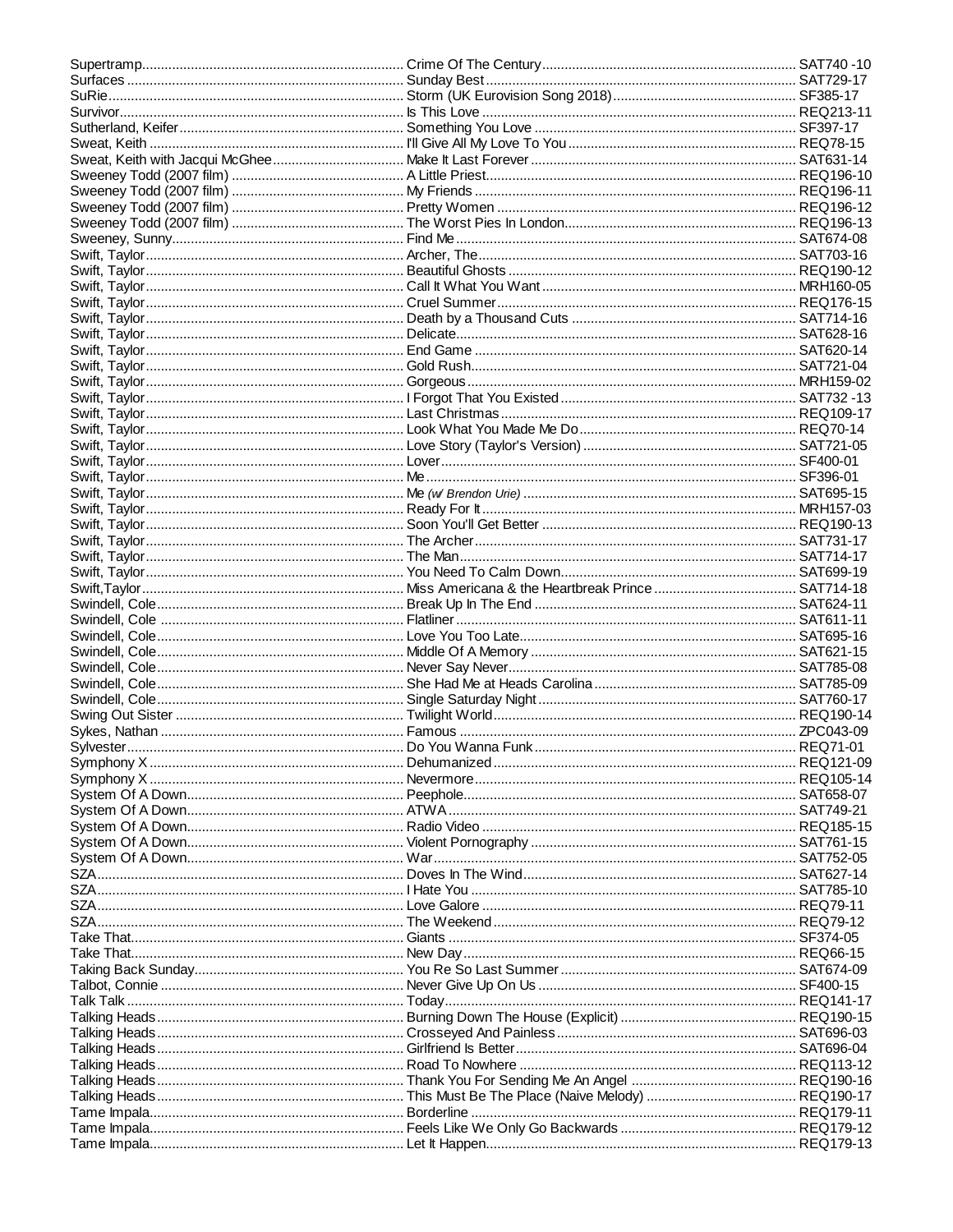| Artist | Title | Code |
|---|---|---|
| Supertramp | Crime Of The Century | SAT740 -10 |
| Surfaces | Sunday Best | SAT729-17 |
| SuRie | Storm (UK Eurovision Song 2018) | SF385-17 |
| Survivor | Is This Love | REQ213-11 |
| Sutherland, Keifer | Something You Love | SF397-17 |
| Sweat, Keith | I'll Give All My Love To You | REQ78-15 |
| Sweat, Keith with Jacqui McGhee | Make It Last Forever | SAT631-14 |
| Sweeney Todd (2007 film) | A Little Priest | REQ196-10 |
| Sweeney Todd (2007 film) | My Friends | REQ196-11 |
| Sweeney Todd (2007 film) | Pretty Women | REQ196-12 |
| Sweeney Todd (2007 film) | The Worst Pies In London | REQ196-13 |
| Sweeney, Sunny | Find Me | SAT674-08 |
| Swift, Taylor | Archer, The | SAT703-16 |
| Swift, Taylor | Beautiful Ghosts | REQ190-12 |
| Swift, Taylor | Call It What You Want | MRH160-05 |
| Swift, Taylor | Cruel Summer | REQ176-15 |
| Swift, Taylor | Death by a Thousand Cuts | SAT714-16 |
| Swift, Taylor | Delicate | SAT628-16 |
| Swift, Taylor | End Game | SAT620-14 |
| Swift, Taylor | Gold Rush | SAT721-04 |
| Swift, Taylor | Gorgeous | MRH159-02 |
| Swift, Taylor | I Forgot That You Existed | SAT732 -13 |
| Swift, Taylor | Last Christmas | REQ109-17 |
| Swift, Taylor | Look What You Made Me Do | REQ70-14 |
| Swift, Taylor | Love Story (Taylor's Version) | SAT721-05 |
| Swift, Taylor | Lover | SF400-01 |
| Swift, Taylor | Me | SF396-01 |
| Swift, Taylor | Me *(w/ Brendon Urie)* | SAT695-15 |
| Swift, Taylor | Ready For It | MRH157-03 |
| Swift, Taylor | Soon You'll Get Better | REQ190-13 |
| Swift, Taylor | The Archer | SAT731-17 |
| Swift, Taylor | The Man | SAT714-17 |
| Swift, Taylor | You Need To Calm Down | SAT699-19 |
| Swift,Taylor | Miss Americana & the Heartbreak Prince | SAT714-18 |
| Swindell, Cole | Break Up In The End | SAT624-11 |
| Swindell, Cole | Flatliner | SAT611-11 |
| Swindell, Cole | Love You Too Late | SAT695-16 |
| Swindell, Cole | Middle Of A Memory | SAT621-15 |
| Swindell, Cole | Never Say Never | SAT785-08 |
| Swindell, Cole | She Had Me at Heads Carolina | SAT785-09 |
| Swindell, Cole | Single Saturday Night | SAT760-17 |
| Swing Out Sister | Twilight World | REQ190-14 |
| Sykes, Nathan | Famous | ZPC043-09 |
| Sylvester | Do You Wanna Funk | REQ71-01 |
| Symphony X | Dehumanized | REQ121-09 |
| Symphony X | Nevermore | REQ105-14 |
| System Of A Down | Peephole | SAT658-07 |
| System Of A Down | ATWA | SAT749-21 |
| System Of A Down | Radio Video | REQ185-15 |
| System Of A Down | Violent Pornography | SAT761-15 |
| System Of A Down | War | SAT752-05 |
| SZA | Doves In The Wind | SAT627-14 |
| SZA | I Hate You | SAT785-10 |
| SZA | Love Galore | REQ79-11 |
| SZA | The Weekend | REQ79-12 |
| Take That | Giants | SF374-05 |
| Take That | New Day | REQ66-15 |
| Taking Back Sunday | You Re So Last Summer | SAT674-09 |
| Talbot, Connie | Never Give Up On Us | SF400-15 |
| Talk Talk | Today | REQ141-17 |
| Talking Heads | Burning Down The House (Explicit) | REQ190-15 |
| Talking Heads | Crosseyed And Painless | SAT696-03 |
| Talking Heads | Girlfriend Is Better | SAT696-04 |
| Talking Heads | Road To Nowhere | REQ113-12 |
| Talking Heads | Thank You For Sending Me An Angel | REQ190-16 |
| Talking Heads | This Must Be The Place (Naive Melody) | REQ190-17 |
| Tame Impala | Borderline | REQ179-11 |
| Tame Impala | Feels Like We Only Go Backwards | REQ179-12 |
| Tame Impala | Let It Happen | REQ179-13 |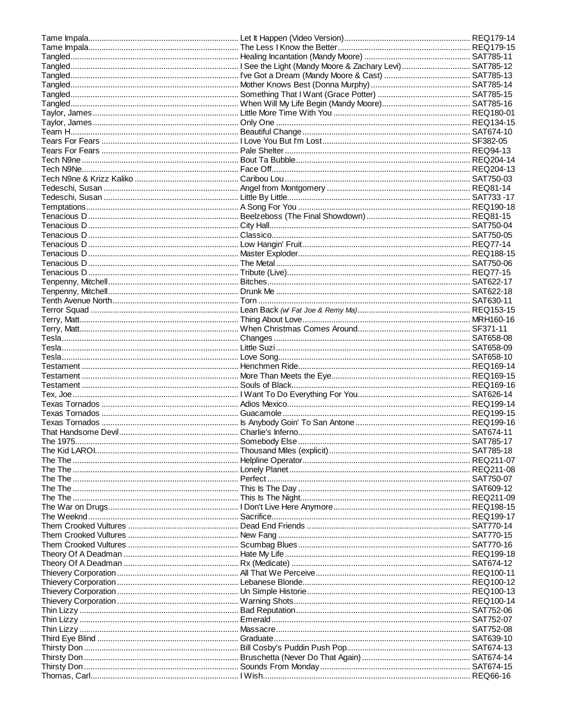| | | |
|---|---|---|
| Tame Impala | Let It Happen (Video Version) | REQ179-14 |
| Tame Impala | The Less I Know the Better | REQ179-15 |
| Tangled | Healing Incantation (Mandy Moore) | SAT785-11 |
| Tangled | I See the Light (Mandy Moore & Zachary Levi) | SAT785-12 |
| Tangled | I've Got a Dream (Mandy Moore & Cast) | SAT785-13 |
| Tangled | Mother Knows Best (Donna Murphy) | SAT785-14 |
| Tangled | Something That I Want (Grace Potter) | SAT785-15 |
| Tangled | When Will My Life Begin (Mandy Moore) | SAT785-16 |
| Taylor, James | Little More Time With You | REQ180-01 |
| Taylor, James | Only One | REQ134-15 |
| Team H | Beautiful Change | SAT674-10 |
| Tears For Fears | I Love You But I'm Lost | SF382-05 |
| Tears For Fears | Pale Shelter | REQ94-13 |
| Tech N9ne | Bout Ta Bubble | REQ204-14 |
| Tech N9Ne | Face Off | REQ204-13 |
| Tech N9ne & Krizz Kaliko | Caribou Lou | SAT750-03 |
| Tedeschi, Susan | Angel from Montgomery | REQ81-14 |
| Tedeschi, Susan | Little By Little | SAT733 -17 |
| Temptations | A Song For You | REQ190-18 |
| Tenacious D | Beelzeboss (The Final Showdown) | REQ81-15 |
| Tenacious D | City Hall | SAT750-04 |
| Tenacious D | Classico | SAT750-05 |
| Tenacious D | Low Hangin' Fruit | REQ77-14 |
| Tenacious D | Master Exploder | REQ188-15 |
| Tenacious D | The Metal | SAT750-06 |
| Tenacious D | Tribute (Live) | REQ77-15 |
| Tenpenny, Mitchell | Bitches | SAT622-17 |
| Tenpenny, Mitchell | Drunk Me | SAT622-18 |
| Tenth Avenue North | Torn | SAT630-11 |
| Terror Squad | Lean Back *(w/ Fat Joe & Remy Ma)* | REQ153-15 |
| Terry, Matt | Thing About Love | MRH160-16 |
| Terry, Matt | When Christmas Comes Around | SF371-11 |
| Tesla | Changes | SAT658-08 |
| Tesla | Little Suzi | SAT658-09 |
| Tesla | Love Song | SAT658-10 |
| Testament | Henchmen Ride | REQ169-14 |
| Testament | More Than Meets the Eye | REQ169-15 |
| Testament | Souls of Black | REQ169-16 |
| Tex, Joe | I Want To Do Everything For You | SAT626-14 |
| Texas Tornados | Adios Mexico | REQ199-14 |
| Texas Tornados | Guacamole | REQ199-15 |
| Texas Tornados | Is Anybody Goin' To San Antone | REQ199-16 |
| That Handsome Devil | Charlie's Inferno | SAT674-11 |
| The 1975 | Somebody Else | SAT785-17 |
| The Kid LAROI | Thousand Miles (explicit) | SAT785-18 |
| The The | Helpline Operator | REQ211-07 |
| The The | Lonely Planet | REQ211-08 |
| The The | Perfect | SAT750-07 |
| The The | This Is The Day | SAT609-12 |
| The The | This Is The Night | REQ211-09 |
| The War on Drugs | I Don't Live Here Anymore | REQ198-15 |
| The Weeknd | Sacrifice | REQ199-17 |
| Them Crooked Vultures | Dead End Friends | SAT770-14 |
| Them Crooked Vultures | New Fang | SAT770-15 |
| Them Crooked Vultures | Scumbag Blues | SAT770-16 |
| Theory Of A Deadman | Hate My Life | REQ199-18 |
| Theory Of A Deadman | Rx (Medicate) | SAT674-12 |
| Thievery Corporation | All That We Perceive | REQ100-11 |
| Thievery Corporation | Lebanese Blonde | REQ100-12 |
| Thievery Corporation | Un Simple Historie | REQ100-13 |
| Thievery Corporation | Warning Shots | REQ100-14 |
| Thin Lizzy | Bad Reputation | SAT752-06 |
| Thin Lizzy | Emerald | SAT752-07 |
| Thin Lizzy | Massacre | SAT752-08 |
| Third Eye Blind | Graduate | SAT639-10 |
| Thirsty Don | Bill Cosby's Puddin Push Pop | SAT674-13 |
| Thirsty Don | Bruschetta (Never Do That Again) | SAT674-14 |
| Thirsty Don | Sounds From Monday | SAT674-15 |
| Thomas, Carl | I Wish | REQ66-16 |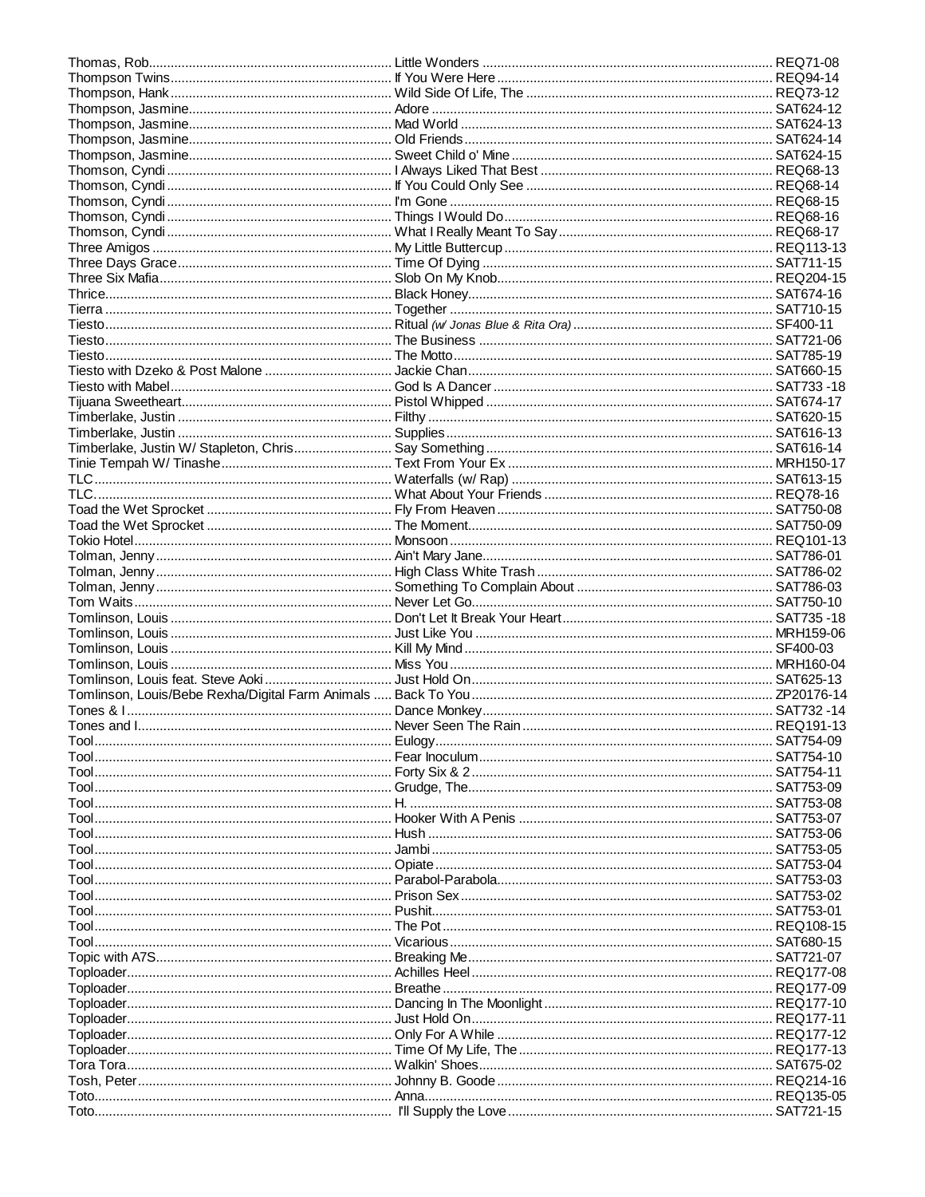| Artist | Title | Code |
|---|---|---|
| Thomas, Rob | Little Wonders | REQ71-08 |
| Thompson Twins | If You Were Here | REQ94-14 |
| Thompson, Hank | Wild Side Of Life, The | REQ73-12 |
| Thompson, Jasmine | Adore | SAT624-12 |
| Thompson, Jasmine | Mad World | SAT624-13 |
| Thompson, Jasmine | Old Friends | SAT624-14 |
| Thompson, Jasmine | Sweet Child o' Mine | SAT624-15 |
| Thomson, Cyndi | I Always Liked That Best | REQ68-13 |
| Thomson, Cyndi | If You Could Only See | REQ68-14 |
| Thomson, Cyndi | I'm Gone | REQ68-15 |
| Thomson, Cyndi | Things I Would Do | REQ68-16 |
| Thomson, Cyndi | What I Really Meant To Say | REQ68-17 |
| Three Amigos | My Little Buttercup | REQ113-13 |
| Three Days Grace | Time Of Dying | SAT711-15 |
| Three Six Mafia | Slob On My Knob | REQ204-15 |
| Thrice | Black Honey | SAT674-16 |
| Tierra | Together | SAT710-15 |
| Tiesto | Ritual *(w/ Jonas Blue & Rita Ora)* | SF400-11 |
| Tiesto | The Business | SAT721-06 |
| Tiesto | The Motto | SAT785-19 |
| Tiesto with Dzeko & Post Malone | Jackie Chan | SAT660-15 |
| Tiesto with Mabel | God Is A Dancer | SAT733 -18 |
| Tijuana Sweetheart | Pistol Whipped | SAT674-17 |
| Timberlake, Justin | Filthy | SAT620-15 |
| Timberlake, Justin | Supplies | SAT616-13 |
| Timberlake, Justin W/ Stapleton, Chris | Say Something | SAT616-14 |
| Tinie Tempah W/ Tinashe | Text From Your Ex | MRH150-17 |
| TLC | Waterfalls (w/ Rap) | SAT613-15 |
| TLC | What About Your Friends | REQ78-16 |
| Toad the Wet Sprocket | Fly From Heaven | SAT750-08 |
| Toad the Wet Sprocket | The Moment | SAT750-09 |
| Tokio Hotel | Monsoon | REQ101-13 |
| Tolman, Jenny | Ain't Mary Jane | SAT786-01 |
| Tolman, Jenny | High Class White Trash | SAT786-02 |
| Tolman, Jenny | Something To Complain About | SAT786-03 |
| Tom Waits | Never Let Go | SAT750-10 |
| Tomlinson, Louis | Don't Let It Break Your Heart | SAT735 -18 |
| Tomlinson, Louis | Just Like You | MRH159-06 |
| Tomlinson, Louis | Kill My Mind | SF400-03 |
| Tomlinson, Louis | Miss You | MRH160-04 |
| Tomlinson, Louis feat. Steve Aoki | Just Hold On | SAT625-13 |
| Tomlinson, Louis/Bebe Rexha/Digital Farm Animals | Back To You | ZP20176-14 |
| Tones & I | Dance Monkey | SAT732 -14 |
| Tones and I | Never Seen The Rain | REQ191-13 |
| Tool | Eulogy | SAT754-09 |
| Tool | Fear Inoculum | SAT754-10 |
| Tool | Forty Six & 2 | SAT754-11 |
| Tool | Grudge, The | SAT753-09 |
| Tool | H. | SAT753-08 |
| Tool | Hooker With A Penis | SAT753-07 |
| Tool | Hush | SAT753-06 |
| Tool | Jambi | SAT753-05 |
| Tool | Opiate | SAT753-04 |
| Tool | Parabol-Parabola | SAT753-03 |
| Tool | Prison Sex | SAT753-02 |
| Tool | Pushit | SAT753-01 |
| Tool | The Pot | REQ108-15 |
| Tool | Vicarious | SAT680-15 |
| Topic with A7S | Breaking Me | SAT721-07 |
| Toploader | Achilles Heel | REQ177-08 |
| Toploader | Breathe | REQ177-09 |
| Toploader | Dancing In The Moonlight | REQ177-10 |
| Toploader | Just Hold On | REQ177-11 |
| Toploader | Only For A While | REQ177-12 |
| Toploader | Time Of My Life, The | REQ177-13 |
| Tora Tora | Walkin' Shoes | SAT675-02 |
| Tosh, Peter | Johnny B. Goode | REQ214-16 |
| Toto | Anna | REQ135-05 |
| Toto | I'll Supply the Love | SAT721-15 |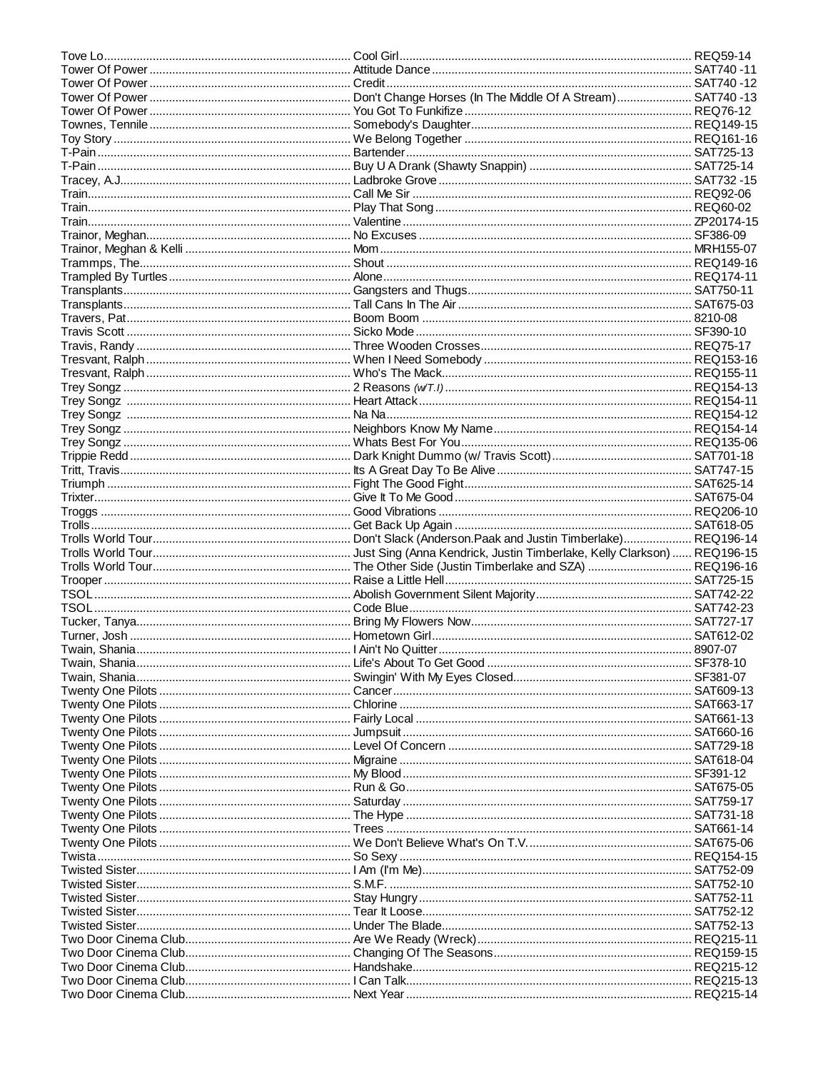| Artist | Title | Code |
|---|---|---|
| Tove Lo | Cool Girl | REQ59-14 |
| Tower Of Power | Attitude Dance | SAT740 -11 |
| Tower Of Power | Credit | SAT740 -12 |
| Tower Of Power | Don't Change Horses (In The Middle Of A Stream) | SAT740 -13 |
| Tower Of Power | You Got To Funkifize | REQ76-12 |
| Townes, Tennile | Somebody's Daughter | REQ149-15 |
| Toy Story | We Belong Together | REQ161-16 |
| T-Pain | Bartender | SAT725-13 |
| T-Pain | Buy U A Drank (Shawty Snappin) | SAT725-14 |
| Tracey, A.J. | Ladbroke Grove | SAT732 -15 |
| Train | Call Me Sir | REQ92-06 |
| Train | Play That Song | REQ60-02 |
| Train | Valentine | ZP20174-15 |
| Trainor, Meghan | No Excuses | SF386-09 |
| Trainor, Meghan & Kelli | Mom | MRH155-07 |
| Trammps, The | Shout | REQ149-16 |
| Trampled By Turtles | Alone | REQ174-11 |
| Transplants | Gangsters and Thugs | SAT750-11 |
| Transplants | Tall Cans In The Air | SAT675-03 |
| Travers, Pat | Boom Boom | 8210-08 |
| Travis Scott | Sicko Mode | SF390-10 |
| Travis, Randy | Three Wooden Crosses | REQ75-17 |
| Tresvant, Ralph | When I Need Somebody | REQ153-16 |
| Tresvant, Ralph | Who's The Mack | REQ155-11 |
| Trey Songz | 2 Reasons *(w/T.I)* | REQ154-13 |
| Trey Songz | Heart Attack | REQ154-11 |
| Trey Songz | Na Na | REQ154-12 |
| Trey Songz | Neighbors Know My Name | REQ154-14 |
| Trey Songz | Whats Best For You | REQ135-06 |
| Trippie Redd | Dark Knight Dummo (w/ Travis Scott) | SAT701-18 |
| Tritt, Travis | Its A Great Day To Be Alive | SAT747-15 |
| Triumph | Fight The Good Fight | SAT625-14 |
| Trixter | Give It To Me Good | SAT675-04 |
| Troggs | Good Vibrations | REQ206-10 |
| Trolls | Get Back Up Again | SAT618-05 |
| Trolls World Tour | Don't Slack (Anderson.Paak and Justin Timberlake) | REQ196-14 |
| Trolls World Tour | Just Sing (Anna Kendrick, Justin Timberlake, Kelly Clarkson) | REQ196-15 |
| Trolls World Tour | The Other Side (Justin Timberlake and SZA) | REQ196-16 |
| Trooper | Raise a Little Hell | SAT725-15 |
| TSOL | Abolish Government Silent Majority | SAT742-22 |
| TSOL | Code Blue | SAT742-23 |
| Tucker, Tanya | Bring My Flowers Now | SAT727-17 |
| Turner, Josh | Hometown Girl | SAT612-02 |
| Twain, Shania | I Ain't No Quitter | 8907-07 |
| Twain, Shania | Life's About To Get Good | SF378-10 |
| Twain, Shania | Swingin' With My Eyes Closed | SF381-07 |
| Twenty One Pilots | Cancer | SAT609-13 |
| Twenty One Pilots | Chlorine | SAT663-17 |
| Twenty One Pilots | Fairly Local | SAT661-13 |
| Twenty One Pilots | Jumpsuit | SAT660-16 |
| Twenty One Pilots | Level Of Concern | SAT729-18 |
| Twenty One Pilots | Migraine | SAT618-04 |
| Twenty One Pilots | My Blood | SF391-12 |
| Twenty One Pilots | Run & Go | SAT675-05 |
| Twenty One Pilots | Saturday | SAT759-17 |
| Twenty One Pilots | The Hype | SAT731-18 |
| Twenty One Pilots | Trees | SAT661-14 |
| Twenty One Pilots | We Don't Believe What's On T.V. | SAT675-06 |
| Twista | So Sexy | REQ154-15 |
| Twisted Sister | I Am (I'm Me) | SAT752-09 |
| Twisted Sister | S.M.F. | SAT752-10 |
| Twisted Sister | Stay Hungry | SAT752-11 |
| Twisted Sister | Tear It Loose | SAT752-12 |
| Twisted Sister | Under The Blade | SAT752-13 |
| Two Door Cinema Club | Are We Ready (Wreck) | REQ215-11 |
| Two Door Cinema Club | Changing Of The Seasons | REQ159-15 |
| Two Door Cinema Club | Handshake | REQ215-12 |
| Two Door Cinema Club | I Can Talk | REQ215-13 |
| Two Door Cinema Club | Next Year | REQ215-14 |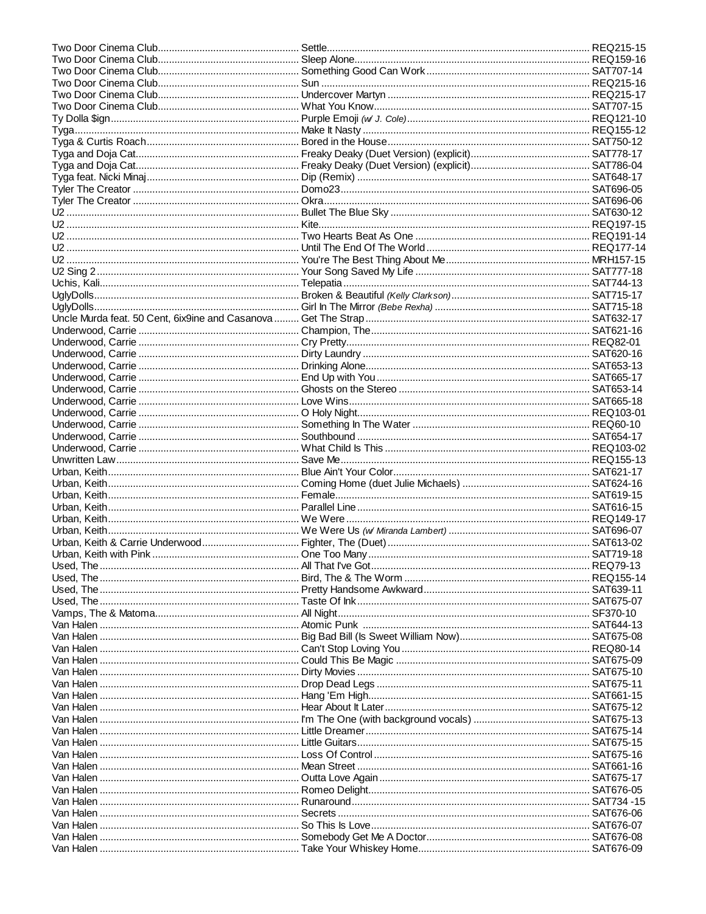| Artist | Title | Code |
|---|---|---|
| Two Door Cinema Club | Settle | REQ215-15 |
| Two Door Cinema Club | Sleep Alone | REQ159-16 |
| Two Door Cinema Club | Something Good Can Work | SAT707-14 |
| Two Door Cinema Club | Sun | REQ215-16 |
| Two Door Cinema Club | Undercover Martyn | REQ215-17 |
| Two Door Cinema Club | What You Know | SAT707-15 |
| Ty Dolla $ign | Purple Emoji *(w/ J. Cole)* | REQ121-10 |
| Tyga | Make It Nasty | REQ155-12 |
| Tyga & Curtis Roach | Bored in the House | SAT750-12 |
| Tyga and Doja Cat | Freaky Deaky (Duet Version) (explicit) | SAT778-17 |
| Tyga and Doja Cat | Freaky Deaky (Duet Version) (explicit) | SAT786-04 |
| Tyga feat. Nicki Minaj | Dip (Remix) | SAT648-17 |
| Tyler The Creator | Domo23 | SAT696-05 |
| Tyler The Creator | Okra | SAT696-06 |
| U2 | Bullet The Blue Sky | SAT630-12 |
| U2 | Kite | REQ197-15 |
| U2 | Two Hearts Beat As One | REQ191-14 |
| U2 | Until The End Of The World | REQ177-14 |
| U2 | You're The Best Thing About Me | MRH157-15 |
| U2 Sing 2 | Your Song Saved My Life | SAT777-18 |
| Uchis, Kali | Telepatia | SAT744-13 |
| UglyDolls | Broken & Beautiful *(Kelly Clarkson)* | SAT715-17 |
| UglyDolls | Girl In The Mirror *(Bebe Rexha)* | SAT715-18 |
| Uncle Murda feat. 50 Cent, 6ix9ine and Casanova | Get The Strap | SAT632-17 |
| Underwood, Carrie | Champion, The | SAT621-16 |
| Underwood, Carrie | Cry Pretty | REQ82-01 |
| Underwood, Carrie | Dirty Laundry | SAT620-16 |
| Underwood, Carrie | Drinking Alone | SAT653-13 |
| Underwood, Carrie | End Up with You | SAT665-17 |
| Underwood, Carrie | Ghosts on the Stereo | SAT653-14 |
| Underwood, Carrie | Love Wins | SAT665-18 |
| Underwood, Carrie | O Holy Night | REQ103-01 |
| Underwood, Carrie | Something In The Water | REQ60-10 |
| Underwood, Carrie | Southbound | SAT654-17 |
| Underwood, Carrie | What Child Is This | REQ103-02 |
| Unwritten Law | Save Me | REQ155-13 |
| Urban, Keith | Blue Ain't Your Color | SAT621-17 |
| Urban, Keith | Coming Home (duet Julie Michaels) | SAT624-16 |
| Urban, Keith | Female | SAT619-15 |
| Urban, Keith | Parallel Line | SAT616-15 |
| Urban, Keith | We Were | REQ149-17 |
| Urban, Keith | We Were Us *(w/ Miranda Lambert)* | SAT696-07 |
| Urban, Keith & Carrie Underwood | Fighter, The (Duet) | SAT613-02 |
| Urban, Keith with Pink | One Too Many | SAT719-18 |
| Used, The | All That I've Got | REQ79-13 |
| Used, The | Bird, The & The Worm | REQ155-14 |
| Used, The | Pretty Handsome Awkward | SAT639-11 |
| Used, The | Taste Of Ink | SAT675-07 |
| Vamps, The & Matoma | All Night | SF370-10 |
| Van Halen | Atomic Punk | SAT644-13 |
| Van Halen | Big Bad Bill (Is Sweet William Now) | SAT675-08 |
| Van Halen | Can't Stop Loving You | REQ80-14 |
| Van Halen | Could This Be Magic | SAT675-09 |
| Van Halen | Dirty Movies | SAT675-10 |
| Van Halen | Drop Dead Legs | SAT675-11 |
| Van Halen | Hang 'Em High | SAT661-15 |
| Van Halen | Hear About It Later | SAT675-12 |
| Van Halen | I'm The One (with background vocals) | SAT675-13 |
| Van Halen | Little Dreamer | SAT675-14 |
| Van Halen | Little Guitars | SAT675-15 |
| Van Halen | Loss Of Control | SAT675-16 |
| Van Halen | Mean Street | SAT661-16 |
| Van Halen | Outta Love Again | SAT675-17 |
| Van Halen | Romeo Delight | SAT676-05 |
| Van Halen | Runaround | SAT734 -15 |
| Van Halen | Secrets | SAT676-06 |
| Van Halen | So This Is Love | SAT676-07 |
| Van Halen | Somebody Get Me A Doctor | SAT676-08 |
| Van Halen | Take Your Whiskey Home | SAT676-09 |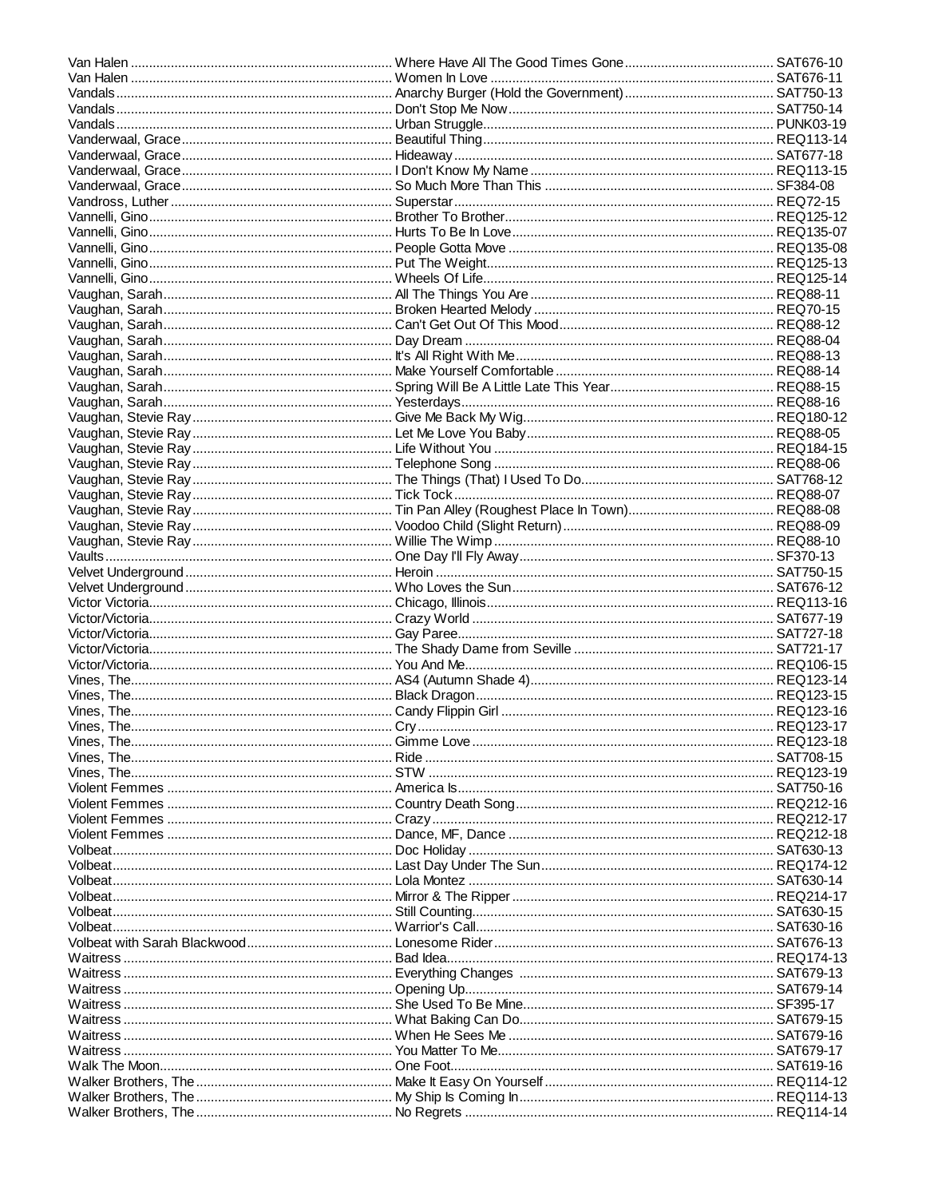| | | |
|---|---|---|
| Van Halen | Where Have All The Good Times Gone | SAT676-10 |
| Van Halen | Women In Love | SAT676-11 |
| Vandals | Anarchy Burger (Hold the Government) | SAT750-13 |
| Vandals | Don't Stop Me Now | SAT750-14 |
| Vandals | Urban Struggle | PUNK03-19 |
| Vanderwaal, Grace | Beautiful Thing | REQ113-14 |
| Vanderwaal, Grace | Hideaway | SAT677-18 |
| Vanderwaal, Grace | I Don't Know My Name | REQ113-15 |
| Vanderwaal, Grace | So Much More Than This | SF384-08 |
| Vandross, Luther | Superstar | REQ72-15 |
| Vannelli, Gino | Brother To Brother | REQ125-12 |
| Vannelli, Gino | Hurts To Be In Love | REQ135-07 |
| Vannelli, Gino | People Gotta Move | REQ135-08 |
| Vannelli, Gino | Put The Weight | REQ125-13 |
| Vannelli, Gino | Wheels Of Life | REQ125-14 |
| Vaughan, Sarah | All The Things You Are | REQ88-11 |
| Vaughan, Sarah | Broken Hearted Melody | REQ70-15 |
| Vaughan, Sarah | Can't Get Out Of This Mood | REQ88-12 |
| Vaughan, Sarah | Day Dream | REQ88-04 |
| Vaughan, Sarah | It's All Right With Me | REQ88-13 |
| Vaughan, Sarah | Make Yourself Comfortable | REQ88-14 |
| Vaughan, Sarah | Spring Will Be A Little Late This Year | REQ88-15 |
| Vaughan, Sarah | Yesterdays | REQ88-16 |
| Vaughan, Stevie Ray | Give Me Back My Wig | REQ180-12 |
| Vaughan, Stevie Ray | Let Me Love You Baby | REQ88-05 |
| Vaughan, Stevie Ray | Life Without You | REQ184-15 |
| Vaughan, Stevie Ray | Telephone Song | REQ88-06 |
| Vaughan, Stevie Ray | The Things (That) I Used To Do | SAT768-12 |
| Vaughan, Stevie Ray | Tick Tock | REQ88-07 |
| Vaughan, Stevie Ray | Tin Pan Alley (Roughest Place In Town) | REQ88-08 |
| Vaughan, Stevie Ray | Voodoo Child (Slight Return) | REQ88-09 |
| Vaughan, Stevie Ray | Willie The Wimp | REQ88-10 |
| Vaults | One Day I'll Fly Away | SF370-13 |
| Velvet Underground | Heroin | SAT750-15 |
| Velvet Underground | Who Loves the Sun | SAT676-12 |
| Victor Victoria | Chicago, Illinois | REQ113-16 |
| Victor/Victoria | Crazy World | SAT677-19 |
| Victor/Victoria | Gay Paree | SAT727-18 |
| Victor/Victoria | The Shady Dame from Seville | SAT721-17 |
| Victor/Victoria | You And Me | REQ106-15 |
| Vines, The | AS4 (Autumn Shade 4) | REQ123-14 |
| Vines, The | Black Dragon | REQ123-15 |
| Vines, The | Candy Flippin Girl | REQ123-16 |
| Vines, The | Cry | REQ123-17 |
| Vines, The | Gimme Love | REQ123-18 |
| Vines, The | Ride | SAT708-15 |
| Vines, The | STW | REQ123-19 |
| Violent Femmes | America Is | SAT750-16 |
| Violent Femmes | Country Death Song | REQ212-16 |
| Violent Femmes | Crazy | REQ212-17 |
| Violent Femmes | Dance, MF, Dance | REQ212-18 |
| Volbeat | Doc Holiday | SAT630-13 |
| Volbeat | Last Day Under The Sun | REQ174-12 |
| Volbeat | Lola Montez | SAT630-14 |
| Volbeat | Mirror & The Ripper | REQ214-17 |
| Volbeat | Still Counting | SAT630-15 |
| Volbeat | Warrior's Call | SAT630-16 |
| Volbeat with Sarah Blackwood | Lonesome Rider | SAT676-13 |
| Waitress | Bad Idea | REQ174-13 |
| Waitress | Everything Changes | SAT679-13 |
| Waitress | Opening Up | SAT679-14 |
| Waitress | She Used To Be Mine | SF395-17 |
| Waitress | What Baking Can Do | SAT679-15 |
| Waitress | When He Sees Me | SAT679-16 |
| Waitress | You Matter To Me | SAT679-17 |
| Walk The Moon | One Foot | SAT619-16 |
| Walker Brothers, The | Make It Easy On Yourself | REQ114-12 |
| Walker Brothers, The | My Ship Is Coming In | REQ114-13 |
| Walker Brothers, The | No Regrets | REQ114-14 |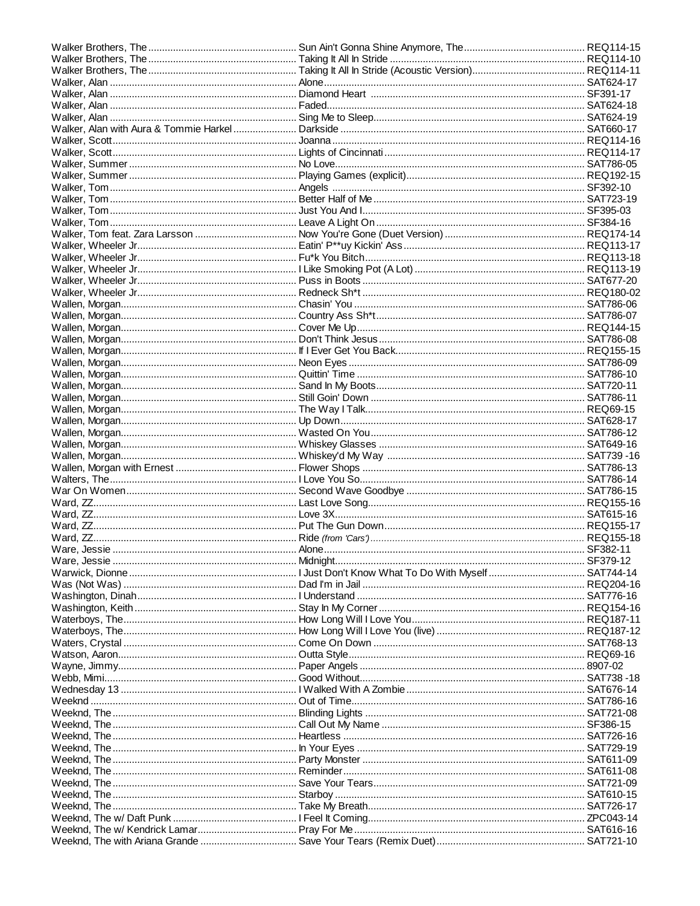| Artist | Title | Code |
|---|---|---|
| Walker Brothers, The | Sun Ain't Gonna Shine Anymore, The | REQ114-15 |
| Walker Brothers, The | Taking It All In Stride | REQ114-10 |
| Walker Brothers, The | Taking It All In Stride (Acoustic Version) | REQ114-11 |
| Walker, Alan | Alone | SAT624-17 |
| Walker, Alan | Diamond Heart | SF391-17 |
| Walker, Alan | Faded | SAT624-18 |
| Walker, Alan | Sing Me to Sleep | SAT624-19 |
| Walker, Alan with Aura & Tommie Harkel | Darkside | SAT660-17 |
| Walker, Scott | Joanna | REQ114-16 |
| Walker, Scott | Lights of Cincinnati | REQ114-17 |
| Walker, Summer | No Love | SAT786-05 |
| Walker, Summer | Playing Games (explicit) | REQ192-15 |
| Walker, Tom | Angels | SF392-10 |
| Walker, Tom | Better Half of Me | SAT723-19 |
| Walker, Tom | Just You And I | SF395-03 |
| Walker, Tom | Leave A Light On | SF384-16 |
| Walker, Tom feat. Zara Larsson | Now You're Gone (Duet Version) | REQ174-14 |
| Walker, Wheeler Jr. | Eatin' P**uy Kickin' Ass | REQ113-17 |
| Walker, Wheeler Jr. | Fu*k You Bitch | REQ113-18 |
| Walker, Wheeler Jr. | I Like Smoking Pot (A Lot) | REQ113-19 |
| Walker, Wheeler Jr. | Puss in Boots | SAT677-20 |
| Walker, Wheeler Jr. | Redneck Sh*t | REQ180-02 |
| Wallen, Morgan | Chasin' You | SAT786-06 |
| Wallen, Morgan | Country Ass Sh*t | SAT786-07 |
| Wallen, Morgan | Cover Me Up | REQ144-15 |
| Wallen, Morgan | Don't Think Jesus | SAT786-08 |
| Wallen, Morgan | If I Ever Get You Back | REQ155-15 |
| Wallen, Morgan | Neon Eyes | SAT786-09 |
| Wallen, Morgan | Quittin' Time | SAT786-10 |
| Wallen, Morgan | Sand In My Boots | SAT720-11 |
| Wallen, Morgan | Still Goin' Down | SAT786-11 |
| Wallen, Morgan | The Way I Talk | REQ69-15 |
| Wallen, Morgan | Up Down | SAT628-17 |
| Wallen, Morgan | Wasted On You | SAT786-12 |
| Wallen, Morgan | Whiskey Glasses | SAT649-16 |
| Wallen, Morgan | Whiskey'd My Way | SAT739 -16 |
| Wallen, Morgan with Ernest | Flower Shops | SAT786-13 |
| Walters, The | I Love You So | SAT786-14 |
| War On Women | Second Wave Goodbye | SAT786-15 |
| Ward, ZZ | Last Love Song | REQ155-16 |
| Ward, ZZ | Love 3X | SAT615-16 |
| Ward, ZZ | Put The Gun Down | REQ155-17 |
| Ward, ZZ | Ride *(from 'Cars')* | REQ155-18 |
| Ware, Jessie | Alone | SF382-11 |
| Ware, Jessie | Midnight | SF379-12 |
| Warwick, Dionne | I Just Don't Know What To Do With Myself | SAT744-14 |
| Was (Not Was) | Dad I'm in Jail | REQ204-16 |
| Washington, Dinah | I Understand | SAT776-16 |
| Washington, Keith | Stay In My Corner | REQ154-16 |
| Waterboys, The | How Long Will I Love You | REQ187-11 |
| Waterboys, The | How Long Will I Love You (live) | REQ187-12 |
| Waters, Crystal | Come On Down | SAT768-13 |
| Watson, Aaron | Outta Style | REQ69-16 |
| Wayne, Jimmy | Paper Angels | 8907-02 |
| Webb, Mimi | Good Without | SAT738 -18 |
| Wednesday 13 | I Walked With A Zombie | SAT676-14 |
| Weeknd | Out of Time | SAT786-16 |
| Weeknd, The | Blinding Lights | SAT721-08 |
| Weeknd, The | Call Out My Name | SF386-15 |
| Weeknd, The | Heartless | SAT726-16 |
| Weeknd, The | In Your Eyes | SAT729-19 |
| Weeknd, The | Party Monster | SAT611-09 |
| Weeknd, The | Reminder | SAT611-08 |
| Weeknd, The | Save Your Tears | SAT721-09 |
| Weeknd, The | Starboy | SAT610-15 |
| Weeknd, The | Take My Breath | SAT726-17 |
| Weeknd, The w/ Daft Punk | I Feel It Coming | ZPC043-14 |
| Weeknd, The w/ Kendrick Lamar | Pray For Me | SAT616-16 |
| Weeknd, The with Ariana Grande | Save Your Tears (Remix Duet) | SAT721-10 |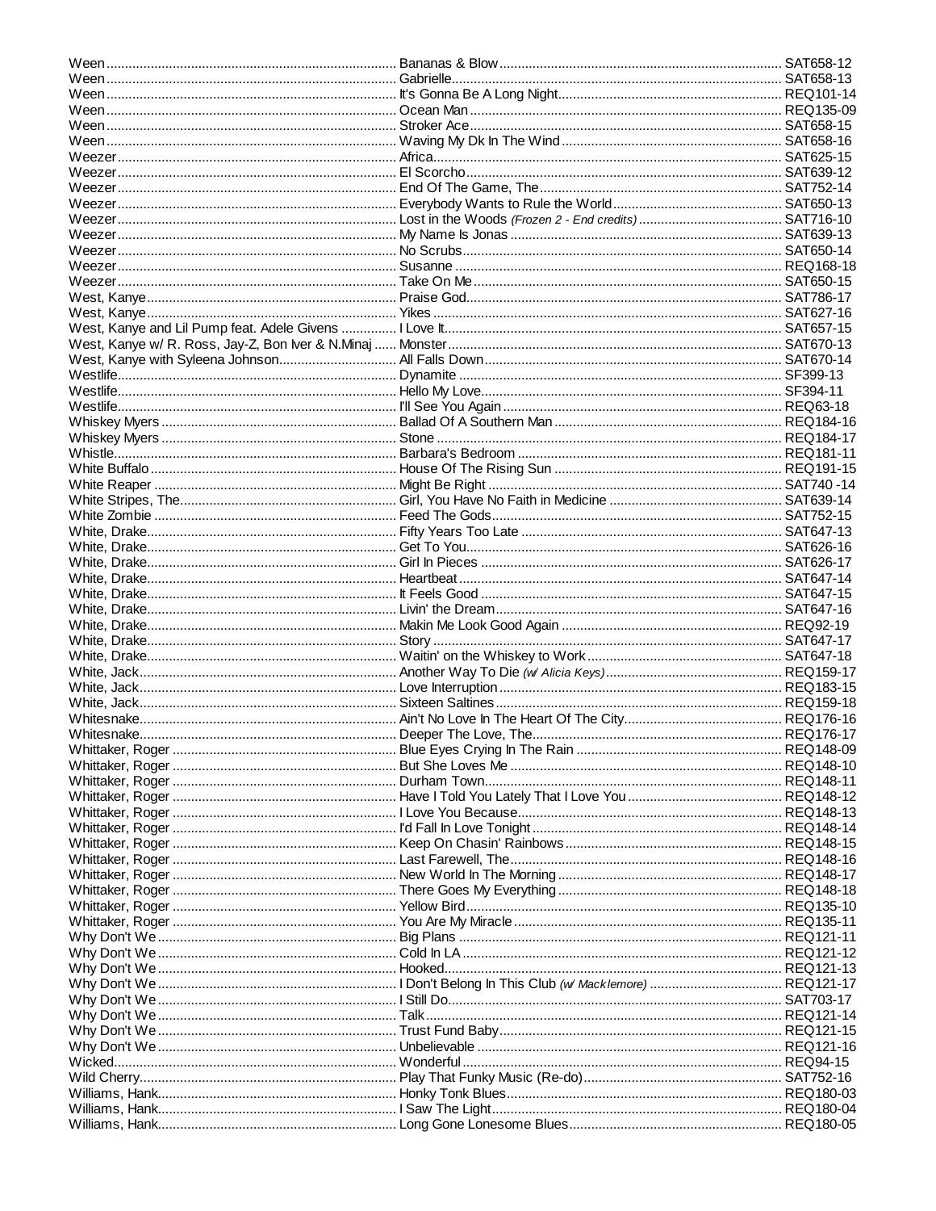| | | |
|---|---|---|
| Ween | Bananas & Blow | SAT658-12 |
| Ween | Gabrielle | SAT658-13 |
| Ween | It's Gonna Be A Long Night | REQ101-14 |
| Ween | Ocean Man | REQ135-09 |
| Ween | Stroker Ace | SAT658-15 |
| Ween | Waving My Dk In The Wind | SAT658-16 |
| Weezer | Africa | SAT625-15 |
| Weezer | El Scorcho | SAT639-12 |
| Weezer | End Of The Game, The | SAT752-14 |
| Weezer | Everybody Wants to Rule the World | SAT650-13 |
| Weezer | Lost in the Woods *(Frozen 2 - End credits)* | SAT716-10 |
| Weezer | My Name Is Jonas | SAT639-13 |
| Weezer | No Scrubs | SAT650-14 |
| Weezer | Susanne | REQ168-18 |
| Weezer | Take On Me | SAT650-15 |
| West, Kanye | Praise God | SAT786-17 |
| West, Kanye | Yikes | SAT627-16 |
| West, Kanye and Lil Pump feat. Adele Givens | I Love It | SAT657-15 |
| West, Kanye w/ R. Ross, Jay-Z, Bon Iver & N.Minaj | Monster | SAT670-13 |
| West, Kanye with Syleena Johnson | All Falls Down | SAT670-14 |
| Westlife | Dynamite | SF399-13 |
| Westlife | Hello My Love | SF394-11 |
| Westlife | I'll See You Again | REQ63-18 |
| Whiskey Myers | Ballad Of A Southern Man | REQ184-16 |
| Whiskey Myers | Stone | REQ184-17 |
| Whistle | Barbara's Bedroom | REQ181-11 |
| White Buffalo | House Of The Rising Sun | REQ191-15 |
| White Reaper | Might Be Right | SAT740 -14 |
| White Stripes, The | Girl, You Have No Faith in Medicine | SAT639-14 |
| White Zombie | Feed The Gods | SAT752-15 |
| White, Drake | Fifty Years Too Late | SAT647-13 |
| White, Drake | Get To You | SAT626-16 |
| White, Drake | Girl In Pieces | SAT626-17 |
| White, Drake | Heartbeat | SAT647-14 |
| White, Drake | It Feels Good | SAT647-15 |
| White, Drake | Livin' the Dream | SAT647-16 |
| White, Drake | Makin Me Look Good Again | REQ92-19 |
| White, Drake | Story | SAT647-17 |
| White, Drake | Waitin' on the Whiskey to Work | SAT647-18 |
| White, Jack | Another Way To Die *(w/ Alicia Keys)* | REQ159-17 |
| White, Jack | Love Interruption | REQ183-15 |
| White, Jack | Sixteen Saltines | REQ159-18 |
| Whitesnake | Ain't No Love In The Heart Of The City | REQ176-16 |
| Whitesnake | Deeper The Love, The | REQ176-17 |
| Whittaker, Roger | Blue Eyes Crying In The Rain | REQ148-09 |
| Whittaker, Roger | But She Loves Me | REQ148-10 |
| Whittaker, Roger | Durham Town | REQ148-11 |
| Whittaker, Roger | Have I Told You Lately That I Love You | REQ148-12 |
| Whittaker, Roger | I Love You Because | REQ148-13 |
| Whittaker, Roger | I'd Fall In Love Tonight | REQ148-14 |
| Whittaker, Roger | Keep On Chasin' Rainbows | REQ148-15 |
| Whittaker, Roger | Last Farewell, The | REQ148-16 |
| Whittaker, Roger | New World In The Morning | REQ148-17 |
| Whittaker, Roger | There Goes My Everything | REQ148-18 |
| Whittaker, Roger | Yellow Bird | REQ135-10 |
| Whittaker, Roger | You Are My Miracle | REQ135-11 |
| Why Don't We | Big Plans | REQ121-11 |
| Why Don't We | Cold In LA | REQ121-12 |
| Why Don't We | Hooked | REQ121-13 |
| Why Don't We | I Don't Belong In This Club *(w/ Macklemore)* | REQ121-17 |
| Why Don't We | I Still Do | SAT703-17 |
| Why Don't We | Talk | REQ121-14 |
| Why Don't We | Trust Fund Baby | REQ121-15 |
| Why Don't We | Unbelievable | REQ121-16 |
| Wicked | Wonderful | REQ94-15 |
| Wild Cherry | Play That Funky Music (Re-do) | SAT752-16 |
| Williams, Hank | Honky Tonk Blues | REQ180-03 |
| Williams, Hank | I Saw The Light | REQ180-04 |
| Williams, Hank | Long Gone Lonesome Blues | REQ180-05 |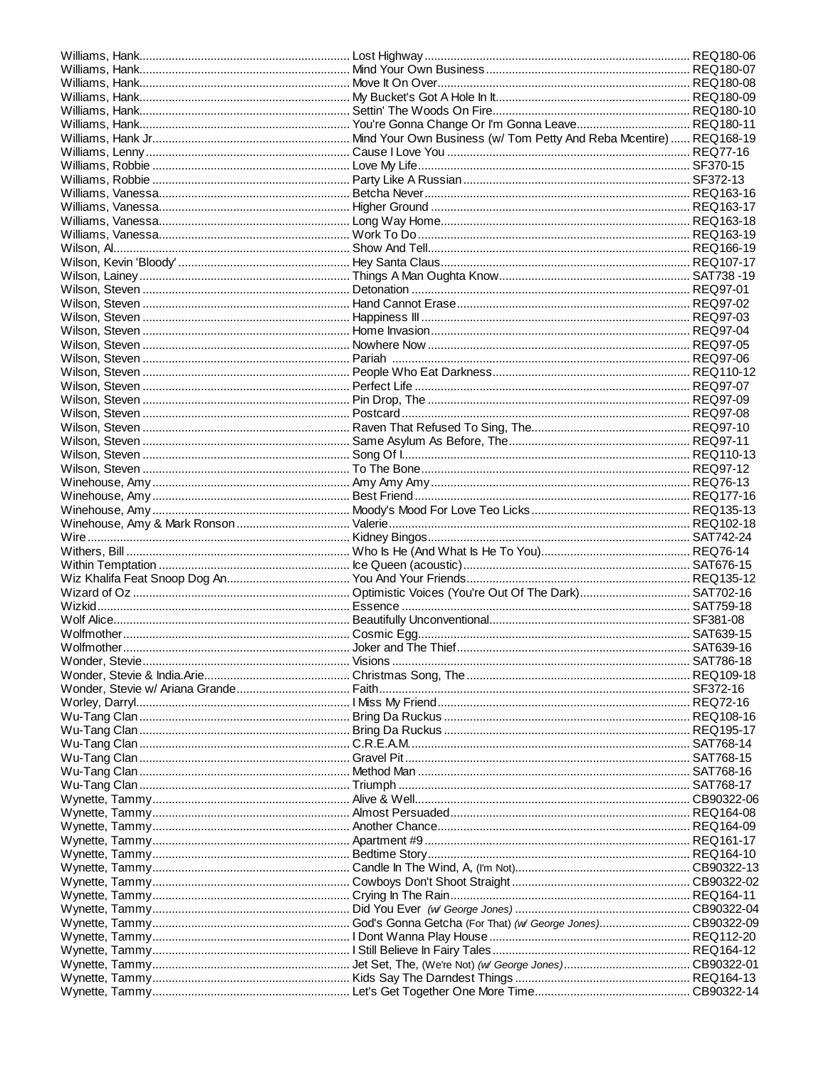| | | |
|---|---|---|
| Williams, Hank | Lost Highway | REQ180-06 |
| Williams, Hank | Mind Your Own Business | REQ180-07 |
| Williams, Hank | Move It On Over | REQ180-08 |
| Williams, Hank | My Bucket's Got A Hole In It | REQ180-09 |
| Williams, Hank | Settin' The Woods On Fire | REQ180-10 |
| Williams, Hank | You're Gonna Change Or I'm Gonna Leave | REQ180-11 |
| Williams, Hank Jr | Mind Your Own Business (w/ Tom Petty And Reba Mcentire) | REQ168-19 |
| Williams, Lenny | Cause I Love You | REQ77-16 |
| Williams, Robbie | Love My Life | SF370-15 |
| Williams, Robbie | Party Like A Russian | SF372-13 |
| Williams, Vanessa | Betcha Never | REQ163-16 |
| Williams, Vanessa | Higher Ground | REQ163-17 |
| Williams, Vanessa | Long Way Home | REQ163-18 |
| Williams, Vanessa | Work To Do | REQ163-19 |
| Wilson, Al | Show And Tell | REQ166-19 |
| Wilson, Kevin 'Bloody' | Hey Santa Claus | REQ107-17 |
| Wilson, Lainey | Things A Man Oughta Know | SAT738 -19 |
| Wilson, Steven | Detonation | REQ97-01 |
| Wilson, Steven | Hand Cannot Erase | REQ97-02 |
| Wilson, Steven | Happiness III | REQ97-03 |
| Wilson, Steven | Home Invasion | REQ97-04 |
| Wilson, Steven | Nowhere Now | REQ97-05 |
| Wilson, Steven | Pariah | REQ97-06 |
| Wilson, Steven | People Who Eat Darkness | REQ110-12 |
| Wilson, Steven | Perfect Life | REQ97-07 |
| Wilson, Steven | Pin Drop, The | REQ97-09 |
| Wilson, Steven | Postcard | REQ97-08 |
| Wilson, Steven | Raven That Refused To Sing, The | REQ97-10 |
| Wilson, Steven | Same Asylum As Before, The | REQ97-11 |
| Wilson, Steven | Song Of I | REQ110-13 |
| Wilson, Steven | To The Bone | REQ97-12 |
| Winehouse, Amy | Amy Amy Amy | REQ76-13 |
| Winehouse, Amy | Best Friend | REQ177-16 |
| Winehouse, Amy | Moody's Mood For Love Teo Licks | REQ135-13 |
| Winehouse, Amy & Mark Ronson | Valerie | REQ102-18 |
| Wire | Kidney Bingos | SAT742-24 |
| Withers, Bill | Who Is He (And What Is He To You) | REQ76-14 |
| Within Temptation | Ice Queen (acoustic) | SAT676-15 |
| Wiz Khalifa Feat Snoop Dog An | You And Your Friends | REQ135-12 |
| Wizard of Oz | Optimistic Voices (You're Out Of The Dark) | SAT702-16 |
| Wizkid | Essence | SAT759-18 |
| Wolf Alice | Beautifully Unconventional | SF381-08 |
| Wolfmother | Cosmic Egg | SAT639-15 |
| Wolfmother | Joker and The Thief | SAT639-16 |
| Wonder, Stevie | Visions | SAT786-18 |
| Wonder, Stevie & India.Arie | Christmas Song, The | REQ109-18 |
| Wonder, Stevie w/ Ariana Grande | Faith | SF372-16 |
| Worley, Darryl | I Miss My Friend | REQ72-16 |
| Wu-Tang Clan | Bring Da Ruckus | REQ108-16 |
| Wu-Tang Clan | Bring Da Ruckus | REQ195-17 |
| Wu-Tang Clan | C.R.E.A.M. | SAT768-14 |
| Wu-Tang Clan | Gravel Pit | SAT768-15 |
| Wu-Tang Clan | Method Man | SAT768-16 |
| Wu-Tang Clan | Triumph | SAT768-17 |
| Wynette, Tammy | Alive & Well | CB90322-06 |
| Wynette, Tammy | Almost Persuaded | REQ164-08 |
| Wynette, Tammy | Another Chance | REQ164-09 |
| Wynette, Tammy | Apartment #9 | REQ161-17 |
| Wynette, Tammy | Bedtime Story | REQ164-10 |
| Wynette, Tammy | Candle In The Wind, A, (I'm Not) | CB90322-13 |
| Wynette, Tammy | Cowboys Don't Shoot Straight | CB90322-02 |
| Wynette, Tammy | Crying In The Rain | REQ164-11 |
| Wynette, Tammy | Did You Ever *(w/ George Jones)* | CB90322-04 |
| Wynette, Tammy | God's Gonna Getcha (For That) *(w/ George Jones)* | CB90322-09 |
| Wynette, Tammy | I Dont Wanna Play House | REQ112-20 |
| Wynette, Tammy | I Still Believe In Fairy Tales | REQ164-12 |
| Wynette, Tammy | Jet Set, The, (We're Not) *(w/ George Jones)* | CB90322-01 |
| Wynette, Tammy | Kids Say The Darndest Things | REQ164-13 |
| Wynette, Tammy | Let's Get Together One More Time | CB90322-14 |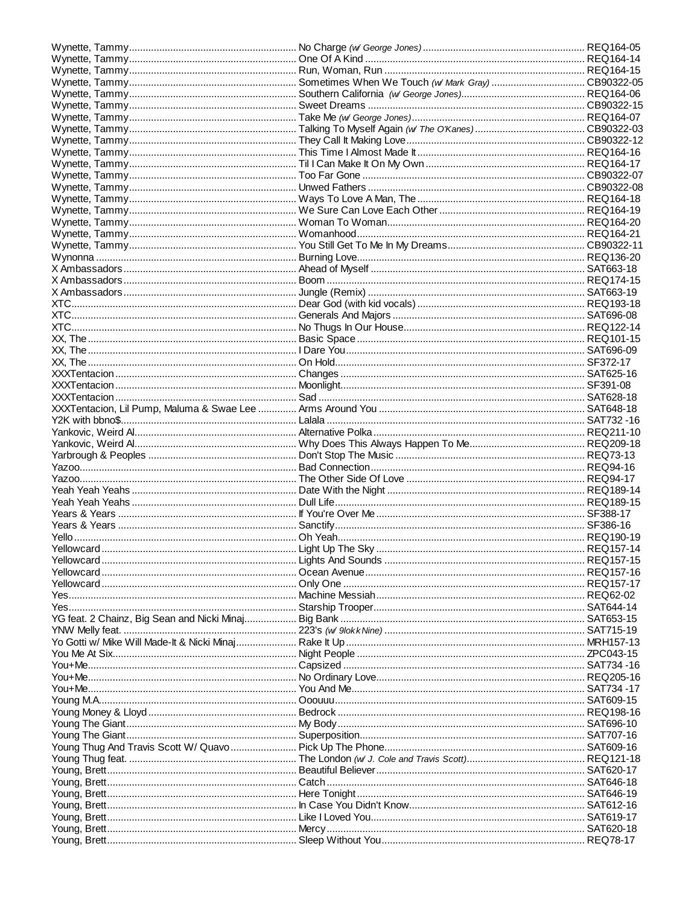| Artist | Title | Disc |
|---|---|---|
| Wynette, Tammy | No Charge *(w/ George Jones)* | REQ164-05 |
| Wynette, Tammy | One Of A Kind | REQ164-14 |
| Wynette, Tammy | Run, Woman, Run | REQ164-15 |
| Wynette, Tammy | Sometimes When We Touch *(w/ Mark Gray)* | CB90322-05 |
| Wynette, Tammy | Southern California *(w/ George Jones)* | REQ164-06 |
| Wynette, Tammy | Sweet Dreams | CB90322-15 |
| Wynette, Tammy | Take Me *(w/ George Jones)* | REQ164-07 |
| Wynette, Tammy | Talking To Myself Again *(w/ The O'Kanes)* | CB90322-03 |
| Wynette, Tammy | They Call It Making Love | CB90322-12 |
| Wynette, Tammy | This Time I Almost Made It | REQ164-16 |
| Wynette, Tammy | Til I Can Make It On My Own | REQ164-17 |
| Wynette, Tammy | Too Far Gone | CB90322-07 |
| Wynette, Tammy | Unwed Fathers | CB90322-08 |
| Wynette, Tammy | Ways To Love A Man, The | REQ164-18 |
| Wynette, Tammy | We Sure Can Love Each Other | REQ164-19 |
| Wynette, Tammy | Woman To Woman | REQ164-20 |
| Wynette, Tammy | Womanhood | REQ164-21 |
| Wynette, Tammy | You Still Get To Me In My Dreams | CB90322-11 |
| Wynonna | Burning Love | REQ136-20 |
| X Ambassadors | Ahead of Myself | SAT663-18 |
| X Ambassadors | Boom | REQ174-15 |
| X Ambassadors | Jungle (Remix) | SAT663-19 |
| XTC | Dear God (with kid vocals) | REQ193-18 |
| XTC | Generals And Majors | SAT696-08 |
| XTC | No Thugs In Our House | REQ122-14 |
| XX, The | Basic Space | REQ101-15 |
| XX, The | I Dare You | SAT696-09 |
| XX, The | On Hold | SF372-17 |
| XXXTentacion | Changes | SAT625-16 |
| XXXTentacion | Moonlight | SF391-08 |
| XXXTentacion | Sad | SAT628-18 |
| XXXTentacion, Lil Pump, Maluma & Swae Lee | Arms Around You | SAT648-18 |
| Y2K with bbno$ | Lalala | SAT732 -16 |
| Yankovic, Weird Al | Alternative Polka | REQ211-10 |
| Yankovic, Weird Al | Why Does This Always Happen To Me | REQ209-18 |
| Yarbrough & Peoples | Don't Stop The Music | REQ73-13 |
| Yazoo | Bad Connection | REQ94-16 |
| Yazoo | The Other Side Of Love | REQ94-17 |
| Yeah Yeah Yeahs | Date With the Night | REQ189-14 |
| Yeah Yeah Yeahs | Dull Life | REQ189-15 |
| Years & Years | If You're Over Me | SF388-17 |
| Years & Years | Sanctify | SF386-16 |
| Yello | Oh Yeah | REQ190-19 |
| Yellowcard | Light Up The Sky | REQ157-14 |
| Yellowcard | Lights And Sounds | REQ157-15 |
| Yellowcard | Ocean Avenue | REQ157-16 |
| Yellowcard | Only One | REQ157-17 |
| Yes | Machine Messiah | REQ62-02 |
| Yes | Starship Trooper | SAT644-14 |
| YG feat. 2 Chainz, Big Sean and Nicki Minaj | Big Bank | SAT653-15 |
| YNW Melly feat. | 223's *(w/ 9lokk Nine)* | SAT715-19 |
| Yo Gotti w/ Mike Will Made-It & Nicki Minaj | Rake It Up | MRH157-13 |
| You Me At Six | Night People | ZPC043-15 |
| You+Me | Capsized | SAT734 -16 |
| You+Me | No Ordinary Love | REQ205-16 |
| You+Me | You And Me | SAT734 -17 |
| Young M.A. | Ooouuu | SAT609-15 |
| Young Money & Lloyd | Bedrock | REQ198-16 |
| Young The Giant | My Body | SAT696-10 |
| Young The Giant | Superposition | SAT707-16 |
| Young Thug And Travis Scott W/ Quavo | Pick Up The Phone | SAT609-16 |
| Young Thug feat. | The London *(w/ J. Cole and Travis Scott)* | REQ121-18 |
| Young, Brett | Beautiful Believer | SAT620-17 |
| Young, Brett | Catch | SAT646-18 |
| Young, Brett | Here Tonight | SAT646-19 |
| Young, Brett | In Case You Didn't Know | SAT612-16 |
| Young, Brett | Like I Loved You | SAT619-17 |
| Young, Brett | Mercy | SAT620-18 |
| Young, Brett | Sleep Without You | REQ78-17 |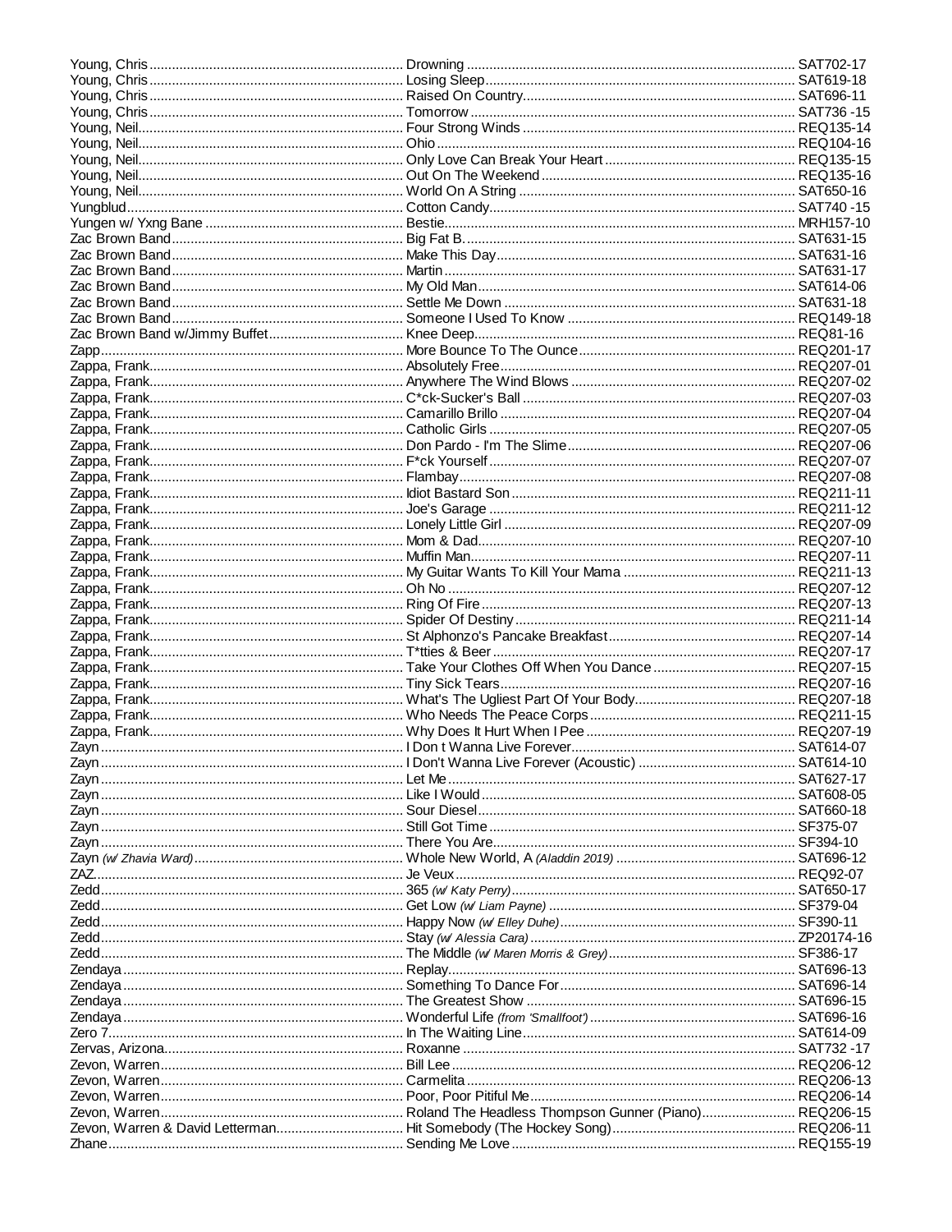| | | |
|---|---|---|
| Young, Chris | Drowning | SAT702-17 |
| Young, Chris | Losing Sleep | SAT619-18 |
| Young, Chris | Raised On Country | SAT696-11 |
| Young, Chris | Tomorrow | SAT736 -15 |
| Young, Neil | Four Strong Winds | REQ135-14 |
| Young, Neil | Ohio | REQ104-16 |
| Young, Neil | Only Love Can Break Your Heart | REQ135-15 |
| Young, Neil | Out On The Weekend | REQ135-16 |
| Young, Neil | World On A String | SAT650-16 |
| Yungblud | Cotton Candy | SAT740 -15 |
| Yungen w/ Yxng Bane | Bestie | MRH157-10 |
| Zac Brown Band | Big Fat B. | SAT631-15 |
| Zac Brown Band | Make This Day | SAT631-16 |
| Zac Brown Band | Martin | SAT631-17 |
| Zac Brown Band | My Old Man | SAT614-06 |
| Zac Brown Band | Settle Me Down | SAT631-18 |
| Zac Brown Band | Someone I Used To Know | REQ149-18 |
| Zac Brown Band w/Jimmy Buffet | Knee Deep | REQ81-16 |
| Zapp | More Bounce To The Ounce | REQ201-17 |
| Zappa, Frank | Absolutely Free | REQ207-01 |
| Zappa, Frank | Anywhere The Wind Blows | REQ207-02 |
| Zappa, Frank | C*ck-Sucker's Ball | REQ207-03 |
| Zappa, Frank | Camarillo Brillo | REQ207-04 |
| Zappa, Frank | Catholic Girls | REQ207-05 |
| Zappa, Frank | Don Pardo - I'm The Slime | REQ207-06 |
| Zappa, Frank | F*ck Yourself | REQ207-07 |
| Zappa, Frank | Flambay | REQ207-08 |
| Zappa, Frank | Idiot Bastard Son | REQ211-11 |
| Zappa, Frank | Joe's Garage | REQ211-12 |
| Zappa, Frank | Lonely Little Girl | REQ207-09 |
| Zappa, Frank | Mom & Dad | REQ207-10 |
| Zappa, Frank | Muffin Man | REQ207-11 |
| Zappa, Frank | My Guitar Wants To Kill Your Mama | REQ211-13 |
| Zappa, Frank | Oh No | REQ207-12 |
| Zappa, Frank | Ring Of Fire | REQ207-13 |
| Zappa, Frank | Spider Of Destiny | REQ211-14 |
| Zappa, Frank | St Alphonzo's Pancake Breakfast | REQ207-14 |
| Zappa, Frank | T*tties & Beer | REQ207-17 |
| Zappa, Frank | Take Your Clothes Off When You Dance | REQ207-15 |
| Zappa, Frank | Tiny Sick Tears | REQ207-16 |
| Zappa, Frank | What's The Ugliest Part Of Your Body | REQ207-18 |
| Zappa, Frank | Who Needs The Peace Corps | REQ211-15 |
| Zappa, Frank | Why Does It Hurt When I Pee | REQ207-19 |
| Zayn | I Don t Wanna Live Forever | SAT614-07 |
| Zayn | I Don't Wanna Live Forever (Acoustic) | SAT614-10 |
| Zayn | Let Me | SAT627-17 |
| Zayn | Like I Would | SAT608-05 |
| Zayn | Sour Diesel | SAT660-18 |
| Zayn | Still Got Time | SF375-07 |
| Zayn | There You Are | SF394-10 |
| Zayn *(w/ Zhavia Ward)* | Whole New World, A *(Aladdin 2019)* | SAT696-12 |
| ZAZ | Je Veux | REQ92-07 |
| Zedd | 365 *(w/ Katy Perry)* | SAT650-17 |
| Zedd | Get Low *(w/ Liam Payne)* | SF379-04 |
| Zedd | Happy Now *(w/ Elley Duhe)* | SF390-11 |
| Zedd | Stay *(w/ Alessia Cara)* | ZP20174-16 |
| Zedd | The Middle *(w/ Maren Morris & Grey)* | SF386-17 |
| Zendaya | Replay | SAT696-13 |
| Zendaya | Something To Dance For | SAT696-14 |
| Zendaya | The Greatest Show | SAT696-15 |
| Zendaya | Wonderful Life *(from 'Smallfoot')* | SAT696-16 |
| Zero 7 | In The Waiting Line | SAT614-09 |
| Zervas, Arizona | Roxanne | SAT732 -17 |
| Zevon, Warren | Bill Lee | REQ206-12 |
| Zevon, Warren | Carmelita | REQ206-13 |
| Zevon, Warren | Poor, Poor Pitiful Me | REQ206-14 |
| Zevon, Warren | Roland The Headless Thompson Gunner (Piano) | REQ206-15 |
| Zevon, Warren & David Letterman | Hit Somebody (The Hockey Song) | REQ206-11 |
| Zhane | Sending Me Love | REQ155-19 |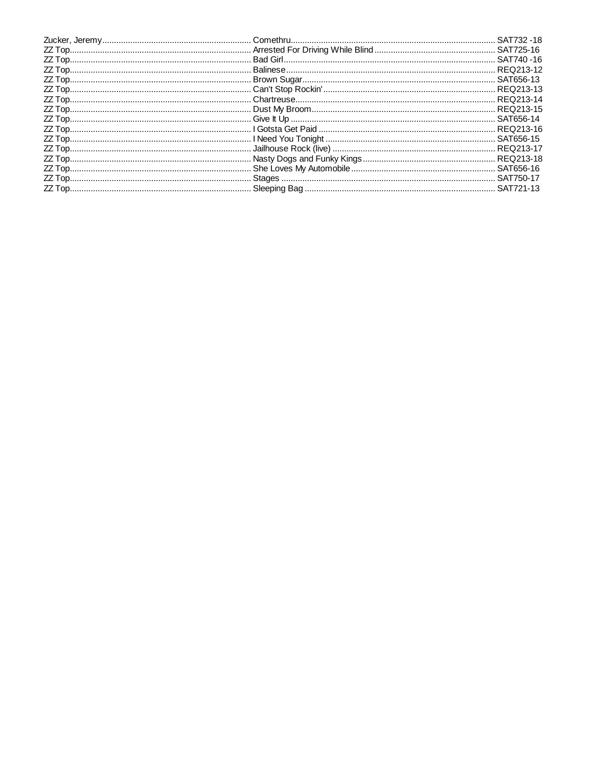| | | |
|---|---|---|
| Zucker, Jeremy | Comethru | SAT732 -18 |
| ZZ Top | Arrested For Driving While Blind | SAT725-16 |
| ZZ Top | Bad Girl | SAT740 -16 |
| ZZ Top | Balinese | REQ213-12 |
| ZZ Top | Brown Sugar | SAT656-13 |
| ZZ Top | Can't Stop Rockin' | REQ213-13 |
| ZZ Top | Chartreuse | REQ213-14 |
| ZZ Top | Dust My Broom | REQ213-15 |
| ZZ Top | Give It Up | SAT656-14 |
| ZZ Top | I Gotsta Get Paid | REQ213-16 |
| ZZ Top | I Need You Tonight | SAT656-15 |
| ZZ Top | Jailhouse Rock (live) | REQ213-17 |
| ZZ Top | Nasty Dogs and Funky Kings | REQ213-18 |
| ZZ Top | She Loves My Automobile | SAT656-16 |
| ZZ Top | Stages | SAT750-17 |
| ZZ Top | Sleeping Bag | SAT721-13 |